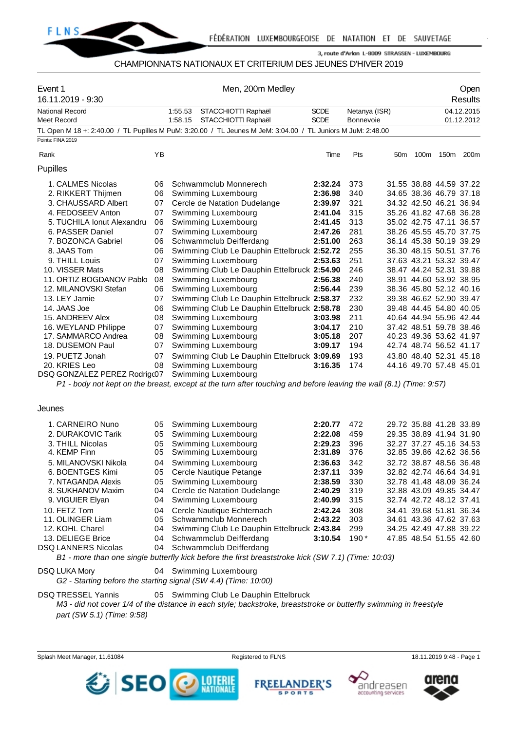FÉDÉRATION LUXEMBOURGEOISE DE NATATION ET DE SAUVETAGE

3, route d'Arlon L-8009 STRASSEN - LUXEMBOURG

CHAMPIONNATS NATIONAUX ET CRITERIUM DES JEUNES D'HIVER 2019

| Event 1 | Men, 200m Medley | Open |
|---|---|---|
| 16.11.2019 - 9:30 | | Results |

| | | | | | |
|---|---|---|---|---|---|
| National Record | 1:55.53 | STACCHIOTTI Raphaël | SCDE | Netanya (ISR) | 04.12.2015 |
| Meet Record | 1:58.15 | STACCHIOTTI Raphaël | SCDE | Bonnevoie | 01.12.2012 |

TL Open M 18 +: 2:40.00 / TL Pupilles M PuM: 3:20.00 / TL Jeunes M JeM: 3:04.00 / TL Juniors M JuM: 2:48.00

Points: FINA 2019

## Pupilles

| Rank | | YB | | Time | Pts | 50m | 100m | 150m | 200m |
|---|---|---|---|---|---|---|---|---|---|
| 1. | CALMES Nicolas | 06 | Schwammclub Monnerech | **2:32.24** | 373 | 31.55 | 38.88 | 44.59 | 37.22 |
| 2. | RIKKERT Thijmen | 06 | Swimming Luxembourg | **2:36.98** | 340 | 34.65 | 38.36 | 46.79 | 37.18 |
| 3. | CHAUSSARD Albert | 07 | Cercle de Natation Dudelange | **2:39.97** | 321 | 34.32 | 42.50 | 46.21 | 36.94 |
| 4. | FEDOSEEV Anton | 07 | Swimming Luxembourg | **2:41.04** | 315 | 35.26 | 41.82 | 47.68 | 36.28 |
| 5. | TUCHILA Ionut Alexandru | 06 | Swimming Luxembourg | **2:41.45** | 313 | 35.02 | 42.75 | 47.11 | 36.57 |
| 6. | PASSER Daniel | 07 | Swimming Luxembourg | **2:47.26** | 281 | 38.26 | 45.55 | 45.70 | 37.75 |
| 7. | BOZONCA Gabriel | 06 | Schwammclub Deifferdang | **2:51.00** | 263 | 36.14 | 45.38 | 50.19 | 39.29 |
| 8. | JAAS Tom | 06 | Swimming Club Le Dauphin Ettelbruck | **2:52.72** | 255 | 36.30 | 48.15 | 50.51 | 37.76 |
| 9. | THILL Louis | 07 | Swimming Luxembourg | **2:53.63** | 251 | 37.63 | 43.21 | 53.32 | 39.47 |
| 10. | VISSER Mats | 08 | Swimming Club Le Dauphin Ettelbruck | **2:54.90** | 246 | 38.47 | 44.24 | 52.31 | 39.88 |
| 11. | ORTIZ BOGDANOV Pablo | 08 | Swimming Luxembourg | **2:56.38** | 240 | 38.91 | 44.60 | 53.92 | 38.95 |
| 12. | MILANOVSKI Stefan | 06 | Swimming Luxembourg | **2:56.44** | 239 | 38.36 | 45.80 | 52.12 | 40.16 |
| 13. | LEY Jamie | 07 | Swimming Club Le Dauphin Ettelbruck | **2:58.37** | 232 | 39.38 | 46.62 | 52.90 | 39.47 |
| 14. | JAAS Joe | 06 | Swimming Club Le Dauphin Ettelbruck | **2:58.78** | 230 | 39.48 | 44.45 | 54.80 | 40.05 |
| 15. | ANDREEV Alex | 08 | Swimming Luxembourg | **3:03.98** | 211 | 40.64 | 44.94 | 55.96 | 42.44 |
| 16. | WEYLAND Philippe | 07 | Swimming Luxembourg | **3:04.17** | 210 | 37.42 | 48.51 | 59.78 | 38.46 |
| 17. | SAMMARCO Andrea | 08 | Swimming Luxembourg | **3:05.18** | 207 | 40.23 | 49.36 | 53.62 | 41.97 |
| 18. | DUSEMON Paul | 07 | Swimming Luxembourg | **3:09.17** | 194 | 42.74 | 48.74 | 56.52 | 41.17 |
| 19. | PUETZ Jonah | 07 | Swimming Club Le Dauphin Ettelbruck | **3:09.69** | 193 | 43.80 | 48.40 | 52.31 | 45.18 |
| 20. | KRIES Leo | 08 | Swimming Luxembourg | **3:16.35** | 174 | 44.16 | 49.70 | 57.48 | 45.01 |
| DSQ | GONZALEZ PEREZ Rodrigo | 07 | Swimming Luxembourg | | | | | | |

*P1 - body not kept on the breast, except at the turn after touching and before leaving the wall (8.1) (Time: 9:57)*

## Jeunes

| Rank | | YB | | Time | Pts | 50m | 100m | 150m | 200m |
|---|---|---|---|---|---|---|---|---|---|
| 1. | CARNEIRO Nuno | 05 | Swimming Luxembourg | **2:20.77** | 472 | 29.72 | 35.88 | 41.28 | 33.89 |
| 2. | DURAKOVIC Tarik | 05 | Swimming Luxembourg | **2:22.08** | 459 | 29.35 | 38.89 | 41.94 | 31.90 |
| 3. | THILL Nicolas | 05 | Swimming Luxembourg | **2:29.23** | 396 | 32.27 | 37.27 | 45.16 | 34.53 |
| 4. | KEMP Finn | 05 | Swimming Luxembourg | **2:31.89** | 376 | 32.85 | 39.86 | 42.62 | 36.56 |
| 5. | MILANOVSKI Nikola | 04 | Swimming Luxembourg | **2:36.63** | 342 | 32.72 | 38.87 | 48.56 | 36.48 |
| 6. | BOENTGES Kimi | 05 | Cercle Nautique Petange | **2:37.11** | 339 | 32.82 | 42.74 | 46.64 | 34.91 |
| 7. | NTAGANDA Alexis | 05 | Swimming Luxembourg | **2:38.59** | 330 | 32.78 | 41.48 | 48.09 | 36.24 |
| 8. | SUKHANOV Maxim | 04 | Cercle de Natation Dudelange | **2:40.29** | 319 | 32.88 | 43.09 | 49.85 | 34.47 |
| 9. | VIGUIER Elyan | 04 | Swimming Luxembourg | **2:40.99** | 315 | 32.74 | 42.72 | 48.12 | 37.41 |
| 10. | FETZ Tom | 04 | Cercle Nautique Echternach | **2:42.24** | 308 | 34.41 | 39.68 | 51.81 | 36.34 |
| 11. | OLINGER Liam | 05 | Schwammclub Monnerech | **2:43.22** | 303 | 34.61 | 43.36 | 47.62 | 37.63 |
| 12. | KOHL Charel | 04 | Swimming Club Le Dauphin Ettelbruck | **2:43.84** | 299 | 34.25 | 42.49 | 47.88 | 39.22 |
| 13. | DELIEGE Brice | 04 | Schwammclub Deifferdang | **3:10.54** | 190 * | 47.85 | 48.54 | 51.55 | 42.60 |
| DSQ | LANNERS Nicolas | 04 | Schwammclub Deifferdang | | | | | | |

*B1 - more than one single butterfly kick before the first breaststroke kick (SW 7.1) (Time: 10:03)*

DSQ LUKA Mory — 04 — Swimming Luxembourg

*G2 - Starting before the starting signal (SW 4.4) (Time: 10:00)*

DSQ TRESSEL Yannis — 05 — Swimming Club Le Dauphin Ettelbruck

*M3 - did not cover 1/4 of the distance in each style; backstroke, breaststroke or butterfly swimming in freestyle part (SW 5.1) (Time: 9:58)*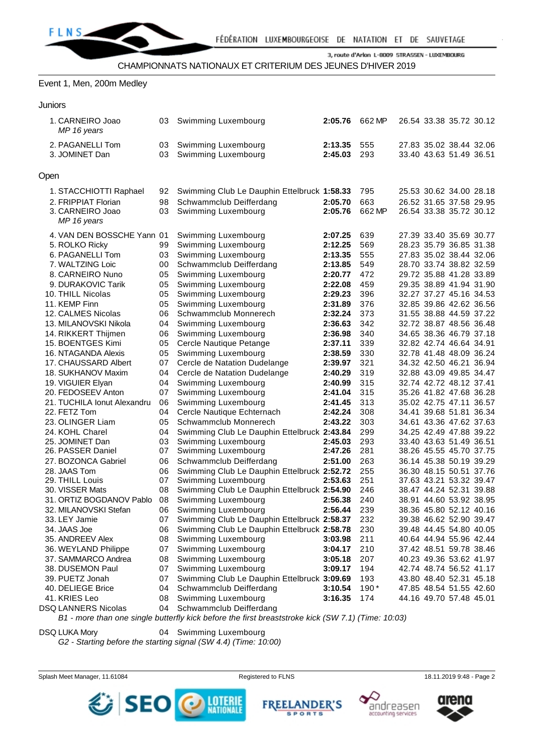CHAMPIONNATS NATIONAUX ET CRITERIUM DES JEUNES D'HIVER 2019

## Event 1, Men, 200m Medley

### Juniors

| Place | Name | YB | Club | Time | Points | 50m | 100m | 150m | 200m |
|---|---|---|---|---|---|---|---|---|---|
| 1. | CARNEIRO Joao<br>*MP 16 years* | 03 | Swimming Luxembourg | **2:05.76** | 662 MP | 26.54 | 33.38 | 35.72 | 30.12 |
| 2. | PAGANELLI Tom | 03 | Swimming Luxembourg | **2:13.35** | 555 | 27.83 | 35.02 | 38.44 | 32.06 |
| 3. | JOMINET Dan | 03 | Swimming Luxembourg | **2:45.03** | 293 | 33.40 | 43.63 | 51.49 | 36.51 |

### Open

| Place | Name | YB | Club | Time | Points | 50m | 100m | 150m | 200m |
|---|---|---|---|---|---|---|---|---|---|
| 1. | STACCHIOTTI Raphael | 92 | Swimming Club Le Dauphin Ettelbruck | **1:58.33** | 795 | 25.53 | 30.62 | 34.00 | 28.18 |
| 2. | FRIPPIAT Florian | 98 | Schwammclub Deifferdang | **2:05.70** | 663 | 26.52 | 31.65 | 37.58 | 29.95 |
| 3. | CARNEIRO Joao<br>*MP 16 years* | 03 | Swimming Luxembourg | **2:05.76** | 662 MP | 26.54 | 33.38 | 35.72 | 30.12 |
| 4. | VAN DEN BOSSCHE Yann | 01 | Swimming Luxembourg | **2:07.25** | 639 | 27.39 | 33.40 | 35.69 | 30.77 |
| 5. | ROLKO Ricky | 99 | Swimming Luxembourg | **2:12.25** | 569 | 28.23 | 35.79 | 36.85 | 31.38 |
| 6. | PAGANELLI Tom | 03 | Swimming Luxembourg | **2:13.35** | 555 | 27.83 | 35.02 | 38.44 | 32.06 |
| 7. | WALTZING Loic | 00 | Schwammclub Deifferdang | **2:13.85** | 549 | 28.70 | 33.74 | 38.82 | 32.59 |
| 8. | CARNEIRO Nuno | 05 | Swimming Luxembourg | **2:20.77** | 472 | 29.72 | 35.88 | 41.28 | 33.89 |
| 9. | DURAKOVIC Tarik | 05 | Swimming Luxembourg | **2:22.08** | 459 | 29.35 | 38.89 | 41.94 | 31.90 |
| 10. | THILL Nicolas | 05 | Swimming Luxembourg | **2:29.23** | 396 | 32.27 | 37.27 | 45.16 | 34.53 |
| 11. | KEMP Finn | 05 | Swimming Luxembourg | **2:31.89** | 376 | 32.85 | 39.86 | 42.62 | 36.56 |
| 12. | CALMES Nicolas | 06 | Schwammclub Monnerech | **2:32.24** | 373 | 31.55 | 38.88 | 44.59 | 37.22 |
| 13. | MILANOVSKI Nikola | 04 | Swimming Luxembourg | **2:36.63** | 342 | 32.72 | 38.87 | 48.56 | 36.48 |
| 14. | RIKKERT Thijmen | 06 | Swimming Luxembourg | **2:36.98** | 340 | 34.65 | 38.36 | 46.79 | 37.18 |
| 15. | BOENTGES Kimi | 05 | Cercle Nautique Petange | **2:37.11** | 339 | 32.82 | 42.74 | 46.64 | 34.91 |
| 16. | NTAGANDA Alexis | 05 | Swimming Luxembourg | **2:38.59** | 330 | 32.78 | 41.48 | 48.09 | 36.24 |
| 17. | CHAUSSARD Albert | 07 | Cercle de Natation Dudelange | **2:39.97** | 321 | 34.32 | 42.50 | 46.21 | 36.94 |
| 18. | SUKHANOV Maxim | 04 | Cercle de Natation Dudelange | **2:40.29** | 319 | 32.88 | 43.09 | 49.85 | 34.47 |
| 19. | VIGUIER Elyan | 04 | Swimming Luxembourg | **2:40.99** | 315 | 32.74 | 42.72 | 48.12 | 37.41 |
| 20. | FEDOSEEV Anton | 07 | Swimming Luxembourg | **2:41.04** | 315 | 35.26 | 41.82 | 47.68 | 36.28 |
| 21. | TUCHILA Ionut Alexandru | 06 | Swimming Luxembourg | **2:41.45** | 313 | 35.02 | 42.75 | 47.11 | 36.57 |
| 22. | FETZ Tom | 04 | Cercle Nautique Echternach | **2:42.24** | 308 | 34.41 | 39.68 | 51.81 | 36.34 |
| 23. | OLINGER Liam | 05 | Schwammclub Monnerech | **2:43.22** | 303 | 34.61 | 43.36 | 47.62 | 37.63 |
| 24. | KOHL Charel | 04 | Swimming Club Le Dauphin Ettelbruck | **2:43.84** | 299 | 34.25 | 42.49 | 47.88 | 39.22 |
| 25. | JOMINET Dan | 03 | Swimming Luxembourg | **2:45.03** | 293 | 33.40 | 43.63 | 51.49 | 36.51 |
| 26. | PASSER Daniel | 07 | Swimming Luxembourg | **2:47.26** | 281 | 38.26 | 45.55 | 45.70 | 37.75 |
| 27. | BOZONCA Gabriel | 06 | Schwammclub Deifferdang | **2:51.00** | 263 | 36.14 | 45.38 | 50.19 | 39.29 |
| 28. | JAAS Tom | 06 | Swimming Club Le Dauphin Ettelbruck | **2:52.72** | 255 | 36.30 | 48.15 | 50.51 | 37.76 |
| 29. | THILL Louis | 07 | Swimming Luxembourg | **2:53.63** | 251 | 37.63 | 43.21 | 53.32 | 39.47 |
| 30. | VISSER Mats | 08 | Swimming Club Le Dauphin Ettelbruck | **2:54.90** | 246 | 38.47 | 44.24 | 52.31 | 39.88 |
| 31. | ORTIZ BOGDANOV Pablo | 08 | Swimming Luxembourg | **2:56.38** | 240 | 38.91 | 44.60 | 53.92 | 38.95 |
| 32. | MILANOVSKI Stefan | 06 | Swimming Luxembourg | **2:56.44** | 239 | 38.36 | 45.80 | 52.12 | 40.16 |
| 33. | LEY Jamie | 07 | Swimming Club Le Dauphin Ettelbruck | **2:58.37** | 232 | 39.38 | 46.62 | 52.90 | 39.47 |
| 34. | JAAS Joe | 06 | Swimming Club Le Dauphin Ettelbruck | **2:58.78** | 230 | 39.48 | 44.45 | 54.80 | 40.05 |
| 35. | ANDREEV Alex | 08 | Swimming Luxembourg | **3:03.98** | 211 | 40.64 | 44.94 | 55.96 | 42.44 |
| 36. | WEYLAND Philippe | 07 | Swimming Luxembourg | **3:04.17** | 210 | 37.42 | 48.51 | 59.78 | 38.46 |
| 37. | SAMMARCO Andrea | 08 | Swimming Luxembourg | **3:05.18** | 207 | 40.23 | 49.36 | 53.62 | 41.97 |
| 38. | DUSEMON Paul | 07 | Swimming Luxembourg | **3:09.17** | 194 | 42.74 | 48.74 | 56.52 | 41.17 |
| 39. | PUETZ Jonah | 07 | Swimming Club Le Dauphin Ettelbruck | **3:09.69** | 193 | 43.80 | 48.40 | 52.31 | 45.18 |
| 40. | DELIEGE Brice | 04 | Schwammclub Deifferdang | **3:10.54** | 190 * | 47.85 | 48.54 | 51.55 | 42.60 |
| 41. | KRIES Leo | 08 | Swimming Luxembourg | **3:16.35** | 174 | 44.16 | 49.70 | 57.48 | 45.01 |
| DSQ | LANNERS Nicolas | 04 | Schwammclub Deifferdang | | | | | | |
| | *B1 - more than one single butterfly kick before the first breaststroke kick (SW 7.1) (Time: 10:03)* | | | | | | | | |
| DSQ | LUKA Mory | 04 | Swimming Luxembourg | | | | | | |
| | *G2 - Starting before the starting signal (SW 4.4) (Time: 10:00)* | | | | | | | | |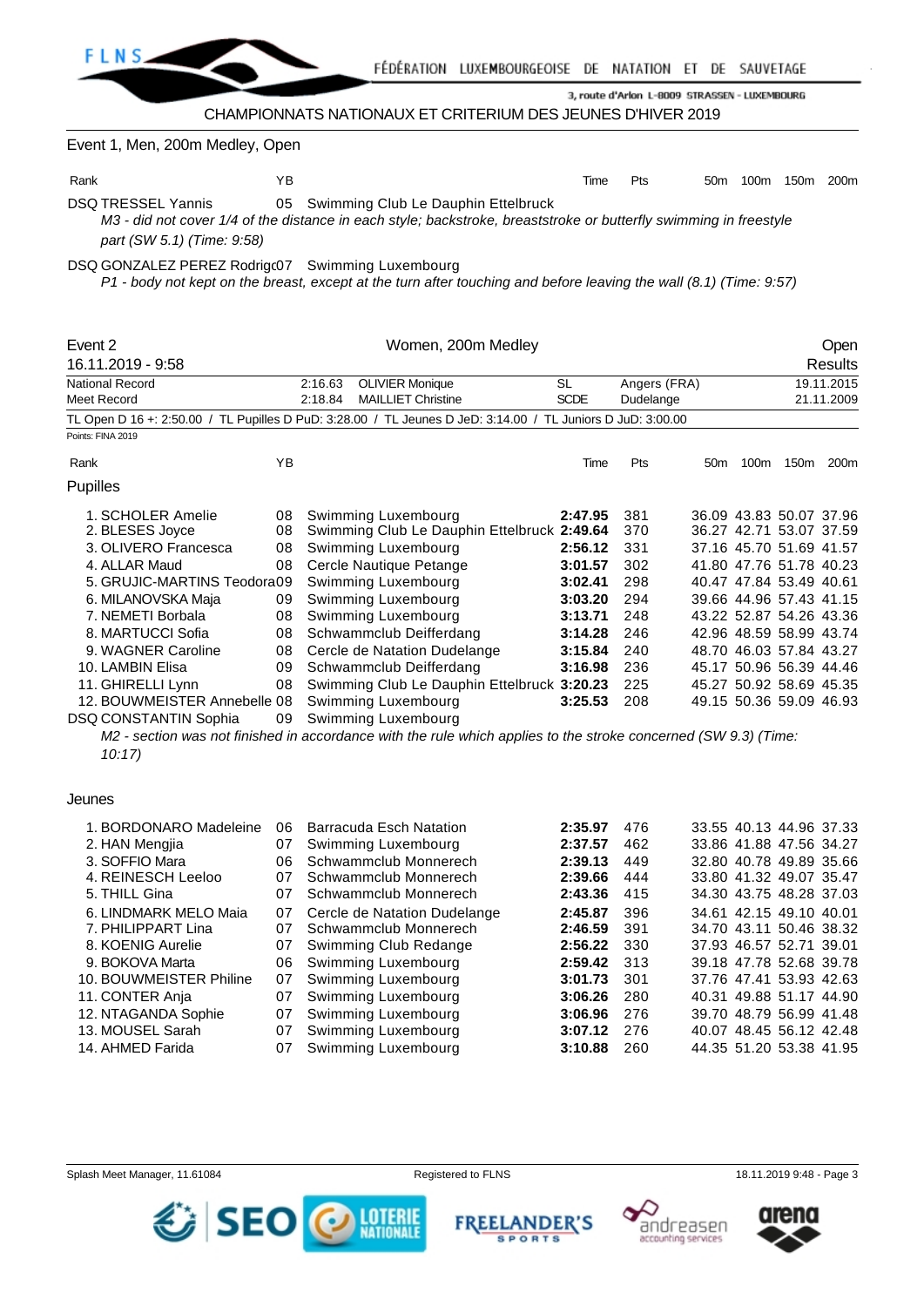CHAMPIONNATS NATIONAUX ET CRITERIUM DES JEUNES D'HIVER 2019

## Event 1, Men, 200m Medley, Open

| Rank | | YB | | Time | Pts | 50m | 100m | 150m | 200m |
|---|---|---|---|---|---|---|---|---|---|
| DSQ | TRESSEL Yannis | 05 | Swimming Club Le Dauphin Ettelbruck | | | | | | |

*M3 - did not cover 1/4 of the distance in each style; backstroke, breaststroke or butterfly swimming in freestyle part (SW 5.1) (Time: 9:58)*

| Rank | | YB | | Time | Pts | 50m | 100m | 150m | 200m |
|---|---|---|---|---|---|---|---|---|---|
| DSQ | GONZALEZ PEREZ Rodrigo | 07 | Swimming Luxembourg | | | | | | |

*P1 - body not kept on the breast, except at the turn after touching and before leaving the wall (8.1) (Time: 9:57)*

## Event 2 — Women, 200m Medley — Open

16.11.2019 - 9:58 — Results

| | | | | | |
|---|---|---|---|---|---|
| National Record | 2:16.63 | OLIVIER Monique | SL | Angers (FRA) | 19.11.2015 |
| Meet Record | 2:18.84 | MAILLIET Christine | SCDE | Dudelange | 21.11.2009 |

TL Open D 16 +: 2:50.00 / TL Pupilles D PuD: 3:28.00 / TL Jeunes D JeD: 3:14.00 / TL Juniors D JuD: 3:00.00

Points: FINA 2019

### Pupilles

| Rank | Name | YB | Club | Time | Pts | 50m | 100m | 150m | 200m |
|---|---|---|---|---|---|---|---|---|---|
| 1. | SCHOLER Amelie | 08 | Swimming Luxembourg | **2:47.95** | 381 | 36.09 | 43.83 | 50.07 | 37.96 |
| 2. | BLESES Joyce | 08 | Swimming Club Le Dauphin Ettelbruck | **2:49.64** | 370 | 36.27 | 42.71 | 53.07 | 37.59 |
| 3. | OLIVERO Francesca | 08 | Swimming Luxembourg | **2:56.12** | 331 | 37.16 | 45.70 | 51.69 | 41.57 |
| 4. | ALLAR Maud | 08 | Cercle Nautique Petange | **3:01.57** | 302 | 41.80 | 47.76 | 51.78 | 40.23 |
| 5. | GRUJIC-MARTINS Teodora | 09 | Swimming Luxembourg | **3:02.41** | 298 | 40.47 | 47.84 | 53.49 | 40.61 |
| 6. | MILANOVSKA Maja | 09 | Swimming Luxembourg | **3:03.20** | 294 | 39.66 | 44.96 | 57.43 | 41.15 |
| 7. | NEMETI Borbala | 08 | Swimming Luxembourg | **3:13.71** | 248 | 43.22 | 52.87 | 54.26 | 43.36 |
| 8. | MARTUCCI Sofia | 08 | Schwammclub Deifferdang | **3:14.28** | 246 | 42.96 | 48.59 | 58.99 | 43.74 |
| 9. | WAGNER Caroline | 08 | Cercle de Natation Dudelange | **3:15.84** | 240 | 48.70 | 46.03 | 57.84 | 43.27 |
| 10. | LAMBIN Elisa | 09 | Schwammclub Deifferdang | **3:16.98** | 236 | 45.17 | 50.96 | 56.39 | 44.46 |
| 11. | GHIRELLI Lynn | 08 | Swimming Club Le Dauphin Ettelbruck | **3:20.23** | 225 | 45.27 | 50.92 | 58.69 | 45.35 |
| 12. | BOUWMEISTER Annebelle | 08 | Swimming Luxembourg | **3:25.53** | 208 | 49.15 | 50.36 | 59.09 | 46.93 |
| DSQ | CONSTANTIN Sophia | 09 | Swimming Luxembourg | | | | | | |

*M2 - section was not finished in accordance with the rule which applies to the stroke concerned (SW 9.3) (Time: 10:17)*

### Jeunes

| Rank | Name | YB | Club | Time | Pts | 50m | 100m | 150m | 200m |
|---|---|---|---|---|---|---|---|---|---|
| 1. | BORDONARO Madeleine | 06 | Barracuda Esch Natation | **2:35.97** | 476 | 33.55 | 40.13 | 44.96 | 37.33 |
| 2. | HAN Mengjia | 07 | Swimming Luxembourg | **2:37.57** | 462 | 33.86 | 41.88 | 47.56 | 34.27 |
| 3. | SOFFIO Mara | 06 | Schwammclub Monnerech | **2:39.13** | 449 | 32.80 | 40.78 | 49.89 | 35.66 |
| 4. | REINESCH Leeloo | 07 | Schwammclub Monnerech | **2:39.66** | 444 | 33.80 | 41.32 | 49.07 | 35.47 |
| 5. | THILL Gina | 07 | Schwammclub Monnerech | **2:43.36** | 415 | 34.30 | 43.75 | 48.28 | 37.03 |
| 6. | LINDMARK MELO Maia | 07 | Cercle de Natation Dudelange | **2:45.87** | 396 | 34.61 | 42.15 | 49.10 | 40.01 |
| 7. | PHILIPPART Lina | 07 | Schwammclub Monnerech | **2:46.59** | 391 | 34.70 | 43.11 | 50.46 | 38.32 |
| 8. | KOENIG Aurelie | 07 | Swimming Club Redange | **2:56.22** | 330 | 37.93 | 46.57 | 52.71 | 39.01 |
| 9. | BOKOVA Marta | 06 | Swimming Luxembourg | **2:59.42** | 313 | 39.18 | 47.78 | 52.68 | 39.78 |
| 10. | BOUWMEISTER Philine | 07 | Swimming Luxembourg | **3:01.73** | 301 | 37.76 | 47.41 | 53.93 | 42.63 |
| 11. | CONTER Anja | 07 | Swimming Luxembourg | **3:06.26** | 280 | 40.31 | 49.88 | 51.17 | 44.90 |
| 12. | NTAGANDA Sophie | 07 | Swimming Luxembourg | **3:06.96** | 276 | 39.70 | 48.79 | 56.99 | 41.48 |
| 13. | MOUSEL Sarah | 07 | Swimming Luxembourg | **3:07.12** | 276 | 40.07 | 48.45 | 56.12 | 42.48 |
| 14. | AHMED Farida | 07 | Swimming Luxembourg | **3:10.88** | 260 | 44.35 | 51.20 | 53.38 | 41.95 |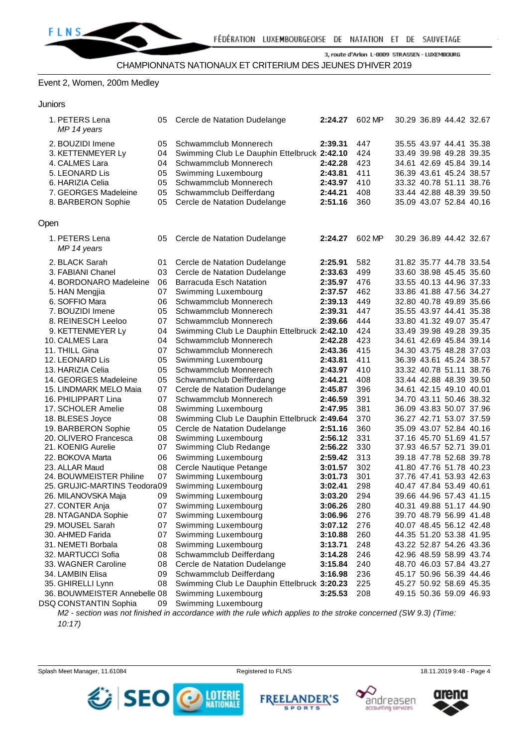CHAMPIONNATS NATIONAUX ET CRITERIUM DES JEUNES D'HIVER 2019

## Event 2, Women, 200m Medley

### Juniors

| Place | Name | YB | Club | Time | Points | 50m | 100m | 150m | 200m |
|---|---|---|---|---|---|---|---|---|---|
| 1. | PETERS Lena<br>*MP 14 years* | 05 | Cercle de Natation Dudelange | **2:24.27** | 602 MP | 30.29 | 36.89 | 44.42 | 32.67 |
| 2. | BOUZIDI Imene | 05 | Schwammclub Monnerech | **2:39.31** | 447 | 35.55 | 43.97 | 44.41 | 35.38 |
| 3. | KETTENMEYER Ly | 04 | Swimming Club Le Dauphin Ettelbruck | **2:42.10** | 424 | 33.49 | 39.98 | 49.28 | 39.35 |
| 4. | CALMES Lara | 04 | Schwammclub Monnerech | **2:42.28** | 423 | 34.61 | 42.69 | 45.84 | 39.14 |
| 5. | LEONARD Lis | 05 | Swimming Luxembourg | **2:43.81** | 411 | 36.39 | 43.61 | 45.24 | 38.57 |
| 6. | HARIZIA Celia | 05 | Schwammclub Monnerech | **2:43.97** | 410 | 33.32 | 40.78 | 51.11 | 38.76 |
| 7. | GEORGES Madeleine | 05 | Schwammclub Deifferdang | **2:44.21** | 408 | 33.44 | 42.88 | 48.39 | 39.50 |
| 8. | BARBERON Sophie | 05 | Cercle de Natation Dudelange | **2:51.16** | 360 | 35.09 | 43.07 | 52.84 | 40.16 |

### Open

| Place | Name | YB | Club | Time | Points | 50m | 100m | 150m | 200m |
|---|---|---|---|---|---|---|---|---|---|
| 1. | PETERS Lena<br>*MP 14 years* | 05 | Cercle de Natation Dudelange | **2:24.27** | 602 MP | 30.29 | 36.89 | 44.42 | 32.67 |
| 2. | BLACK Sarah | 01 | Cercle de Natation Dudelange | **2:25.91** | 582 | 31.82 | 35.77 | 44.78 | 33.54 |
| 3. | FABIANI Chanel | 03 | Cercle de Natation Dudelange | **2:33.63** | 499 | 33.60 | 38.98 | 45.45 | 35.60 |
| 4. | BORDONARO Madeleine | 06 | Barracuda Esch Natation | **2:35.97** | 476 | 33.55 | 40.13 | 44.96 | 37.33 |
| 5. | HAN Mengjia | 07 | Swimming Luxembourg | **2:37.57** | 462 | 33.86 | 41.88 | 47.56 | 34.27 |
| 6. | SOFFIO Mara | 06 | Schwammclub Monnerech | **2:39.13** | 449 | 32.80 | 40.78 | 49.89 | 35.66 |
| 7. | BOUZIDI Imene | 05 | Schwammclub Monnerech | **2:39.31** | 447 | 35.55 | 43.97 | 44.41 | 35.38 |
| 8. | REINESCH Leeloo | 07 | Schwammclub Monnerech | **2:39.66** | 444 | 33.80 | 41.32 | 49.07 | 35.47 |
| 9. | KETTENMEYER Ly | 04 | Swimming Club Le Dauphin Ettelbruck | **2:42.10** | 424 | 33.49 | 39.98 | 49.28 | 39.35 |
| 10. | CALMES Lara | 04 | Schwammclub Monnerech | **2:42.28** | 423 | 34.61 | 42.69 | 45.84 | 39.14 |
| 11. | THILL Gina | 07 | Schwammclub Monnerech | **2:43.36** | 415 | 34.30 | 43.75 | 48.28 | 37.03 |
| 12. | LEONARD Lis | 05 | Swimming Luxembourg | **2:43.81** | 411 | 36.39 | 43.61 | 45.24 | 38.57 |
| 13. | HARIZIA Celia | 05 | Schwammclub Monnerech | **2:43.97** | 410 | 33.32 | 40.78 | 51.11 | 38.76 |
| 14. | GEORGES Madeleine | 05 | Schwammclub Deifferdang | **2:44.21** | 408 | 33.44 | 42.88 | 48.39 | 39.50 |
| 15. | LINDMARK MELO Maia | 07 | Cercle de Natation Dudelange | **2:45.87** | 396 | 34.61 | 42.15 | 49.10 | 40.01 |
| 16. | PHILIPPART Lina | 07 | Schwammclub Monnerech | **2:46.59** | 391 | 34.70 | 43.11 | 50.46 | 38.32 |
| 17. | SCHOLER Amelie | 08 | Swimming Luxembourg | **2:47.95** | 381 | 36.09 | 43.83 | 50.07 | 37.96 |
| 18. | BLESES Joyce | 08 | Swimming Club Le Dauphin Ettelbruck | **2:49.64** | 370 | 36.27 | 42.71 | 53.07 | 37.59 |
| 19. | BARBERON Sophie | 05 | Cercle de Natation Dudelange | **2:51.16** | 360 | 35.09 | 43.07 | 52.84 | 40.16 |
| 20. | OLIVERO Francesca | 08 | Swimming Luxembourg | **2:56.12** | 331 | 37.16 | 45.70 | 51.69 | 41.57 |
| 21. | KOENIG Aurelie | 07 | Swimming Club Redange | **2:56.22** | 330 | 37.93 | 46.57 | 52.71 | 39.01 |
| 22. | BOKOVA Marta | 06 | Swimming Luxembourg | **2:59.42** | 313 | 39.18 | 47.78 | 52.68 | 39.78 |
| 23. | ALLAR Maud | 08 | Cercle Nautique Petange | **3:01.57** | 302 | 41.80 | 47.76 | 51.78 | 40.23 |
| 24. | BOUWMEISTER Philine | 07 | Swimming Luxembourg | **3:01.73** | 301 | 37.76 | 47.41 | 53.93 | 42.63 |
| 25. | GRUJIC-MARTINS Teodora | 09 | Swimming Luxembourg | **3:02.41** | 298 | 40.47 | 47.84 | 53.49 | 40.61 |
| 26. | MILANOVSKA Maja | 09 | Swimming Luxembourg | **3:03.20** | 294 | 39.66 | 44.96 | 57.43 | 41.15 |
| 27. | CONTER Anja | 07 | Swimming Luxembourg | **3:06.26** | 280 | 40.31 | 49.88 | 51.17 | 44.90 |
| 28. | NTAGANDA Sophie | 07 | Swimming Luxembourg | **3:06.96** | 276 | 39.70 | 48.79 | 56.99 | 41.48 |
| 29. | MOUSEL Sarah | 07 | Swimming Luxembourg | **3:07.12** | 276 | 40.07 | 48.45 | 56.12 | 42.48 |
| 30. | AHMED Farida | 07 | Swimming Luxembourg | **3:10.88** | 260 | 44.35 | 51.20 | 53.38 | 41.95 |
| 31. | NEMETI Borbala | 08 | Swimming Luxembourg | **3:13.71** | 248 | 43.22 | 52.87 | 54.26 | 43.36 |
| 32. | MARTUCCI Sofia | 08 | Schwammclub Deifferdang | **3:14.28** | 246 | 42.96 | 48.59 | 58.99 | 43.74 |
| 33. | WAGNER Caroline | 08 | Cercle de Natation Dudelange | **3:15.84** | 240 | 48.70 | 46.03 | 57.84 | 43.27 |
| 34. | LAMBIN Elisa | 09 | Schwammclub Deifferdang | **3:16.98** | 236 | 45.17 | 50.96 | 56.39 | 44.46 |
| 35. | GHIRELLI Lynn | 08 | Swimming Club Le Dauphin Ettelbruck | **3:20.23** | 225 | 45.27 | 50.92 | 58.69 | 45.35 |
| 36. | BOUWMEISTER Annebelle | 08 | Swimming Luxembourg | **3:25.53** | 208 | 49.15 | 50.36 | 59.09 | 46.93 |
| DSQ | CONSTANTIN Sophia | 09 | Swimming Luxembourg | | | | | | |

*M2 - section was not finished in accordance with the rule which applies to the stroke concerned (SW 9.3) (Time: 10:17)*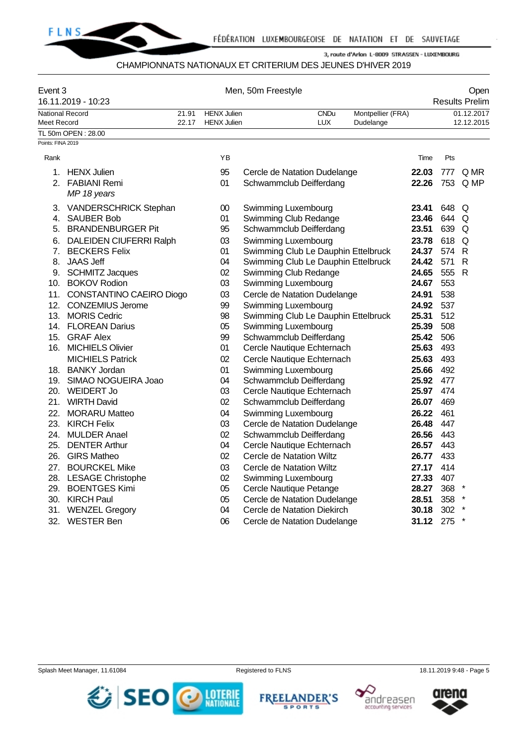CHAMPIONNATS NATIONAUX ET CRITERIUM DES JEUNES D'HIVER 2019

| Event 3 | Men, 50m Freestyle | Open |
|---|---|---|
| 16.11.2019 - 10:23 | | Results Prelim |

| | | | | | |
|---|---|---|---|---|---|
| National Record | 21.91 | HENX Julien | CNDu | Montpellier (FRA) | 01.12.2017 |
| Meet Record | 22.17 | HENX Julien | LUX | Dudelange | 12.12.2015 |

TL 50m OPEN : 28.00

Points: FINA 2019

| Rank | | YB | | Time | Pts | |
|---|---|---|---|---|---|---|
| 1. | HENX Julien | 95 | Cercle de Natation Dudelange | **22.03** | 777 | Q MR |
| 2. | FABIANI Remi<br>*MP 18 years* | 01 | Schwammclub Deifferdang | **22.26** | 753 | Q MP |
| 3. | VANDERSCHRICK Stephan | 00 | Swimming Luxembourg | **23.41** | 648 | Q |
| 4. | SAUBER Bob | 01 | Swimming Club Redange | **23.46** | 644 | Q |
| 5. | BRANDENBURGER Pit | 95 | Schwammclub Deifferdang | **23.51** | 639 | Q |
| 6. | DALEIDEN CIUFERRI Ralph | 03 | Swimming Luxembourg | **23.78** | 618 | Q |
| 7. | BECKERS Felix | 01 | Swimming Club Le Dauphin Ettelbruck | **24.37** | 574 | R |
| 8. | JAAS Jeff | 04 | Swimming Club Le Dauphin Ettelbruck | **24.42** | 571 | R |
| 9. | SCHMITZ Jacques | 02 | Swimming Club Redange | **24.65** | 555 | R |
| 10. | BOKOV Rodion | 03 | Swimming Luxembourg | **24.67** | 553 | |
| 11. | CONSTANTINO CAEIRO Diogo | 03 | Cercle de Natation Dudelange | **24.91** | 538 | |
| 12. | CONZEMIUS Jerome | 99 | Swimming Luxembourg | **24.92** | 537 | |
| 13. | MORIS Cedric | 98 | Swimming Club Le Dauphin Ettelbruck | **25.31** | 512 | |
| 14. | FLOREAN Darius | 05 | Swimming Luxembourg | **25.39** | 508 | |
| 15. | GRAF Alex | 99 | Schwammclub Deifferdang | **25.42** | 506 | |
| 16. | MICHIELS Olivier | 01 | Cercle Nautique Echternach | **25.63** | 493 | |
| | MICHIELS Patrick | 02 | Cercle Nautique Echternach | **25.63** | 493 | |
| 18. | BANKY Jordan | 01 | Swimming Luxembourg | **25.66** | 492 | |
| 19. | SIMAO NOGUEIRA Joao | 04 | Schwammclub Deifferdang | **25.92** | 477 | |
| 20. | WEIDERT Jo | 03 | Cercle Nautique Echternach | **25.97** | 474 | |
| 21. | WIRTH David | 02 | Schwammclub Deifferdang | **26.07** | 469 | |
| 22. | MORARU Matteo | 04 | Swimming Luxembourg | **26.22** | 461 | |
| 23. | KIRCH Felix | 03 | Cercle de Natation Dudelange | **26.48** | 447 | |
| 24. | MULDER Anael | 02 | Schwammclub Deifferdang | **26.56** | 443 | |
| 25. | DENTER Arthur | 04 | Cercle Nautique Echternach | **26.57** | 443 | |
| 26. | GIRS Matheo | 02 | Cercle de Natation Wiltz | **26.77** | 433 | |
| 27. | BOURCKEL Mike | 03 | Cercle de Natation Wiltz | **27.17** | 414 | |
| 28. | LESAGE Christophe | 02 | Swimming Luxembourg | **27.33** | 407 | |
| 29. | BOENTGES Kimi | 05 | Cercle Nautique Petange | **28.27** | 368 | * |
| 30. | KIRCH Paul | 05 | Cercle de Natation Dudelange | **28.51** | 358 | * |
| 31. | WENZEL Gregory | 04 | Cercle de Natation Diekirch | **30.18** | 302 | * |
| 32. | WESTER Ben | 06 | Cercle de Natation Dudelange | **31.12** | 275 | * |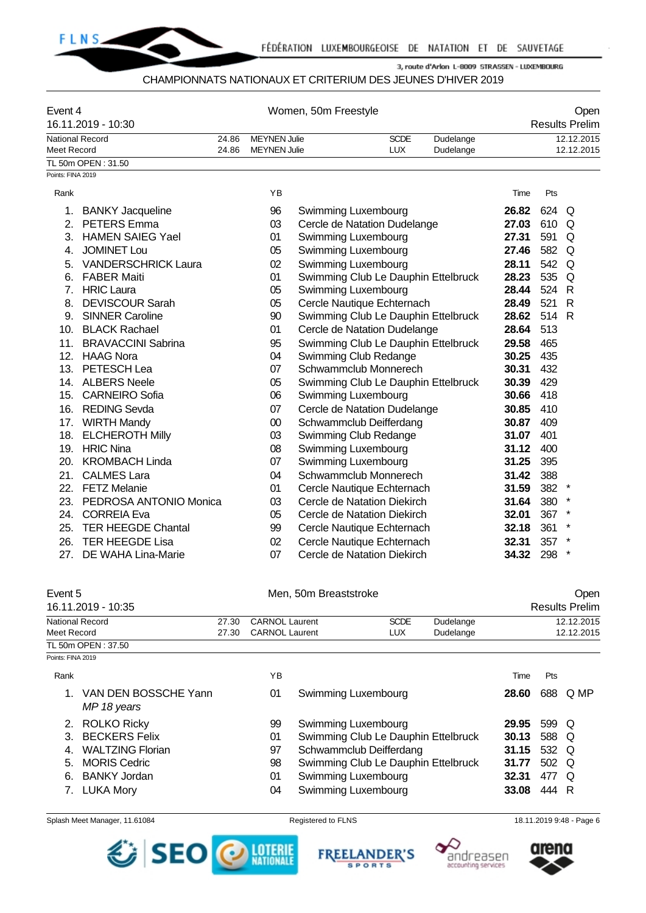CHAMPIONNATS NATIONAUX ET CRITERIUM DES JEUNES D'HIVER 2019

## Event 4 — Women, 50m Freestyle — Open

16.11.2019 - 10:30 — Results Prelim

| | | | | | |
|---|---|---|---|---|---|
| National Record | 24.86 | MEYNEN Julie | SCDE | Dudelange | 12.12.2015 |
| Meet Record | 24.86 | MEYNEN Julie | LUX | Dudelange | 12.12.2015 |

TL 50m OPEN : 31.50

Points: FINA 2019

| Rank | Name | YB | Club | Time | Pts | |
|---|---|---|---|---|---|---|
| 1. | BANKY Jacqueline | 96 | Swimming Luxembourg | **26.82** | 624 | Q |
| 2. | PETERS Emma | 03 | Cercle de Natation Dudelange | **27.03** | 610 | Q |
| 3. | HAMEN SAIEG Yael | 01 | Swimming Luxembourg | **27.31** | 591 | Q |
| 4. | JOMINET Lou | 05 | Swimming Luxembourg | **27.46** | 582 | Q |
| 5. | VANDERSCHRICK Laura | 02 | Swimming Luxembourg | **28.11** | 542 | Q |
| 6. | FABER Maiti | 01 | Swimming Club Le Dauphin Ettelbruck | **28.23** | 535 | Q |
| 7. | HRIC Laura | 05 | Swimming Luxembourg | **28.44** | 524 | R |
| 8. | DEVISCOUR Sarah | 05 | Cercle Nautique Echternach | **28.49** | 521 | R |
| 9. | SINNER Caroline | 90 | Swimming Club Le Dauphin Ettelbruck | **28.62** | 514 | R |
| 10. | BLACK Rachael | 01 | Cercle de Natation Dudelange | **28.64** | 513 | |
| 11. | BRAVACCINI Sabrina | 95 | Swimming Club Le Dauphin Ettelbruck | **29.58** | 465 | |
| 12. | HAAG Nora | 04 | Swimming Club Redange | **30.25** | 435 | |
| 13. | PETESCH Lea | 07 | Schwammclub Monnerech | **30.31** | 432 | |
| 14. | ALBERS Neele | 05 | Swimming Club Le Dauphin Ettelbruck | **30.39** | 429 | |
| 15. | CARNEIRO Sofia | 06 | Swimming Luxembourg | **30.66** | 418 | |
| 16. | REDING Sevda | 07 | Cercle de Natation Dudelange | **30.85** | 410 | |
| 17. | WIRTH Mandy | 00 | Schwammclub Deifferdang | **30.87** | 409 | |
| 18. | ELCHEROTH Milly | 03 | Swimming Club Redange | **31.07** | 401 | |
| 19. | HRIC Nina | 08 | Swimming Luxembourg | **31.12** | 400 | |
| 20. | KROMBACH Linda | 07 | Swimming Luxembourg | **31.25** | 395 | |
| 21. | CALMES Lara | 04 | Schwammclub Monnerech | **31.42** | 388 | |
| 22. | FETZ Melanie | 01 | Cercle Nautique Echternach | **31.59** | 382 | * |
| 23. | PEDROSA ANTONIO Monica | 03 | Cercle de Natation Diekirch | **31.64** | 380 | * |
| 24. | CORREIA Eva | 05 | Cercle de Natation Diekirch | **32.01** | 367 | * |
| 25. | TER HEEGDE Chantal | 99 | Cercle Nautique Echternach | **32.18** | 361 | * |
| 26. | TER HEEGDE Lisa | 02 | Cercle Nautique Echternach | **32.31** | 357 | * |
| 27. | DE WAHA Lina-Marie | 07 | Cercle de Natation Diekirch | **34.32** | 298 | * |

## Event 5 — Men, 50m Breaststroke — Open

16.11.2019 - 10:35 — Results Prelim

| | | | | | |
|---|---|---|---|---|---|
| National Record | 27.30 | CARNOL Laurent | SCDE | Dudelange | 12.12.2015 |
| Meet Record | 27.30 | CARNOL Laurent | LUX | Dudelange | 12.12.2015 |

TL 50m OPEN : 37.50

Points: FINA 2019

| Rank | Name | YB | Club | Time | Pts | |
|---|---|---|---|---|---|---|
| 1. | VAN DEN BOSSCHE Yann<br>*MP 18 years* | 01 | Swimming Luxembourg | **28.60** | 688 | Q MP |
| 2. | ROLKO Ricky | 99 | Swimming Luxembourg | **29.95** | 599 | Q |
| 3. | BECKERS Felix | 01 | Swimming Club Le Dauphin Ettelbruck | **30.13** | 588 | Q |
| 4. | WALTZING Florian | 97 | Schwammclub Deifferdang | **31.15** | 532 | Q |
| 5. | MORIS Cedric | 98 | Swimming Club Le Dauphin Ettelbruck | **31.77** | 502 | Q |
| 6. | BANKY Jordan | 01 | Swimming Luxembourg | **32.31** | 477 | Q |
| 7. | LUKA Mory | 04 | Swimming Luxembourg | **33.08** | 444 | R |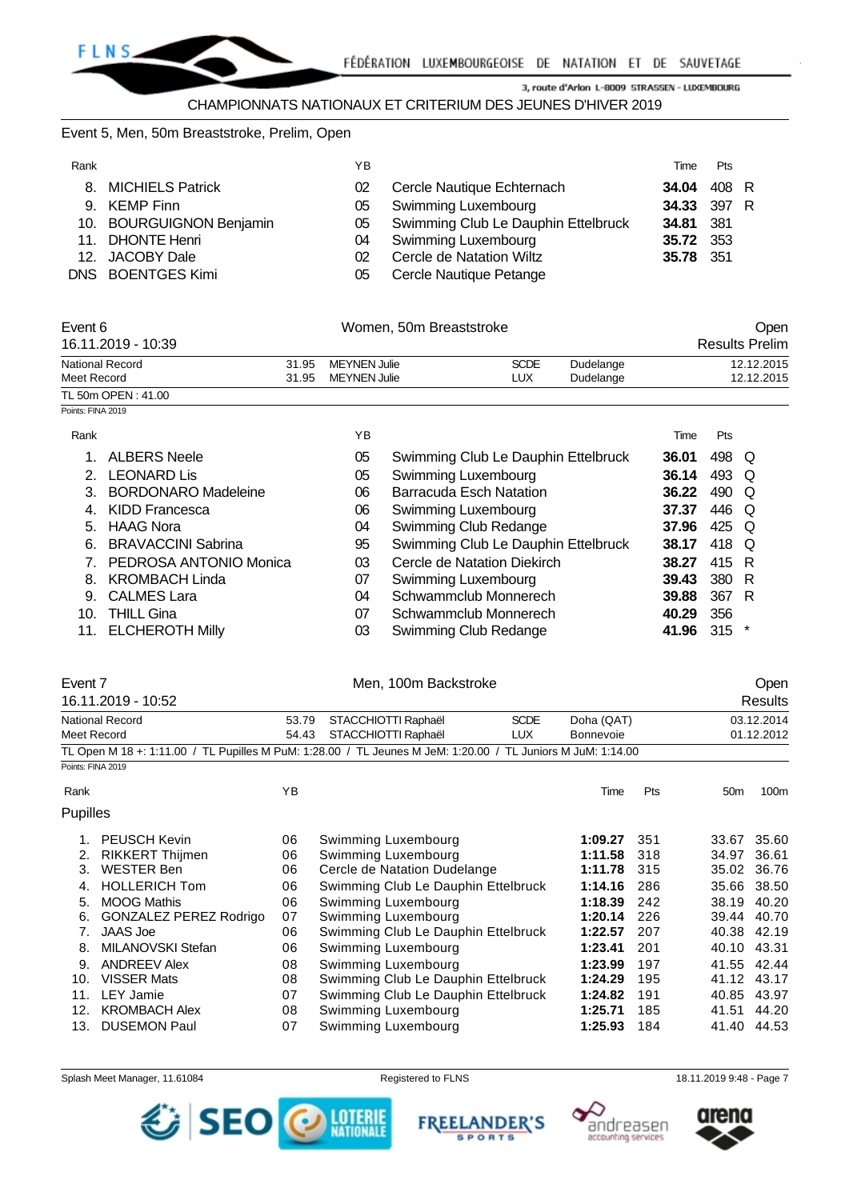### Event 5, Men, 50m Breaststroke, Prelim, Open

| Rank | | YB | | Time | Pts | |
|---|---|---|---|---|---|---|
| 8. | MICHIELS Patrick | 02 | Cercle Nautique Echternach | **34.04** | 408 | R |
| 9. | KEMP Finn | 05 | Swimming Luxembourg | **34.33** | 397 | R |
| 10. | BOURGUIGNON Benjamin | 05 | Swimming Club Le Dauphin Ettelbruck | **34.81** | 381 | |
| 11. | DHONTE Henri | 04 | Swimming Luxembourg | **35.72** | 353 | |
| 12. | JACOBY Dale | 02 | Cercle de Natation Wiltz | **35.78** | 351 | |
| DNS | BOENTGES Kimi | 05 | Cercle Nautique Petange | | | |

### Event 6 — Women, 50m Breaststroke — Open

16.11.2019 - 10:39 — Results Prelim

| | | | | | |
|---|---|---|---|---|---|
| National Record | 31.95 | MEYNEN Julie | SCDE | Dudelange | 12.12.2015 |
| Meet Record | 31.95 | MEYNEN Julie | LUX | Dudelange | 12.12.2015 |

TL 50m OPEN : 41.00

Points: FINA 2019

| Rank | | YB | | Time | Pts | |
|---|---|---|---|---|---|---|
| 1. | ALBERS Neele | 05 | Swimming Club Le Dauphin Ettelbruck | **36.01** | 498 | Q |
| 2. | LEONARD Lis | 05 | Swimming Luxembourg | **36.14** | 493 | Q |
| 3. | BORDONARO Madeleine | 06 | Barracuda Esch Natation | **36.22** | 490 | Q |
| 4. | KIDD Francesca | 06 | Swimming Luxembourg | **37.37** | 446 | Q |
| 5. | HAAG Nora | 04 | Swimming Club Redange | **37.96** | 425 | Q |
| 6. | BRAVACCINI Sabrina | 95 | Swimming Club Le Dauphin Ettelbruck | **38.17** | 418 | Q |
| 7. | PEDROSA ANTONIO Monica | 03 | Cercle de Natation Diekirch | **38.27** | 415 | R |
| 8. | KROMBACH Linda | 07 | Swimming Luxembourg | **39.43** | 380 | R |
| 9. | CALMES Lara | 04 | Schwammclub Monnerech | **39.88** | 367 | R |
| 10. | THILL Gina | 07 | Schwammclub Monnerech | **40.29** | 356 | |
| 11. | ELCHEROTH Milly | 03 | Swimming Club Redange | **41.96** | 315 | * |

### Event 7 — Men, 100m Backstroke — Open

16.11.2019 - 10:52 — Results

| | | | | | |
|---|---|---|---|---|---|
| National Record | 53.79 | STACCHIOTTI Raphaël | SCDE | Doha (QAT) | 03.12.2014 |
| Meet Record | 54.43 | STACCHIOTTI Raphaël | LUX | Bonnevoie | 01.12.2012 |

TL Open M 18 +: 1:11.00 / TL Pupilles M PuM: 1:28.00 / TL Jeunes M JeM: 1:20.00 / TL Juniors M JuM: 1:14.00

Points: FINA 2019

**Pupilles**

| Rank | | YB | | Time | Pts | 50m | 100m |
|---|---|---|---|---|---|---|---|
| 1. | PEUSCH Kevin | 06 | Swimming Luxembourg | **1:09.27** | 351 | 33.67 | 35.60 |
| 2. | RIKKERT Thijmen | 06 | Swimming Luxembourg | **1:11.58** | 318 | 34.97 | 36.61 |
| 3. | WESTER Ben | 06 | Cercle de Natation Dudelange | **1:11.78** | 315 | 35.02 | 36.76 |
| 4. | HOLLERICH Tom | 06 | Swimming Club Le Dauphin Ettelbruck | **1:14.16** | 286 | 35.66 | 38.50 |
| 5. | MOOG Mathis | 06 | Swimming Luxembourg | **1:18.39** | 242 | 38.19 | 40.20 |
| 6. | GONZALEZ PEREZ Rodrigo | 07 | Swimming Luxembourg | **1:20.14** | 226 | 39.44 | 40.70 |
| 7. | JAAS Joe | 06 | Swimming Club Le Dauphin Ettelbruck | **1:22.57** | 207 | 40.38 | 42.19 |
| 8. | MILANOVSKI Stefan | 06 | Swimming Luxembourg | **1:23.41** | 201 | 40.10 | 43.31 |
| 9. | ANDREEV Alex | 08 | Swimming Luxembourg | **1:23.99** | 197 | 41.55 | 42.44 |
| 10. | VISSER Mats | 08 | Swimming Club Le Dauphin Ettelbruck | **1:24.29** | 195 | 41.12 | 43.17 |
| 11. | LEY Jamie | 07 | Swimming Club Le Dauphin Ettelbruck | **1:24.82** | 191 | 40.85 | 43.97 |
| 12. | KROMBACH Alex | 08 | Swimming Luxembourg | **1:25.71** | 185 | 41.51 | 44.20 |
| 13. | DUSEMON Paul | 07 | Swimming Luxembourg | **1:25.93** | 184 | 41.40 | 44.53 |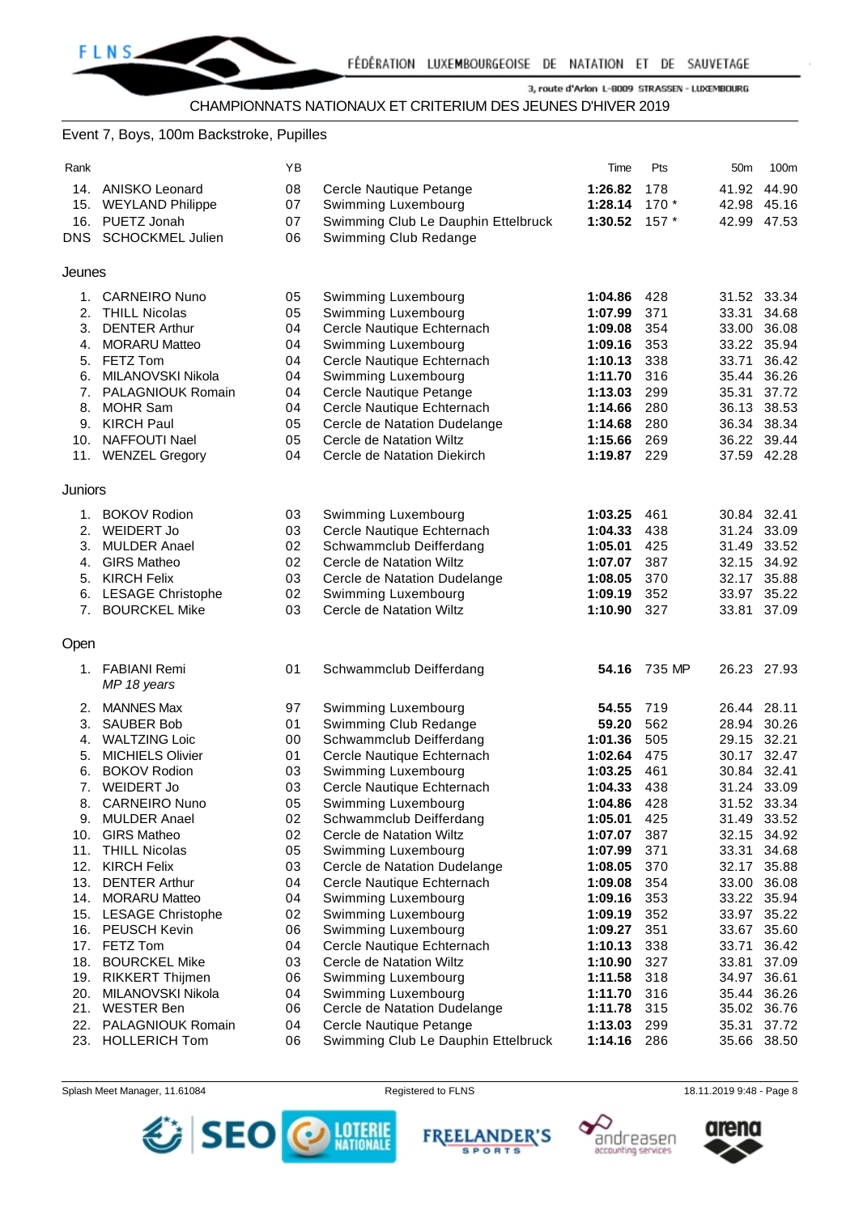CHAMPIONNATS NATIONAUX ET CRITERIUM DES JEUNES D'HIVER 2019

## Event 7, Boys, 100m Backstroke, Pupilles

| Rank | | YB | | Time | Pts | 50m | 100m |
|---|---|---|---|---|---|---|---|
| 14. | ANISKO Leonard | 08 | Cercle Nautique Petange | **1:26.82** | 178 | 41.92 | 44.90 |
| 15. | WEYLAND Philippe | 07 | Swimming Luxembourg | **1:28.14** | 170 * | 42.98 | 45.16 |
| 16. | PUETZ Jonah | 07 | Swimming Club Le Dauphin Ettelbruck | **1:30.52** | 157 * | 42.99 | 47.53 |
| DNS | SCHOCKMEL Julien | 06 | Swimming Club Redange | | | | |

### Jeunes

| Rank | | YB | | Time | Pts | 50m | 100m |
|---|---|---|---|---|---|---|---|
| 1. | CARNEIRO Nuno | 05 | Swimming Luxembourg | **1:04.86** | 428 | 31.52 | 33.34 |
| 2. | THILL Nicolas | 05 | Swimming Luxembourg | **1:07.99** | 371 | 33.31 | 34.68 |
| 3. | DENTER Arthur | 04 | Cercle Nautique Echternach | **1:09.08** | 354 | 33.00 | 36.08 |
| 4. | MORARU Matteo | 04 | Swimming Luxembourg | **1:09.16** | 353 | 33.22 | 35.94 |
| 5. | FETZ Tom | 04 | Cercle Nautique Echternach | **1:10.13** | 338 | 33.71 | 36.42 |
| 6. | MILANOVSKI Nikola | 04 | Swimming Luxembourg | **1:11.70** | 316 | 35.44 | 36.26 |
| 7. | PALAGNIOUK Romain | 04 | Cercle Nautique Petange | **1:13.03** | 299 | 35.31 | 37.72 |
| 8. | MOHR Sam | 04 | Cercle Nautique Echternach | **1:14.66** | 280 | 36.13 | 38.53 |
| 9. | KIRCH Paul | 05 | Cercle de Natation Dudelange | **1:14.68** | 280 | 36.34 | 38.34 |
| 10. | NAFFOUTI Nael | 05 | Cercle de Natation Wiltz | **1:15.66** | 269 | 36.22 | 39.44 |
| 11. | WENZEL Gregory | 04 | Cercle de Natation Diekirch | **1:19.87** | 229 | 37.59 | 42.28 |

### Juniors

| Rank | | YB | | Time | Pts | 50m | 100m |
|---|---|---|---|---|---|---|---|
| 1. | BOKOV Rodion | 03 | Swimming Luxembourg | **1:03.25** | 461 | 30.84 | 32.41 |
| 2. | WEIDERT Jo | 03 | Cercle Nautique Echternach | **1:04.33** | 438 | 31.24 | 33.09 |
| 3. | MULDER Anael | 02 | Schwammclub Deifferdang | **1:05.01** | 425 | 31.49 | 33.52 |
| 4. | GIRS Matheo | 02 | Cercle de Natation Wiltz | **1:07.07** | 387 | 32.15 | 34.92 |
| 5. | KIRCH Felix | 03 | Cercle de Natation Dudelange | **1:08.05** | 370 | 32.17 | 35.88 |
| 6. | LESAGE Christophe | 02 | Swimming Luxembourg | **1:09.19** | 352 | 33.97 | 35.22 |
| 7. | BOURCKEL Mike | 03 | Cercle de Natation Wiltz | **1:10.90** | 327 | 33.81 | 37.09 |

### Open

| Rank | | YB | | Time | Pts | 50m | 100m |
|---|---|---|---|---|---|---|---|
| 1. | FABIANI Remi<br>*MP 18 years* | 01 | Schwammclub Deifferdang | **54.16** | 735 MP | 26.23 | 27.93 |
| 2. | MANNES Max | 97 | Swimming Luxembourg | **54.55** | 719 | 26.44 | 28.11 |
| 3. | SAUBER Bob | 01 | Swimming Club Redange | **59.20** | 562 | 28.94 | 30.26 |
| 4. | WALTZING Loic | 00 | Schwammclub Deifferdang | **1:01.36** | 505 | 29.15 | 32.21 |
| 5. | MICHIELS Olivier | 01 | Cercle Nautique Echternach | **1:02.64** | 475 | 30.17 | 32.47 |
| 6. | BOKOV Rodion | 03 | Swimming Luxembourg | **1:03.25** | 461 | 30.84 | 32.41 |
| 7. | WEIDERT Jo | 03 | Cercle Nautique Echternach | **1:04.33** | 438 | 31.24 | 33.09 |
| 8. | CARNEIRO Nuno | 05 | Swimming Luxembourg | **1:04.86** | 428 | 31.52 | 33.34 |
| 9. | MULDER Anael | 02 | Schwammclub Deifferdang | **1:05.01** | 425 | 31.49 | 33.52 |
| 10. | GIRS Matheo | 02 | Cercle de Natation Wiltz | **1:07.07** | 387 | 32.15 | 34.92 |
| 11. | THILL Nicolas | 05 | Swimming Luxembourg | **1:07.99** | 371 | 33.31 | 34.68 |
| 12. | KIRCH Felix | 03 | Cercle de Natation Dudelange | **1:08.05** | 370 | 32.17 | 35.88 |
| 13. | DENTER Arthur | 04 | Cercle Nautique Echternach | **1:09.08** | 354 | 33.00 | 36.08 |
| 14. | MORARU Matteo | 04 | Swimming Luxembourg | **1:09.16** | 353 | 33.22 | 35.94 |
| 15. | LESAGE Christophe | 02 | Swimming Luxembourg | **1:09.19** | 352 | 33.97 | 35.22 |
| 16. | PEUSCH Kevin | 06 | Swimming Luxembourg | **1:09.27** | 351 | 33.67 | 35.60 |
| 17. | FETZ Tom | 04 | Cercle Nautique Echternach | **1:10.13** | 338 | 33.71 | 36.42 |
| 18. | BOURCKEL Mike | 03 | Cercle de Natation Wiltz | **1:10.90** | 327 | 33.81 | 37.09 |
| 19. | RIKKERT Thijmen | 06 | Swimming Luxembourg | **1:11.58** | 318 | 34.97 | 36.61 |
| 20. | MILANOVSKI Nikola | 04 | Swimming Luxembourg | **1:11.70** | 316 | 35.44 | 36.26 |
| 21. | WESTER Ben | 06 | Cercle de Natation Dudelange | **1:11.78** | 315 | 35.02 | 36.76 |
| 22. | PALAGNIOUK Romain | 04 | Cercle Nautique Petange | **1:13.03** | 299 | 35.31 | 37.72 |
| 23. | HOLLERICH Tom | 06 | Swimming Club Le Dauphin Ettelbruck | **1:14.16** | 286 | 35.66 | 38.50 |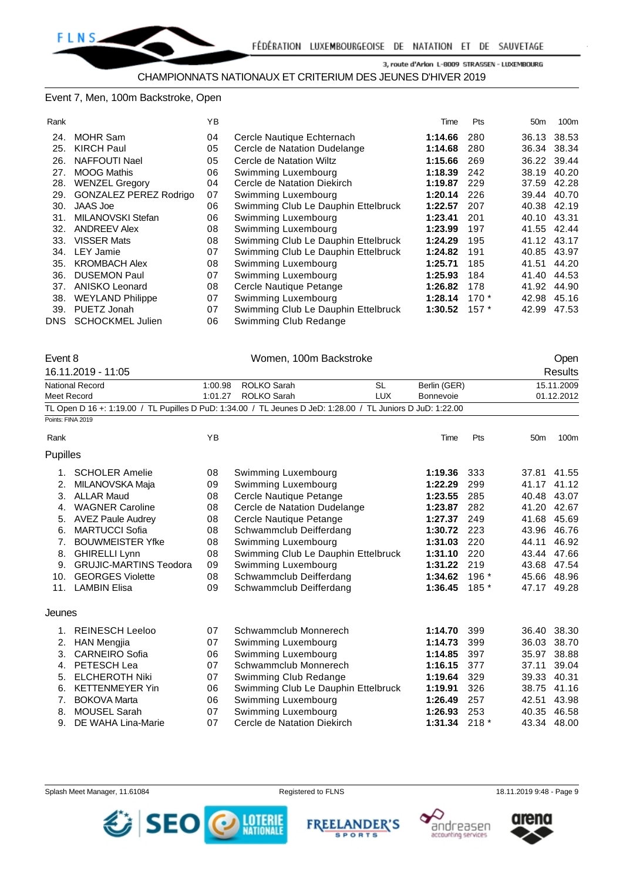## Event 7, Men, 100m Backstroke, Open

| Rank | | YB | | Time | Pts | 50m | 100m |
|---|---|---|---|---|---|---|---|
| 24. | MOHR Sam | 04 | Cercle Nautique Echternach | **1:14.66** | 280 | 36.13 | 38.53 |
| 25. | KIRCH Paul | 05 | Cercle de Natation Dudelange | **1:14.68** | 280 | 36.34 | 38.34 |
| 26. | NAFFOUTI Nael | 05 | Cercle de Natation Wiltz | **1:15.66** | 269 | 36.22 | 39.44 |
| 27. | MOOG Mathis | 06 | Swimming Luxembourg | **1:18.39** | 242 | 38.19 | 40.20 |
| 28. | WENZEL Gregory | 04 | Cercle de Natation Diekirch | **1:19.87** | 229 | 37.59 | 42.28 |
| 29. | GONZALEZ PEREZ Rodrigo | 07 | Swimming Luxembourg | **1:20.14** | 226 | 39.44 | 40.70 |
| 30. | JAAS Joe | 06 | Swimming Club Le Dauphin Ettelbruck | **1:22.57** | 207 | 40.38 | 42.19 |
| 31. | MILANOVSKI Stefan | 06 | Swimming Luxembourg | **1:23.41** | 201 | 40.10 | 43.31 |
| 32. | ANDREEV Alex | 08 | Swimming Luxembourg | **1:23.99** | 197 | 41.55 | 42.44 |
| 33. | VISSER Mats | 08 | Swimming Club Le Dauphin Ettelbruck | **1:24.29** | 195 | 41.12 | 43.17 |
| 34. | LEY Jamie | 07 | Swimming Club Le Dauphin Ettelbruck | **1:24.82** | 191 | 40.85 | 43.97 |
| 35. | KROMBACH Alex | 08 | Swimming Luxembourg | **1:25.71** | 185 | 41.51 | 44.20 |
| 36. | DUSEMON Paul | 07 | Swimming Luxembourg | **1:25.93** | 184 | 41.40 | 44.53 |
| 37. | ANISKO Leonard | 08 | Cercle Nautique Petange | **1:26.82** | 178 | 41.92 | 44.90 |
| 38. | WEYLAND Philippe | 07 | Swimming Luxembourg | **1:28.14** | 170 * | 42.98 | 45.16 |
| 39. | PUETZ Jonah | 07 | Swimming Club Le Dauphin Ettelbruck | **1:30.52** | 157 * | 42.99 | 47.53 |
| DNS | SCHOCKMEL Julien | 06 | Swimming Club Redange | | | | |

## Event 8 — Women, 100m Backstroke — Open

16.11.2019 - 11:05 — Results

| | | | | | | |
|---|---|---|---|---|---|---|
| National Record | 1:00.98 | ROLKO Sarah | SL | Berlin (GER) | 15.11.2009 |
| Meet Record | 1:01.27 | ROLKO Sarah | LUX | Bonnevoie | 01.12.2012 |

TL Open D 16 +: 1:19.00 / TL Pupilles D PuD: 1:34.00 / TL Jeunes D JeD: 1:28.00 / TL Juniors D JuD: 1:22.00

Points: FINA 2019

| Rank | | YB | | Time | Pts | 50m | 100m |
|---|---|---|---|---|---|---|---|
| **Pupilles** | | | | | | | |
| 1. | SCHOLER Amelie | 08 | Swimming Luxembourg | **1:19.36** | 333 | 37.81 | 41.55 |
| 2. | MILANOVSKA Maja | 09 | Swimming Luxembourg | **1:22.29** | 299 | 41.17 | 41.12 |
| 3. | ALLAR Maud | 08 | Cercle Nautique Petange | **1:23.55** | 285 | 40.48 | 43.07 |
| 4. | WAGNER Caroline | 08 | Cercle de Natation Dudelange | **1:23.87** | 282 | 41.20 | 42.67 |
| 5. | AVEZ Paule Audrey | 08 | Cercle Nautique Petange | **1:27.37** | 249 | 41.68 | 45.69 |
| 6. | MARTUCCI Sofia | 08 | Schwammclub Deifferdang | **1:30.72** | 223 | 43.96 | 46.76 |
| 7. | BOUWMEISTER Yfke | 08 | Swimming Luxembourg | **1:31.03** | 220 | 44.11 | 46.92 |
| 8. | GHIRELLI Lynn | 08 | Swimming Club Le Dauphin Ettelbruck | **1:31.10** | 220 | 43.44 | 47.66 |
| 9. | GRUJIC-MARTINS Teodora | 09 | Swimming Luxembourg | **1:31.22** | 219 | 43.68 | 47.54 |
| 10. | GEORGES Violette | 08 | Schwammclub Deifferdang | **1:34.62** | 196 * | 45.66 | 48.96 |
| 11. | LAMBIN Elisa | 09 | Schwammclub Deifferdang | **1:36.45** | 185 * | 47.17 | 49.28 |
| **Jeunes** | | | | | | | |
| 1. | REINESCH Leeloo | 07 | Schwammclub Monnerech | **1:14.70** | 399 | 36.40 | 38.30 |
| 2. | HAN Mengjia | 07 | Swimming Luxembourg | **1:14.73** | 399 | 36.03 | 38.70 |
| 3. | CARNEIRO Sofia | 06 | Swimming Luxembourg | **1:14.85** | 397 | 35.97 | 38.88 |
| 4. | PETESCH Lea | 07 | Schwammclub Monnerech | **1:16.15** | 377 | 37.11 | 39.04 |
| 5. | ELCHEROTH Niki | 07 | Swimming Club Redange | **1:19.64** | 329 | 39.33 | 40.31 |
| 6. | KETTENMEYER Yin | 06 | Swimming Club Le Dauphin Ettelbruck | **1:19.91** | 326 | 38.75 | 41.16 |
| 7. | BOKOVA Marta | 06 | Swimming Luxembourg | **1:26.49** | 257 | 42.51 | 43.98 |
| 8. | MOUSEL Sarah | 07 | Swimming Luxembourg | **1:26.93** | 253 | 40.35 | 46.58 |
| 9. | DE WAHA Lina-Marie | 07 | Cercle de Natation Diekirch | **1:31.34** | 218 * | 43.34 | 48.00 |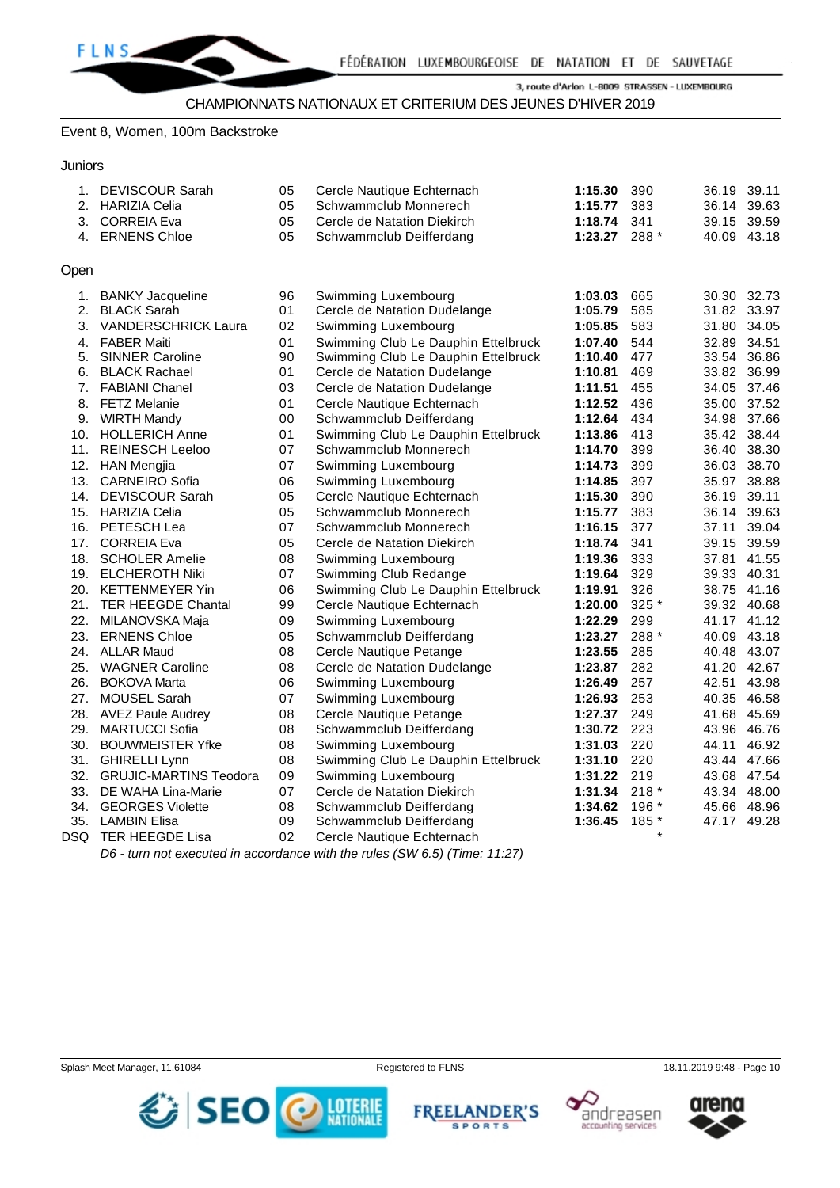CHAMPIONNATS NATIONAUX ET CRITERIUM DES JEUNES D'HIVER 2019

## Event 8, Women, 100m Backstroke

### Juniors

| Place | Name | YoB | Club | Time | Points | 50m | 100m |
|---|---|---|---|---|---|---|---|
| 1. | DEVISCOUR Sarah | 05 | Cercle Nautique Echternach | **1:15.30** | 390 | 36.19 | 39.11 |
| 2. | HARIZIA Celia | 05 | Schwammclub Monnerech | **1:15.77** | 383 | 36.14 | 39.63 |
| 3. | CORREIA Eva | 05 | Cercle de Natation Diekirch | **1:18.74** | 341 | 39.15 | 39.59 |
| 4. | ERNENS Chloe | 05 | Schwammclub Deifferdang | **1:23.27** | 288 * | 40.09 | 43.18 |

### Open

| Place | Name | YoB | Club | Time | Points | 50m | 100m |
|---|---|---|---|---|---|---|---|
| 1. | BANKY Jacqueline | 96 | Swimming Luxembourg | **1:03.03** | 665 | 30.30 | 32.73 |
| 2. | BLACK Sarah | 01 | Cercle de Natation Dudelange | **1:05.79** | 585 | 31.82 | 33.97 |
| 3. | VANDERSCHRICK Laura | 02 | Swimming Luxembourg | **1:05.85** | 583 | 31.80 | 34.05 |
| 4. | FABER Maiti | 01 | Swimming Club Le Dauphin Ettelbruck | **1:07.40** | 544 | 32.89 | 34.51 |
| 5. | SINNER Caroline | 90 | Swimming Club Le Dauphin Ettelbruck | **1:10.40** | 477 | 33.54 | 36.86 |
| 6. | BLACK Rachael | 01 | Cercle de Natation Dudelange | **1:10.81** | 469 | 33.82 | 36.99 |
| 7. | FABIANI Chanel | 03 | Cercle de Natation Dudelange | **1:11.51** | 455 | 34.05 | 37.46 |
| 8. | FETZ Melanie | 01 | Cercle Nautique Echternach | **1:12.52** | 436 | 35.00 | 37.52 |
| 9. | WIRTH Mandy | 00 | Schwammclub Deifferdang | **1:12.64** | 434 | 34.98 | 37.66 |
| 10. | HOLLERICH Anne | 01 | Swimming Club Le Dauphin Ettelbruck | **1:13.86** | 413 | 35.42 | 38.44 |
| 11. | REINESCH Leeloo | 07 | Schwammclub Monnerech | **1:14.70** | 399 | 36.40 | 38.30 |
| 12. | HAN Mengjia | 07 | Swimming Luxembourg | **1:14.73** | 399 | 36.03 | 38.70 |
| 13. | CARNEIRO Sofia | 06 | Swimming Luxembourg | **1:14.85** | 397 | 35.97 | 38.88 |
| 14. | DEVISCOUR Sarah | 05 | Cercle Nautique Echternach | **1:15.30** | 390 | 36.19 | 39.11 |
| 15. | HARIZIA Celia | 05 | Schwammclub Monnerech | **1:15.77** | 383 | 36.14 | 39.63 |
| 16. | PETESCH Lea | 07 | Schwammclub Monnerech | **1:16.15** | 377 | 37.11 | 39.04 |
| 17. | CORREIA Eva | 05 | Cercle de Natation Diekirch | **1:18.74** | 341 | 39.15 | 39.59 |
| 18. | SCHOLER Amelie | 08 | Swimming Luxembourg | **1:19.36** | 333 | 37.81 | 41.55 |
| 19. | ELCHEROTH Niki | 07 | Swimming Club Redange | **1:19.64** | 329 | 39.33 | 40.31 |
| 20. | KETTENMEYER Yin | 06 | Swimming Club Le Dauphin Ettelbruck | **1:19.91** | 326 | 38.75 | 41.16 |
| 21. | TER HEEGDE Chantal | 99 | Cercle Nautique Echternach | **1:20.00** | 325 * | 39.32 | 40.68 |
| 22. | MILANOVSKA Maja | 09 | Swimming Luxembourg | **1:22.29** | 299 | 41.17 | 41.12 |
| 23. | ERNENS Chloe | 05 | Schwammclub Deifferdang | **1:23.27** | 288 * | 40.09 | 43.18 |
| 24. | ALLAR Maud | 08 | Cercle Nautique Petange | **1:23.55** | 285 | 40.48 | 43.07 |
| 25. | WAGNER Caroline | 08 | Cercle de Natation Dudelange | **1:23.87** | 282 | 41.20 | 42.67 |
| 26. | BOKOVA Marta | 06 | Swimming Luxembourg | **1:26.49** | 257 | 42.51 | 43.98 |
| 27. | MOUSEL Sarah | 07 | Swimming Luxembourg | **1:26.93** | 253 | 40.35 | 46.58 |
| 28. | AVEZ Paule Audrey | 08 | Cercle Nautique Petange | **1:27.37** | 249 | 41.68 | 45.69 |
| 29. | MARTUCCI Sofia | 08 | Schwammclub Deifferdang | **1:30.72** | 223 | 43.96 | 46.76 |
| 30. | BOUWMEISTER Yfke | 08 | Swimming Luxembourg | **1:31.03** | 220 | 44.11 | 46.92 |
| 31. | GHIRELLI Lynn | 08 | Swimming Club Le Dauphin Ettelbruck | **1:31.10** | 220 | 43.44 | 47.66 |
| 32. | GRUJIC-MARTINS Teodora | 09 | Swimming Luxembourg | **1:31.22** | 219 | 43.68 | 47.54 |
| 33. | DE WAHA Lina-Marie | 07 | Cercle de Natation Diekirch | **1:31.34** | 218 * | 43.34 | 48.00 |
| 34. | GEORGES Violette | 08 | Schwammclub Deifferdang | **1:34.62** | 196 * | 45.66 | 48.96 |
| 35. | LAMBIN Elisa | 09 | Schwammclub Deifferdang | **1:36.45** | 185 * | 47.17 | 49.28 |
| DSQ | TER HEEGDE Lisa | 02 | Cercle Nautique Echternach | | * | | |

*D6 - turn not executed in accordance with the rules (SW 6.5) (Time: 11:27)*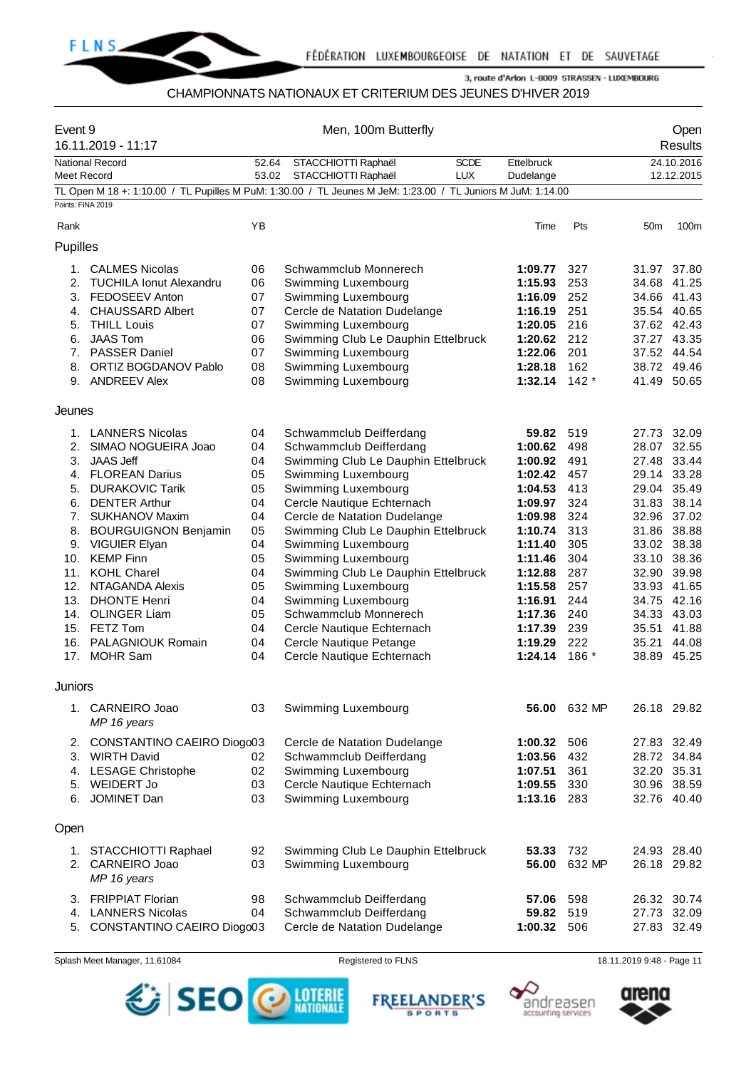FÉDÉRATION LUXEMBOURGEOISE DE NATATION ET DE SAUVETAGE

3, route d'Arlon L-8009 STRASSEN - LUXEMBOURG

CHAMPIONNATS NATIONAUX ET CRITERIUM DES JEUNES D'HIVER 2019

## Event 9 — Men, 100m Butterfly — Open Results

16.11.2019 - 11:17

| | | | | | |
|---|---|---|---|---|---|
| National Record | 52.64 | STACCHIOTTI Raphaël | SCDE | Ettelbruck | 24.10.2016 |
| Meet Record | 53.02 | STACCHIOTTI Raphaël | LUX | Dudelange | 12.12.2015 |

TL Open M 18 +: 1:10.00 / TL Pupilles M PuM: 1:30.00 / TL Jeunes M JeM: 1:23.00 / TL Juniors M JuM: 1:14.00

Points: FINA 2019

### Pupilles

| Rank | Name | YB | Club | Time | Pts | 50m | 100m |
|---|---|---|---|---|---|---|---|
| 1. | CALMES Nicolas | 06 | Schwammclub Monnerech | **1:09.77** | 327 | 31.97 | 37.80 |
| 2. | TUCHILA Ionut Alexandru | 06 | Swimming Luxembourg | **1:15.93** | 253 | 34.68 | 41.25 |
| 3. | FEDOSEEV Anton | 07 | Swimming Luxembourg | **1:16.09** | 252 | 34.66 | 41.43 |
| 4. | CHAUSSARD Albert | 07 | Cercle de Natation Dudelange | **1:16.19** | 251 | 35.54 | 40.65 |
| 5. | THILL Louis | 07 | Swimming Luxembourg | **1:20.05** | 216 | 37.62 | 42.43 |
| 6. | JAAS Tom | 06 | Swimming Club Le Dauphin Ettelbruck | **1:20.62** | 212 | 37.27 | 43.35 |
| 7. | PASSER Daniel | 07 | Swimming Luxembourg | **1:22.06** | 201 | 37.52 | 44.54 |
| 8. | ORTIZ BOGDANOV Pablo | 08 | Swimming Luxembourg | **1:28.18** | 162 | 38.72 | 49.46 |
| 9. | ANDREEV Alex | 08 | Swimming Luxembourg | **1:32.14** | 142 * | 41.49 | 50.65 |

### Jeunes

| Rank | Name | YB | Club | Time | Pts | 50m | 100m |
|---|---|---|---|---|---|---|---|
| 1. | LANNERS Nicolas | 04 | Schwammclub Deifferdang | **59.82** | 519 | 27.73 | 32.09 |
| 2. | SIMAO NOGUEIRA Joao | 04 | Schwammclub Deifferdang | **1:00.62** | 498 | 28.07 | 32.55 |
| 3. | JAAS Jeff | 04 | Swimming Club Le Dauphin Ettelbruck | **1:00.92** | 491 | 27.48 | 33.44 |
| 4. | FLOREAN Darius | 05 | Swimming Luxembourg | **1:02.42** | 457 | 29.14 | 33.28 |
| 5. | DURAKOVIC Tarik | 05 | Swimming Luxembourg | **1:04.53** | 413 | 29.04 | 35.49 |
| 6. | DENTER Arthur | 04 | Cercle Nautique Echternach | **1:09.97** | 324 | 31.83 | 38.14 |
| 7. | SUKHANOV Maxim | 04 | Cercle de Natation Dudelange | **1:09.98** | 324 | 32.96 | 37.02 |
| 8. | BOURGUIGNON Benjamin | 05 | Swimming Club Le Dauphin Ettelbruck | **1:10.74** | 313 | 31.86 | 38.88 |
| 9. | VIGUIER Elyan | 04 | Swimming Luxembourg | **1:11.40** | 305 | 33.02 | 38.38 |
| 10. | KEMP Finn | 05 | Swimming Luxembourg | **1:11.46** | 304 | 33.10 | 38.36 |
| 11. | KOHL Charel | 04 | Swimming Club Le Dauphin Ettelbruck | **1:12.88** | 287 | 32.90 | 39.98 |
| 12. | NTAGANDA Alexis | 05 | Swimming Luxembourg | **1:15.58** | 257 | 33.93 | 41.65 |
| 13. | DHONTE Henri | 04 | Swimming Luxembourg | **1:16.91** | 244 | 34.75 | 42.16 |
| 14. | OLINGER Liam | 05 | Schwammclub Monnerech | **1:17.36** | 240 | 34.33 | 43.03 |
| 15. | FETZ Tom | 04 | Cercle Nautique Echternach | **1:17.39** | 239 | 35.51 | 41.88 |
| 16. | PALAGNIOUK Romain | 04 | Cercle Nautique Petange | **1:19.29** | 222 | 35.21 | 44.08 |
| 17. | MOHR Sam | 04 | Cercle Nautique Echternach | **1:24.14** | 186 * | 38.89 | 45.25 |

### Juniors

| Rank | Name | YB | Club | Time | Pts | 50m | 100m |
|---|---|---|---|---|---|---|---|
| 1. | CARNEIRO Joao<br>*MP 16 years* | 03 | Swimming Luxembourg | **56.00** | 632 MP | 26.18 | 29.82 |
| 2. | CONSTANTINO CAEIRO Diogo | 03 | Cercle de Natation Dudelange | **1:00.32** | 506 | 27.83 | 32.49 |
| 3. | WIRTH David | 02 | Schwammclub Deifferdang | **1:03.56** | 432 | 28.72 | 34.84 |
| 4. | LESAGE Christophe | 02 | Swimming Luxembourg | **1:07.51** | 361 | 32.20 | 35.31 |
| 5. | WEIDERT Jo | 03 | Cercle Nautique Echternach | **1:09.55** | 330 | 30.96 | 38.59 |
| 6. | JOMINET Dan | 03 | Swimming Luxembourg | **1:13.16** | 283 | 32.76 | 40.40 |

### Open

| Rank | Name | YB | Club | Time | Pts | 50m | 100m |
|---|---|---|---|---|---|---|---|
| 1. | STACCHIOTTI Raphael | 92 | Swimming Club Le Dauphin Ettelbruck | **53.33** | 732 | 24.93 | 28.40 |
| 2. | CARNEIRO Joao<br>*MP 16 years* | 03 | Swimming Luxembourg | **56.00** | 632 MP | 26.18 | 29.82 |
| 3. | FRIPPIAT Florian | 98 | Schwammclub Deifferdang | **57.06** | 598 | 26.32 | 30.74 |
| 4. | LANNERS Nicolas | 04 | Schwammclub Deifferdang | **59.82** | 519 | 27.73 | 32.09 |
| 5. | CONSTANTINO CAEIRO Diogo | 03 | Cercle de Natation Dudelange | **1:00.32** | 506 | 27.83 | 32.49 |

Splash Meet Manager, 11.61084 — Registered to FLNS — 18.11.2019 9:48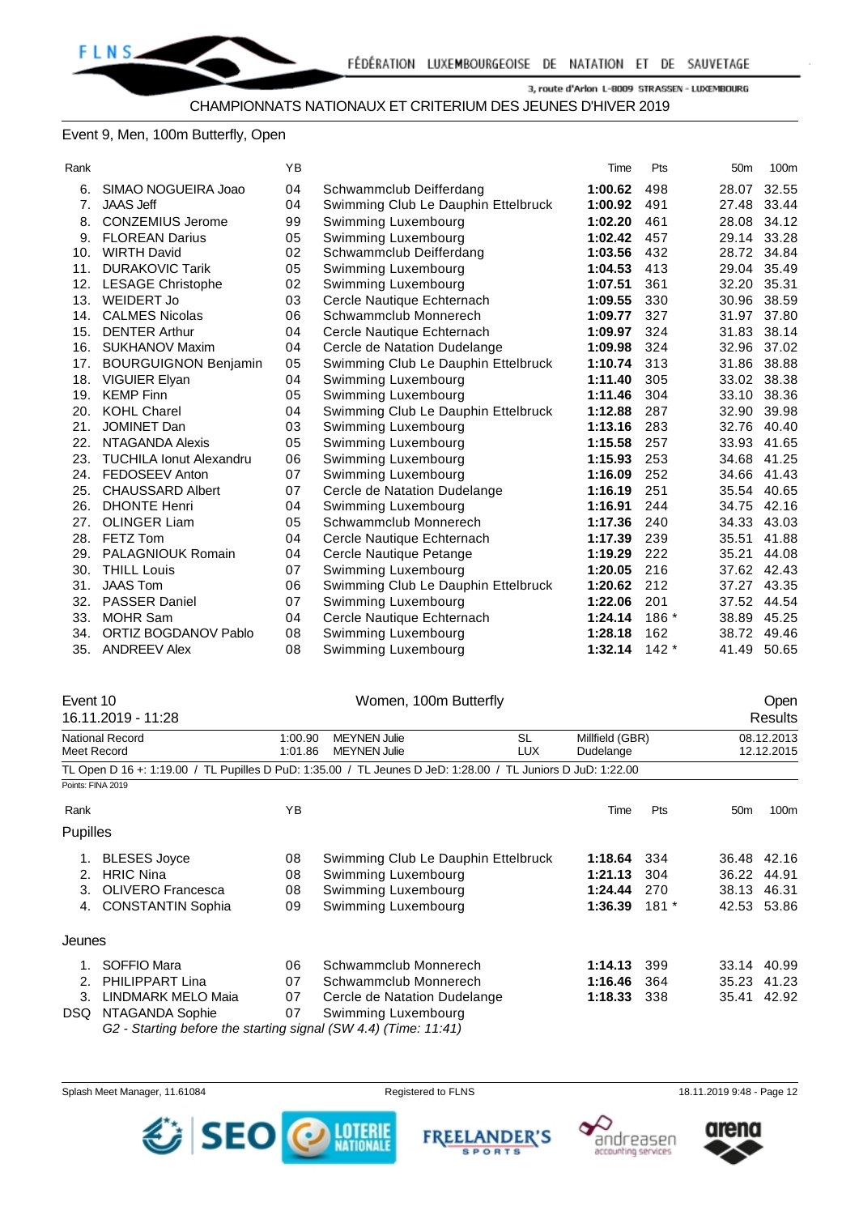CHAMPIONNATS NATIONAUX ET CRITERIUM DES JEUNES D'HIVER 2019

## Event 9, Men, 100m Butterfly, Open

| Rank | | YB | | Time | Pts | 50m | 100m |
|---|---|---|---|---|---|---|---|
| 6. | SIMAO NOGUEIRA Joao | 04 | Schwammclub Deifferdang | **1:00.62** | 498 | 28.07 | 32.55 |
| 7. | JAAS Jeff | 04 | Swimming Club Le Dauphin Ettelbruck | **1:00.92** | 491 | 27.48 | 33.44 |
| 8. | CONZEMIUS Jerome | 99 | Swimming Luxembourg | **1:02.20** | 461 | 28.08 | 34.12 |
| 9. | FLOREAN Darius | 05 | Swimming Luxembourg | **1:02.42** | 457 | 29.14 | 33.28 |
| 10. | WIRTH David | 02 | Schwammclub Deifferdang | **1:03.56** | 432 | 28.72 | 34.84 |
| 11. | DURAKOVIC Tarik | 05 | Swimming Luxembourg | **1:04.53** | 413 | 29.04 | 35.49 |
| 12. | LESAGE Christophe | 02 | Swimming Luxembourg | **1:07.51** | 361 | 32.20 | 35.31 |
| 13. | WEIDERT Jo | 03 | Cercle Nautique Echternach | **1:09.55** | 330 | 30.96 | 38.59 |
| 14. | CALMES Nicolas | 06 | Schwammclub Monnerech | **1:09.77** | 327 | 31.97 | 37.80 |
| 15. | DENTER Arthur | 04 | Cercle Nautique Echternach | **1:09.97** | 324 | 31.83 | 38.14 |
| 16. | SUKHANOV Maxim | 04 | Cercle de Natation Dudelange | **1:09.98** | 324 | 32.96 | 37.02 |
| 17. | BOURGUIGNON Benjamin | 05 | Swimming Club Le Dauphin Ettelbruck | **1:10.74** | 313 | 31.86 | 38.88 |
| 18. | VIGUIER Elyan | 04 | Swimming Luxembourg | **1:11.40** | 305 | 33.02 | 38.38 |
| 19. | KEMP Finn | 05 | Swimming Luxembourg | **1:11.46** | 304 | 33.10 | 38.36 |
| 20. | KOHL Charel | 04 | Swimming Club Le Dauphin Ettelbruck | **1:12.88** | 287 | 32.90 | 39.98 |
| 21. | JOMINET Dan | 03 | Swimming Luxembourg | **1:13.16** | 283 | 32.76 | 40.40 |
| 22. | NTAGANDA Alexis | 05 | Swimming Luxembourg | **1:15.58** | 257 | 33.93 | 41.65 |
| 23. | TUCHILA Ionut Alexandru | 06 | Swimming Luxembourg | **1:15.93** | 253 | 34.68 | 41.25 |
| 24. | FEDOSEEV Anton | 07 | Swimming Luxembourg | **1:16.09** | 252 | 34.66 | 41.43 |
| 25. | CHAUSSARD Albert | 07 | Cercle de Natation Dudelange | **1:16.19** | 251 | 35.54 | 40.65 |
| 26. | DHONTE Henri | 04 | Swimming Luxembourg | **1:16.91** | 244 | 34.75 | 42.16 |
| 27. | OLINGER Liam | 05 | Schwammclub Monnerech | **1:17.36** | 240 | 34.33 | 43.03 |
| 28. | FETZ Tom | 04 | Cercle Nautique Echternach | **1:17.39** | 239 | 35.51 | 41.88 |
| 29. | PALAGNIOUK Romain | 04 | Cercle Nautique Petange | **1:19.29** | 222 | 35.21 | 44.08 |
| 30. | THILL Louis | 07 | Swimming Luxembourg | **1:20.05** | 216 | 37.62 | 42.43 |
| 31. | JAAS Tom | 06 | Swimming Club Le Dauphin Ettelbruck | **1:20.62** | 212 | 37.27 | 43.35 |
| 32. | PASSER Daniel | 07 | Swimming Luxembourg | **1:22.06** | 201 | 37.52 | 44.54 |
| 33. | MOHR Sam | 04 | Cercle Nautique Echternach | **1:24.14** | 186 * | 38.89 | 45.25 |
| 34. | ORTIZ BOGDANOV Pablo | 08 | Swimming Luxembourg | **1:28.18** | 162 | 38.72 | 49.46 |
| 35. | ANDREEV Alex | 08 | Swimming Luxembourg | **1:32.14** | 142 * | 41.49 | 50.65 |

## Event 10 — Women, 100m Butterfly — Open

16.11.2019 - 11:28 — Results

| | | | | | |
|---|---|---|---|---|---|
| National Record | 1:00.90 | MEYNEN Julie | SL | Millfield (GBR) | 08.12.2013 |
| Meet Record | 1:01.86 | MEYNEN Julie | LUX | Dudelange | 12.12.2015 |

TL Open D 16 +: 1:19.00 / TL Pupilles D PuD: 1:35.00 / TL Jeunes D JeD: 1:28.00 / TL Juniors D JuD: 1:22.00

Points: FINA 2019

### Pupilles

| Rank | | YB | | Time | Pts | 50m | 100m |
|---|---|---|---|---|---|---|---|
| 1. | BLESES Joyce | 08 | Swimming Club Le Dauphin Ettelbruck | **1:18.64** | 334 | 36.48 | 42.16 |
| 2. | HRIC Nina | 08 | Swimming Luxembourg | **1:21.13** | 304 | 36.22 | 44.91 |
| 3. | OLIVERO Francesca | 08 | Swimming Luxembourg | **1:24.44** | 270 | 38.13 | 46.31 |
| 4. | CONSTANTIN Sophia | 09 | Swimming Luxembourg | **1:36.39** | 181 * | 42.53 | 53.86 |

### Jeunes

| Rank | | YB | | Time | Pts | 50m | 100m |
|---|---|---|---|---|---|---|---|
| 1. | SOFFIO Mara | 06 | Schwammclub Monnerech | **1:14.13** | 399 | 33.14 | 40.99 |
| 2. | PHILIPPART Lina | 07 | Schwammclub Monnerech | **1:16.46** | 364 | 35.23 | 41.23 |
| 3. | LINDMARK MELO Maia | 07 | Cercle de Natation Dudelange | **1:18.33** | 338 | 35.41 | 42.92 |
| DSQ | NTAGANDA Sophie | 07 | Swimming Luxembourg | | | | |

*G2 - Starting before the starting signal (SW 4.4) (Time: 11:41)*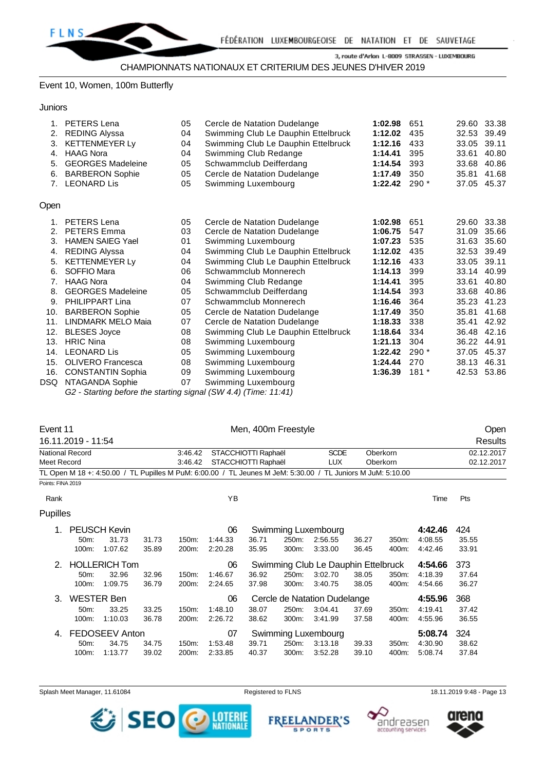CHAMPIONNATS NATIONAUX ET CRITERIUM DES JEUNES D'HIVER 2019

## Event 10, Women, 100m Butterfly

### Juniors

| Rank | Name | YB | Club | Time | Pts | 50m | 100m |
|---|---|---|---|---|---|---|---|
| 1. | PETERS Lena | 05 | Cercle de Natation Dudelange | **1:02.98** | 651 | 29.60 | 33.38 |
| 2. | REDING Alyssa | 04 | Swimming Club Le Dauphin Ettelbruck | **1:12.02** | 435 | 32.53 | 39.49 |
| 3. | KETTENMEYER Ly | 04 | Swimming Club Le Dauphin Ettelbruck | **1:12.16** | 433 | 33.05 | 39.11 |
| 4. | HAAG Nora | 04 | Swimming Club Redange | **1:14.41** | 395 | 33.61 | 40.80 |
| 5. | GEORGES Madeleine | 05 | Schwammclub Deifferdang | **1:14.54** | 393 | 33.68 | 40.86 |
| 6. | BARBERON Sophie | 05 | Cercle de Natation Dudelange | **1:17.49** | 350 | 35.81 | 41.68 |
| 7. | LEONARD Lis | 05 | Swimming Luxembourg | **1:22.42** | 290 * | 37.05 | 45.37 |

### Open

| Rank | Name | YB | Club | Time | Pts | 50m | 100m |
|---|---|---|---|---|---|---|---|
| 1. | PETERS Lena | 05 | Cercle de Natation Dudelange | **1:02.98** | 651 | 29.60 | 33.38 |
| 2. | PETERS Emma | 03 | Cercle de Natation Dudelange | **1:06.75** | 547 | 31.09 | 35.66 |
| 3. | HAMEN SAIEG Yael | 01 | Swimming Luxembourg | **1:07.23** | 535 | 31.63 | 35.60 |
| 4. | REDING Alyssa | 04 | Swimming Club Le Dauphin Ettelbruck | **1:12.02** | 435 | 32.53 | 39.49 |
| 5. | KETTENMEYER Ly | 04 | Swimming Club Le Dauphin Ettelbruck | **1:12.16** | 433 | 33.05 | 39.11 |
| 6. | SOFFIO Mara | 06 | Schwammclub Monnerech | **1:14.13** | 399 | 33.14 | 40.99 |
| 7. | HAAG Nora | 04 | Swimming Club Redange | **1:14.41** | 395 | 33.61 | 40.80 |
| 8. | GEORGES Madeleine | 05 | Schwammclub Deifferdang | **1:14.54** | 393 | 33.68 | 40.86 |
| 9. | PHILIPPART Lina | 07 | Schwammclub Monnerech | **1:16.46** | 364 | 35.23 | 41.23 |
| 10. | BARBERON Sophie | 05 | Cercle de Natation Dudelange | **1:17.49** | 350 | 35.81 | 41.68 |
| 11. | LINDMARK MELO Maia | 07 | Cercle de Natation Dudelange | **1:18.33** | 338 | 35.41 | 42.92 |
| 12. | BLESES Joyce | 08 | Swimming Club Le Dauphin Ettelbruck | **1:18.64** | 334 | 36.48 | 42.16 |
| 13. | HRIC Nina | 08 | Swimming Luxembourg | **1:21.13** | 304 | 36.22 | 44.91 |
| 14. | LEONARD Lis | 05 | Swimming Luxembourg | **1:22.42** | 290 * | 37.05 | 45.37 |
| 15. | OLIVERO Francesca | 08 | Swimming Luxembourg | **1:24.44** | 270 | 38.13 | 46.31 |
| 16. | CONSTANTIN Sophia | 09 | Swimming Luxembourg | **1:36.39** | 181 * | 42.53 | 53.86 |
| DSQ | NTAGANDA Sophie | 07 | Swimming Luxembourg | | | | |

*G2 - Starting before the starting signal (SW 4.4) (Time: 11:41)*

## Event 11 — Men, 400m Freestyle — Open

16.11.2019 - 11:54 — Results

| | Time | Name | Club | City | Date |
|---|---|---|---|---|---|
| National Record | 3:46.42 | STACCHIOTTI Raphaël | SCDE | Oberkorn | 02.12.2017 |
| Meet Record | 3:46.42 | STACCHIOTTI Raphaël | LUX | Oberkorn | 02.12.2017 |

TL Open M 18 +: 4:50.00 / TL Pupilles M PuM: 6:00.00 / TL Jeunes M JeM: 5:30.00 / TL Juniors M JuM: 5:10.00

Points: FINA 2019

### Pupilles

| Rank | Name | YB | Club | Time | Pts |
|---|---|---|---|---|---|
| 1. | PEUSCH Kevin | 06 | Swimming Luxembourg | **4:42.46** | 424 |
| 2. | HOLLERICH Tom | 06 | Swimming Club Le Dauphin Ettelbruck | **4:54.66** | 373 |
| 3. | WESTER Ben | 06 | Cercle de Natation Dudelange | **4:55.96** | 368 |
| 4. | FEDOSEEV Anton | 07 | Swimming Luxembourg | **5:08.74** | 324 |

Splits:

| Name | 50m | | 100m | | 150m | | 200m | | 250m | | 300m | | 350m | | 400m | |
|---|---|---|---|---|---|---|---|---|---|---|---|---|---|---|---|---|
| PEUSCH Kevin | 31.73 | 31.73 | 1:07.62 | 35.89 | 1:44.33 | 36.71 | 2:20.28 | 35.95 | 2:56.55 | 36.27 | 3:33.00 | 36.45 | 4:08.55 | 35.55 | 4:42.46 | 33.91 |
| HOLLERICH Tom | 32.96 | 32.96 | 1:09.75 | 36.79 | 1:46.67 | 36.92 | 2:24.65 | 37.98 | 3:02.70 | 38.05 | 3:40.75 | 38.05 | 4:18.39 | 37.64 | 4:54.66 | 36.27 |
| WESTER Ben | 33.25 | 33.25 | 1:10.03 | 36.78 | 1:48.10 | 38.07 | 2:26.72 | 38.62 | 3:04.41 | 37.69 | 3:41.99 | 37.58 | 4:19.41 | 37.42 | 4:55.96 | 36.55 |
| FEDOSEEV Anton | 34.75 | 34.75 | 1:13.77 | 39.02 | 1:53.48 | 39.71 | 2:33.85 | 40.37 | 3:13.18 | 39.33 | 3:52.28 | 39.10 | 4:30.90 | 38.62 | 5:08.74 | 37.84 |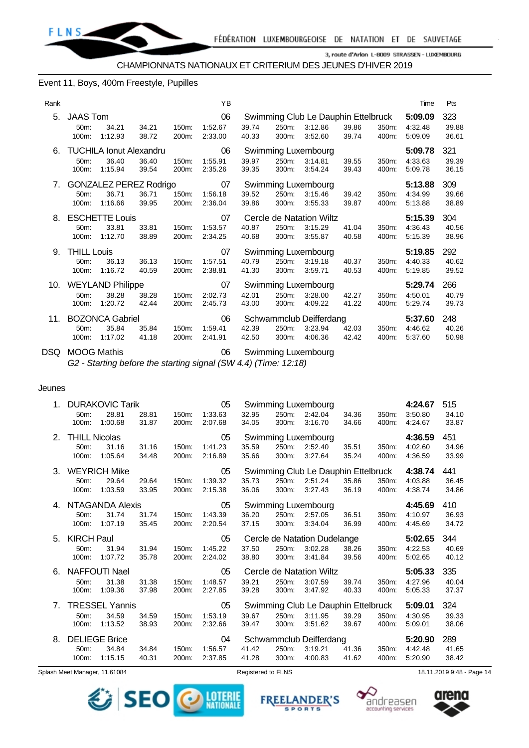CHAMPIONNATS NATIONAUX ET CRITERIUM DES JEUNES D'HIVER 2019

## Event 11, Boys, 400m Freestyle, Pupilles

| Rank | Name | YB | Club | Time | Pts |
|---|---|---|---|---|---|
| 5. | JAAS Tom | 06 | Swimming Club Le Dauphin Ettelbruck | **5:09.09** | 323 |
| | 50m: 34.21 34.21 / 100m: 1:12.93 38.72 / 150m: 1:52.67 39.74 / 200m: 2:33.00 40.33 / 250m: 3:12.86 39.86 / 300m: 3:52.60 39.74 / 350m: 4:32.48 39.88 / 400m: 5:09.09 36.61 | | | | |
| 6. | TUCHILA Ionut Alexandru | 06 | Swimming Luxembourg | **5:09.78** | 321 |
| | 50m: 36.40 36.40 / 100m: 1:15.94 39.54 / 150m: 1:55.91 39.97 / 200m: 2:35.26 39.35 / 250m: 3:14.81 39.55 / 300m: 3:54.24 39.43 / 350m: 4:33.63 39.39 / 400m: 5:09.78 36.15 | | | | |
| 7. | GONZALEZ PEREZ Rodrigo | 07 | Swimming Luxembourg | **5:13.88** | 309 |
| | 50m: 36.71 36.71 / 100m: 1:16.66 39.95 / 150m: 1:56.18 39.52 / 200m: 2:36.04 39.86 / 250m: 3:15.46 39.42 / 300m: 3:55.33 39.87 / 350m: 4:34.99 39.66 / 400m: 5:13.88 38.89 | | | | |
| 8. | ESCHETTE Louis | 07 | Cercle de Natation Wiltz | **5:15.39** | 304 |
| | 50m: 33.81 33.81 / 100m: 1:12.70 38.89 / 150m: 1:53.57 40.87 / 200m: 2:34.25 40.68 / 250m: 3:15.29 41.04 / 300m: 3:55.87 40.58 / 350m: 4:36.43 40.56 / 400m: 5:15.39 38.96 | | | | |
| 9. | THILL Louis | 07 | Swimming Luxembourg | **5:19.85** | 292 |
| | 50m: 36.13 36.13 / 100m: 1:16.72 40.59 / 150m: 1:57.51 40.79 / 200m: 2:38.81 41.30 / 250m: 3:19.18 40.37 / 300m: 3:59.71 40.53 / 350m: 4:40.33 40.62 / 400m: 5:19.85 39.52 | | | | |
| 10. | WEYLAND Philippe | 07 | Swimming Luxembourg | **5:29.74** | 266 |
| | 50m: 38.28 38.28 / 100m: 1:20.72 42.44 / 150m: 2:02.73 42.01 / 200m: 2:45.73 43.00 / 250m: 3:28.00 42.27 / 300m: 4:09.22 41.22 / 350m: 4:50.01 40.79 / 400m: 5:29.74 39.73 | | | | |
| 11. | BOZONCA Gabriel | 06 | Schwammclub Deifferdang | **5:37.60** | 248 |
| | 50m: 35.84 35.84 / 100m: 1:17.02 41.18 / 150m: 1:59.41 42.39 / 200m: 2:41.91 42.50 / 250m: 3:23.94 42.03 / 300m: 4:06.36 42.42 / 350m: 4:46.62 40.26 / 400m: 5:37.60 50.98 | | | | |
| DSQ | MOOG Mathis | 06 | Swimming Luxembourg | | |
| | *G2 - Starting before the starting signal (SW 4.4) (Time: 12:18)* | | | | |

### Jeunes

| Rank | Name | YB | Club | Time | Pts |
|---|---|---|---|---|---|
| 1. | DURAKOVIC Tarik | 05 | Swimming Luxembourg | **4:24.67** | 515 |
| | 50m: 28.81 28.81 / 100m: 1:00.68 31.87 / 150m: 1:33.63 32.95 / 200m: 2:07.68 34.05 / 250m: 2:42.04 34.36 / 300m: 3:16.70 34.66 / 350m: 3:50.80 34.10 / 400m: 4:24.67 33.87 | | | | |
| 2. | THILL Nicolas | 05 | Swimming Luxembourg | **4:36.59** | 451 |
| | 50m: 31.16 31.16 / 100m: 1:05.64 34.48 / 150m: 1:41.23 35.59 / 200m: 2:16.89 35.66 / 250m: 2:52.40 35.51 / 300m: 3:27.64 35.24 / 350m: 4:02.60 34.96 / 400m: 4:36.59 33.99 | | | | |
| 3. | WEYRICH Mike | 05 | Swimming Club Le Dauphin Ettelbruck | **4:38.74** | 441 |
| | 50m: 29.64 29.64 / 100m: 1:03.59 33.95 / 150m: 1:39.32 35.73 / 200m: 2:15.38 36.06 / 250m: 2:51.24 35.86 / 300m: 3:27.43 36.19 / 350m: 4:03.88 36.45 / 400m: 4:38.74 34.86 | | | | |
| 4. | NTAGANDA Alexis | 05 | Swimming Luxembourg | **4:45.69** | 410 |
| | 50m: 31.74 31.74 / 100m: 1:07.19 35.45 / 150m: 1:43.39 36.20 / 200m: 2:20.54 37.15 / 250m: 2:57.05 36.51 / 300m: 3:34.04 36.99 / 350m: 4:10.97 36.93 / 400m: 4:45.69 34.72 | | | | |
| 5. | KIRCH Paul | 05 | Cercle de Natation Dudelange | **5:02.65** | 344 |
| | 50m: 31.94 31.94 / 100m: 1:07.72 35.78 / 150m: 1:45.22 37.50 / 200m: 2:24.02 38.80 / 250m: 3:02.28 38.26 / 300m: 3:41.84 39.56 / 350m: 4:22.53 40.69 / 400m: 5:02.65 40.12 | | | | |
| 6. | NAFFOUTI Nael | 05 | Cercle de Natation Wiltz | **5:05.33** | 335 |
| | 50m: 31.38 31.38 / 100m: 1:09.36 37.98 / 150m: 1:48.57 39.21 / 200m: 2:27.85 39.28 / 250m: 3:07.59 39.74 / 300m: 3:47.92 40.33 / 350m: 4:27.96 40.04 / 400m: 5:05.33 37.37 | | | | |
| 7. | TRESSEL Yannis | 05 | Swimming Club Le Dauphin Ettelbruck | **5:09.01** | 324 |
| | 50m: 34.59 34.59 / 100m: 1:13.52 38.93 / 150m: 1:53.19 39.67 / 200m: 2:32.66 39.47 / 250m: 3:11.95 39.29 / 300m: 3:51.62 39.67 / 350m: 4:30.95 39.33 / 400m: 5:09.01 38.06 | | | | |
| 8. | DELIEGE Brice | 04 | Schwammclub Deifferdang | **5:20.90** | 289 |
| | 50m: 34.84 34.84 / 100m: 1:15.15 40.31 / 150m: 1:56.57 41.42 / 200m: 2:37.85 41.28 / 250m: 3:19.21 41.36 / 300m: 4:00.83 41.62 / 350m: 4:42.48 41.65 / 400m: 5:20.90 38.42 | | | | |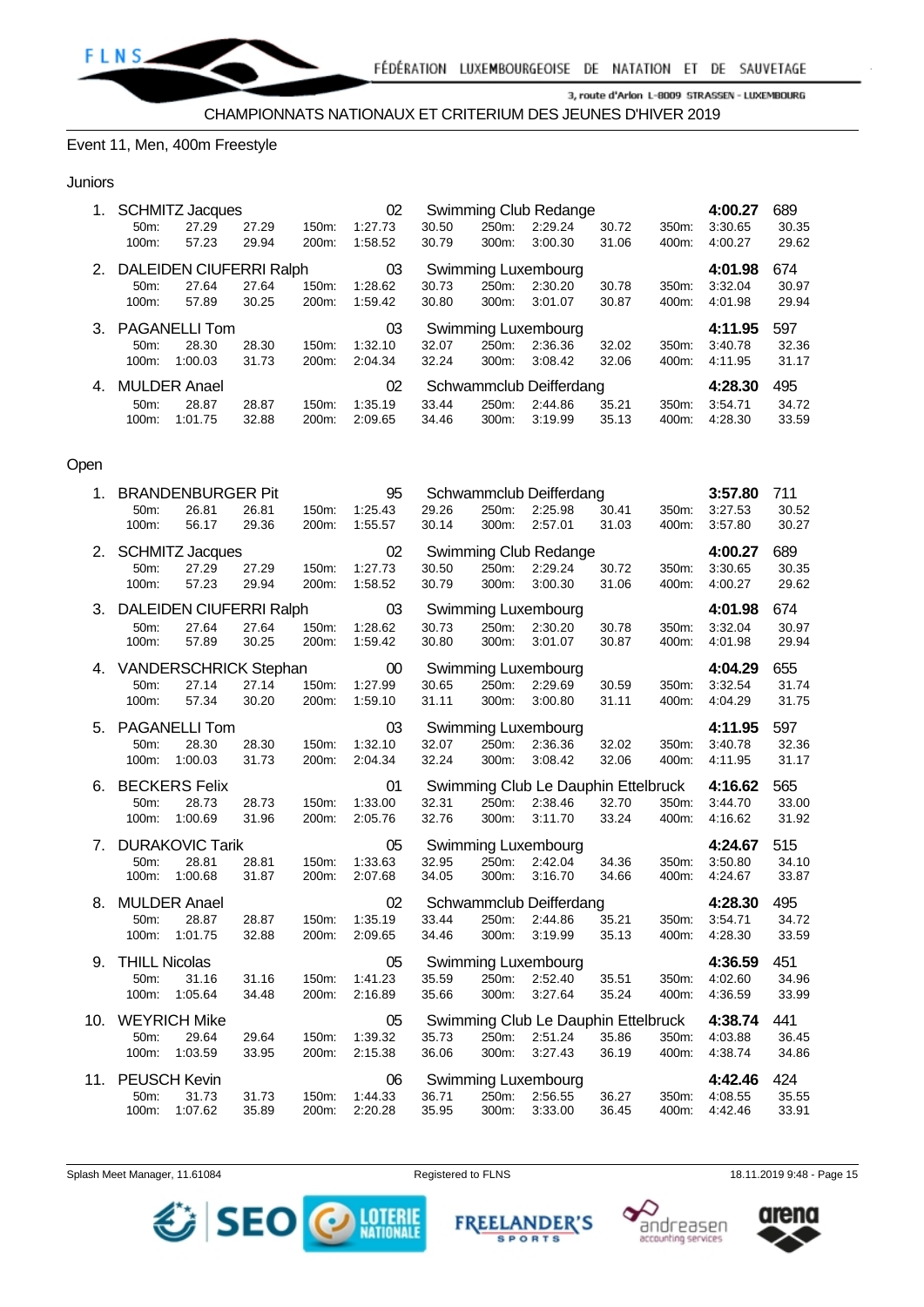CHAMPIONNATS NATIONAUX ET CRITERIUM DES JEUNES D'HIVER 2019

Event 11, Men, 400m Freestyle

Juniors

| Place | Name | YB | Club | Time | Points |
|---|---|---|---|---|---|
| 1. | SCHMITZ Jacques | 02 | Swimming Club Redange | 4:00.27 | 689 |
| | 50m: 27.29 27.29 · 100m: 57.23 29.94 · 150m: 1:27.73 30.50 · 200m: 1:58.52 30.79 · 250m: 2:29.24 30.72 · 300m: 3:00.30 31.06 · 350m: 3:30.65 30.35 · 400m: 4:00.27 29.62 | | | | |
| 2. | DALEIDEN CIUFERRI Ralph | 03 | Swimming Luxembourg | 4:01.98 | 674 |
| | 50m: 27.64 27.64 · 100m: 57.89 30.25 · 150m: 1:28.62 30.73 · 200m: 1:59.42 30.80 · 250m: 2:30.20 30.78 · 300m: 3:01.07 30.87 · 350m: 3:32.04 30.97 · 400m: 4:01.98 29.94 | | | | |
| 3. | PAGANELLI Tom | 03 | Swimming Luxembourg | 4:11.95 | 597 |
| | 50m: 28.30 28.30 · 100m: 1:00.03 31.73 · 150m: 1:32.10 32.07 · 200m: 2:04.34 32.24 · 250m: 2:36.36 32.02 · 300m: 3:08.42 32.06 · 350m: 3:40.78 32.36 · 400m: 4:11.95 31.17 | | | | |
| 4. | MULDER Anael | 02 | Schwammclub Deifferdang | 4:28.30 | 495 |
| | 50m: 28.87 28.87 · 100m: 1:01.75 32.88 · 150m: 1:35.19 33.44 · 200m: 2:09.65 34.46 · 250m: 2:44.86 35.21 · 300m: 3:19.99 35.13 · 350m: 3:54.71 34.72 · 400m: 4:28.30 33.59 | | | | |

Open

| Place | Name | YB | Club | Time | Points |
|---|---|---|---|---|---|
| 1. | BRANDENBURGER Pit | 95 | Schwammclub Deifferdang | 3:57.80 | 711 |
| | 50m: 26.81 26.81 · 100m: 56.17 29.36 · 150m: 1:25.43 29.26 · 200m: 1:55.57 30.14 · 250m: 2:25.98 30.41 · 300m: 2:57.01 31.03 · 350m: 3:27.53 30.52 · 400m: 3:57.80 30.27 | | | | |
| 2. | SCHMITZ Jacques | 02 | Swimming Club Redange | 4:00.27 | 689 |
| | 50m: 27.29 27.29 · 100m: 57.23 29.94 · 150m: 1:27.73 30.50 · 200m: 1:58.52 30.79 · 250m: 2:29.24 30.72 · 300m: 3:00.30 31.06 · 350m: 3:30.65 30.35 · 400m: 4:00.27 29.62 | | | | |
| 3. | DALEIDEN CIUFERRI Ralph | 03 | Swimming Luxembourg | 4:01.98 | 674 |
| | 50m: 27.64 27.64 · 100m: 57.89 30.25 · 150m: 1:28.62 30.73 · 200m: 1:59.42 30.80 · 250m: 2:30.20 30.78 · 300m: 3:01.07 30.87 · 350m: 3:32.04 30.97 · 400m: 4:01.98 29.94 | | | | |
| 4. | VANDERSCHRICK Stephan | 00 | Swimming Luxembourg | 4:04.29 | 655 |
| | 50m: 27.14 27.14 · 100m: 57.34 30.20 · 150m: 1:27.99 30.65 · 200m: 1:59.10 31.11 · 250m: 2:29.69 30.59 · 300m: 3:00.80 31.11 · 350m: 3:32.54 31.74 · 400m: 4:04.29 31.75 | | | | |
| 5. | PAGANELLI Tom | 03 | Swimming Luxembourg | 4:11.95 | 597 |
| | 50m: 28.30 28.30 · 100m: 1:00.03 31.73 · 150m: 1:32.10 32.07 · 200m: 2:04.34 32.24 · 250m: 2:36.36 32.02 · 300m: 3:08.42 32.06 · 350m: 3:40.78 32.36 · 400m: 4:11.95 31.17 | | | | |
| 6. | BECKERS Felix | 01 | Swimming Club Le Dauphin Ettelbruck | 4:16.62 | 565 |
| | 50m: 28.73 28.73 · 100m: 1:00.69 31.96 · 150m: 1:33.00 32.31 · 200m: 2:05.76 32.76 · 250m: 2:38.46 32.70 · 300m: 3:11.70 33.24 · 350m: 3:44.70 33.00 · 400m: 4:16.62 31.92 | | | | |
| 7. | DURAKOVIC Tarik | 05 | Swimming Luxembourg | 4:24.67 | 515 |
| | 50m: 28.81 28.81 · 100m: 1:00.68 31.87 · 150m: 1:33.63 32.95 · 200m: 2:07.68 34.05 · 250m: 2:42.04 34.36 · 300m: 3:16.70 34.66 · 350m: 3:50.80 34.10 · 400m: 4:24.67 33.87 | | | | |
| 8. | MULDER Anael | 02 | Schwammclub Deifferdang | 4:28.30 | 495 |
| | 50m: 28.87 28.87 · 100m: 1:01.75 32.88 · 150m: 1:35.19 33.44 · 200m: 2:09.65 34.46 · 250m: 2:44.86 35.21 · 300m: 3:19.99 35.13 · 350m: 3:54.71 34.72 · 400m: 4:28.30 33.59 | | | | |
| 9. | THILL Nicolas | 05 | Swimming Luxembourg | 4:36.59 | 451 |
| | 50m: 31.16 31.16 · 100m: 1:05.64 34.48 · 150m: 1:41.23 35.59 · 200m: 2:16.89 35.66 · 250m: 2:52.40 35.51 · 300m: 3:27.64 35.24 · 350m: 4:02.60 34.96 · 400m: 4:36.59 33.99 | | | | |
| 10. | WEYRICH Mike | 05 | Swimming Club Le Dauphin Ettelbruck | 4:38.74 | 441 |
| | 50m: 29.64 29.64 · 100m: 1:03.59 33.95 · 150m: 1:39.32 35.73 · 200m: 2:15.38 36.06 · 250m: 2:51.24 35.86 · 300m: 3:27.43 36.19 · 350m: 4:03.88 36.45 · 400m: 4:38.74 34.86 | | | | |
| 11. | PEUSCH Kevin | 06 | Swimming Luxembourg | 4:42.46 | 424 |
| | 50m: 31.73 31.73 · 100m: 1:07.62 35.89 · 150m: 1:44.33 36.71 · 200m: 2:20.28 35.95 · 250m: 2:56.55 36.27 · 300m: 3:33.00 36.45 · 350m: 4:08.55 35.55 · 400m: 4:42.46 33.91 | | | | |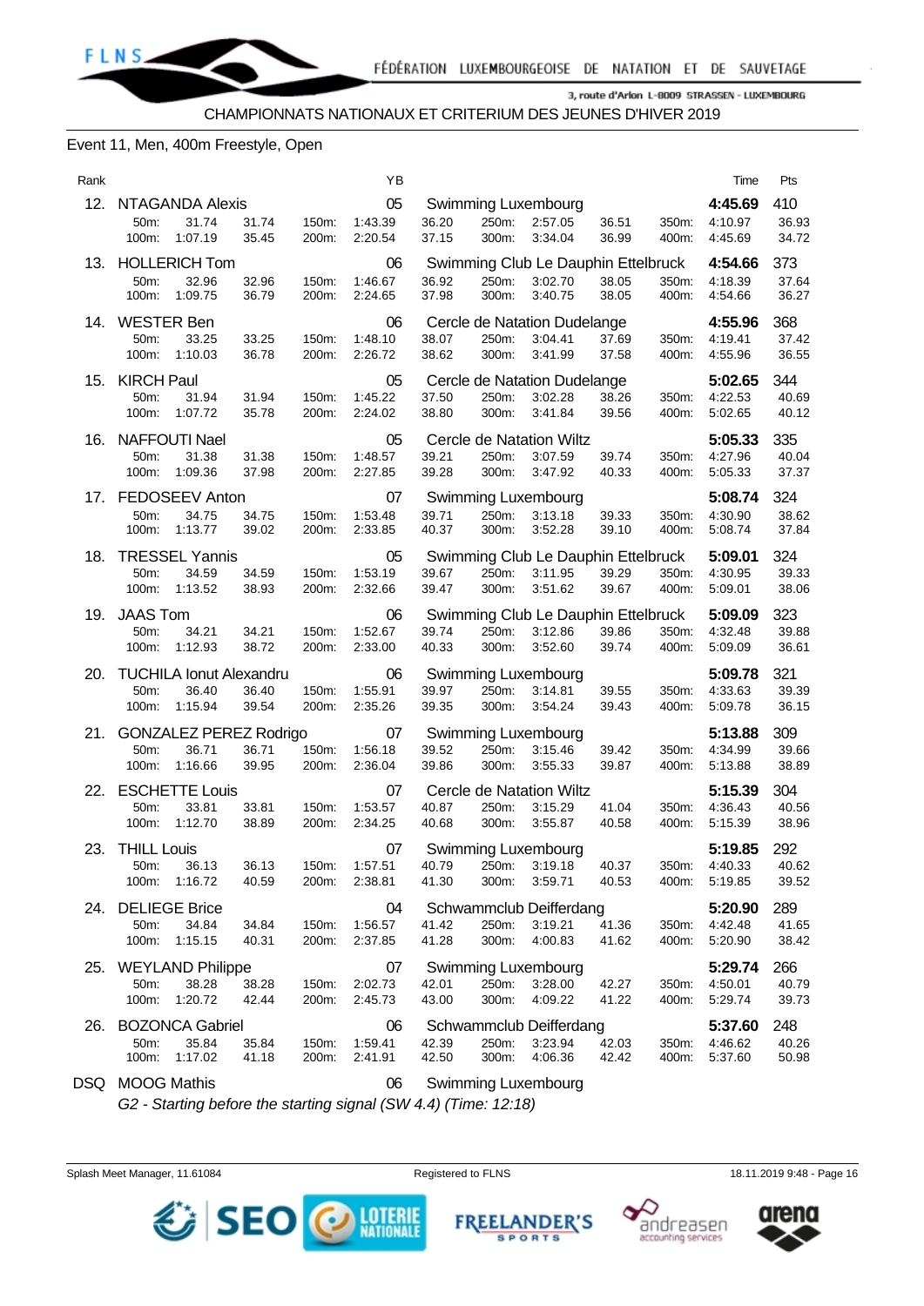CHAMPIONNATS NATIONAUX ET CRITERIUM DES JEUNES D'HIVER 2019

## Event 11, Men, 400m Freestyle, Open

| Rank | Name | YB | Club | Time | Pts |
|---|---|---|---|---|---|
| 12. | NTAGANDA Alexis | 05 | Swimming Luxembourg | 4:45.69 | 410 |
| | 50m: 31.74 31.74 · 150m: 1:43.39 36.20 · 250m: 2:57.05 36.51 · 350m: 4:10.97 36.93 | | | | |
| | 100m: 1:07.19 35.45 · 200m: 2:20.54 37.15 · 300m: 3:34.04 36.99 · 400m: 4:45.69 34.72 | | | | |
| 13. | HOLLERICH Tom | 06 | Swimming Club Le Dauphin Ettelbruck | 4:54.66 | 373 |
| | 50m: 32.96 32.96 · 150m: 1:46.67 36.92 · 250m: 3:02.70 38.05 · 350m: 4:18.39 37.64 | | | | |
| | 100m: 1:09.75 36.79 · 200m: 2:24.65 37.98 · 300m: 3:40.75 38.05 · 400m: 4:54.66 36.27 | | | | |
| 14. | WESTER Ben | 06 | Cercle de Natation Dudelange | 4:55.96 | 368 |
| | 50m: 33.25 33.25 · 150m: 1:48.10 38.07 · 250m: 3:04.41 37.69 · 350m: 4:19.41 37.42 | | | | |
| | 100m: 1:10.03 36.78 · 200m: 2:26.72 38.62 · 300m: 3:41.99 37.58 · 400m: 4:55.96 36.55 | | | | |
| 15. | KIRCH Paul | 05 | Cercle de Natation Dudelange | 5:02.65 | 344 |
| | 50m: 31.94 31.94 · 150m: 1:45.22 37.50 · 250m: 3:02.28 38.26 · 350m: 4:22.53 40.69 | | | | |
| | 100m: 1:07.72 35.78 · 200m: 2:24.02 38.80 · 300m: 3:41.84 39.56 · 400m: 5:02.65 40.12 | | | | |
| 16. | NAFFOUTI Nael | 05 | Cercle de Natation Wiltz | 5:05.33 | 335 |
| | 50m: 31.38 31.38 · 150m: 1:48.57 39.21 · 250m: 3:07.59 39.74 · 350m: 4:27.96 40.04 | | | | |
| | 100m: 1:09.36 37.98 · 200m: 2:27.85 39.28 · 300m: 3:47.92 40.33 · 400m: 5:05.33 37.37 | | | | |
| 17. | FEDOSEEV Anton | 07 | Swimming Luxembourg | 5:08.74 | 324 |
| | 50m: 34.75 34.75 · 150m: 1:53.48 39.71 · 250m: 3:13.18 39.33 · 350m: 4:30.90 38.62 | | | | |
| | 100m: 1:13.77 39.02 · 200m: 2:33.85 40.37 · 300m: 3:52.28 39.10 · 400m: 5:08.74 37.84 | | | | |
| 18. | TRESSEL Yannis | 05 | Swimming Club Le Dauphin Ettelbruck | 5:09.01 | 324 |
| | 50m: 34.59 34.59 · 150m: 1:53.19 39.67 · 250m: 3:11.95 39.29 · 350m: 4:30.95 39.33 | | | | |
| | 100m: 1:13.52 38.93 · 200m: 2:32.66 39.47 · 300m: 3:51.62 39.67 · 400m: 5:09.01 38.06 | | | | |
| 19. | JAAS Tom | 06 | Swimming Club Le Dauphin Ettelbruck | 5:09.09 | 323 |
| | 50m: 34.21 34.21 · 150m: 1:52.67 39.74 · 250m: 3:12.86 39.86 · 350m: 4:32.48 39.88 | | | | |
| | 100m: 1:12.93 38.72 · 200m: 2:33.00 40.33 · 300m: 3:52.60 39.74 · 400m: 5:09.09 36.61 | | | | |
| 20. | TUCHILA Ionut Alexandru | 06 | Swimming Luxembourg | 5:09.78 | 321 |
| | 50m: 36.40 36.40 · 150m: 1:55.91 39.97 · 250m: 3:14.81 39.55 · 350m: 4:33.63 39.39 | | | | |
| | 100m: 1:15.94 39.54 · 200m: 2:35.26 39.35 · 300m: 3:54.24 39.43 · 400m: 5:09.78 36.15 | | | | |
| 21. | GONZALEZ PEREZ Rodrigo | 07 | Swimming Luxembourg | 5:13.88 | 309 |
| | 50m: 36.71 36.71 · 150m: 1:56.18 39.52 · 250m: 3:15.46 39.42 · 350m: 4:34.99 39.66 | | | | |
| | 100m: 1:16.66 39.95 · 200m: 2:36.04 39.86 · 300m: 3:55.33 39.87 · 400m: 5:13.88 38.89 | | | | |
| 22. | ESCHETTE Louis | 07 | Cercle de Natation Wiltz | 5:15.39 | 304 |
| | 50m: 33.81 33.81 · 150m: 1:53.57 40.87 · 250m: 3:15.29 41.04 · 350m: 4:36.43 40.56 | | | | |
| | 100m: 1:12.70 38.89 · 200m: 2:34.25 40.68 · 300m: 3:55.87 40.58 · 400m: 5:15.39 38.96 | | | | |
| 23. | THILL Louis | 07 | Swimming Luxembourg | 5:19.85 | 292 |
| | 50m: 36.13 36.13 · 150m: 1:57.51 40.79 · 250m: 3:19.18 40.37 · 350m: 4:40.33 40.62 | | | | |
| | 100m: 1:16.72 40.59 · 200m: 2:38.81 41.30 · 300m: 3:59.71 40.53 · 400m: 5:19.85 39.52 | | | | |
| 24. | DELIEGE Brice | 04 | Schwammclub Deifferdang | 5:20.90 | 289 |
| | 50m: 34.84 34.84 · 150m: 1:56.57 41.42 · 250m: 3:19.21 41.36 · 350m: 4:42.48 41.65 | | | | |
| | 100m: 1:15.15 40.31 · 200m: 2:37.85 41.28 · 300m: 4:00.83 41.62 · 400m: 5:20.90 38.42 | | | | |
| 25. | WEYLAND Philippe | 07 | Swimming Luxembourg | 5:29.74 | 266 |
| | 50m: 38.28 38.28 · 150m: 2:02.73 42.01 · 250m: 3:28.00 42.27 · 350m: 4:50.01 40.79 | | | | |
| | 100m: 1:20.72 42.44 · 200m: 2:45.73 43.00 · 300m: 4:09.22 41.22 · 400m: 5:29.74 39.73 | | | | |
| 26. | BOZONCA Gabriel | 06 | Schwammclub Deifferdang | 5:37.60 | 248 |
| | 50m: 35.84 35.84 · 150m: 1:59.41 42.39 · 250m: 3:23.94 42.03 · 350m: 4:46.62 40.26 | | | | |
| | 100m: 1:17.02 41.18 · 200m: 2:41.91 42.50 · 300m: 4:06.36 42.42 · 400m: 5:37.60 50.98 | | | | |
| DSQ | MOOG Mathis | 06 | Swimming Luxembourg | | |

*G2 - Starting before the starting signal (SW 4.4) (Time: 12:18)*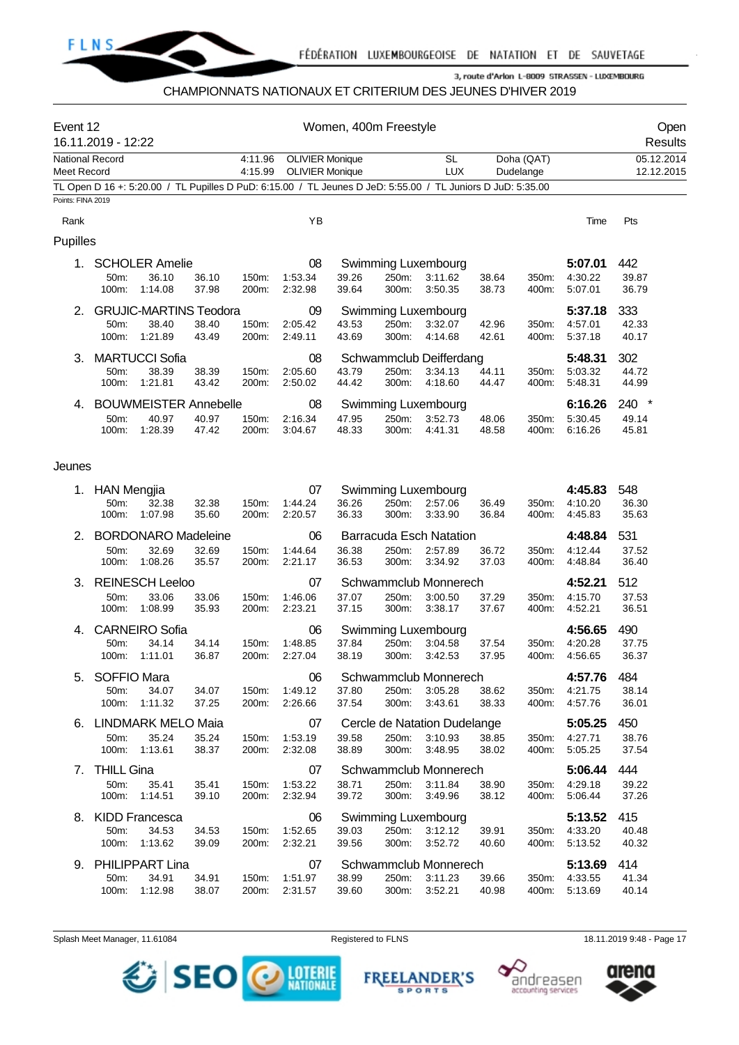CHAMPIONNATS NATIONAUX ET CRITERIUM DES JEUNES D'HIVER 2019

**Event 12** — Women, 400m Freestyle — Open

16.11.2019 - 12:22 — Results

| | | | | | |
|---|---|---|---|---|---|
| National Record | 4:11.96 | OLIVIER Monique | SL | Doha (QAT) | 05.12.2014 |
| Meet Record | 4:15.99 | OLIVIER Monique | LUX | Dudelange | 12.12.2015 |

TL Open D 16 +: 5:20.00 / TL Pupilles D PuD: 6:15.00 / TL Jeunes D JeD: 5:55.00 / TL Juniors D JuD: 5:35.00

Points: FINA 2019

## Pupilles

| Rank | Name | YB | Club | Time | Pts |
|---|---|---|---|---|---|
| 1. | SCHOLER Amelie | 08 | Swimming Luxembourg | **5:07.01** | 442 |
| | 50m: 36.10 36.10 / 100m: 1:14.08 37.98 | 150m: 1:53.34 39.26 / 200m: 2:32.98 39.64 | 250m: 3:11.62 38.64 / 300m: 3:50.35 38.73 | 350m: 4:30.22 39.87 / 400m: 5:07.01 36.79 | |
| 2. | GRUJIC-MARTINS Teodora | 09 | Swimming Luxembourg | **5:37.18** | 333 |
| | 50m: 38.40 38.40 / 100m: 1:21.89 43.49 | 150m: 2:05.42 43.53 / 200m: 2:49.11 43.69 | 250m: 3:32.07 42.96 / 300m: 4:14.68 42.61 | 350m: 4:57.01 42.33 / 400m: 5:37.18 40.17 | |
| 3. | MARTUCCI Sofia | 08 | Schwammclub Deifferdang | **5:48.31** | 302 |
| | 50m: 38.39 38.39 / 100m: 1:21.81 43.42 | 150m: 2:05.60 43.79 / 200m: 2:50.02 44.42 | 250m: 3:34.13 44.11 / 300m: 4:18.60 44.47 | 350m: 5:03.32 44.72 / 400m: 5:48.31 44.99 | |
| 4. | BOUWMEISTER Annebelle | 08 | Swimming Luxembourg | **6:16.26** | 240 * |
| | 50m: 40.97 40.97 / 100m: 1:28.39 47.42 | 150m: 2:16.34 47.95 / 200m: 3:04.67 48.33 | 250m: 3:52.73 48.06 / 300m: 4:41.31 48.58 | 350m: 5:30.45 49.14 / 400m: 6:16.26 45.81 | |

## Jeunes

| Rank | Name | YB | Club | Time | Pts |
|---|---|---|---|---|---|
| 1. | HAN Mengjia | 07 | Swimming Luxembourg | **4:45.83** | 548 |
| | 50m: 32.38 32.38 / 100m: 1:07.98 35.60 | 150m: 1:44.24 36.26 / 200m: 2:20.57 36.33 | 250m: 2:57.06 36.49 / 300m: 3:33.90 36.84 | 350m: 4:10.20 36.30 / 400m: 4:45.83 35.63 | |
| 2. | BORDONARO Madeleine | 06 | Barracuda Esch Natation | **4:48.84** | 531 |
| | 50m: 32.69 32.69 / 100m: 1:08.26 35.57 | 150m: 1:44.64 36.38 / 200m: 2:21.17 36.53 | 250m: 2:57.89 36.72 / 300m: 3:34.92 37.03 | 350m: 4:12.44 37.52 / 400m: 4:48.84 36.40 | |
| 3. | REINESCH Leeloo | 07 | Schwammclub Monnerech | **4:52.21** | 512 |
| | 50m: 33.06 33.06 / 100m: 1:08.99 35.93 | 150m: 1:46.06 37.07 / 200m: 2:23.21 37.15 | 250m: 3:00.50 37.29 / 300m: 3:38.17 37.67 | 350m: 4:15.70 37.53 / 400m: 4:52.21 36.51 | |
| 4. | CARNEIRO Sofia | 06 | Swimming Luxembourg | **4:56.65** | 490 |
| | 50m: 34.14 34.14 / 100m: 1:11.01 36.87 | 150m: 1:48.85 37.84 / 200m: 2:27.04 38.19 | 250m: 3:04.58 37.54 / 300m: 3:42.53 37.95 | 350m: 4:20.28 37.75 / 400m: 4:56.65 36.37 | |
| 5. | SOFFIO Mara | 06 | Schwammclub Monnerech | **4:57.76** | 484 |
| | 50m: 34.07 34.07 / 100m: 1:11.32 37.25 | 150m: 1:49.12 37.80 / 200m: 2:26.66 37.54 | 250m: 3:05.28 38.62 / 300m: 3:43.61 38.33 | 350m: 4:21.75 38.14 / 400m: 4:57.76 36.01 | |
| 6. | LINDMARK MELO Maia | 07 | Cercle de Natation Dudelange | **5:05.25** | 450 |
| | 50m: 35.24 35.24 / 100m: 1:13.61 38.37 | 150m: 1:53.19 39.58 / 200m: 2:32.08 38.89 | 250m: 3:10.93 38.85 / 300m: 3:48.95 38.02 | 350m: 4:27.71 38.76 / 400m: 5:05.25 37.54 | |
| 7. | THILL Gina | 07 | Schwammclub Monnerech | **5:06.44** | 444 |
| | 50m: 35.41 35.41 / 100m: 1:14.51 39.10 | 150m: 1:53.22 38.71 / 200m: 2:32.94 39.72 | 250m: 3:11.84 38.90 / 300m: 3:49.96 38.12 | 350m: 4:29.18 39.22 / 400m: 5:06.44 37.26 | |
| 8. | KIDD Francesca | 06 | Swimming Luxembourg | **5:13.52** | 415 |
| | 50m: 34.53 34.53 / 100m: 1:13.62 39.09 | 150m: 1:52.65 39.03 / 200m: 2:32.21 39.56 | 250m: 3:12.12 39.91 / 300m: 3:52.72 40.60 | 350m: 4:33.20 40.48 / 400m: 5:13.52 40.32 | |
| 9. | PHILIPPART Lina | 07 | Schwammclub Monnerech | **5:13.69** | 414 |
| | 50m: 34.91 34.91 / 100m: 1:12.98 38.07 | 150m: 1:51.97 38.99 / 200m: 2:31.57 39.60 | 250m: 3:11.23 39.66 / 300m: 3:52.21 40.98 | 350m: 4:33.55 41.34 / 400m: 5:13.69 40.14 | |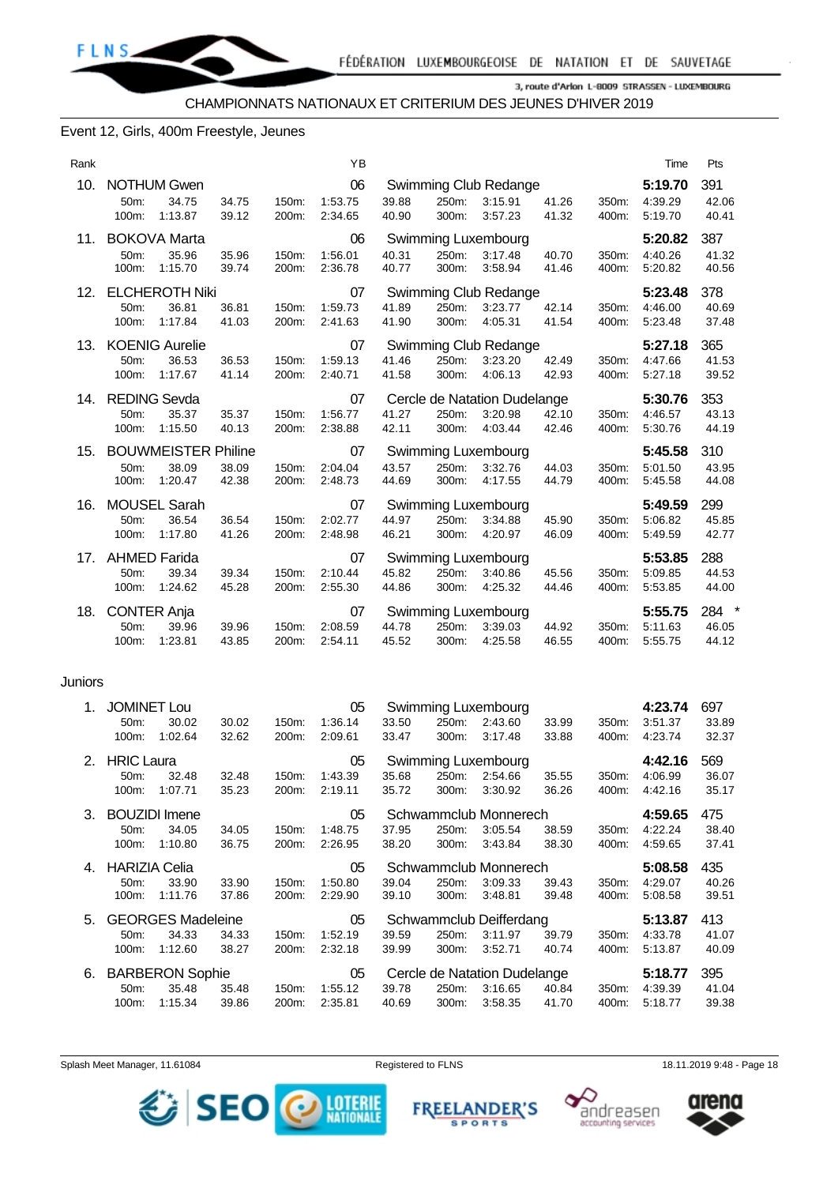CHAMPIONNATS NATIONAUX ET CRITERIUM DES JEUNES D'HIVER 2019

## Event 12, Girls, 400m Freestyle, Jeunes

| Rank | Name | YB | Club | Time | Pts |
|---|---|---|---|---|---|
| 10. | NOTHUM Gwen | 06 | Swimming Club Redange | 5:19.70 | 391 |
| | 50m: 34.75 (34.75) · 100m: 1:13.87 (39.12) · 150m: 1:53.75 (39.88) · 200m: 2:34.65 (40.90) · 250m: 3:15.91 (41.26) · 300m: 3:57.23 (41.32) · 350m: 4:39.29 (42.06) · 400m: 5:19.70 (40.41) | | | | |
| 11. | BOKOVA Marta | 06 | Swimming Luxembourg | 5:20.82 | 387 |
| | 50m: 35.96 (35.96) · 100m: 1:15.70 (39.74) · 150m: 1:56.01 (40.31) · 200m: 2:36.78 (40.77) · 250m: 3:17.48 (40.70) · 300m: 3:58.94 (41.46) · 350m: 4:40.26 (41.32) · 400m: 5:20.82 (40.56) | | | | |
| 12. | ELCHEROTH Niki | 07 | Swimming Club Redange | 5:23.48 | 378 |
| | 50m: 36.81 (36.81) · 100m: 1:17.84 (41.03) · 150m: 1:59.73 (41.89) · 200m: 2:41.63 (41.90) · 250m: 3:23.77 (42.14) · 300m: 4:05.31 (41.54) · 350m: 4:46.00 (40.69) · 400m: 5:23.48 (37.48) | | | | |
| 13. | KOENIG Aurelie | 07 | Swimming Club Redange | 5:27.18 | 365 |
| | 50m: 36.53 (36.53) · 100m: 1:17.67 (41.14) · 150m: 1:59.13 (41.46) · 200m: 2:40.71 (41.58) · 250m: 3:23.20 (42.49) · 300m: 4:06.13 (42.93) · 350m: 4:47.66 (41.53) · 400m: 5:27.18 (39.52) | | | | |
| 14. | REDING Sevda | 07 | Cercle de Natation Dudelange | 5:30.76 | 353 |
| | 50m: 35.37 (35.37) · 100m: 1:15.50 (40.13) · 150m: 1:56.77 (41.27) · 200m: 2:38.88 (42.11) · 250m: 3:20.98 (42.10) · 300m: 4:03.44 (42.46) · 350m: 4:46.57 (43.13) · 400m: 5:30.76 (44.19) | | | | |
| 15. | BOUWMEISTER Philine | 07 | Swimming Luxembourg | 5:45.58 | 310 |
| | 50m: 38.09 (38.09) · 100m: 1:20.47 (42.38) · 150m: 2:04.04 (43.57) · 200m: 2:48.73 (44.69) · 250m: 3:32.76 (44.03) · 300m: 4:17.55 (44.79) · 350m: 5:01.50 (43.95) · 400m: 5:45.58 (44.08) | | | | |
| 16. | MOUSEL Sarah | 07 | Swimming Luxembourg | 5:49.59 | 299 |
| | 50m: 36.54 (36.54) · 100m: 1:17.80 (41.26) · 150m: 2:02.77 (44.97) · 200m: 2:48.98 (46.21) · 250m: 3:34.88 (45.90) · 300m: 4:20.97 (46.09) · 350m: 5:06.82 (45.85) · 400m: 5:49.59 (42.77) | | | | |
| 17. | AHMED Farida | 07 | Swimming Luxembourg | 5:53.85 | 288 |
| | 50m: 39.34 (39.34) · 100m: 1:24.62 (45.28) · 150m: 2:10.44 (45.82) · 200m: 2:55.30 (44.86) · 250m: 3:40.86 (45.56) · 300m: 4:25.32 (44.46) · 350m: 5:09.85 (44.53) · 400m: 5:53.85 (44.00) | | | | |
| 18. | CONTER Anja | 07 | Swimming Luxembourg | 5:55.75 | 284 * |
| | 50m: 39.96 (39.96) · 100m: 1:23.81 (43.85) · 150m: 2:08.59 (44.78) · 200m: 2:54.11 (45.52) · 250m: 3:39.03 (44.92) · 300m: 4:25.58 (46.55) · 350m: 5:11.63 (46.05) · 400m: 5:55.75 (44.12) | | | | |

### Juniors

| Rank | Name | YB | Club | Time | Pts |
|---|---|---|---|---|---|
| 1. | JOMINET Lou | 05 | Swimming Luxembourg | 4:23.74 | 697 |
| | 50m: 30.02 (30.02) · 100m: 1:02.64 (32.62) · 150m: 1:36.14 (33.50) · 200m: 2:09.61 (33.47) · 250m: 2:43.60 (33.99) · 300m: 3:17.48 (33.88) · 350m: 3:51.37 (33.89) · 400m: 4:23.74 (32.37) | | | | |
| 2. | HRIC Laura | 05 | Swimming Luxembourg | 4:42.16 | 569 |
| | 50m: 32.48 (32.48) · 100m: 1:07.71 (35.23) · 150m: 1:43.39 (35.68) · 200m: 2:19.11 (35.72) · 250m: 2:54.66 (35.55) · 300m: 3:30.92 (36.26) · 350m: 4:06.99 (36.07) · 400m: 4:42.16 (35.17) | | | | |
| 3. | BOUZIDI Imene | 05 | Schwammclub Monnerech | 4:59.65 | 475 |
| | 50m: 34.05 (34.05) · 100m: 1:10.80 (36.75) · 150m: 1:48.75 (37.95) · 200m: 2:26.95 (38.20) · 250m: 3:05.54 (38.59) · 300m: 3:43.84 (38.30) · 350m: 4:22.24 (38.40) · 400m: 4:59.65 (37.41) | | | | |
| 4. | HARIZIA Celia | 05 | Schwammclub Monnerech | 5:08.58 | 435 |
| | 50m: 33.90 (33.90) · 100m: 1:11.76 (37.86) · 150m: 1:50.80 (39.04) · 200m: 2:29.90 (39.10) · 250m: 3:09.33 (39.43) · 300m: 3:48.81 (39.48) · 350m: 4:29.07 (40.26) · 400m: 5:08.58 (39.51) | | | | |
| 5. | GEORGES Madeleine | 05 | Schwammclub Deifferdang | 5:13.87 | 413 |
| | 50m: 34.33 (34.33) · 100m: 1:12.60 (38.27) · 150m: 1:52.19 (39.59) · 200m: 2:32.18 (39.99) · 250m: 3:11.97 (39.79) · 300m: 3:52.71 (40.74) · 350m: 4:33.78 (41.07) · 400m: 5:13.87 (40.09) | | | | |
| 6. | BARBERON Sophie | 05 | Cercle de Natation Dudelange | 5:18.77 | 395 |
| | 50m: 35.48 (35.48) · 100m: 1:15.34 (39.86) · 150m: 1:55.12 (39.78) · 200m: 2:35.81 (40.69) · 250m: 3:16.65 (40.84) · 300m: 3:58.35 (41.70) · 350m: 4:39.39 (41.04) · 400m: 5:18.77 (39.38) | | | | |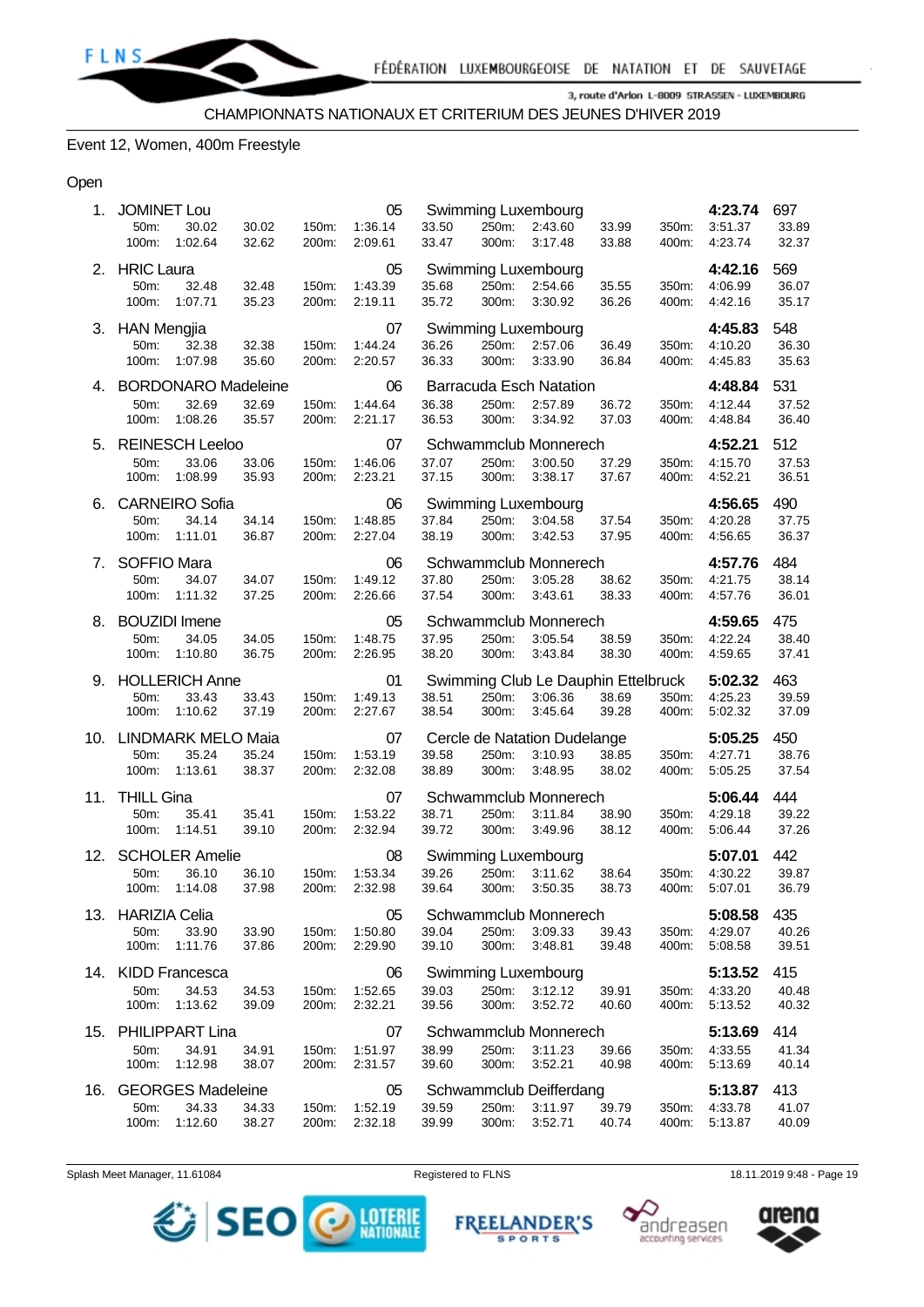CHAMPIONNATS NATIONAUX ET CRITERIUM DES JEUNES D'HIVER 2019

## Event 12, Women, 400m Freestyle

### Open

| Rank | Name | YB | Club | Time | Points |
|---|---|---|---|---|---|
| 1. | JOMINET Lou | 05 | Swimming Luxembourg | 4:23.74 | 697 |
| | 50m: 30.02 30.02 · 100m: 1:02.64 32.62 · 150m: 1:36.14 33.50 · 200m: 2:09.61 33.47 · 250m: 2:43.60 33.99 · 300m: 3:17.48 33.88 · 350m: 3:51.37 33.89 · 400m: 4:23.74 32.37 | | | | |
| 2. | HRIC Laura | 05 | Swimming Luxembourg | 4:42.16 | 569 |
| | 50m: 32.48 32.48 · 100m: 1:07.71 35.23 · 150m: 1:43.39 35.68 · 200m: 2:19.11 35.72 · 250m: 2:54.66 35.55 · 300m: 3:30.92 36.26 · 350m: 4:06.99 36.07 · 400m: 4:42.16 35.17 | | | | |
| 3. | HAN Mengjia | 07 | Swimming Luxembourg | 4:45.83 | 548 |
| | 50m: 32.38 32.38 · 100m: 1:07.98 35.60 · 150m: 1:44.24 36.26 · 200m: 2:20.57 36.33 · 250m: 2:57.06 36.49 · 300m: 3:33.90 36.84 · 350m: 4:10.20 36.30 · 400m: 4:45.83 35.63 | | | | |
| 4. | BORDONARO Madeleine | 06 | Barracuda Esch Natation | 4:48.84 | 531 |
| | 50m: 32.69 32.69 · 100m: 1:08.26 35.57 · 150m: 1:44.64 36.38 · 200m: 2:21.17 36.53 · 250m: 2:57.89 36.72 · 300m: 3:34.92 37.03 · 350m: 4:12.44 37.52 · 400m: 4:48.84 36.40 | | | | |
| 5. | REINESCH Leeloo | 07 | Schwammclub Monnerech | 4:52.21 | 512 |
| | 50m: 33.06 33.06 · 100m: 1:08.99 35.93 · 150m: 1:46.06 37.07 · 200m: 2:23.21 37.15 · 250m: 3:00.50 37.29 · 300m: 3:38.17 37.67 · 350m: 4:15.70 37.53 · 400m: 4:52.21 36.51 | | | | |
| 6. | CARNEIRO Sofia | 06 | Swimming Luxembourg | 4:56.65 | 490 |
| | 50m: 34.14 34.14 · 100m: 1:11.01 36.87 · 150m: 1:48.85 37.84 · 200m: 2:27.04 38.19 · 250m: 3:04.58 37.54 · 300m: 3:42.53 37.95 · 350m: 4:20.28 37.75 · 400m: 4:56.65 36.37 | | | | |
| 7. | SOFFIO Mara | 06 | Schwammclub Monnerech | 4:57.76 | 484 |
| | 50m: 34.07 34.07 · 100m: 1:11.32 37.25 · 150m: 1:49.12 37.80 · 200m: 2:26.66 37.54 · 250m: 3:05.28 38.62 · 300m: 3:43.61 38.33 · 350m: 4:21.75 38.14 · 400m: 4:57.76 36.01 | | | | |
| 8. | BOUZIDI Imene | 05 | Schwammclub Monnerech | 4:59.65 | 475 |
| | 50m: 34.05 34.05 · 100m: 1:10.80 36.75 · 150m: 1:48.75 37.95 · 200m: 2:26.95 38.20 · 250m: 3:05.54 38.59 · 300m: 3:43.84 38.30 · 350m: 4:22.24 38.40 · 400m: 4:59.65 37.41 | | | | |
| 9. | HOLLERICH Anne | 01 | Swimming Club Le Dauphin Ettelbruck | 5:02.32 | 463 |
| | 50m: 33.43 33.43 · 100m: 1:10.62 37.19 · 150m: 1:49.13 38.51 · 200m: 2:27.67 38.54 · 250m: 3:06.36 38.69 · 300m: 3:45.64 39.28 · 350m: 4:25.23 39.59 · 400m: 5:02.32 37.09 | | | | |
| 10. | LINDMARK MELO Maia | 07 | Cercle de Natation Dudelange | 5:05.25 | 450 |
| | 50m: 35.24 35.24 · 100m: 1:13.61 38.37 · 150m: 1:53.19 39.58 · 200m: 2:32.08 38.89 · 250m: 3:10.93 38.85 · 300m: 3:48.95 38.02 · 350m: 4:27.71 38.76 · 400m: 5:05.25 37.54 | | | | |
| 11. | THILL Gina | 07 | Schwammclub Monnerech | 5:06.44 | 444 |
| | 50m: 35.41 35.41 · 100m: 1:14.51 39.10 · 150m: 1:53.22 38.71 · 200m: 2:32.94 39.72 · 250m: 3:11.84 38.90 · 300m: 3:49.96 38.12 · 350m: 4:29.18 39.22 · 400m: 5:06.44 37.26 | | | | |
| 12. | SCHOLER Amelie | 08 | Swimming Luxembourg | 5:07.01 | 442 |
| | 50m: 36.10 36.10 · 100m: 1:14.08 37.98 · 150m: 1:53.34 39.26 · 200m: 2:32.98 39.64 · 250m: 3:11.62 38.64 · 300m: 3:50.35 38.73 · 350m: 4:30.22 39.87 · 400m: 5:07.01 36.79 | | | | |
| 13. | HARIZIA Celia | 05 | Schwammclub Monnerech | 5:08.58 | 435 |
| | 50m: 33.90 33.90 · 100m: 1:11.76 37.86 · 150m: 1:50.80 39.04 · 200m: 2:29.90 39.10 · 250m: 3:09.33 39.43 · 300m: 3:48.81 39.48 · 350m: 4:29.07 40.26 · 400m: 5:08.58 39.51 | | | | |
| 14. | KIDD Francesca | 06 | Swimming Luxembourg | 5:13.52 | 415 |
| | 50m: 34.53 34.53 · 100m: 1:13.62 39.09 · 150m: 1:52.65 39.03 · 200m: 2:32.21 39.56 · 250m: 3:12.12 39.91 · 300m: 3:52.72 40.60 · 350m: 4:33.20 40.48 · 400m: 5:13.52 40.32 | | | | |
| 15. | PHILIPPART Lina | 07 | Schwammclub Monnerech | 5:13.69 | 414 |
| | 50m: 34.91 34.91 · 100m: 1:12.98 38.07 · 150m: 1:51.97 38.99 · 200m: 2:31.57 39.60 · 250m: 3:11.23 39.66 · 300m: 3:52.21 40.98 · 350m: 4:33.55 41.34 · 400m: 5:13.69 40.14 | | | | |
| 16. | GEORGES Madeleine | 05 | Schwammclub Deifferdang | 5:13.87 | 413 |
| | 50m: 34.33 34.33 · 100m: 1:12.60 38.27 · 150m: 1:52.19 39.59 · 200m: 2:32.18 39.99 · 250m: 3:11.97 39.79 · 300m: 3:52.71 40.74 · 350m: 4:33.78 41.07 · 400m: 5:13.87 40.09 | | | | |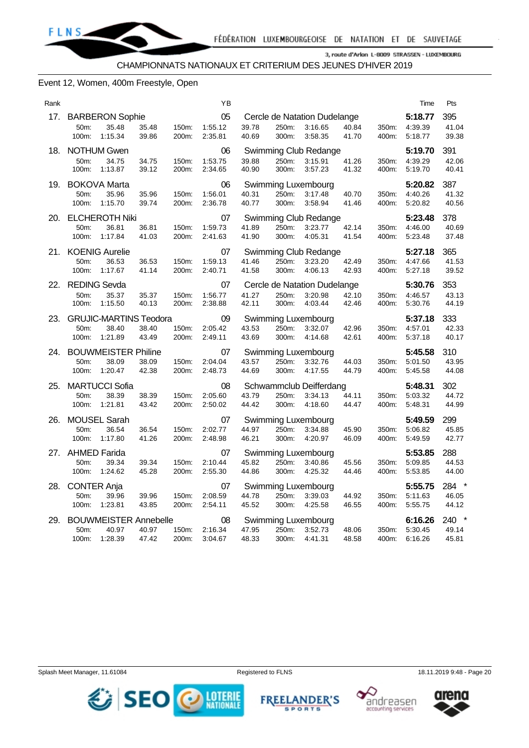FÉDÉRATION LUXEMBOURGEOISE DE NATATION ET DE SAUVETAGE

3, route d'Arlon L-8009 STRASSEN - LUXEMBOURG

CHAMPIONNATS NATIONAUX ET CRITERIUM DES JEUNES D'HIVER 2019

## Event 12, Women, 400m Freestyle, Open

| Rank | Name | YB | Club | Time | Pts |
|---|---|---|---|---|---|
| 17. | BARBERON Sophie | 05 | Cercle de Natation Dudelange | **5:18.77** | 395 |
| | 50m: 35.48 35.48 / 100m: 1:15.34 39.86 | 150m: 1:55.12 39.78 / 200m: 2:35.81 40.69 | 250m: 3:16.65 40.84 / 300m: 3:58.35 41.70 | 350m: 4:39.39 41.04 / 400m: 5:18.77 39.38 | |
| 18. | NOTHUM Gwen | 06 | Swimming Club Redange | **5:19.70** | 391 |
| | 50m: 34.75 34.75 / 100m: 1:13.87 39.12 | 150m: 1:53.75 39.88 / 200m: 2:34.65 40.90 | 250m: 3:15.91 41.26 / 300m: 3:57.23 41.32 | 350m: 4:39.29 42.06 / 400m: 5:19.70 40.41 | |
| 19. | BOKOVA Marta | 06 | Swimming Luxembourg | **5:20.82** | 387 |
| | 50m: 35.96 35.96 / 100m: 1:15.70 39.74 | 150m: 1:56.01 40.31 / 200m: 2:36.78 40.77 | 250m: 3:17.48 40.70 / 300m: 3:58.94 41.46 | 350m: 4:40.26 41.32 / 400m: 5:20.82 40.56 | |
| 20. | ELCHEROTH Niki | 07 | Swimming Club Redange | **5:23.48** | 378 |
| | 50m: 36.81 36.81 / 100m: 1:17.84 41.03 | 150m: 1:59.73 41.89 / 200m: 2:41.63 41.90 | 250m: 3:23.77 42.14 / 300m: 4:05.31 41.54 | 350m: 4:46.00 40.69 / 400m: 5:23.48 37.48 | |
| 21. | KOENIG Aurelie | 07 | Swimming Club Redange | **5:27.18** | 365 |
| | 50m: 36.53 36.53 / 100m: 1:17.67 41.14 | 150m: 1:59.13 41.46 / 200m: 2:40.71 41.58 | 250m: 3:23.20 42.49 / 300m: 4:06.13 42.93 | 350m: 4:47.66 41.53 / 400m: 5:27.18 39.52 | |
| 22. | REDING Sevda | 07 | Cercle de Natation Dudelange | **5:30.76** | 353 |
| | 50m: 35.37 35.37 / 100m: 1:15.50 40.13 | 150m: 1:56.77 41.27 / 200m: 2:38.88 42.11 | 250m: 3:20.98 42.10 / 300m: 4:03.44 42.46 | 350m: 4:46.57 43.13 / 400m: 5:30.76 44.19 | |
| 23. | GRUJIC-MARTINS Teodora | 09 | Swimming Luxembourg | **5:37.18** | 333 |
| | 50m: 38.40 38.40 / 100m: 1:21.89 43.49 | 150m: 2:05.42 43.53 / 200m: 2:49.11 43.69 | 250m: 3:32.07 42.96 / 300m: 4:14.68 42.61 | 350m: 4:57.01 42.33 / 400m: 5:37.18 40.17 | |
| 24. | BOUWMEISTER Philine | 07 | Swimming Luxembourg | **5:45.58** | 310 |
| | 50m: 38.09 38.09 / 100m: 1:20.47 42.38 | 150m: 2:04.04 43.57 / 200m: 2:48.73 44.69 | 250m: 3:32.76 44.03 / 300m: 4:17.55 44.79 | 350m: 5:01.50 43.95 / 400m: 5:45.58 44.08 | |
| 25. | MARTUCCI Sofia | 08 | Schwammclub Deifferdang | **5:48.31** | 302 |
| | 50m: 38.39 38.39 / 100m: 1:21.81 43.42 | 150m: 2:05.60 43.79 / 200m: 2:50.02 44.42 | 250m: 3:34.13 44.11 / 300m: 4:18.60 44.47 | 350m: 5:03.32 44.72 / 400m: 5:48.31 44.99 | |
| 26. | MOUSEL Sarah | 07 | Swimming Luxembourg | **5:49.59** | 299 |
| | 50m: 36.54 36.54 / 100m: 1:17.80 41.26 | 150m: 2:02.77 44.97 / 200m: 2:48.98 46.21 | 250m: 3:34.88 45.90 / 300m: 4:20.97 46.09 | 350m: 5:06.82 45.85 / 400m: 5:49.59 42.77 | |
| 27. | AHMED Farida | 07 | Swimming Luxembourg | **5:53.85** | 288 |
| | 50m: 39.34 39.34 / 100m: 1:24.62 45.28 | 150m: 2:10.44 45.82 / 200m: 2:55.30 44.86 | 250m: 3:40.86 45.56 / 300m: 4:25.32 44.46 | 350m: 5:09.85 44.53 / 400m: 5:53.85 44.00 | |
| 28. | CONTER Anja | 07 | Swimming Luxembourg | **5:55.75** | 284 * |
| | 50m: 39.96 39.96 / 100m: 1:23.81 43.85 | 150m: 2:08.59 44.78 / 200m: 2:54.11 45.52 | 250m: 3:39.03 44.92 / 300m: 4:25.58 46.55 | 350m: 5:11.63 46.05 / 400m: 5:55.75 44.12 | |
| 29. | BOUWMEISTER Annebelle | 08 | Swimming Luxembourg | **6:16.26** | 240 * |
| | 50m: 40.97 40.97 / 100m: 1:28.39 47.42 | 150m: 2:16.34 47.95 / 200m: 3:04.67 48.33 | 250m: 3:52.73 48.06 / 300m: 4:41.31 48.58 | 350m: 5:30.45 49.14 / 400m: 6:16.26 45.81 | |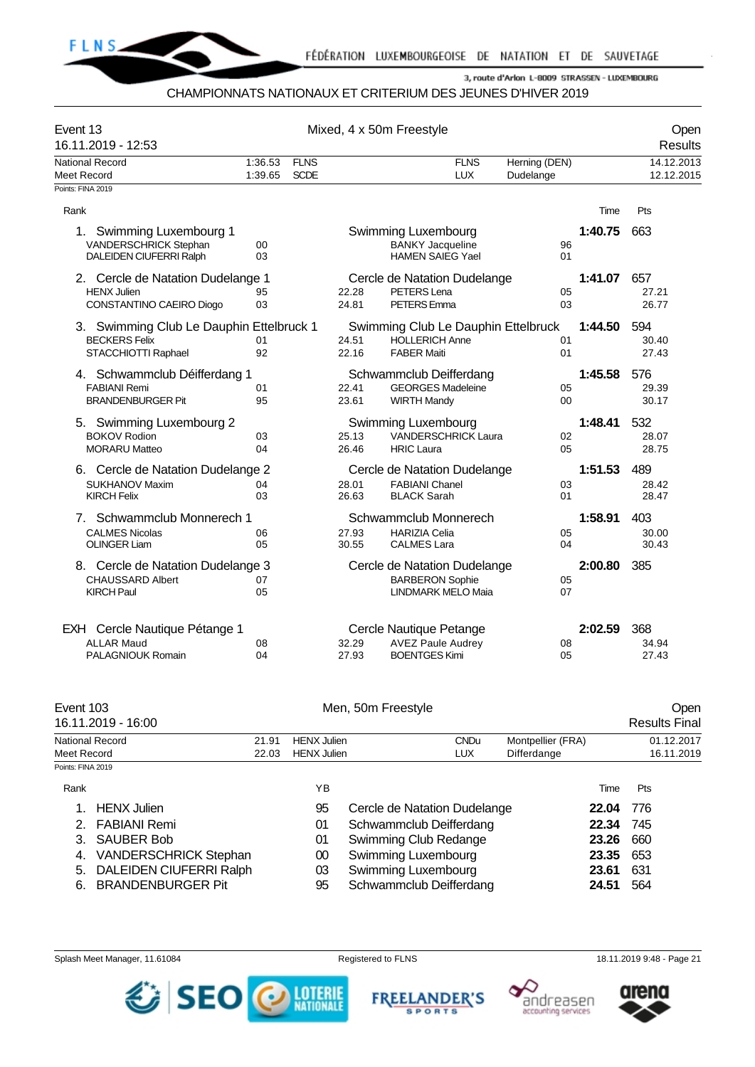CHAMPIONNATS NATIONAUX ET CRITERIUM DES JEUNES D'HIVER 2019

## Event 13 — Mixed, 4 x 50m Freestyle — Open

16.11.2019 - 12:53 — Results

| | | | | | |
|---|---|---|---|---|---|
| National Record | 1:36.53 | FLNS | FLNS | Herning (DEN) | 14.12.2013 |
| Meet Record | 1:39.65 | SCDE | LUX | Dudelange | 12.12.2015 |

Points: FINA 2019

| Rank | Team / Swimmer | YB | Split | Swimmer | YB | Time | Pts |
|---|---|---|---|---|---|---|---|
| 1. | **Swimming Luxembourg 1** | | | Swimming Luxembourg | | **1:40.75** | 663 |
| | VANDERSCHRICK Stephan | 00 | | BANKY Jacqueline | 96 | | |
| | DALEIDEN CIUFERRI Ralph | 03 | | HAMEN SAIEG Yael | 01 | | |
| 2. | **Cercle de Natation Dudelange 1** | | | Cercle de Natation Dudelange | | **1:41.07** | 657 |
| | HENX Julien | 95 | 22.28 | PETERS Lena | 05 | | 27.21 |
| | CONSTANTINO CAEIRO Diogo | 03 | 24.81 | PETERS Emma | 03 | | 26.77 |
| 3. | **Swimming Club Le Dauphin Ettelbruck 1** | | | Swimming Club Le Dauphin Ettelbruck | | **1:44.50** | 594 |
| | BECKERS Felix | 01 | 24.51 | HOLLERICH Anne | 01 | | 30.40 |
| | STACCHIOTTI Raphael | 92 | 22.16 | FABER Maiti | 01 | | 27.43 |
| 4. | **Schwammclub Déifferdang 1** | | | Schwammclub Deifferdang | | **1:45.58** | 576 |
| | FABIANI Remi | 01 | 22.41 | GEORGES Madeleine | 05 | | 29.39 |
| | BRANDENBURGER Pit | 95 | 23.61 | WIRTH Mandy | 00 | | 30.17 |
| 5. | **Swimming Luxembourg 2** | | | Swimming Luxembourg | | **1:48.41** | 532 |
| | BOKOV Rodion | 03 | 25.13 | VANDERSCHRICK Laura | 02 | | 28.07 |
| | MORARU Matteo | 04 | 26.46 | HRIC Laura | 05 | | 28.75 |
| 6. | **Cercle de Natation Dudelange 2** | | | Cercle de Natation Dudelange | | **1:51.53** | 489 |
| | SUKHANOV Maxim | 04 | 28.01 | FABIANI Chanel | 03 | | 28.42 |
| | KIRCH Felix | 03 | 26.63 | BLACK Sarah | 01 | | 28.47 |
| 7. | **Schwammclub Monnerech 1** | | | Schwammclub Monnerech | | **1:58.91** | 403 |
| | CALMES Nicolas | 06 | 27.93 | HARIZIA Celia | 05 | | 30.00 |
| | OLINGER Liam | 05 | 30.55 | CALMES Lara | 04 | | 30.43 |
| 8. | **Cercle de Natation Dudelange 3** | | | Cercle de Natation Dudelange | | **2:00.80** | 385 |
| | CHAUSSARD Albert | 07 | | BARBERON Sophie | 05 | | |
| | KIRCH Paul | 05 | | LINDMARK MELO Maia | 07 | | |
| EXH | **Cercle Nautique Pétange 1** | | | Cercle Nautique Petange | | **2:02.59** | 368 |
| | ALLAR Maud | 08 | 32.29 | AVEZ Paule Audrey | 08 | | 34.94 |
| | PALAGNIOUK Romain | 04 | 27.93 | BOENTGES Kimi | 05 | | 27.43 |

## Event 103 — Men, 50m Freestyle — Open

16.11.2019 - 16:00 — Results Final

| | | | | | |
|---|---|---|---|---|---|
| National Record | 21.91 | HENX Julien | CNDu | Montpellier (FRA) | 01.12.2017 |
| Meet Record | 22.03 | HENX Julien | LUX | Differdange | 16.11.2019 |

Points: FINA 2019

| Rank | Name | YB | Club | Time | Pts |
|---|---|---|---|---|---|
| 1. | HENX Julien | 95 | Cercle de Natation Dudelange | **22.04** | 776 |
| 2. | FABIANI Remi | 01 | Schwammclub Deifferdang | **22.34** | 745 |
| 3. | SAUBER Bob | 01 | Swimming Club Redange | **23.26** | 660 |
| 4. | VANDERSCHRICK Stephan | 00 | Swimming Luxembourg | **23.35** | 653 |
| 5. | DALEIDEN CIUFERRI Ralph | 03 | Swimming Luxembourg | **23.61** | 631 |
| 6. | BRANDENBURGER Pit | 95 | Schwammclub Deifferdang | **24.51** | 564 |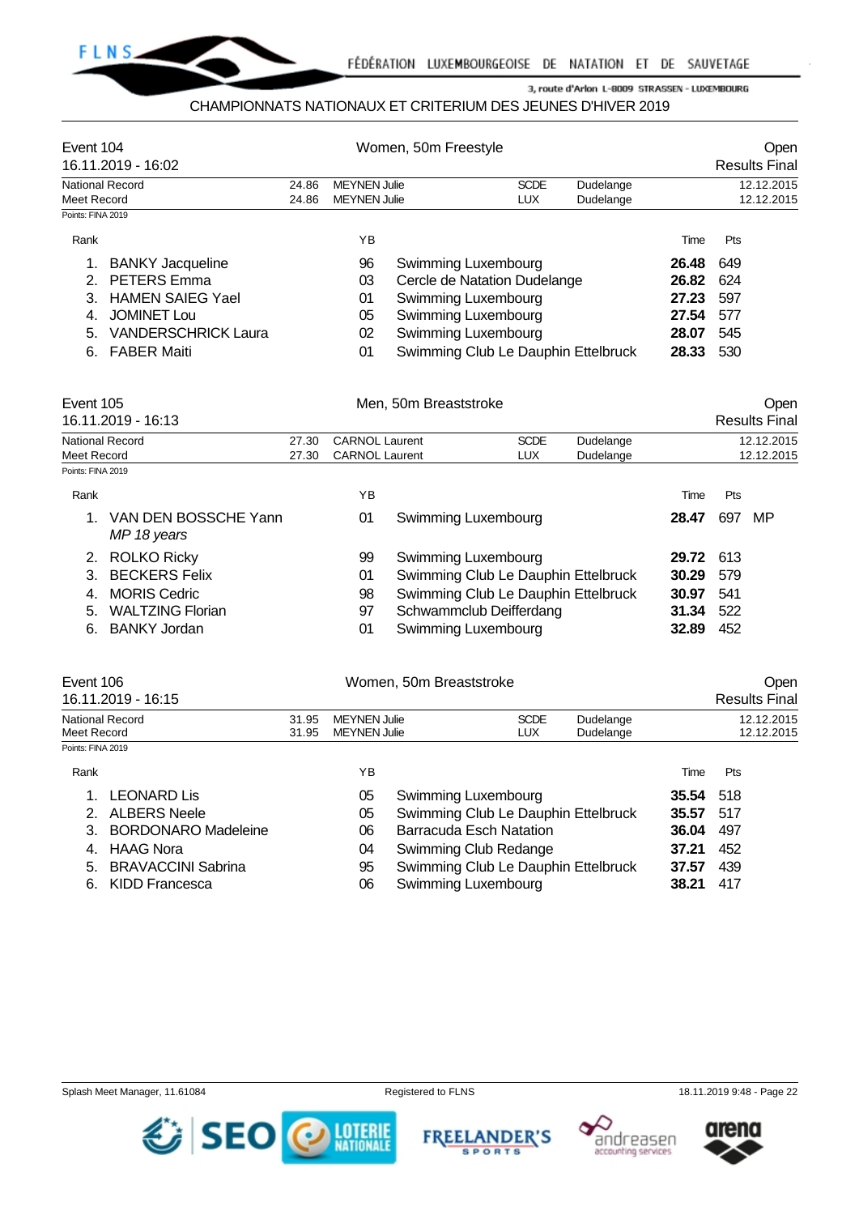## Event 104 — Women, 50m Freestyle — Open

16.11.2019 - 16:02 — Results Final

| | Time | Name | Club | Nation | City | Date |
|---|---|---|---|---|---|---|
| National Record | 24.86 | MEYNEN Julie | SCDE | | Dudelange | 12.12.2015 |
| Meet Record | 24.86 | MEYNEN Julie | | LUX | Dudelange | 12.12.2015 |

Points: FINA 2019

| Rank | Name | YB | Club | Time | Pts |
|---|---|---|---|---|---|
| 1. | BANKY Jacqueline | 96 | Swimming Luxembourg | **26.48** | 649 |
| 2. | PETERS Emma | 03 | Cercle de Natation Dudelange | **26.82** | 624 |
| 3. | HAMEN SAIEG Yael | 01 | Swimming Luxembourg | **27.23** | 597 |
| 4. | JOMINET Lou | 05 | Swimming Luxembourg | **27.54** | 577 |
| 5. | VANDERSCHRICK Laura | 02 | Swimming Luxembourg | **28.07** | 545 |
| 6. | FABER Maiti | 01 | Swimming Club Le Dauphin Ettelbruck | **28.33** | 530 |

## Event 105 — Men, 50m Breaststroke — Open

16.11.2019 - 16:13 — Results Final

| | Time | Name | Club | Nation | City | Date |
|---|---|---|---|---|---|---|
| National Record | 27.30 | CARNOL Laurent | SCDE | | Dudelange | 12.12.2015 |
| Meet Record | 27.30 | CARNOL Laurent | | LUX | Dudelange | 12.12.2015 |

Points: FINA 2019

| Rank | Name | YB | Club | Time | Pts | |
|---|---|---|---|---|---|---|
| 1. | VAN DEN BOSSCHE Yann<br>*MP 18 years* | 01 | Swimming Luxembourg | **28.47** | 697 | MP |
| 2. | ROLKO Ricky | 99 | Swimming Luxembourg | **29.72** | 613 | |
| 3. | BECKERS Felix | 01 | Swimming Club Le Dauphin Ettelbruck | **30.29** | 579 | |
| 4. | MORIS Cedric | 98 | Swimming Club Le Dauphin Ettelbruck | **30.97** | 541 | |
| 5. | WALTZING Florian | 97 | Schwammclub Deifferdang | **31.34** | 522 | |
| 6. | BANKY Jordan | 01 | Swimming Luxembourg | **32.89** | 452 | |

## Event 106 — Women, 50m Breaststroke — Open

16.11.2019 - 16:15 — Results Final

| | Time | Name | Club | Nation | City | Date |
|---|---|---|---|---|---|---|
| National Record | 31.95 | MEYNEN Julie | SCDE | | Dudelange | 12.12.2015 |
| Meet Record | 31.95 | MEYNEN Julie | | LUX | Dudelange | 12.12.2015 |

Points: FINA 2019

| Rank | Name | YB | Club | Time | Pts |
|---|---|---|---|---|---|
| 1. | LEONARD Lis | 05 | Swimming Luxembourg | **35.54** | 518 |
| 2. | ALBERS Neele | 05 | Swimming Club Le Dauphin Ettelbruck | **35.57** | 517 |
| 3. | BORDONARO Madeleine | 06 | Barracuda Esch Natation | **36.04** | 497 |
| 4. | HAAG Nora | 04 | Swimming Club Redange | **37.21** | 452 |
| 5. | BRAVACCINI Sabrina | 95 | Swimming Club Le Dauphin Ettelbruck | **37.57** | 439 |
| 6. | KIDD Francesca | 06 | Swimming Luxembourg | **38.21** | 417 |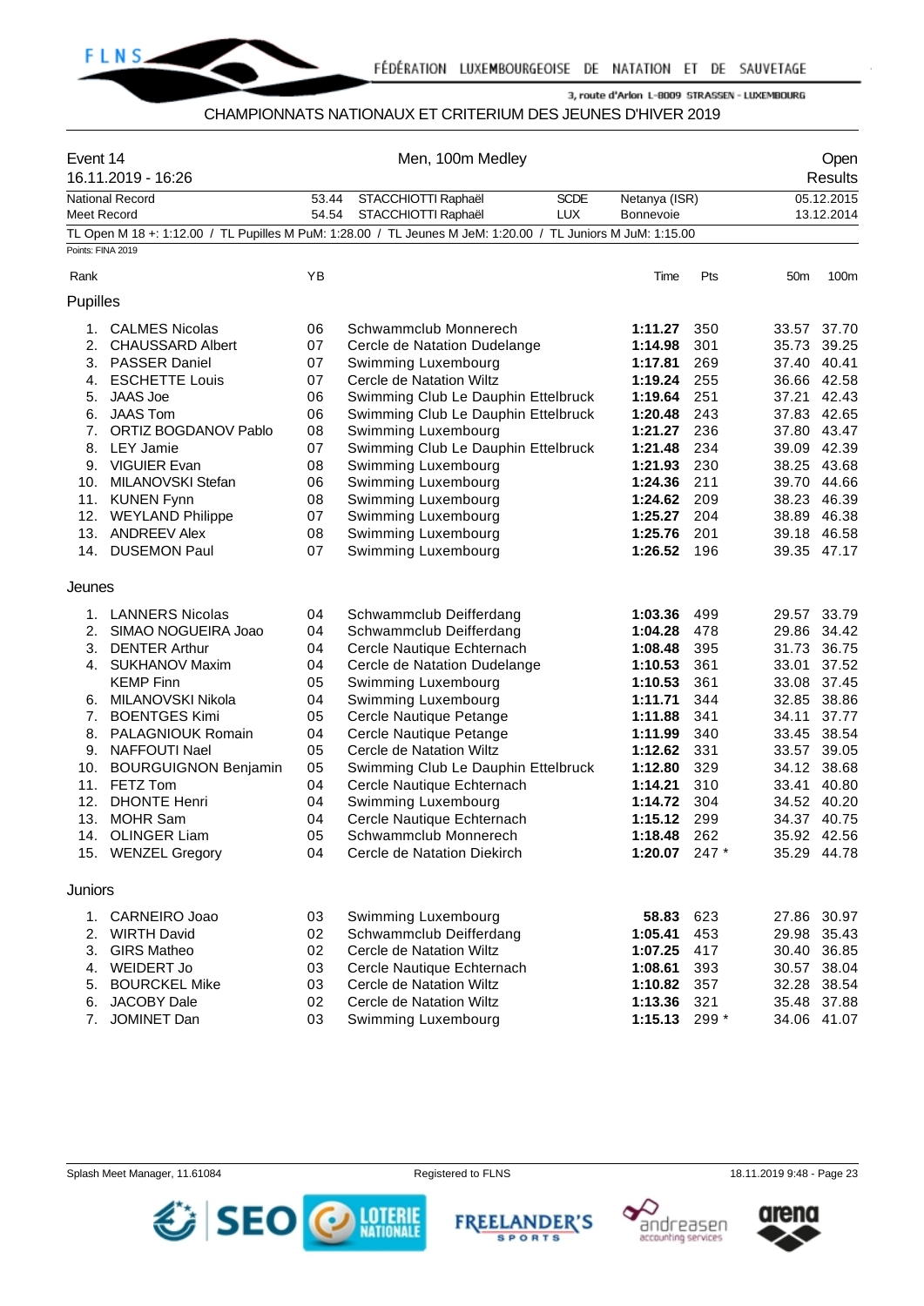CHAMPIONNATS NATIONAUX ET CRITERIUM DES JEUNES D'HIVER 2019

**Event 14** — Men, 100m Medley — Open

16.11.2019 - 16:26 — Results

| | | | | | |
|---|---|---|---|---|---|
| National Record | 53.44 | STACCHIOTTI Raphaël | SCDE | Netanya (ISR) | 05.12.2015 |
| Meet Record | 54.54 | STACCHIOTTI Raphaël | LUX | Bonnevoie | 13.12.2014 |

TL Open M 18 +: 1:12.00 / TL Pupilles M PuM: 1:28.00 / TL Jeunes M JeM: 1:20.00 / TL Juniors M JuM: 1:15.00

Points: FINA 2019

## Pupilles

| Rank | Name | YB | Club | Time | Pts | 50m | 100m |
|---|---|---|---|---|---|---|---|
| 1. | CALMES Nicolas | 06 | Schwammclub Monnerech | **1:11.27** | 350 | 33.57 | 37.70 |
| 2. | CHAUSSARD Albert | 07 | Cercle de Natation Dudelange | **1:14.98** | 301 | 35.73 | 39.25 |
| 3. | PASSER Daniel | 07 | Swimming Luxembourg | **1:17.81** | 269 | 37.40 | 40.41 |
| 4. | ESCHETTE Louis | 07 | Cercle de Natation Wiltz | **1:19.24** | 255 | 36.66 | 42.58 |
| 5. | JAAS Joe | 06 | Swimming Club Le Dauphin Ettelbruck | **1:19.64** | 251 | 37.21 | 42.43 |
| 6. | JAAS Tom | 06 | Swimming Club Le Dauphin Ettelbruck | **1:20.48** | 243 | 37.83 | 42.65 |
| 7. | ORTIZ BOGDANOV Pablo | 08 | Swimming Luxembourg | **1:21.27** | 236 | 37.80 | 43.47 |
| 8. | LEY Jamie | 07 | Swimming Club Le Dauphin Ettelbruck | **1:21.48** | 234 | 39.09 | 42.39 |
| 9. | VIGUIER Evan | 08 | Swimming Luxembourg | **1:21.93** | 230 | 38.25 | 43.68 |
| 10. | MILANOVSKI Stefan | 06 | Swimming Luxembourg | **1:24.36** | 211 | 39.70 | 44.66 |
| 11. | KUNEN Fynn | 08 | Swimming Luxembourg | **1:24.62** | 209 | 38.23 | 46.39 |
| 12. | WEYLAND Philippe | 07 | Swimming Luxembourg | **1:25.27** | 204 | 38.89 | 46.38 |
| 13. | ANDREEV Alex | 08 | Swimming Luxembourg | **1:25.76** | 201 | 39.18 | 46.58 |
| 14. | DUSEMON Paul | 07 | Swimming Luxembourg | **1:26.52** | 196 | 39.35 | 47.17 |

## Jeunes

| Rank | Name | YB | Club | Time | Pts | 50m | 100m |
|---|---|---|---|---|---|---|---|
| 1. | LANNERS Nicolas | 04 | Schwammclub Deifferdang | **1:03.36** | 499 | 29.57 | 33.79 |
| 2. | SIMAO NOGUEIRA Joao | 04 | Schwammclub Deifferdang | **1:04.28** | 478 | 29.86 | 34.42 |
| 3. | DENTER Arthur | 04 | Cercle Nautique Echternach | **1:08.48** | 395 | 31.73 | 36.75 |
| 4. | SUKHANOV Maxim | 04 | Cercle de Natation Dudelange | **1:10.53** | 361 | 33.01 | 37.52 |
| | KEMP Finn | 05 | Swimming Luxembourg | **1:10.53** | 361 | 33.08 | 37.45 |
| 6. | MILANOVSKI Nikola | 04 | Swimming Luxembourg | **1:11.71** | 344 | 32.85 | 38.86 |
| 7. | BOENTGES Kimi | 05 | Cercle Nautique Petange | **1:11.88** | 341 | 34.11 | 37.77 |
| 8. | PALAGNIOUK Romain | 04 | Cercle Nautique Petange | **1:11.99** | 340 | 33.45 | 38.54 |
| 9. | NAFFOUTI Nael | 05 | Cercle de Natation Wiltz | **1:12.62** | 331 | 33.57 | 39.05 |
| 10. | BOURGUIGNON Benjamin | 05 | Swimming Club Le Dauphin Ettelbruck | **1:12.80** | 329 | 34.12 | 38.68 |
| 11. | FETZ Tom | 04 | Cercle Nautique Echternach | **1:14.21** | 310 | 33.41 | 40.80 |
| 12. | DHONTE Henri | 04 | Swimming Luxembourg | **1:14.72** | 304 | 34.52 | 40.20 |
| 13. | MOHR Sam | 04 | Cercle Nautique Echternach | **1:15.12** | 299 | 34.37 | 40.75 |
| 14. | OLINGER Liam | 05 | Schwammclub Monnerech | **1:18.48** | 262 | 35.92 | 42.56 |
| 15. | WENZEL Gregory | 04 | Cercle de Natation Diekirch | **1:20.07** | 247 * | 35.29 | 44.78 |

## Juniors

| Rank | Name | YB | Club | Time | Pts | 50m | 100m |
|---|---|---|---|---|---|---|---|
| 1. | CARNEIRO Joao | 03 | Swimming Luxembourg | **58.83** | 623 | 27.86 | 30.97 |
| 2. | WIRTH David | 02 | Schwammclub Deifferdang | **1:05.41** | 453 | 29.98 | 35.43 |
| 3. | GIRS Matheo | 02 | Cercle de Natation Wiltz | **1:07.25** | 417 | 30.40 | 36.85 |
| 4. | WEIDERT Jo | 03 | Cercle Nautique Echternach | **1:08.61** | 393 | 30.57 | 38.04 |
| 5. | BOURCKEL Mike | 03 | Cercle de Natation Wiltz | **1:10.82** | 357 | 32.28 | 38.54 |
| 6. | JACOBY Dale | 02 | Cercle de Natation Wiltz | **1:13.36** | 321 | 35.48 | 37.88 |
| 7. | JOMINET Dan | 03 | Swimming Luxembourg | **1:15.13** | 299 * | 34.06 | 41.07 |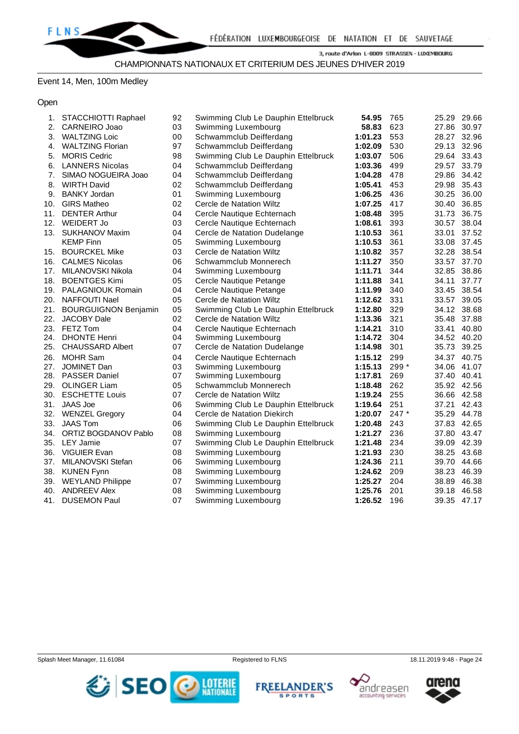CHAMPIONNATS NATIONAUX ET CRITERIUM DES JEUNES D'HIVER 2019

## Event 14, Men, 100m Medley

### Open

| Rank | Name | YoB | Club | Time | Points | 50m | 100m |
|---|---|---|---|---|---|---|---|
| 1. | STACCHIOTTI Raphael | 92 | Swimming Club Le Dauphin Ettelbruck | **54.95** | 765 | 25.29 | 29.66 |
| 2. | CARNEIRO Joao | 03 | Swimming Luxembourg | **58.83** | 623 | 27.86 | 30.97 |
| 3. | WALTZING Loic | 00 | Schwammclub Deifferdang | **1:01.23** | 553 | 28.27 | 32.96 |
| 4. | WALTZING Florian | 97 | Schwammclub Deifferdang | **1:02.09** | 530 | 29.13 | 32.96 |
| 5. | MORIS Cedric | 98 | Swimming Club Le Dauphin Ettelbruck | **1:03.07** | 506 | 29.64 | 33.43 |
| 6. | LANNERS Nicolas | 04 | Schwammclub Deifferdang | **1:03.36** | 499 | 29.57 | 33.79 |
| 7. | SIMAO NOGUEIRA Joao | 04 | Schwammclub Deifferdang | **1:04.28** | 478 | 29.86 | 34.42 |
| 8. | WIRTH David | 02 | Schwammclub Deifferdang | **1:05.41** | 453 | 29.98 | 35.43 |
| 9. | BANKY Jordan | 01 | Swimming Luxembourg | **1:06.25** | 436 | 30.25 | 36.00 |
| 10. | GIRS Matheo | 02 | Cercle de Natation Wiltz | **1:07.25** | 417 | 30.40 | 36.85 |
| 11. | DENTER Arthur | 04 | Cercle Nautique Echternach | **1:08.48** | 395 | 31.73 | 36.75 |
| 12. | WEIDERT Jo | 03 | Cercle Nautique Echternach | **1:08.61** | 393 | 30.57 | 38.04 |
| 13. | SUKHANOV Maxim | 04 | Cercle de Natation Dudelange | **1:10.53** | 361 | 33.01 | 37.52 |
| | KEMP Finn | 05 | Swimming Luxembourg | **1:10.53** | 361 | 33.08 | 37.45 |
| 15. | BOURCKEL Mike | 03 | Cercle de Natation Wiltz | **1:10.82** | 357 | 32.28 | 38.54 |
| 16. | CALMES Nicolas | 06 | Schwammclub Monnerech | **1:11.27** | 350 | 33.57 | 37.70 |
| 17. | MILANOVSKI Nikola | 04 | Swimming Luxembourg | **1:11.71** | 344 | 32.85 | 38.86 |
| 18. | BOENTGES Kimi | 05 | Cercle Nautique Petange | **1:11.88** | 341 | 34.11 | 37.77 |
| 19. | PALAGNIOUK Romain | 04 | Cercle Nautique Petange | **1:11.99** | 340 | 33.45 | 38.54 |
| 20. | NAFFOUTI Nael | 05 | Cercle de Natation Wiltz | **1:12.62** | 331 | 33.57 | 39.05 |
| 21. | BOURGUIGNON Benjamin | 05 | Swimming Club Le Dauphin Ettelbruck | **1:12.80** | 329 | 34.12 | 38.68 |
| 22. | JACOBY Dale | 02 | Cercle de Natation Wiltz | **1:13.36** | 321 | 35.48 | 37.88 |
| 23. | FETZ Tom | 04 | Cercle Nautique Echternach | **1:14.21** | 310 | 33.41 | 40.80 |
| 24. | DHONTE Henri | 04 | Swimming Luxembourg | **1:14.72** | 304 | 34.52 | 40.20 |
| 25. | CHAUSSARD Albert | 07 | Cercle de Natation Dudelange | **1:14.98** | 301 | 35.73 | 39.25 |
| 26. | MOHR Sam | 04 | Cercle Nautique Echternach | **1:15.12** | 299 | 34.37 | 40.75 |
| 27. | JOMINET Dan | 03 | Swimming Luxembourg | **1:15.13** | 299 * | 34.06 | 41.07 |
| 28. | PASSER Daniel | 07 | Swimming Luxembourg | **1:17.81** | 269 | 37.40 | 40.41 |
| 29. | OLINGER Liam | 05 | Schwammclub Monnerech | **1:18.48** | 262 | 35.92 | 42.56 |
| 30. | ESCHETTE Louis | 07 | Cercle de Natation Wiltz | **1:19.24** | 255 | 36.66 | 42.58 |
| 31. | JAAS Joe | 06 | Swimming Club Le Dauphin Ettelbruck | **1:19.64** | 251 | 37.21 | 42.43 |
| 32. | WENZEL Gregory | 04 | Cercle de Natation Diekirch | **1:20.07** | 247 * | 35.29 | 44.78 |
| 33. | JAAS Tom | 06 | Swimming Club Le Dauphin Ettelbruck | **1:20.48** | 243 | 37.83 | 42.65 |
| 34. | ORTIZ BOGDANOV Pablo | 08 | Swimming Luxembourg | **1:21.27** | 236 | 37.80 | 43.47 |
| 35. | LEY Jamie | 07 | Swimming Club Le Dauphin Ettelbruck | **1:21.48** | 234 | 39.09 | 42.39 |
| 36. | VIGUIER Evan | 08 | Swimming Luxembourg | **1:21.93** | 230 | 38.25 | 43.68 |
| 37. | MILANOVSKI Stefan | 06 | Swimming Luxembourg | **1:24.36** | 211 | 39.70 | 44.66 |
| 38. | KUNEN Fynn | 08 | Swimming Luxembourg | **1:24.62** | 209 | 38.23 | 46.39 |
| 39. | WEYLAND Philippe | 07 | Swimming Luxembourg | **1:25.27** | 204 | 38.89 | 46.38 |
| 40. | ANDREEV Alex | 08 | Swimming Luxembourg | **1:25.76** | 201 | 39.18 | 46.58 |
| 41. | DUSEMON Paul | 07 | Swimming Luxembourg | **1:26.52** | 196 | 39.35 | 47.17 |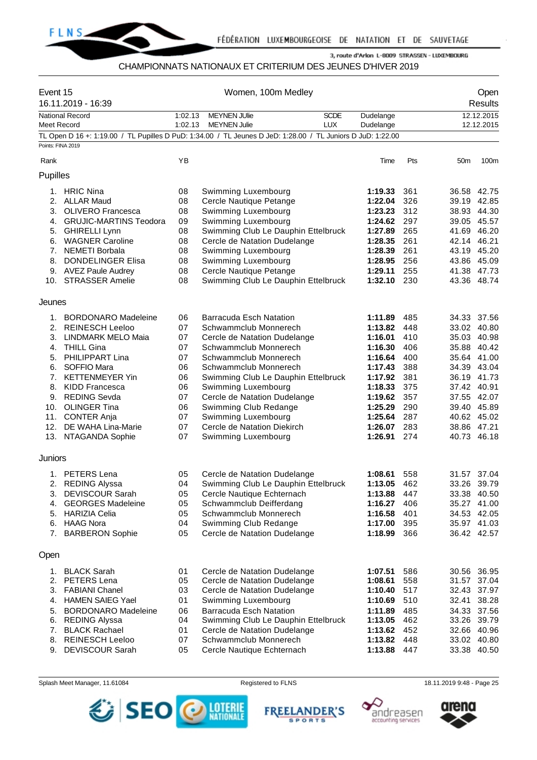CHAMPIONNATS NATIONAUX ET CRITERIUM DES JEUNES D'HIVER 2019

| Event 15 | Women, 100m Medley | Open |
|---|---|---|
| 16.11.2019 - 16:39 | | Results |

| | | | | | |
|---|---|---|---|---|---|
| National Record | 1:02.13 | MEYNEN JUlie | SCDE | Dudelange | 12.12.2015 |
| Meet Record | 1:02.13 | MEYNEN Julie | LUX | Dudelange | 12.12.2015 |

TL Open D 16 +: 1:19.00 / TL Pupilles D PuD: 1:34.00 / TL Jeunes D JeD: 1:28.00 / TL Juniors D JuD: 1:22.00

Points: FINA 2019

| Rank | | YB | | Time | Pts | 50m | 100m |
|---|---|---|---|---|---|---|---|
| **Pupilles** | | | | | | | |
| 1. | HRIC Nina | 08 | Swimming Luxembourg | **1:19.33** | 361 | 36.58 | 42.75 |
| 2. | ALLAR Maud | 08 | Cercle Nautique Petange | **1:22.04** | 326 | 39.19 | 42.85 |
| 3. | OLIVERO Francesca | 08 | Swimming Luxembourg | **1:23.23** | 312 | 38.93 | 44.30 |
| 4. | GRUJIC-MARTINS Teodora | 09 | Swimming Luxembourg | **1:24.62** | 297 | 39.05 | 45.57 |
| 5. | GHIRELLI Lynn | 08 | Swimming Club Le Dauphin Ettelbruck | **1:27.89** | 265 | 41.69 | 46.20 |
| 6. | WAGNER Caroline | 08 | Cercle de Natation Dudelange | **1:28.35** | 261 | 42.14 | 46.21 |
| 7. | NEMETI Borbala | 08 | Swimming Luxembourg | **1:28.39** | 261 | 43.19 | 45.20 |
| 8. | DONDELINGER Elisa | 08 | Swimming Luxembourg | **1:28.95** | 256 | 43.86 | 45.09 |
| 9. | AVEZ Paule Audrey | 08 | Cercle Nautique Petange | **1:29.11** | 255 | 41.38 | 47.73 |
| 10. | STRASSER Amelie | 08 | Swimming Club Le Dauphin Ettelbruck | **1:32.10** | 230 | 43.36 | 48.74 |
| **Jeunes** | | | | | | | |
| 1. | BORDONARO Madeleine | 06 | Barracuda Esch Natation | **1:11.89** | 485 | 34.33 | 37.56 |
| 2. | REINESCH Leeloo | 07 | Schwammclub Monnerech | **1:13.82** | 448 | 33.02 | 40.80 |
| 3. | LINDMARK MELO Maia | 07 | Cercle de Natation Dudelange | **1:16.01** | 410 | 35.03 | 40.98 |
| 4. | THILL Gina | 07 | Schwammclub Monnerech | **1:16.30** | 406 | 35.88 | 40.42 |
| 5. | PHILIPPART Lina | 07 | Schwammclub Monnerech | **1:16.64** | 400 | 35.64 | 41.00 |
| 6. | SOFFIO Mara | 06 | Schwammclub Monnerech | **1:17.43** | 388 | 34.39 | 43.04 |
| 7. | KETTENMEYER Yin | 06 | Swimming Club Le Dauphin Ettelbruck | **1:17.92** | 381 | 36.19 | 41.73 |
| 8. | KIDD Francesca | 06 | Swimming Luxembourg | **1:18.33** | 375 | 37.42 | 40.91 |
| 9. | REDING Sevda | 07 | Cercle de Natation Dudelange | **1:19.62** | 357 | 37.55 | 42.07 |
| 10. | OLINGER Tina | 06 | Swimming Club Redange | **1:25.29** | 290 | 39.40 | 45.89 |
| 11. | CONTER Anja | 07 | Swimming Luxembourg | **1:25.64** | 287 | 40.62 | 45.02 |
| 12. | DE WAHA Lina-Marie | 07 | Cercle de Natation Diekirch | **1:26.07** | 283 | 38.86 | 47.21 |
| 13. | NTAGANDA Sophie | 07 | Swimming Luxembourg | **1:26.91** | 274 | 40.73 | 46.18 |
| **Juniors** | | | | | | | |
| 1. | PETERS Lena | 05 | Cercle de Natation Dudelange | **1:08.61** | 558 | 31.57 | 37.04 |
| 2. | REDING Alyssa | 04 | Swimming Club Le Dauphin Ettelbruck | **1:13.05** | 462 | 33.26 | 39.79 |
| 3. | DEVISCOUR Sarah | 05 | Cercle Nautique Echternach | **1:13.88** | 447 | 33.38 | 40.50 |
| 4. | GEORGES Madeleine | 05 | Schwammclub Deifferdang | **1:16.27** | 406 | 35.27 | 41.00 |
| 5. | HARIZIA Celia | 05 | Schwammclub Monnerech | **1:16.58** | 401 | 34.53 | 42.05 |
| 6. | HAAG Nora | 04 | Swimming Club Redange | **1:17.00** | 395 | 35.97 | 41.03 |
| 7. | BARBERON Sophie | 05 | Cercle de Natation Dudelange | **1:18.99** | 366 | 36.42 | 42.57 |
| **Open** | | | | | | | |
| 1. | BLACK Sarah | 01 | Cercle de Natation Dudelange | **1:07.51** | 586 | 30.56 | 36.95 |
| 2. | PETERS Lena | 05 | Cercle de Natation Dudelange | **1:08.61** | 558 | 31.57 | 37.04 |
| 3. | FABIANI Chanel | 03 | Cercle de Natation Dudelange | **1:10.40** | 517 | 32.43 | 37.97 |
| 4. | HAMEN SAIEG Yael | 01 | Swimming Luxembourg | **1:10.69** | 510 | 32.41 | 38.28 |
| 5. | BORDONARO Madeleine | 06 | Barracuda Esch Natation | **1:11.89** | 485 | 34.33 | 37.56 |
| 6. | REDING Alyssa | 04 | Swimming Club Le Dauphin Ettelbruck | **1:13.05** | 462 | 33.26 | 39.79 |
| 7. | BLACK Rachael | 01 | Cercle de Natation Dudelange | **1:13.62** | 452 | 32.66 | 40.96 |
| 8. | REINESCH Leeloo | 07 | Schwammclub Monnerech | **1:13.82** | 448 | 33.02 | 40.80 |
| 9. | DEVISCOUR Sarah | 05 | Cercle Nautique Echternach | **1:13.88** | 447 | 33.38 | 40.50 |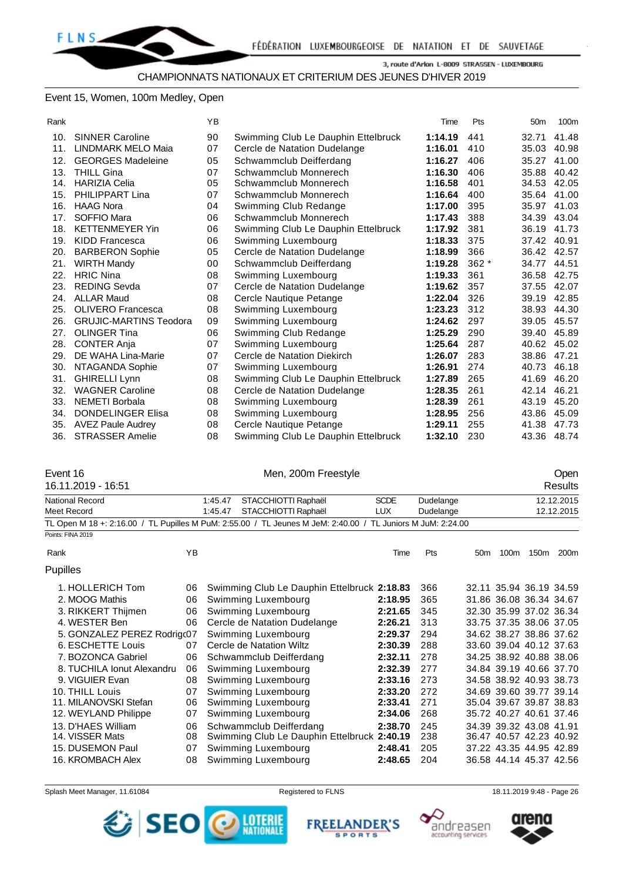## Event 15, Women, 100m Medley, Open

| Rank | | YB | | Time | Pts | 50m | 100m |
|---|---|---|---|---|---|---|---|
| 10. | SINNER Caroline | 90 | Swimming Club Le Dauphin Ettelbruck | **1:14.19** | 441 | 32.71 | 41.48 |
| 11. | LINDMARK MELO Maia | 07 | Cercle de Natation Dudelange | **1:16.01** | 410 | 35.03 | 40.98 |
| 12. | GEORGES Madeleine | 05 | Schwammclub Deifferdang | **1:16.27** | 406 | 35.27 | 41.00 |
| 13. | THILL Gina | 07 | Schwammclub Monnerech | **1:16.30** | 406 | 35.88 | 40.42 |
| 14. | HARIZIA Celia | 05 | Schwammclub Monnerech | **1:16.58** | 401 | 34.53 | 42.05 |
| 15. | PHILIPPART Lina | 07 | Schwammclub Monnerech | **1:16.64** | 400 | 35.64 | 41.00 |
| 16. | HAAG Nora | 04 | Swimming Club Redange | **1:17.00** | 395 | 35.97 | 41.03 |
| 17. | SOFFIO Mara | 06 | Schwammclub Monnerech | **1:17.43** | 388 | 34.39 | 43.04 |
| 18. | KETTENMEYER Yin | 06 | Swimming Club Le Dauphin Ettelbruck | **1:17.92** | 381 | 36.19 | 41.73 |
| 19. | KIDD Francesca | 06 | Swimming Luxembourg | **1:18.33** | 375 | 37.42 | 40.91 |
| 20. | BARBERON Sophie | 05 | Cercle de Natation Dudelange | **1:18.99** | 366 | 36.42 | 42.57 |
| 21. | WIRTH Mandy | 00 | Schwammclub Deifferdang | **1:19.28** | 362 * | 34.77 | 44.51 |
| 22. | HRIC Nina | 08 | Swimming Luxembourg | **1:19.33** | 361 | 36.58 | 42.75 |
| 23. | REDING Sevda | 07 | Cercle de Natation Dudelange | **1:19.62** | 357 | 37.55 | 42.07 |
| 24. | ALLAR Maud | 08 | Cercle Nautique Petange | **1:22.04** | 326 | 39.19 | 42.85 |
| 25. | OLIVERO Francesca | 08 | Swimming Luxembourg | **1:23.23** | 312 | 38.93 | 44.30 |
| 26. | GRUJIC-MARTINS Teodora | 09 | Swimming Luxembourg | **1:24.62** | 297 | 39.05 | 45.57 |
| 27. | OLINGER Tina | 06 | Swimming Club Redange | **1:25.29** | 290 | 39.40 | 45.89 |
| 28. | CONTER Anja | 07 | Swimming Luxembourg | **1:25.64** | 287 | 40.62 | 45.02 |
| 29. | DE WAHA Lina-Marie | 07 | Cercle de Natation Diekirch | **1:26.07** | 283 | 38.86 | 47.21 |
| 30. | NTAGANDA Sophie | 07 | Swimming Luxembourg | **1:26.91** | 274 | 40.73 | 46.18 |
| 31. | GHIRELLI Lynn | 08 | Swimming Club Le Dauphin Ettelbruck | **1:27.89** | 265 | 41.69 | 46.20 |
| 32. | WAGNER Caroline | 08 | Cercle de Natation Dudelange | **1:28.35** | 261 | 42.14 | 46.21 |
| 33. | NEMETI Borbala | 08 | Swimming Luxembourg | **1:28.39** | 261 | 43.19 | 45.20 |
| 34. | DONDELINGER Elisa | 08 | Swimming Luxembourg | **1:28.95** | 256 | 43.86 | 45.09 |
| 35. | AVEZ Paule Audrey | 08 | Cercle Nautique Petange | **1:29.11** | 255 | 41.38 | 47.73 |
| 36. | STRASSER Amelie | 08 | Swimming Club Le Dauphin Ettelbruck | **1:32.10** | 230 | 43.36 | 48.74 |

## Event 16 — Men, 200m Freestyle — Open

16.11.2019 - 16:51 — Results

| | | | | | |
|---|---|---|---|---|---|
| National Record | 1:45.47 | STACCHIOTTI Raphaël | SCDE | Dudelange | 12.12.2015 |
| Meet Record | 1:45.47 | STACCHIOTTI Raphaël | LUX | Dudelange | 12.12.2015 |

TL Open M 18 +: 2:16.00 / TL Pupilles M PuM: 2:55.00 / TL Jeunes M JeM: 2:40.00 / TL Juniors M JuM: 2:24.00

Points: FINA 2019

**Pupilles**

| Rank | | YB | | Time | Pts | 50m | 100m | 150m | 200m |
|---|---|---|---|---|---|---|---|---|---|
| 1. | HOLLERICH Tom | 06 | Swimming Club Le Dauphin Ettelbruck | **2:18.83** | 366 | 32.11 | 35.94 | 36.19 | 34.59 |
| 2. | MOOG Mathis | 06 | Swimming Luxembourg | **2:18.95** | 365 | 31.86 | 36.08 | 36.34 | 34.67 |
| 3. | RIKKERT Thijmen | 06 | Swimming Luxembourg | **2:21.65** | 345 | 32.30 | 35.99 | 37.02 | 36.34 |
| 4. | WESTER Ben | 06 | Cercle de Natation Dudelange | **2:26.21** | 313 | 33.75 | 37.35 | 38.06 | 37.05 |
| 5. | GONZALEZ PEREZ Rodrigo | 07 | Swimming Luxembourg | **2:29.37** | 294 | 34.62 | 38.27 | 38.86 | 37.62 |
| 6. | ESCHETTE Louis | 07 | Cercle de Natation Wiltz | **2:30.39** | 288 | 33.60 | 39.04 | 40.12 | 37.63 |
| 7. | BOZONCA Gabriel | 06 | Schwammclub Deifferdang | **2:32.11** | 278 | 34.25 | 38.92 | 40.88 | 38.06 |
| 8. | TUCHILA Ionut Alexandru | 06 | Swimming Luxembourg | **2:32.39** | 277 | 34.84 | 39.19 | 40.66 | 37.70 |
| 9. | VIGUIER Evan | 08 | Swimming Luxembourg | **2:33.16** | 273 | 34.58 | 38.92 | 40.93 | 38.73 |
| 10. | THILL Louis | 07 | Swimming Luxembourg | **2:33.20** | 272 | 34.69 | 39.60 | 39.77 | 39.14 |
| 11. | MILANOVSKI Stefan | 06 | Swimming Luxembourg | **2:33.41** | 271 | 35.04 | 39.67 | 39.87 | 38.83 |
| 12. | WEYLAND Philippe | 07 | Swimming Luxembourg | **2:34.06** | 268 | 35.72 | 40.27 | 40.61 | 37.46 |
| 13. | D'HAES William | 06 | Schwammclub Deifferdang | **2:38.70** | 245 | 34.39 | 39.32 | 43.08 | 41.91 |
| 14. | VISSER Mats | 08 | Swimming Club Le Dauphin Ettelbruck | **2:40.19** | 238 | 36.47 | 40.57 | 42.23 | 40.92 |
| 15. | DUSEMON Paul | 07 | Swimming Luxembourg | **2:48.41** | 205 | 37.22 | 43.35 | 44.95 | 42.89 |
| 16. | KROMBACH Alex | 08 | Swimming Luxembourg | **2:48.65** | 204 | 36.58 | 44.14 | 45.37 | 42.56 |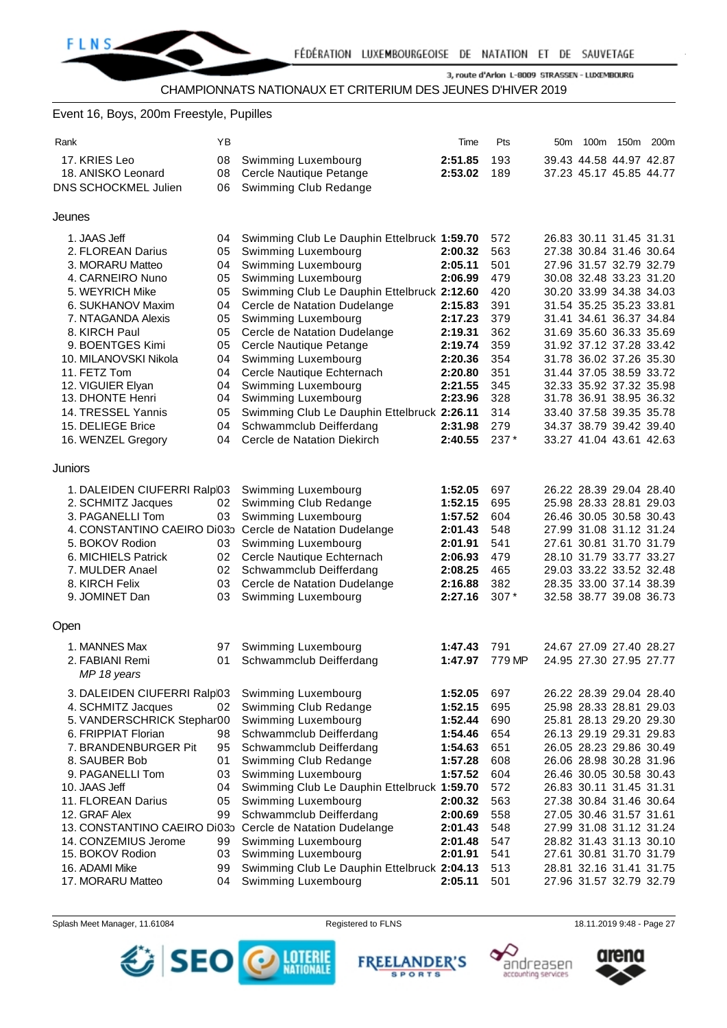CHAMPIONNATS NATIONAUX ET CRITERIUM DES JEUNES D'HIVER 2019

## Event 16, Boys, 200m Freestyle, Pupilles

| Rank | YB | | Time | Pts | 50m | 100m | 150m | 200m |
|---|---|---|---|---|---|---|---|---|
| 17. KRIES Leo | 08 | Swimming Luxembourg | **2:51.85** | 193 | 39.43 | 44.58 | 44.97 | 42.87 |
| 18. ANISKO Leonard | 08 | Cercle Nautique Petange | **2:53.02** | 189 | 37.23 | 45.17 | 45.85 | 44.77 |
| DNS SCHOCKMEL Julien | 06 | Swimming Club Redange | | | | | | |

### Jeunes

| Rank | YB | | Time | Pts | 50m | 100m | 150m | 200m |
|---|---|---|---|---|---|---|---|---|
| 1. JAAS Jeff | 04 | Swimming Club Le Dauphin Ettelbruck | **1:59.70** | 572 | 26.83 | 30.11 | 31.45 | 31.31 |
| 2. FLOREAN Darius | 05 | Swimming Luxembourg | **2:00.32** | 563 | 27.38 | 30.84 | 31.46 | 30.64 |
| 3. MORARU Matteo | 04 | Swimming Luxembourg | **2:05.11** | 501 | 27.96 | 31.57 | 32.79 | 32.79 |
| 4. CARNEIRO Nuno | 05 | Swimming Luxembourg | **2:06.99** | 479 | 30.08 | 32.48 | 33.23 | 31.20 |
| 5. WEYRICH Mike | 05 | Swimming Club Le Dauphin Ettelbruck | **2:12.60** | 420 | 30.20 | 33.99 | 34.38 | 34.03 |
| 6. SUKHANOV Maxim | 04 | Cercle de Natation Dudelange | **2:15.83** | 391 | 31.54 | 35.25 | 35.23 | 33.81 |
| 7. NTAGANDA Alexis | 05 | Swimming Luxembourg | **2:17.23** | 379 | 31.41 | 34.61 | 36.37 | 34.84 |
| 8. KIRCH Paul | 05 | Cercle de Natation Dudelange | **2:19.31** | 362 | 31.69 | 35.60 | 36.33 | 35.69 |
| 9. BOENTGES Kimi | 05 | Cercle Nautique Petange | **2:19.74** | 359 | 31.92 | 37.12 | 37.28 | 33.42 |
| 10. MILANOVSKI Nikola | 04 | Swimming Luxembourg | **2:20.36** | 354 | 31.78 | 36.02 | 37.26 | 35.30 |
| 11. FETZ Tom | 04 | Cercle Nautique Echternach | **2:20.80** | 351 | 31.44 | 37.05 | 38.59 | 33.72 |
| 12. VIGUIER Elyan | 04 | Swimming Luxembourg | **2:21.55** | 345 | 32.33 | 35.92 | 37.32 | 35.98 |
| 13. DHONTE Henri | 04 | Swimming Luxembourg | **2:23.96** | 328 | 31.78 | 36.91 | 38.95 | 36.32 |
| 14. TRESSEL Yannis | 05 | Swimming Club Le Dauphin Ettelbruck | **2:26.11** | 314 | 33.40 | 37.58 | 39.35 | 35.78 |
| 15. DELIEGE Brice | 04 | Schwammclub Deifferdang | **2:31.98** | 279 | 34.37 | 38.79 | 39.42 | 39.40 |
| 16. WENZEL Gregory | 04 | Cercle de Natation Diekirch | **2:40.55** | 237 * | 33.27 | 41.04 | 43.61 | 42.63 |

### Juniors

| Rank | YB | | Time | Pts | 50m | 100m | 150m | 200m |
|---|---|---|---|---|---|---|---|---|
| 1. DALEIDEN CIUFERRI Ralph | 03 | Swimming Luxembourg | **1:52.05** | 697 | 26.22 | 28.39 | 29.04 | 28.40 |
| 2. SCHMITZ Jacques | 02 | Swimming Club Redange | **1:52.15** | 695 | 25.98 | 28.33 | 28.81 | 29.03 |
| 3. PAGANELLI Tom | 03 | Swimming Luxembourg | **1:57.52** | 604 | 26.46 | 30.05 | 30.58 | 30.43 |
| 4. CONSTANTINO CAEIRO Di... | 03 | Cercle de Natation Dudelange | **2:01.43** | 548 | 27.99 | 31.08 | 31.12 | 31.24 |
| 5. BOKOV Rodion | 03 | Swimming Luxembourg | **2:01.91** | 541 | 27.61 | 30.81 | 31.70 | 31.79 |
| 6. MICHIELS Patrick | 02 | Cercle Nautique Echternach | **2:06.93** | 479 | 28.10 | 31.79 | 33.77 | 33.27 |
| 7. MULDER Anael | 02 | Schwammclub Deifferdang | **2:08.25** | 465 | 29.03 | 33.22 | 33.52 | 32.48 |
| 8. KIRCH Felix | 03 | Cercle de Natation Dudelange | **2:16.88** | 382 | 28.35 | 33.00 | 37.14 | 38.39 |
| 9. JOMINET Dan | 03 | Swimming Luxembourg | **2:27.16** | 307 * | 32.58 | 38.77 | 39.08 | 36.73 |

### Open

| Rank | YB | | Time | Pts | 50m | 100m | 150m | 200m |
|---|---|---|---|---|---|---|---|---|
| 1. MANNES Max | 97 | Swimming Luxembourg | **1:47.43** | 791 | 24.67 | 27.09 | 27.40 | 28.27 |
| 2. FABIANI Remi | 01 | Schwammclub Deifferdang | **1:47.97** | 779 MP | 24.95 | 27.30 | 27.95 | 27.77 |
| *MP 18 years* | | | | | | | | |
| 3. DALEIDEN CIUFERRI Ralph | 03 | Swimming Luxembourg | **1:52.05** | 697 | 26.22 | 28.39 | 29.04 | 28.40 |
| 4. SCHMITZ Jacques | 02 | Swimming Club Redange | **1:52.15** | 695 | 25.98 | 28.33 | 28.81 | 29.03 |
| 5. VANDERSCHRICK Stephan | 00 | Swimming Luxembourg | **1:52.44** | 690 | 25.81 | 28.13 | 29.20 | 29.30 |
| 6. FRIPPIAT Florian | 98 | Schwammclub Deifferdang | **1:54.46** | 654 | 26.13 | 29.19 | 29.31 | 29.83 |
| 7. BRANDENBURGER Pit | 95 | Schwammclub Deifferdang | **1:54.63** | 651 | 26.05 | 28.23 | 29.86 | 30.49 |
| 8. SAUBER Bob | 01 | Swimming Club Redange | **1:57.28** | 608 | 26.06 | 28.98 | 30.28 | 31.96 |
| 9. PAGANELLI Tom | 03 | Swimming Luxembourg | **1:57.52** | 604 | 26.46 | 30.05 | 30.58 | 30.43 |
| 10. JAAS Jeff | 04 | Swimming Club Le Dauphin Ettelbruck | **1:59.70** | 572 | 26.83 | 30.11 | 31.45 | 31.31 |
| 11. FLOREAN Darius | 05 | Swimming Luxembourg | **2:00.32** | 563 | 27.38 | 30.84 | 31.46 | 30.64 |
| 12. GRAF Alex | 99 | Schwammclub Deifferdang | **2:00.69** | 558 | 27.05 | 30.46 | 31.57 | 31.61 |
| 13. CONSTANTINO CAEIRO Di... | 03 | Cercle de Natation Dudelange | **2:01.43** | 548 | 27.99 | 31.08 | 31.12 | 31.24 |
| 14. CONZEMIUS Jerome | 99 | Swimming Luxembourg | **2:01.48** | 547 | 28.82 | 31.43 | 31.13 | 30.10 |
| 15. BOKOV Rodion | 03 | Swimming Luxembourg | **2:01.91** | 541 | 27.61 | 30.81 | 31.70 | 31.79 |
| 16. ADAMI Mike | 99 | Swimming Club Le Dauphin Ettelbruck | **2:04.13** | 513 | 28.81 | 32.16 | 31.41 | 31.75 |
| 17. MORARU Matteo | 04 | Swimming Luxembourg | **2:05.11** | 501 | 27.96 | 31.57 | 32.79 | 32.79 |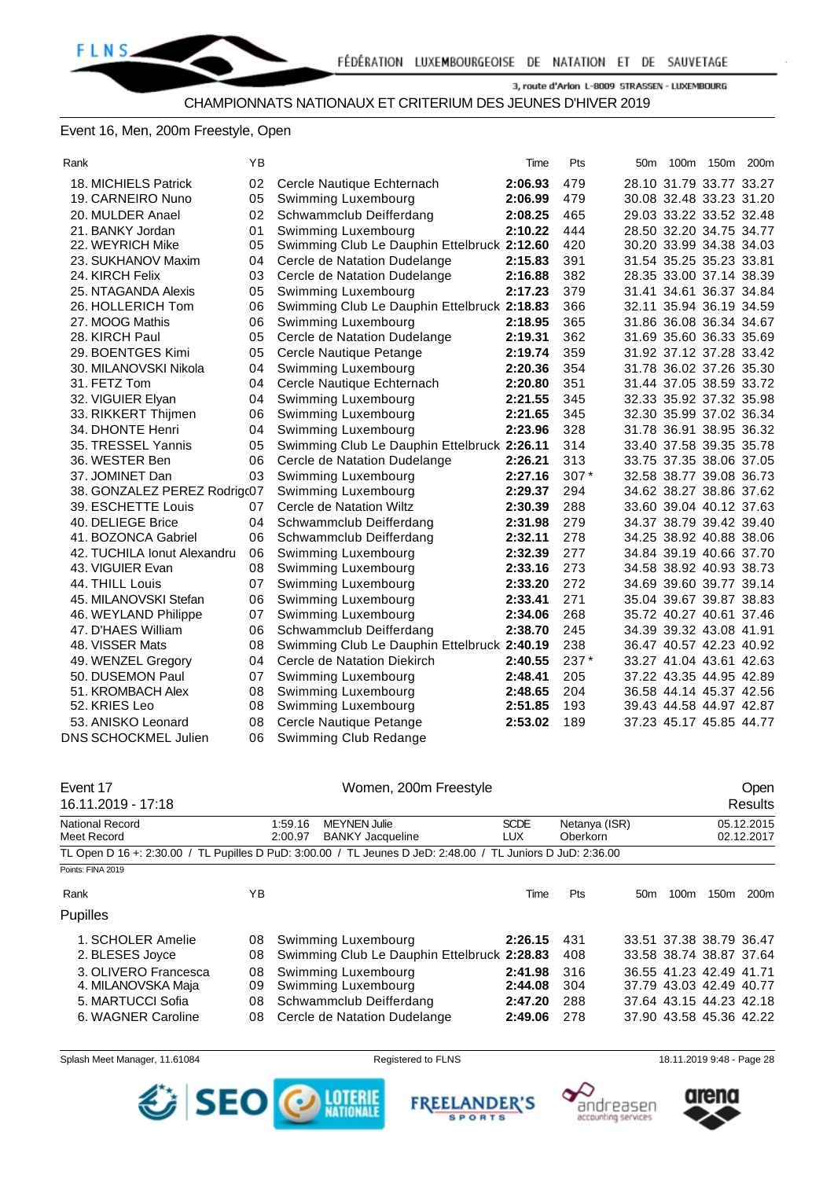CHAMPIONNATS NATIONAUX ET CRITERIUM DES JEUNES D'HIVER 2019

## Event 16, Men, 200m Freestyle, Open

| Rank | YB | | Time | Pts | 50m | 100m | 150m | 200m |
|---|---|---|---|---|---|---|---|---|
| 18. MICHIELS Patrick | 02 | Cercle Nautique Echternach | **2:06.93** | 479 | 28.10 | 31.79 | 33.77 | 33.27 |
| 19. CARNEIRO Nuno | 05 | Swimming Luxembourg | **2:06.99** | 479 | 30.08 | 32.48 | 33.23 | 31.20 |
| 20. MULDER Anael | 02 | Schwammclub Deifferdang | **2:08.25** | 465 | 29.03 | 33.22 | 33.52 | 32.48 |
| 21. BANKY Jordan | 01 | Swimming Luxembourg | **2:10.22** | 444 | 28.50 | 32.20 | 34.75 | 34.77 |
| 22. WEYRICH Mike | 05 | Swimming Club Le Dauphin Ettelbruck | **2:12.60** | 420 | 30.20 | 33.99 | 34.38 | 34.03 |
| 23. SUKHANOV Maxim | 04 | Cercle de Natation Dudelange | **2:15.83** | 391 | 31.54 | 35.25 | 35.23 | 33.81 |
| 24. KIRCH Felix | 03 | Cercle de Natation Dudelange | **2:16.88** | 382 | 28.35 | 33.00 | 37.14 | 38.39 |
| 25. NTAGANDA Alexis | 05 | Swimming Luxembourg | **2:17.23** | 379 | 31.41 | 34.61 | 36.37 | 34.84 |
| 26. HOLLERICH Tom | 06 | Swimming Club Le Dauphin Ettelbruck | **2:18.83** | 366 | 32.11 | 35.94 | 36.19 | 34.59 |
| 27. MOOG Mathis | 06 | Swimming Luxembourg | **2:18.95** | 365 | 31.86 | 36.08 | 36.34 | 34.67 |
| 28. KIRCH Paul | 05 | Cercle de Natation Dudelange | **2:19.31** | 362 | 31.69 | 35.60 | 36.33 | 35.69 |
| 29. BOENTGES Kimi | 05 | Cercle Nautique Petange | **2:19.74** | 359 | 31.92 | 37.12 | 37.28 | 33.42 |
| 30. MILANOVSKI Nikola | 04 | Swimming Luxembourg | **2:20.36** | 354 | 31.78 | 36.02 | 37.26 | 35.30 |
| 31. FETZ Tom | 04 | Cercle Nautique Echternach | **2:20.80** | 351 | 31.44 | 37.05 | 38.59 | 33.72 |
| 32. VIGUIER Elyan | 04 | Swimming Luxembourg | **2:21.55** | 345 | 32.33 | 35.92 | 37.32 | 35.98 |
| 33. RIKKERT Thijmen | 06 | Swimming Luxembourg | **2:21.65** | 345 | 32.30 | 35.99 | 37.02 | 36.34 |
| 34. DHONTE Henri | 04 | Swimming Luxembourg | **2:23.96** | 328 | 31.78 | 36.91 | 38.95 | 36.32 |
| 35. TRESSEL Yannis | 05 | Swimming Club Le Dauphin Ettelbruck | **2:26.11** | 314 | 33.40 | 37.58 | 39.35 | 35.78 |
| 36. WESTER Ben | 06 | Cercle de Natation Dudelange | **2:26.21** | 313 | 33.75 | 37.35 | 38.06 | 37.05 |
| 37. JOMINET Dan | 03 | Swimming Luxembourg | **2:27.16** | 307 * | 32.58 | 38.77 | 39.08 | 36.73 |
| 38. GONZALEZ PEREZ Rodrig | 07 | Swimming Luxembourg | **2:29.37** | 294 | 34.62 | 38.27 | 38.86 | 37.62 |
| 39. ESCHETTE Louis | 07 | Cercle de Natation Wiltz | **2:30.39** | 288 | 33.60 | 39.04 | 40.12 | 37.63 |
| 40. DELIEGE Brice | 04 | Schwammclub Deifferdang | **2:31.98** | 279 | 34.37 | 38.79 | 39.42 | 39.40 |
| 41. BOZONCA Gabriel | 06 | Schwammclub Deifferdang | **2:32.11** | 278 | 34.25 | 38.92 | 40.88 | 38.06 |
| 42. TUCHILA Ionut Alexandru | 06 | Swimming Luxembourg | **2:32.39** | 277 | 34.84 | 39.19 | 40.66 | 37.70 |
| 43. VIGUIER Evan | 08 | Swimming Luxembourg | **2:33.16** | 273 | 34.58 | 38.92 | 40.93 | 38.73 |
| 44. THILL Louis | 07 | Swimming Luxembourg | **2:33.20** | 272 | 34.69 | 39.60 | 39.77 | 39.14 |
| 45. MILANOVSKI Stefan | 06 | Swimming Luxembourg | **2:33.41** | 271 | 35.04 | 39.67 | 39.87 | 38.83 |
| 46. WEYLAND Philippe | 07 | Swimming Luxembourg | **2:34.06** | 268 | 35.72 | 40.27 | 40.61 | 37.46 |
| 47. D'HAES William | 06 | Schwammclub Deifferdang | **2:38.70** | 245 | 34.39 | 39.32 | 43.08 | 41.91 |
| 48. VISSER Mats | 08 | Swimming Club Le Dauphin Ettelbruck | **2:40.19** | 238 | 36.47 | 40.57 | 42.23 | 40.92 |
| 49. WENZEL Gregory | 04 | Cercle de Natation Diekirch | **2:40.55** | 237 * | 33.27 | 41.04 | 43.61 | 42.63 |
| 50. DUSEMON Paul | 07 | Swimming Luxembourg | **2:48.41** | 205 | 37.22 | 43.35 | 44.95 | 42.89 |
| 51. KROMBACH Alex | 08 | Swimming Luxembourg | **2:48.65** | 204 | 36.58 | 44.14 | 45.37 | 42.56 |
| 52. KRIES Leo | 08 | Swimming Luxembourg | **2:51.85** | 193 | 39.43 | 44.58 | 44.97 | 42.87 |
| 53. ANISKO Leonard | 08 | Cercle Nautique Petange | **2:53.02** | 189 | 37.23 | 45.17 | 45.85 | 44.77 |
| DNS SCHOCKMEL Julien | 06 | Swimming Club Redange | | | | | | |

## Event 17 — Women, 200m Freestyle — Open

16.11.2019 - 17:18 — Results

| | | | | | |
|---|---|---|---|---|---|
| National Record | 1:59.16 | MEYNEN Julie | SCDE | Netanya (ISR) | 05.12.2015 |
| Meet Record | 2:00.97 | BANKY Jacqueline | LUX | Oberkorn | 02.12.2017 |

TL Open D 16 +: 2:30.00 / TL Pupilles D PuD: 3:00.00 / TL Jeunes D JeD: 2:48.00 / TL Juniors D JuD: 2:36.00

Points: FINA 2019

| Rank | YB | | Time | Pts | 50m | 100m | 150m | 200m |
|---|---|---|---|---|---|---|---|---|
| **Pupilles** | | | | | | | | |
| 1. SCHOLER Amelie | 08 | Swimming Luxembourg | **2:26.15** | 431 | 33.51 | 37.38 | 38.79 | 36.47 |
| 2. BLESES Joyce | 08 | Swimming Club Le Dauphin Ettelbruck | **2:28.83** | 408 | 33.58 | 38.74 | 38.87 | 37.64 |
| 3. OLIVERO Francesca | 08 | Swimming Luxembourg | **2:41.98** | 316 | 36.55 | 41.23 | 42.49 | 41.71 |
| 4. MILANOVSKA Maja | 09 | Swimming Luxembourg | **2:44.08** | 304 | 37.79 | 43.03 | 42.49 | 40.77 |
| 5. MARTUCCI Sofia | 08 | Schwammclub Deifferdang | **2:47.20** | 288 | 37.64 | 43.15 | 44.23 | 42.18 |
| 6. WAGNER Caroline | 08 | Cercle de Natation Dudelange | **2:49.06** | 278 | 37.90 | 43.58 | 45.36 | 42.22 |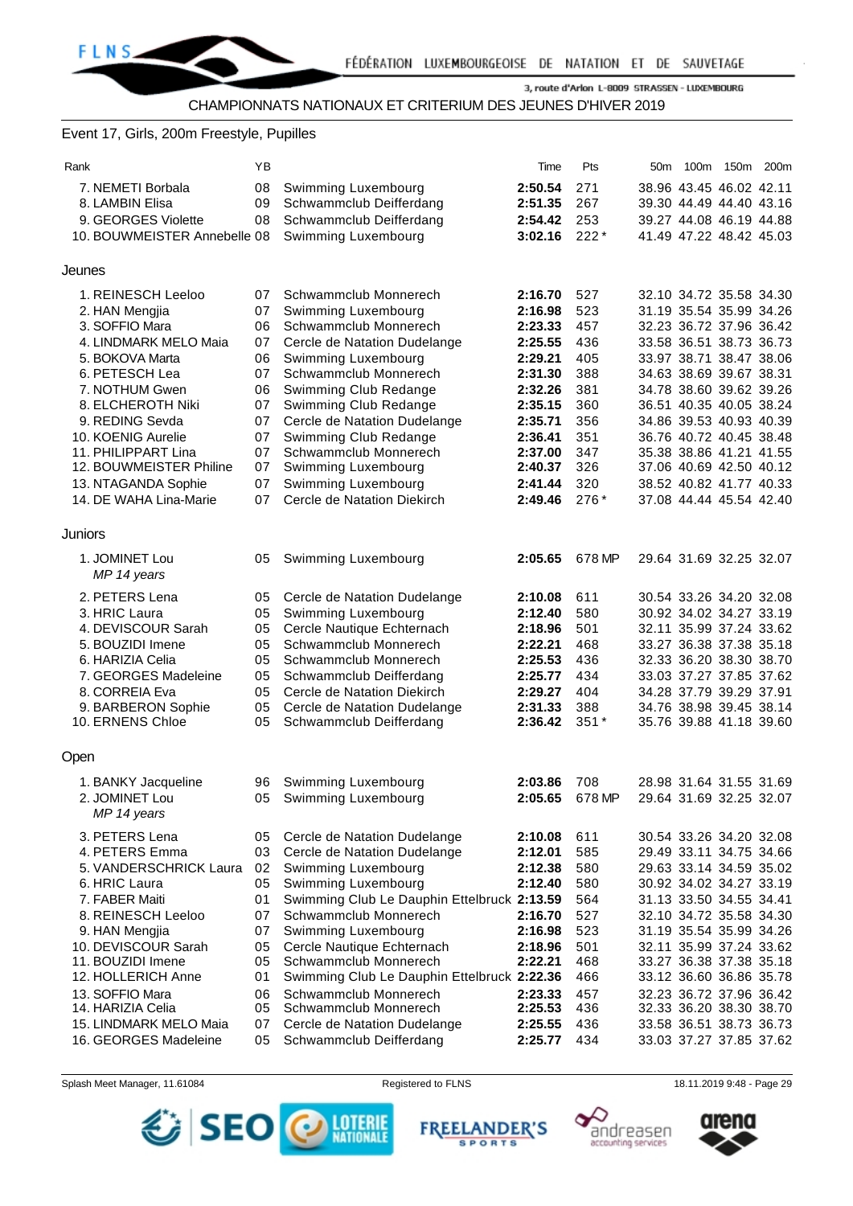CHAMPIONNATS NATIONAUX ET CRITERIUM DES JEUNES D'HIVER 2019

## Event 17, Girls, 200m Freestyle, Pupilles

| Rank | YB | | Time | Pts | 50m | 100m | 150m | 200m |
|---|---|---|---|---|---|---|---|---|
| 7. NEMETI Borbala | 08 | Swimming Luxembourg | **2:50.54** | 271 | 38.96 | 43.45 | 46.02 | 42.11 |
| 8. LAMBIN Elisa | 09 | Schwammclub Deifferdang | **2:51.35** | 267 | 39.30 | 44.49 | 44.40 | 43.16 |
| 9. GEORGES Violette | 08 | Schwammclub Deifferdang | **2:54.42** | 253 | 39.27 | 44.08 | 46.19 | 44.88 |
| 10. BOUWMEISTER Annebelle | 08 | Swimming Luxembourg | **3:02.16** | 222 * | 41.49 | 47.22 | 48.42 | 45.03 |

### Jeunes

| Rank | YB | | Time | Pts | 50m | 100m | 150m | 200m |
|---|---|---|---|---|---|---|---|---|
| 1. REINESCH Leeloo | 07 | Schwammclub Monnerech | **2:16.70** | 527 | 32.10 | 34.72 | 35.58 | 34.30 |
| 2. HAN Mengjia | 07 | Swimming Luxembourg | **2:16.98** | 523 | 31.19 | 35.54 | 35.99 | 34.26 |
| 3. SOFFIO Mara | 06 | Schwammclub Monnerech | **2:23.33** | 457 | 32.23 | 36.72 | 37.96 | 36.42 |
| 4. LINDMARK MELO Maia | 07 | Cercle de Natation Dudelange | **2:25.55** | 436 | 33.58 | 36.51 | 38.73 | 36.73 |
| 5. BOKOVA Marta | 06 | Swimming Luxembourg | **2:29.21** | 405 | 33.97 | 38.71 | 38.47 | 38.06 |
| 6. PETESCH Lea | 07 | Schwammclub Monnerech | **2:31.30** | 388 | 34.63 | 38.69 | 39.67 | 38.31 |
| 7. NOTHUM Gwen | 06 | Swimming Club Redange | **2:32.26** | 381 | 34.78 | 38.60 | 39.62 | 39.26 |
| 8. ELCHEROTH Niki | 07 | Swimming Club Redange | **2:35.15** | 360 | 36.51 | 40.35 | 40.05 | 38.24 |
| 9. REDING Sevda | 07 | Cercle de Natation Dudelange | **2:35.71** | 356 | 34.86 | 39.53 | 40.93 | 40.39 |
| 10. KOENIG Aurelie | 07 | Swimming Club Redange | **2:36.41** | 351 | 36.76 | 40.72 | 40.45 | 38.48 |
| 11. PHILIPPART Lina | 07 | Schwammclub Monnerech | **2:37.00** | 347 | 35.38 | 38.86 | 41.21 | 41.55 |
| 12. BOUWMEISTER Philine | 07 | Swimming Luxembourg | **2:40.37** | 326 | 37.06 | 40.69 | 42.50 | 40.12 |
| 13. NTAGANDA Sophie | 07 | Swimming Luxembourg | **2:41.44** | 320 | 38.52 | 40.82 | 41.77 | 40.33 |
| 14. DE WAHA Lina-Marie | 07 | Cercle de Natation Diekirch | **2:49.46** | 276 * | 37.08 | 44.44 | 45.54 | 42.40 |

### Juniors

| Rank | YB | | Time | Pts | 50m | 100m | 150m | 200m |
|---|---|---|---|---|---|---|---|---|
| 1. JOMINET Lou *MP 14 years* | 05 | Swimming Luxembourg | **2:05.65** | 678 MP | 29.64 | 31.69 | 32.25 | 32.07 |
| 2. PETERS Lena | 05 | Cercle de Natation Dudelange | **2:10.08** | 611 | 30.54 | 33.26 | 34.20 | 32.08 |
| 3. HRIC Laura | 05 | Swimming Luxembourg | **2:12.40** | 580 | 30.92 | 34.02 | 34.27 | 33.19 |
| 4. DEVISCOUR Sarah | 05 | Cercle Nautique Echternach | **2:18.96** | 501 | 32.11 | 35.99 | 37.24 | 33.62 |
| 5. BOUZIDI Imene | 05 | Schwammclub Monnerech | **2:22.21** | 468 | 33.27 | 36.38 | 37.38 | 35.18 |
| 6. HARIZIA Celia | 05 | Schwammclub Monnerech | **2:25.53** | 436 | 32.33 | 36.20 | 38.30 | 38.70 |
| 7. GEORGES Madeleine | 05 | Schwammclub Deifferdang | **2:25.77** | 434 | 33.03 | 37.27 | 37.85 | 37.62 |
| 8. CORREIA Eva | 05 | Cercle de Natation Diekirch | **2:29.27** | 404 | 34.28 | 37.79 | 39.29 | 37.91 |
| 9. BARBERON Sophie | 05 | Cercle de Natation Dudelange | **2:31.33** | 388 | 34.76 | 38.98 | 39.45 | 38.14 |
| 10. ERNENS Chloe | 05 | Schwammclub Deifferdang | **2:36.42** | 351 * | 35.76 | 39.88 | 41.18 | 39.60 |

### Open

| Rank | YB | | Time | Pts | 50m | 100m | 150m | 200m |
|---|---|---|---|---|---|---|---|---|
| 1. BANKY Jacqueline | 96 | Swimming Luxembourg | **2:03.86** | 708 | 28.98 | 31.64 | 31.55 | 31.69 |
| 2. JOMINET Lou *MP 14 years* | 05 | Swimming Luxembourg | **2:05.65** | 678 MP | 29.64 | 31.69 | 32.25 | 32.07 |
| 3. PETERS Lena | 05 | Cercle de Natation Dudelange | **2:10.08** | 611 | 30.54 | 33.26 | 34.20 | 32.08 |
| 4. PETERS Emma | 03 | Cercle de Natation Dudelange | **2:12.01** | 585 | 29.49 | 33.11 | 34.75 | 34.66 |
| 5. VANDERSCHRICK Laura | 02 | Swimming Luxembourg | **2:12.38** | 580 | 29.63 | 33.14 | 34.59 | 35.02 |
| 6. HRIC Laura | 05 | Swimming Luxembourg | **2:12.40** | 580 | 30.92 | 34.02 | 34.27 | 33.19 |
| 7. FABER Maiti | 01 | Swimming Club Le Dauphin Ettelbruck | **2:13.59** | 564 | 31.13 | 33.50 | 34.55 | 34.41 |
| 8. REINESCH Leeloo | 07 | Schwammclub Monnerech | **2:16.70** | 527 | 32.10 | 34.72 | 35.58 | 34.30 |
| 9. HAN Mengjia | 07 | Swimming Luxembourg | **2:16.98** | 523 | 31.19 | 35.54 | 35.99 | 34.26 |
| 10. DEVISCOUR Sarah | 05 | Cercle Nautique Echternach | **2:18.96** | 501 | 32.11 | 35.99 | 37.24 | 33.62 |
| 11. BOUZIDI Imene | 05 | Schwammclub Monnerech | **2:22.21** | 468 | 33.27 | 36.38 | 37.38 | 35.18 |
| 12. HOLLERICH Anne | 01 | Swimming Club Le Dauphin Ettelbruck | **2:22.36** | 466 | 33.12 | 36.60 | 36.86 | 35.78 |
| 13. SOFFIO Mara | 06 | Schwammclub Monnerech | **2:23.33** | 457 | 32.23 | 36.72 | 37.96 | 36.42 |
| 14. HARIZIA Celia | 05 | Schwammclub Monnerech | **2:25.53** | 436 | 32.33 | 36.20 | 38.30 | 38.70 |
| 15. LINDMARK MELO Maia | 07 | Cercle de Natation Dudelange | **2:25.55** | 436 | 33.58 | 36.51 | 38.73 | 36.73 |
| 16. GEORGES Madeleine | 05 | Schwammclub Deifferdang | **2:25.77** | 434 | 33.03 | 37.27 | 37.85 | 37.62 |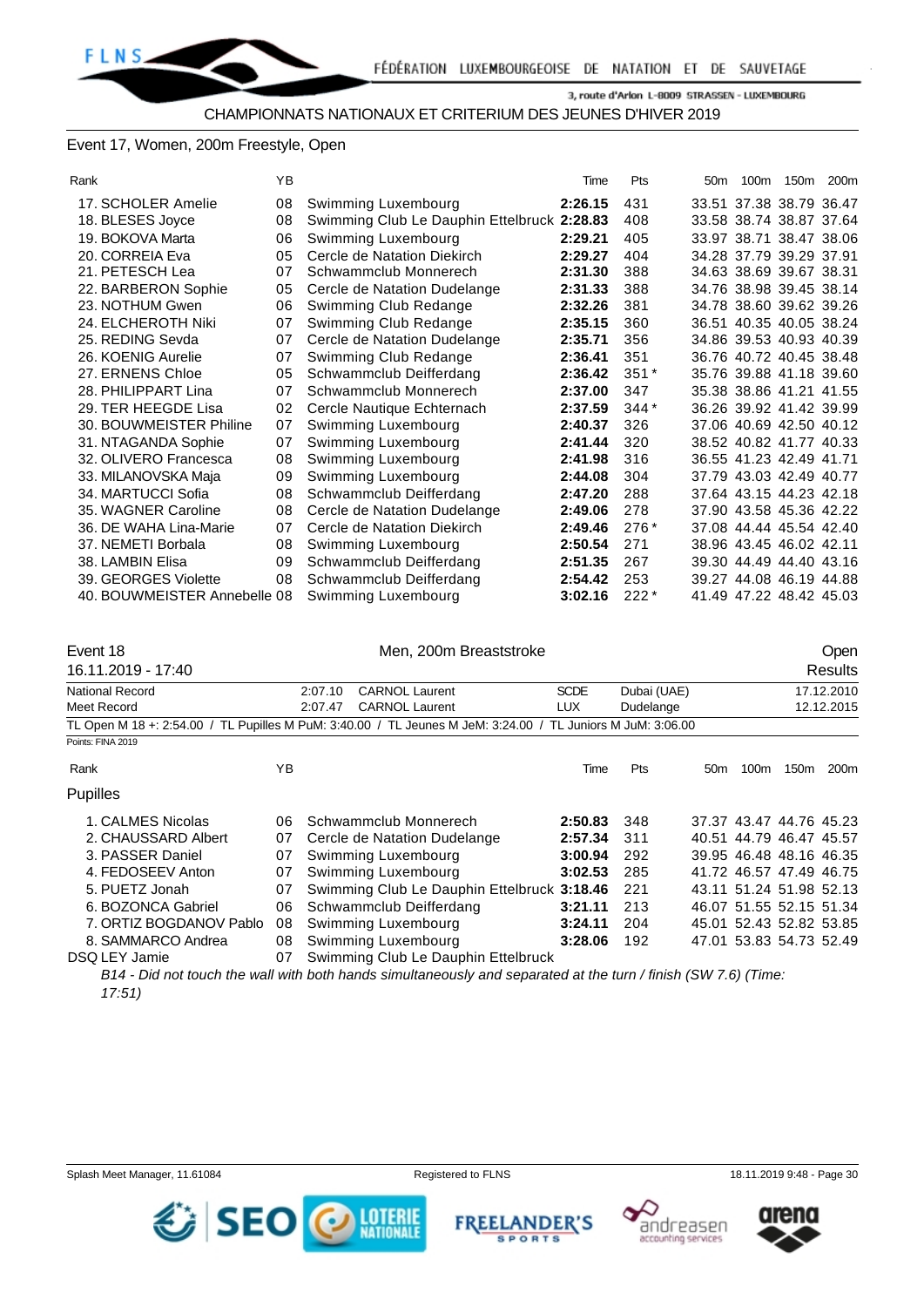CHAMPIONNATS NATIONAUX ET CRITERIUM DES JEUNES D'HIVER 2019

## Event 17, Women, 200m Freestyle, Open

| Rank | YB | | Time | Pts | 50m | 100m | 150m | 200m |
|---|---|---|---|---|---|---|---|---|
| 17. SCHOLER Amelie | 08 | Swimming Luxembourg | **2:26.15** | 431 | 33.51 | 37.38 | 38.79 | 36.47 |
| 18. BLESES Joyce | 08 | Swimming Club Le Dauphin Ettelbruck | **2:28.83** | 408 | 33.58 | 38.74 | 38.87 | 37.64 |
| 19. BOKOVA Marta | 06 | Swimming Luxembourg | **2:29.21** | 405 | 33.97 | 38.71 | 38.47 | 38.06 |
| 20. CORREIA Eva | 05 | Cercle de Natation Diekirch | **2:29.27** | 404 | 34.28 | 37.79 | 39.29 | 37.91 |
| 21. PETESCH Lea | 07 | Schwammclub Monnerech | **2:31.30** | 388 | 34.63 | 38.69 | 39.67 | 38.31 |
| 22. BARBERON Sophie | 05 | Cercle de Natation Dudelange | **2:31.33** | 388 | 34.76 | 38.98 | 39.45 | 38.14 |
| 23. NOTHUM Gwen | 06 | Swimming Club Redange | **2:32.26** | 381 | 34.78 | 38.60 | 39.62 | 39.26 |
| 24. ELCHEROTH Niki | 07 | Swimming Club Redange | **2:35.15** | 360 | 36.51 | 40.35 | 40.05 | 38.24 |
| 25. REDING Sevda | 07 | Cercle de Natation Dudelange | **2:35.71** | 356 | 34.86 | 39.53 | 40.93 | 40.39 |
| 26. KOENIG Aurelie | 07 | Swimming Club Redange | **2:36.41** | 351 | 36.76 | 40.72 | 40.45 | 38.48 |
| 27. ERNENS Chloe | 05 | Schwammclub Deifferdang | **2:36.42** | 351 * | 35.76 | 39.80 | 41.18 | 39.60 |
| 28. PHILIPPART Lina | 07 | Schwammclub Monnerech | **2:37.00** | 347 | 35.38 | 38.86 | 41.21 | 41.55 |
| 29. TER HEEGDE Lisa | 02 | Cercle Nautique Echternach | **2:37.59** | 344 * | 36.26 | 39.92 | 41.42 | 39.99 |
| 30. BOUWMEISTER Philine | 07 | Swimming Luxembourg | **2:40.37** | 326 | 37.06 | 40.69 | 42.50 | 40.12 |
| 31. NTAGANDA Sophie | 07 | Swimming Luxembourg | **2:41.44** | 320 | 38.52 | 40.82 | 41.77 | 40.33 |
| 32. OLIVERO Francesca | 08 | Swimming Luxembourg | **2:41.98** | 316 | 36.55 | 41.23 | 42.49 | 41.71 |
| 33. MILANOVSKA Maja | 09 | Swimming Luxembourg | **2:44.08** | 304 | 37.79 | 43.03 | 42.49 | 40.77 |
| 34. MARTUCCI Sofia | 08 | Schwammclub Deifferdang | **2:47.20** | 288 | 37.64 | 43.15 | 44.23 | 42.18 |
| 35. WAGNER Caroline | 08 | Cercle de Natation Dudelange | **2:49.06** | 278 | 37.90 | 43.58 | 45.36 | 42.22 |
| 36. DE WAHA Lina-Marie | 07 | Cercle de Natation Diekirch | **2:49.46** | 276 * | 37.08 | 44.44 | 45.54 | 42.40 |
| 37. NEMETI Borbala | 08 | Swimming Luxembourg | **2:50.54** | 271 | 38.96 | 43.45 | 46.02 | 42.11 |
| 38. LAMBIN Elisa | 09 | Schwammclub Deifferdang | **2:51.35** | 267 | 39.30 | 44.49 | 44.40 | 43.16 |
| 39. GEORGES Violette | 08 | Schwammclub Deifferdang | **2:54.42** | 253 | 39.27 | 44.08 | 46.19 | 44.88 |
| 40. BOUWMEISTER Annebelle | 08 | Swimming Luxembourg | **3:02.16** | 222 * | 41.49 | 47.22 | 48.42 | 45.03 |

## Event 18 — Men, 200m Breaststroke — Open

16.11.2019 - 17:40 — Results

| | | | | | |
|---|---|---|---|---|---|
| National Record | 2:07.10 | CARNOL Laurent | SCDE | Dubai (UAE) | 17.12.2010 |
| Meet Record | 2:07.47 | CARNOL Laurent | LUX | Dudelange | 12.12.2015 |

TL Open M 18 +: 2:54.00 / TL Pupilles M PuM: 3:40.00 / TL Jeunes M JeM: 3:24.00 / TL Juniors M JuM: 3:06.00

Points: FINA 2019

### Pupilles

| Rank | YB | | Time | Pts | 50m | 100m | 150m | 200m |
|---|---|---|---|---|---|---|---|---|
| 1. CALMES Nicolas | 06 | Schwammclub Monnerech | **2:50.83** | 348 | 37.37 | 43.47 | 44.76 | 45.23 |
| 2. CHAUSSARD Albert | 07 | Cercle de Natation Dudelange | **2:57.34** | 311 | 40.51 | 44.79 | 46.47 | 45.57 |
| 3. PASSER Daniel | 07 | Swimming Luxembourg | **3:00.94** | 292 | 39.95 | 46.48 | 48.16 | 46.35 |
| 4. FEDOSEEV Anton | 07 | Swimming Luxembourg | **3:02.53** | 285 | 41.72 | 46.57 | 47.49 | 46.75 |
| 5. PUETZ Jonah | 07 | Swimming Club Le Dauphin Ettelbruck | **3:18.46** | 221 | 43.11 | 51.24 | 51.98 | 52.13 |
| 6. BOZONCA Gabriel | 06 | Schwammclub Deifferdang | **3:21.11** | 213 | 46.07 | 51.55 | 52.15 | 51.34 |
| 7. ORTIZ BOGDANOV Pablo | 08 | Swimming Luxembourg | **3:24.11** | 204 | 45.01 | 52.43 | 52.82 | 53.85 |
| 8. SAMMARCO Andrea | 08 | Swimming Luxembourg | **3:28.06** | 192 | 47.01 | 53.83 | 54.73 | 52.49 |
| DSQ LEY Jamie | 07 | Swimming Club Le Dauphin Ettelbruck | | | | | | |

*B14 - Did not touch the wall with both hands simultaneously and separated at the turn / finish (SW 7.6) (Time: 17:51)*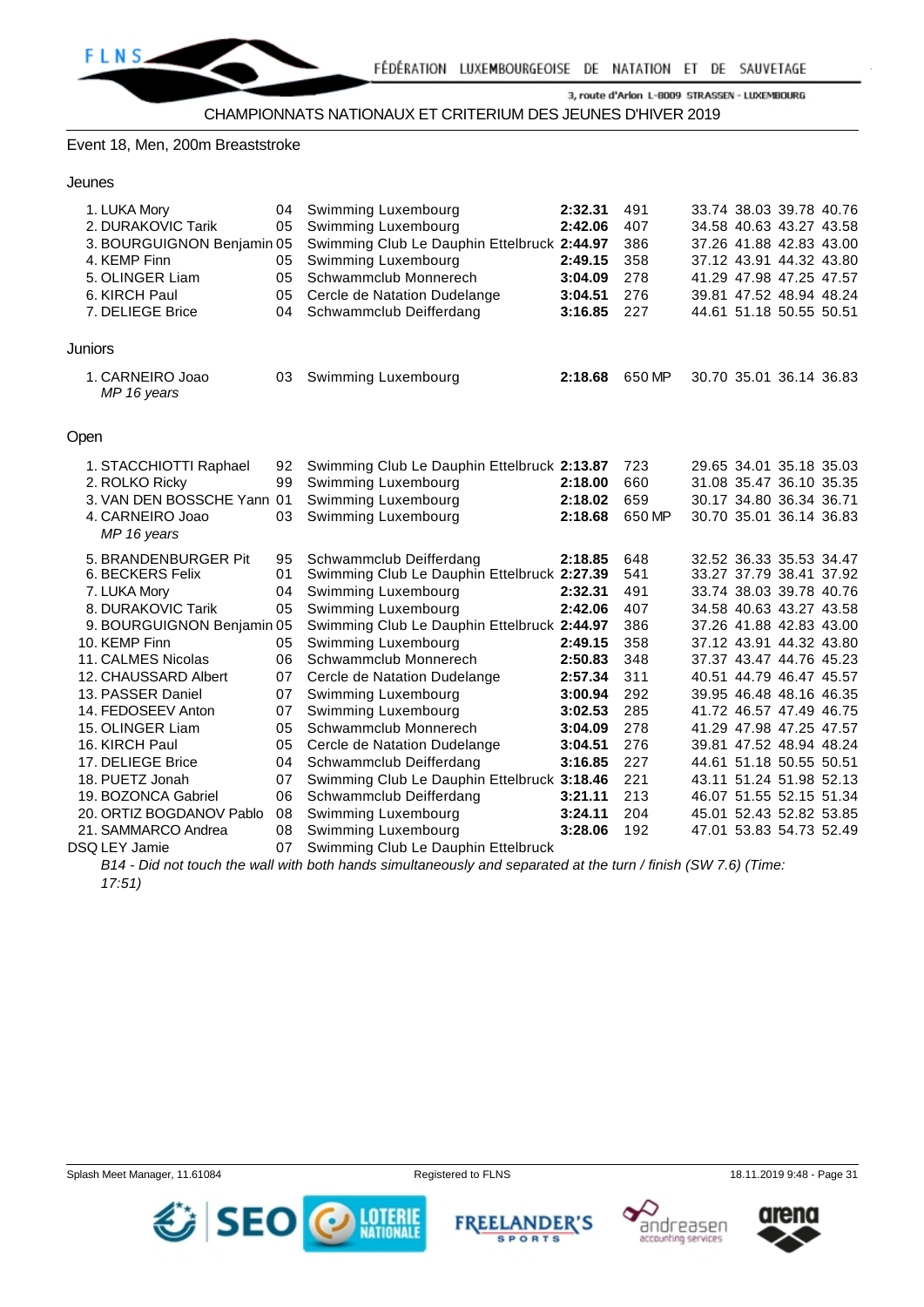CHAMPIONNATS NATIONAUX ET CRITERIUM DES JEUNES D'HIVER 2019

## Event 18, Men, 200m Breaststroke

### Jeunes

| Place | Name | YoB | Club | Time | Points | Splits |
|---|---|---|---|---|---|---|
| 1. | LUKA Mory | 04 | Swimming Luxembourg | **2:32.31** | 491 | 33.74 38.03 39.78 40.76 |
| 2. | DURAKOVIC Tarik | 05 | Swimming Luxembourg | **2:42.06** | 407 | 34.58 40.63 43.27 43.58 |
| 3. | BOURGUIGNON Benjamin | 05 | Swimming Club Le Dauphin Ettelbruck | **2:44.97** | 386 | 37.26 41.88 42.83 43.00 |
| 4. | KEMP Finn | 05 | Swimming Luxembourg | **2:49.15** | 358 | 37.12 43.91 44.32 43.80 |
| 5. | OLINGER Liam | 05 | Schwammclub Monnerech | **3:04.09** | 278 | 41.29 47.98 47.25 47.57 |
| 6. | KIRCH Paul | 05 | Cercle de Natation Dudelange | **3:04.51** | 276 | 39.81 47.52 48.94 48.24 |
| 7. | DELIEGE Brice | 04 | Schwammclub Deifferdang | **3:16.85** | 227 | 44.61 51.18 50.55 50.51 |

### Juniors

| Place | Name | YoB | Club | Time | Points | Splits |
|---|---|---|---|---|---|---|
| 1. | CARNEIRO Joao *MP 16 years* | 03 | Swimming Luxembourg | **2:18.68** | 650 MP | 30.70 35.01 36.14 36.83 |

### Open

| Place | Name | YoB | Club | Time | Points | Splits |
|---|---|---|---|---|---|---|
| 1. | STACCHIOTTI Raphael | 92 | Swimming Club Le Dauphin Ettelbruck | **2:13.87** | 723 | 29.65 34.01 35.18 35.03 |
| 2. | ROLKO Ricky | 99 | Swimming Luxembourg | **2:18.00** | 660 | 31.08 35.47 36.10 35.35 |
| 3. | VAN DEN BOSSCHE Yann | 01 | Swimming Luxembourg | **2:18.02** | 659 | 30.17 34.80 36.34 36.71 |
| 4. | CARNEIRO Joao *MP 16 years* | 03 | Swimming Luxembourg | **2:18.68** | 650 MP | 30.70 35.01 36.14 36.83 |
| 5. | BRANDENBURGER Pit | 95 | Schwammclub Deifferdang | **2:18.85** | 648 | 32.52 36.33 35.53 34.47 |
| 6. | BECKERS Felix | 01 | Swimming Club Le Dauphin Ettelbruck | **2:27.39** | 541 | 33.27 37.79 38.41 37.92 |
| 7. | LUKA Mory | 04 | Swimming Luxembourg | **2:32.31** | 491 | 33.74 38.03 39.78 40.76 |
| 8. | DURAKOVIC Tarik | 05 | Swimming Luxembourg | **2:42.06** | 407 | 34.58 40.63 43.27 43.58 |
| 9. | BOURGUIGNON Benjamin | 05 | Swimming Club Le Dauphin Ettelbruck | **2:44.97** | 386 | 37.26 41.88 42.83 43.00 |
| 10. | KEMP Finn | 05 | Swimming Luxembourg | **2:49.15** | 358 | 37.12 43.91 44.32 43.80 |
| 11. | CALMES Nicolas | 06 | Schwammclub Monnerech | **2:50.83** | 348 | 37.37 43.47 44.76 45.23 |
| 12. | CHAUSSARD Albert | 07 | Cercle de Natation Dudelange | **2:57.34** | 311 | 40.51 44.79 46.47 45.57 |
| 13. | PASSER Daniel | 07 | Swimming Luxembourg | **3:00.94** | 292 | 39.95 46.48 48.16 46.35 |
| 14. | FEDOSEEV Anton | 07 | Swimming Luxembourg | **3:02.53** | 285 | 41.72 46.57 47.49 46.75 |
| 15. | OLINGER Liam | 05 | Schwammclub Monnerech | **3:04.09** | 278 | 41.29 47.98 47.25 47.57 |
| 16. | KIRCH Paul | 05 | Cercle de Natation Dudelange | **3:04.51** | 276 | 39.81 47.52 48.94 48.24 |
| 17. | DELIEGE Brice | 04 | Schwammclub Deifferdang | **3:16.85** | 227 | 44.61 51.18 50.55 50.51 |
| 18. | PUETZ Jonah | 07 | Swimming Club Le Dauphin Ettelbruck | **3:18.46** | 221 | 43.11 51.24 51.98 52.13 |
| 19. | BOZONCA Gabriel | 06 | Schwammclub Deifferdang | **3:21.11** | 213 | 46.07 51.55 52.15 51.34 |
| 20. | ORTIZ BOGDANOV Pablo | 08 | Swimming Luxembourg | **3:24.11** | 204 | 45.01 52.43 52.82 53.85 |
| 21. | SAMMARCO Andrea | 08 | Swimming Luxembourg | **3:28.06** | 192 | 47.01 53.83 54.73 52.49 |
| DSQ | LEY Jamie | 07 | Swimming Club Le Dauphin Ettelbruck | | | |

*B14 - Did not touch the wall with both hands simultaneously and separated at the turn / finish (SW 7.6) (Time: 17:51)*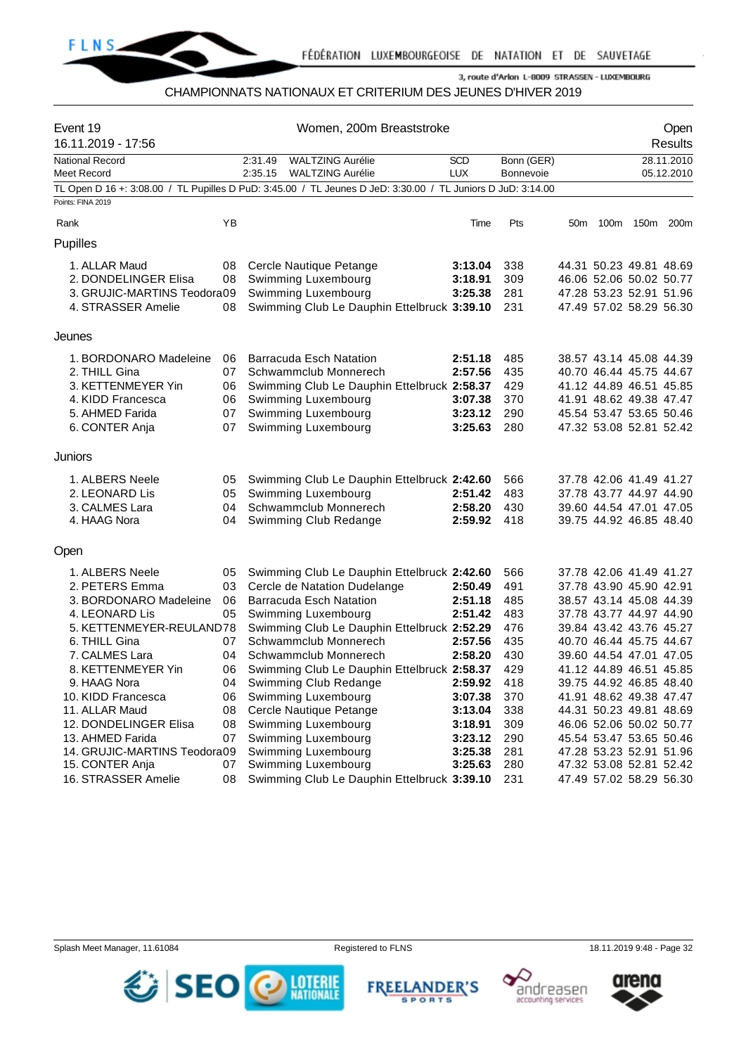CHAMPIONNATS NATIONAUX ET CRITERIUM DES JEUNES D'HIVER 2019

| Event 19 | Women, 200m Breaststroke | Open |
|---|---|---|
| 16.11.2019 - 17:56 | | Results |

| | | | | | |
|---|---|---|---|---|---|
| National Record | 2:31.49 | WALTZING Aurélie | SCD | Bonn (GER) | 28.11.2010 |
| Meet Record | 2:35.15 | WALTZING Aurélie | LUX | Bonnevoie | 05.12.2010 |

TL Open D 16 +: 3:08.00 / TL Pupilles D PuD: 3:45.00 / TL Jeunes D JeD: 3:30.00 / TL Juniors D JuD: 3:14.00

Points: FINA 2019

| Rank | YB | Club | Time | Pts | 50m | 100m | 150m | 200m |
|---|---|---|---|---|---|---|---|---|
| **Pupilles** | | | | | | | | |
| 1. ALLAR Maud | 08 | Cercle Nautique Petange | **3:13.04** | 338 | 44.31 | 50.23 | 49.81 | 48.69 |
| 2. DONDELINGER Elisa | 08 | Swimming Luxembourg | **3:18.91** | 309 | 46.06 | 52.06 | 50.02 | 50.77 |
| 3. GRUJIC-MARTINS Teodora | 09 | Swimming Luxembourg | **3:25.38** | 281 | 47.28 | 53.23 | 52.91 | 51.96 |
| 4. STRASSER Amelie | 08 | Swimming Club Le Dauphin Ettelbruck | **3:39.10** | 231 | 47.49 | 57.02 | 58.29 | 56.30 |
| **Jeunes** | | | | | | | | |
| 1. BORDONARO Madeleine | 06 | Barracuda Esch Natation | **2:51.18** | 485 | 38.57 | 43.14 | 45.08 | 44.39 |
| 2. THILL Gina | 07 | Schwammclub Monnerech | **2:57.56** | 435 | 40.70 | 46.44 | 45.75 | 44.67 |
| 3. KETTENMEYER Yin | 06 | Swimming Club Le Dauphin Ettelbruck | **2:58.37** | 429 | 41.12 | 44.89 | 46.51 | 45.85 |
| 4. KIDD Francesca | 06 | Swimming Luxembourg | **3:07.38** | 370 | 41.91 | 48.62 | 49.38 | 47.47 |
| 5. AHMED Farida | 07 | Swimming Luxembourg | **3:23.12** | 290 | 45.54 | 53.47 | 53.65 | 50.46 |
| 6. CONTER Anja | 07 | Swimming Luxembourg | **3:25.63** | 280 | 47.32 | 53.08 | 52.81 | 52.42 |
| **Juniors** | | | | | | | | |
| 1. ALBERS Neele | 05 | Swimming Club Le Dauphin Ettelbruck | **2:42.60** | 566 | 37.78 | 42.06 | 41.49 | 41.27 |
| 2. LEONARD Lis | 05 | Swimming Luxembourg | **2:51.42** | 483 | 37.78 | 43.77 | 44.97 | 44.90 |
| 3. CALMES Lara | 04 | Schwammclub Monnerech | **2:58.20** | 430 | 39.60 | 44.54 | 47.01 | 47.05 |
| 4. HAAG Nora | 04 | Swimming Club Redange | **2:59.92** | 418 | 39.75 | 44.92 | 46.85 | 48.40 |
| **Open** | | | | | | | | |
| 1. ALBERS Neele | 05 | Swimming Club Le Dauphin Ettelbruck | **2:42.60** | 566 | 37.78 | 42.06 | 41.49 | 41.27 |
| 2. PETERS Emma | 03 | Cercle de Natation Dudelange | **2:50.49** | 491 | 37.78 | 43.90 | 45.90 | 42.91 |
| 3. BORDONARO Madeleine | 06 | Barracuda Esch Natation | **2:51.18** | 485 | 38.57 | 43.14 | 45.08 | 44.39 |
| 4. LEONARD Lis | 05 | Swimming Luxembourg | **2:51.42** | 483 | 37.78 | 43.77 | 44.97 | 44.90 |
| 5. KETTENMEYER-REULAND | 78 | Swimming Club Le Dauphin Ettelbruck | **2:52.29** | 476 | 39.84 | 43.42 | 43.76 | 45.27 |
| 6. THILL Gina | 07 | Schwammclub Monnerech | **2:57.56** | 435 | 40.70 | 46.44 | 45.75 | 44.67 |
| 7. CALMES Lara | 04 | Schwammclub Monnerech | **2:58.20** | 430 | 39.60 | 44.54 | 47.01 | 47.05 |
| 8. KETTENMEYER Yin | 06 | Swimming Club Le Dauphin Ettelbruck | **2:58.37** | 429 | 41.12 | 44.89 | 46.51 | 45.85 |
| 9. HAAG Nora | 04 | Swimming Club Redange | **2:59.92** | 418 | 39.75 | 44.92 | 46.85 | 48.40 |
| 10. KIDD Francesca | 06 | Swimming Luxembourg | **3:07.38** | 370 | 41.91 | 48.62 | 49.38 | 47.47 |
| 11. ALLAR Maud | 08 | Cercle Nautique Petange | **3:13.04** | 338 | 44.31 | 50.23 | 49.81 | 48.69 |
| 12. DONDELINGER Elisa | 08 | Swimming Luxembourg | **3:18.91** | 309 | 46.06 | 52.06 | 50.02 | 50.77 |
| 13. AHMED Farida | 07 | Swimming Luxembourg | **3:23.12** | 290 | 45.54 | 53.47 | 53.65 | 50.46 |
| 14. GRUJIC-MARTINS Teodora | 09 | Swimming Luxembourg | **3:25.38** | 281 | 47.28 | 53.23 | 52.91 | 51.96 |
| 15. CONTER Anja | 07 | Swimming Luxembourg | **3:25.63** | 280 | 47.32 | 53.08 | 52.81 | 52.42 |
| 16. STRASSER Amelie | 08 | Swimming Club Le Dauphin Ettelbruck | **3:39.10** | 231 | 47.49 | 57.02 | 58.29 | 56.30 |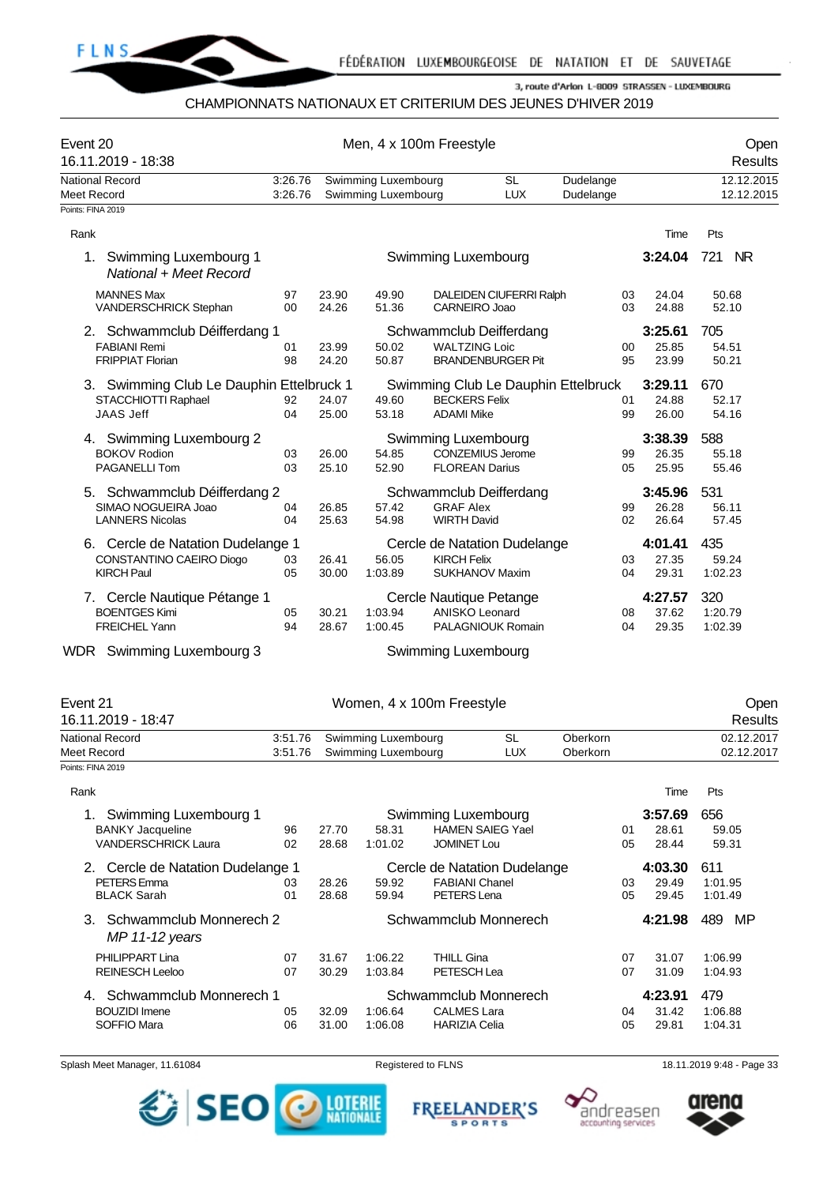## CHAMPIONNATS NATIONAUX ET CRITERIUM DES JEUNES D'HIVER 2019

### Event 20 — Men, 4 x 100m Freestyle — Open

16.11.2019 - 18:38 — Results

| | | | | | |
|---|---|---|---|---|---|
| National Record | 3:26.76 | Swimming Luxembourg | SL | Dudelange | 12.12.2015 |
| Meet Record | 3:26.76 | Swimming Luxembourg | LUX | Dudelange | 12.12.2015 |

Points: FINA 2019

| Rank | | | | | | | | | Time | Pts |
|---|---|---|---|---|---|---|---|---|---|---|
| 1. | Swimming Luxembourg 1 *National + Meet Record* | | | | Swimming Luxembourg | | | | **3:24.04** | 721 NR |
| | MANNES Max | 97 | 23.90 | 49.90 | DALEIDEN CIUFERRI Ralph | 03 | 24.04 | 50.68 | | |
| | VANDERSCHRICK Stephan | 00 | 24.26 | 51.36 | CARNEIRO Joao | 03 | 24.88 | 52.10 | | |
| 2. | Schwammclub Déifferdang 1 | | | | Schwammclub Deifferdang | | | | **3:25.61** | 705 |
| | FABIANI Remi | 01 | 23.99 | 50.02 | WALTZING Loic | 00 | 25.85 | 54.51 | | |
| | FRIPPIAT Florian | 98 | 24.20 | 50.87 | BRANDENBURGER Pit | 95 | 23.99 | 50.21 | | |
| 3. | Swimming Club Le Dauphin Ettelbruck 1 | | | | Swimming Club Le Dauphin Ettelbruck | | | | **3:29.11** | 670 |
| | STACCHIOTTI Raphael | 92 | 24.07 | 49.60 | BECKERS Felix | 01 | 24.88 | 52.17 | | |
| | JAAS Jeff | 04 | 25.00 | 53.18 | ADAMI Mike | 99 | 26.00 | 54.16 | | |
| 4. | Swimming Luxembourg 2 | | | | Swimming Luxembourg | | | | **3:38.39** | 588 |
| | BOKOV Rodion | 03 | 26.00 | 54.85 | CONZEMIUS Jerome | 99 | 26.35 | 55.18 | | |
| | PAGANELLI Tom | 03 | 25.10 | 52.90 | FLOREAN Darius | 05 | 25.95 | 55.46 | | |
| 5. | Schwammclub Déifferdang 2 | | | | Schwammclub Deifferdang | | | | **3:45.96** | 531 |
| | SIMAO NOGUEIRA Joao | 04 | 26.85 | 57.42 | GRAF Alex | 99 | 26.28 | 56.11 | | |
| | LANNERS Nicolas | 04 | 25.63 | 54.98 | WIRTH David | 02 | 26.64 | 57.45 | | |
| 6. | Cercle de Natation Dudelange 1 | | | | Cercle de Natation Dudelange | | | | **4:01.41** | 435 |
| | CONSTANTINO CAEIRO Diogo | 03 | 26.41 | 56.05 | KIRCH Felix | 03 | 27.35 | 59.24 | | |
| | KIRCH Paul | 05 | 30.00 | 1:03.89 | SUKHANOV Maxim | 04 | 29.31 | 1:02.23 | | |
| 7. | Cercle Nautique Pétange 1 | | | | Cercle Nautique Petange | | | | **4:27.57** | 320 |
| | BOENTGES Kimi | 05 | 30.21 | 1:03.94 | ANISKO Leonard | 08 | 37.62 | 1:20.79 | | |
| | FREICHEL Yann | 94 | 28.67 | 1:00.45 | PALAGNIOUK Romain | 04 | 29.35 | 1:02.39 | | |
| WDR | Swimming Luxembourg 3 | | | | Swimming Luxembourg | | | | | |

### Event 21 — Women, 4 x 100m Freestyle — Open

16.11.2019 - 18:47 — Results

| | | | | | |
|---|---|---|---|---|---|
| National Record | 3:51.76 | Swimming Luxembourg | SL | Oberkorn | 02.12.2017 |
| Meet Record | 3:51.76 | Swimming Luxembourg | LUX | Oberkorn | 02.12.2017 |

Points: FINA 2019

| Rank | | | | | | | | | Time | Pts |
|---|---|---|---|---|---|---|---|---|---|---|
| 1. | Swimming Luxembourg 1 | | | | Swimming Luxembourg | | | | **3:57.69** | 656 |
| | BANKY Jacqueline | 96 | 27.70 | 58.31 | HAMEN SAIEG Yael | 01 | 28.61 | 59.05 | | |
| | VANDERSCHRICK Laura | 02 | 28.68 | 1:01.02 | JOMINET Lou | 05 | 28.44 | 59.31 | | |
| 2. | Cercle de Natation Dudelange 1 | | | | Cercle de Natation Dudelange | | | | **4:03.30** | 611 |
| | PETERS Emma | 03 | 28.26 | 59.92 | FABIANI Chanel | 03 | 29.49 | 1:01.95 | | |
| | BLACK Sarah | 01 | 28.68 | 59.94 | PETERS Lena | 05 | 29.45 | 1:01.49 | | |
| 3. | Schwammclub Monnerech 2 *MP 11-12 years* | | | | Schwammclub Monnerech | | | | **4:21.98** | 489 MP |
| | PHILIPPART Lina | 07 | 31.67 | 1:06.22 | THILL Gina | 07 | 31.07 | 1:06.99 | | |
| | REINESCH Leeloo | 07 | 30.29 | 1:03.84 | PETESCH Lea | 07 | 31.09 | 1:04.93 | | |
| 4. | Schwammclub Monnerech 1 | | | | Schwammclub Monnerech | | | | **4:23.91** | 479 |
| | BOUZIDI Imene | 05 | 32.09 | 1:06.64 | CALMES Lara | 04 | 31.42 | 1:06.88 | | |
| | SOFFIO Mara | 06 | 31.00 | 1:06.08 | HARIZIA Celia | 05 | 29.81 | 1:04.31 | | |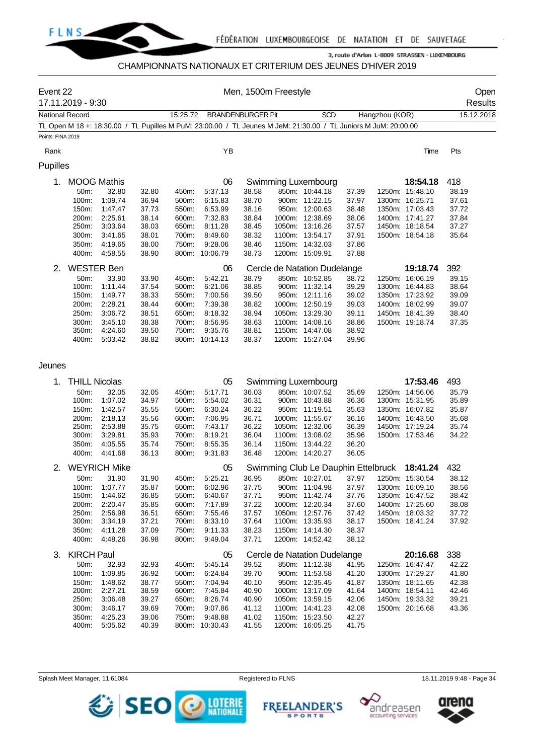CHAMPIONNATS NATIONAUX ET CRITERIUM DES JEUNES D'HIVER 2019

Event 22 — Men, 1500m Freestyle — Open
17.11.2019 - 9:30 — Results

National Record | 15:25.72 | BRANDENBURGER Pit | SCD | Hangzhou (KOR) | 15.12.2018

TL Open M 18 +: 18:30.00 / TL Pupilles M PuM: 23:00.00 / TL Jeunes M JeM: 21:30.00 / TL Juniors M JuM: 20:00.00

Points: FINA 2019

| Rank | | YB | | Time | Pts |
|---|---|---|---|---|---|

## Pupilles

**1. MOOG Mathis** — 06 — Swimming Luxembourg — **18:54.18** — 418

| | | | | | | | | | | | |
|---|---|---|---|---|---|---|---|---|---|---|---|
| 50m: | 32.80 | 32.80 | 450m: | 5:37.13 | 38.58 | 850m: | 10:44.18 | 37.39 | 1250m: | 15:48.10 | 38.19 |
| 100m: | 1:09.74 | 36.94 | 500m: | 6:15.83 | 38.70 | 900m: | 11:22.15 | 37.97 | 1300m: | 16:25.71 | 37.61 |
| 150m: | 1:47.47 | 37.73 | 550m: | 6:53.99 | 38.16 | 950m: | 12:00.63 | 38.48 | 1350m: | 17:03.43 | 37.72 |
| 200m: | 2:25.61 | 38.14 | 600m: | 7:32.83 | 38.84 | 1000m: | 12:38.69 | 38.06 | 1400m: | 17:41.27 | 37.84 |
| 250m: | 3:03.64 | 38.03 | 650m: | 8:11.28 | 38.45 | 1050m: | 13:16.26 | 37.57 | 1450m: | 18:18.54 | 37.27 |
| 300m: | 3:41.65 | 38.01 | 700m: | 8:49.60 | 38.32 | 1100m: | 13:54.17 | 37.91 | 1500m: | 18:54.18 | 35.64 |
| 350m: | 4:19.65 | 38.00 | 750m: | 9:28.06 | 38.46 | 1150m: | 14:32.03 | 37.86 | | | |
| 400m: | 4:58.55 | 38.90 | 800m: | 10:06.79 | 38.73 | 1200m: | 15:09.91 | 37.88 | | | |

**2. WESTER Ben** — 06 — Cercle de Natation Dudelange — **19:18.74** — 392

| | | | | | | | | | | | |
|---|---|---|---|---|---|---|---|---|---|---|---|
| 50m: | 33.90 | 33.90 | 450m: | 5:42.21 | 38.79 | 850m: | 10:52.85 | 38.72 | 1250m: | 16:06.19 | 39.15 |
| 100m: | 1:11.44 | 37.54 | 500m: | 6:21.06 | 38.85 | 900m: | 11:32.14 | 39.29 | 1300m: | 16:44.83 | 38.64 |
| 150m: | 1:49.77 | 38.33 | 550m: | 7:00.56 | 39.50 | 950m: | 12:11.16 | 39.02 | 1350m: | 17:23.92 | 39.09 |
| 200m: | 2:28.21 | 38.44 | 600m: | 7:39.38 | 38.82 | 1000m: | 12:50.19 | 39.03 | 1400m: | 18:02.99 | 39.07 |
| 250m: | 3:06.72 | 38.51 | 650m: | 8:18.32 | 38.94 | 1050m: | 13:29.30 | 39.11 | 1450m: | 18:41.39 | 38.40 |
| 300m: | 3:45.10 | 38.38 | 700m: | 8:56.95 | 38.63 | 1100m: | 14:08.16 | 38.86 | 1500m: | 19:18.74 | 37.35 |
| 350m: | 4:24.60 | 39.50 | 750m: | 9:35.76 | 38.81 | 1150m: | 14:47.08 | 38.92 | | | |
| 400m: | 5:03.42 | 38.82 | 800m: | 10:14.13 | 38.37 | 1200m: | 15:27.04 | 39.96 | | | |

## Jeunes

**1. THILL Nicolas** — 05 — Swimming Luxembourg — **17:53.46** — 493

| | | | | | | | | | | | |
|---|---|---|---|---|---|---|---|---|---|---|---|
| 50m: | 32.05 | 32.05 | 450m: | 5:17.71 | 36.03 | 850m: | 10:07.52 | 35.69 | 1250m: | 14:56.06 | 35.79 |
| 100m: | 1:07.02 | 34.97 | 500m: | 5:54.02 | 36.31 | 900m: | 10:43.88 | 36.36 | 1300m: | 15:31.95 | 35.89 |
| 150m: | 1:42.57 | 35.55 | 550m: | 6:30.24 | 36.22 | 950m: | 11:19.51 | 35.63 | 1350m: | 16:07.82 | 35.87 |
| 200m: | 2:18.13 | 35.56 | 600m: | 7:06.95 | 36.71 | 1000m: | 11:55.67 | 36.16 | 1400m: | 16:43.50 | 35.68 |
| 250m: | 2:53.88 | 35.75 | 650m: | 7:43.17 | 36.22 | 1050m: | 12:32.06 | 36.39 | 1450m: | 17:19.24 | 35.74 |
| 300m: | 3:29.81 | 35.93 | 700m: | 8:19.21 | 36.04 | 1100m: | 13:08.02 | 35.96 | 1500m: | 17:53.46 | 34.22 |
| 350m: | 4:05.55 | 35.74 | 750m: | 8:55.35 | 36.14 | 1150m: | 13:44.22 | 36.20 | | | |
| 400m: | 4:41.68 | 36.13 | 800m: | 9:31.83 | 36.48 | 1200m: | 14:20.27 | 36.05 | | | |

**2. WEYRICH Mike** — 05 — Swimming Club Le Dauphin Ettelbruck — **18:41.24** — 432

| | | | | | | | | | | | |
|---|---|---|---|---|---|---|---|---|---|---|---|
| 50m: | 31.90 | 31.90 | 450m: | 5:25.21 | 36.95 | 850m: | 10:27.01 | 37.97 | 1250m: | 15:30.54 | 38.12 |
| 100m: | 1:07.77 | 35.87 | 500m: | 6:02.96 | 37.75 | 900m: | 11:04.98 | 37.97 | 1300m: | 16:09.10 | 38.56 |
| 150m: | 1:44.62 | 36.85 | 550m: | 6:40.67 | 37.71 | 950m: | 11:42.74 | 37.76 | 1350m: | 16:47.52 | 38.42 |
| 200m: | 2:20.47 | 35.85 | 600m: | 7:17.89 | 37.22 | 1000m: | 12:20.34 | 37.60 | 1400m: | 17:25.60 | 38.08 |
| 250m: | 2:56.98 | 36.51 | 650m: | 7:55.46 | 37.57 | 1050m: | 12:57.76 | 37.42 | 1450m: | 18:03.32 | 37.72 |
| 300m: | 3:34.19 | 37.21 | 700m: | 8:33.10 | 37.64 | 1100m: | 13:35.93 | 38.17 | 1500m: | 18:41.24 | 37.92 |
| 350m: | 4:11.28 | 37.09 | 750m: | 9:11.33 | 38.23 | 1150m: | 14:14.30 | 38.37 | | | |
| 400m: | 4:48.26 | 36.98 | 800m: | 9:49.04 | 37.71 | 1200m: | 14:52.42 | 38.12 | | | |

**3. KIRCH Paul** — 05 — Cercle de Natation Dudelange — **20:16.68** — 338

| | | | | | | | | | | | |
|---|---|---|---|---|---|---|---|---|---|---|---|
| 50m: | 32.93 | 32.93 | 450m: | 5:45.14 | 39.52 | 850m: | 11:12.38 | 41.95 | 1250m: | 16:47.47 | 42.22 |
| 100m: | 1:09.85 | 36.92 | 500m: | 6:24.84 | 39.70 | 900m: | 11:53.58 | 41.20 | 1300m: | 17:29.27 | 41.80 |
| 150m: | 1:48.62 | 38.77 | 550m: | 7:04.94 | 40.10 | 950m: | 12:35.45 | 41.87 | 1350m: | 18:11.65 | 42.38 |
| 200m: | 2:27.21 | 38.59 | 600m: | 7:45.84 | 40.90 | 1000m: | 13:17.09 | 41.64 | 1400m: | 18:54.11 | 42.46 |
| 250m: | 3:06.48 | 39.27 | 650m: | 8:26.74 | 40.90 | 1050m: | 13:59.15 | 42.06 | 1450m: | 19:33.32 | 39.21 |
| 300m: | 3:46.17 | 39.69 | 700m: | 9:07.86 | 41.12 | 1100m: | 14:41.23 | 42.08 | 1500m: | 20:16.68 | 43.36 |
| 350m: | 4:25.23 | 39.06 | 750m: | 9:48.88 | 41.02 | 1150m: | 15:23.50 | 42.27 | | | |
| 400m: | 5:05.62 | 40.39 | 800m: | 10:30.43 | 41.55 | 1200m: | 16:05.25 | 41.75 | | | |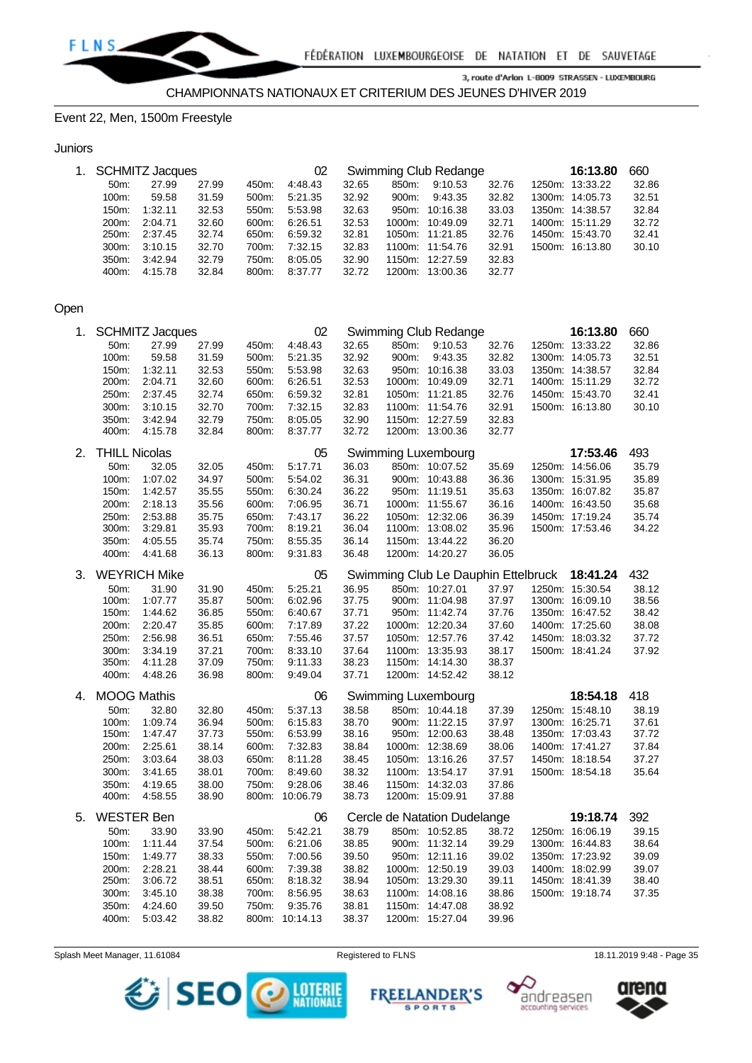CHAMPIONNATS NATIONAUX ET CRITERIUM DES JEUNES D'HIVER 2019

## Event 22, Men, 1500m Freestyle

### Juniors

1. SCHMITZ Jacques 02 Swimming Club Redange **16:13.80** 660

| | | | | | | | | | | | |
|---|---|---|---|---|---|---|---|---|---|---|---|
| 50m: | 27.99 | 27.99 | 450m: | 4:48.43 | 32.65 | 850m: | 9:10.53 | 32.76 | 1250m: | 13:33.22 | 32.86 |
| 100m: | 59.58 | 31.59 | 500m: | 5:21.35 | 32.92 | 900m: | 9:43.35 | 32.82 | 1300m: | 14:05.73 | 32.51 |
| 150m: | 1:32.11 | 32.53 | 550m: | 5:53.98 | 32.63 | 950m: | 10:16.38 | 33.03 | 1350m: | 14:38.57 | 32.84 |
| 200m: | 2:04.71 | 32.60 | 600m: | 6:26.51 | 32.53 | 1000m: | 10:49.09 | 32.71 | 1400m: | 15:11.29 | 32.72 |
| 250m: | 2:37.45 | 32.74 | 650m: | 6:59.32 | 32.81 | 1050m: | 11:21.85 | 32.76 | 1450m: | 15:43.70 | 32.41 |
| 300m: | 3:10.15 | 32.70 | 700m: | 7:32.15 | 32.83 | 1100m: | 11:54.76 | 32.91 | 1500m: | 16:13.80 | 30.10 |
| 350m: | 3:42.94 | 32.79 | 750m: | 8:05.05 | 32.90 | 1150m: | 12:27.59 | 32.83 | | | |
| 400m: | 4:15.78 | 32.84 | 800m: | 8:37.77 | 32.72 | 1200m: | 13:00.36 | 32.77 | | | |

### Open

1. SCHMITZ Jacques 02 Swimming Club Redange **16:13.80** 660

| | | | | | | | | | | | |
|---|---|---|---|---|---|---|---|---|---|---|---|
| 50m: | 27.99 | 27.99 | 450m: | 4:48.43 | 32.65 | 850m: | 9:10.53 | 32.76 | 1250m: | 13:33.22 | 32.86 |
| 100m: | 59.58 | 31.59 | 500m: | 5:21.35 | 32.92 | 900m: | 9:43.35 | 32.82 | 1300m: | 14:05.73 | 32.51 |
| 150m: | 1:32.11 | 32.53 | 550m: | 5:53.98 | 32.63 | 950m: | 10:16.38 | 33.03 | 1350m: | 14:38.57 | 32.84 |
| 200m: | 2:04.71 | 32.60 | 600m: | 6:26.51 | 32.53 | 1000m: | 10:49.09 | 32.71 | 1400m: | 15:11.29 | 32.72 |
| 250m: | 2:37.45 | 32.74 | 650m: | 6:59.32 | 32.81 | 1050m: | 11:21.85 | 32.76 | 1450m: | 15:43.70 | 32.41 |
| 300m: | 3:10.15 | 32.70 | 700m: | 7:32.15 | 32.83 | 1100m: | 11:54.76 | 32.91 | 1500m: | 16:13.80 | 30.10 |
| 350m: | 3:42.94 | 32.79 | 750m: | 8:05.05 | 32.90 | 1150m: | 12:27.59 | 32.83 | | | |
| 400m: | 4:15.78 | 32.84 | 800m: | 8:37.77 | 32.72 | 1200m: | 13:00.36 | 32.77 | | | |

2. THILL Nicolas 05 Swimming Luxembourg **17:53.46** 493

| | | | | | | | | | | | |
|---|---|---|---|---|---|---|---|---|---|---|---|
| 50m: | 32.05 | 32.05 | 450m: | 5:17.71 | 36.03 | 850m: | 10:07.52 | 35.69 | 1250m: | 14:56.06 | 35.79 |
| 100m: | 1:07.02 | 34.97 | 500m: | 5:54.02 | 36.31 | 900m: | 10:43.88 | 36.36 | 1300m: | 15:31.95 | 35.89 |
| 150m: | 1:42.57 | 35.55 | 550m: | 6:30.24 | 36.22 | 950m: | 11:19.51 | 35.63 | 1350m: | 16:07.82 | 35.87 |
| 200m: | 2:18.13 | 35.56 | 600m: | 7:06.95 | 36.71 | 1000m: | 11:55.67 | 36.16 | 1400m: | 16:43.50 | 35.68 |
| 250m: | 2:53.88 | 35.75 | 650m: | 7:43.17 | 36.22 | 1050m: | 12:32.06 | 36.39 | 1450m: | 17:19.24 | 35.74 |
| 300m: | 3:29.81 | 35.93 | 700m: | 8:19.21 | 36.04 | 1100m: | 13:08.02 | 35.96 | 1500m: | 17:53.46 | 34.22 |
| 350m: | 4:05.55 | 35.74 | 750m: | 8:55.35 | 36.14 | 1150m: | 13:44.22 | 36.20 | | | |
| 400m: | 4:41.68 | 36.13 | 800m: | 9:31.83 | 36.48 | 1200m: | 14:20.27 | 36.05 | | | |

3. WEYRICH Mike 05 Swimming Club Le Dauphin Ettelbruck **18:41.24** 432

| | | | | | | | | | | | |
|---|---|---|---|---|---|---|---|---|---|---|---|
| 50m: | 31.90 | 31.90 | 450m: | 5:25.21 | 36.95 | 850m: | 10:27.01 | 37.97 | 1250m: | 15:30.54 | 38.12 |
| 100m: | 1:07.77 | 35.87 | 500m: | 6:02.96 | 37.75 | 900m: | 11:04.98 | 37.97 | 1300m: | 16:09.10 | 38.56 |
| 150m: | 1:44.62 | 36.85 | 550m: | 6:40.67 | 37.71 | 950m: | 11:42.74 | 37.76 | 1350m: | 16:47.52 | 38.42 |
| 200m: | 2:20.47 | 35.85 | 600m: | 7:17.89 | 37.22 | 1000m: | 12:20.34 | 37.60 | 1400m: | 17:25.60 | 38.08 |
| 250m: | 2:56.98 | 36.51 | 650m: | 7:55.46 | 37.57 | 1050m: | 12:57.76 | 37.42 | 1450m: | 18:03.32 | 37.72 |
| 300m: | 3:34.19 | 37.21 | 700m: | 8:33.10 | 37.64 | 1100m: | 13:35.93 | 38.17 | 1500m: | 18:41.24 | 37.92 |
| 350m: | 4:11.28 | 37.09 | 750m: | 9:11.33 | 38.23 | 1150m: | 14:14.30 | 38.37 | | | |
| 400m: | 4:48.26 | 36.98 | 800m: | 9:49.04 | 37.71 | 1200m: | 14:52.42 | 38.12 | | | |

4. MOOG Mathis 06 Swimming Luxembourg **18:54.18** 418

| | | | | | | | | | | | |
|---|---|---|---|---|---|---|---|---|---|---|---|
| 50m: | 32.80 | 32.80 | 450m: | 5:37.13 | 38.58 | 850m: | 10:44.18 | 37.39 | 1250m: | 15:48.10 | 38.19 |
| 100m: | 1:09.74 | 36.94 | 500m: | 6:15.83 | 38.70 | 900m: | 11:22.15 | 37.97 | 1300m: | 16:25.71 | 37.61 |
| 150m: | 1:47.47 | 37.73 | 550m: | 6:53.99 | 38.16 | 950m: | 12:00.63 | 38.48 | 1350m: | 17:03.43 | 37.72 |
| 200m: | 2:25.61 | 38.14 | 600m: | 7:32.83 | 38.84 | 1000m: | 12:38.69 | 38.06 | 1400m: | 17:41.27 | 37.84 |
| 250m: | 3:03.64 | 38.03 | 650m: | 8:11.28 | 38.45 | 1050m: | 13:16.26 | 37.57 | 1450m: | 18:18.54 | 37.27 |
| 300m: | 3:41.65 | 38.01 | 700m: | 8:49.60 | 38.32 | 1100m: | 13:54.17 | 37.91 | 1500m: | 18:54.18 | 35.64 |
| 350m: | 4:19.65 | 38.00 | 750m: | 9:28.06 | 38.46 | 1150m: | 14:32.03 | 37.86 | | | |
| 400m: | 4:58.55 | 38.90 | 800m: | 10:06.79 | 38.73 | 1200m: | 15:09.91 | 37.88 | | | |

5. WESTER Ben 06 Cercle de Natation Dudelange **19:18.74** 392

| | | | | | | | | | | | |
|---|---|---|---|---|---|---|---|---|---|---|---|
| 50m: | 33.90 | 33.90 | 450m: | 5:42.21 | 38.79 | 850m: | 10:52.85 | 38.72 | 1250m: | 16:06.19 | 39.15 |
| 100m: | 1:11.44 | 37.54 | 500m: | 6:21.06 | 38.85 | 900m: | 11:32.14 | 39.29 | 1300m: | 16:44.83 | 38.64 |
| 150m: | 1:49.77 | 38.33 | 550m: | 7:00.56 | 39.50 | 950m: | 12:11.16 | 39.02 | 1350m: | 17:23.92 | 39.09 |
| 200m: | 2:28.21 | 38.44 | 600m: | 7:39.38 | 38.82 | 1000m: | 12:50.19 | 39.03 | 1400m: | 18:02.99 | 39.07 |
| 250m: | 3:06.72 | 38.51 | 650m: | 8:18.32 | 38.94 | 1050m: | 13:29.30 | 39.11 | 1450m: | 18:41.39 | 38.40 |
| 300m: | 3:45.10 | 38.38 | 700m: | 8:56.95 | 38.63 | 1100m: | 14:08.16 | 38.86 | 1500m: | 19:18.74 | 37.35 |
| 350m: | 4:24.60 | 39.50 | 750m: | 9:35.76 | 38.81 | 1150m: | 14:47.08 | 38.92 | | | |
| 400m: | 5:03.42 | 38.82 | 800m: | 10:14.13 | 38.37 | 1200m: | 15:27.04 | 39.96 | | | |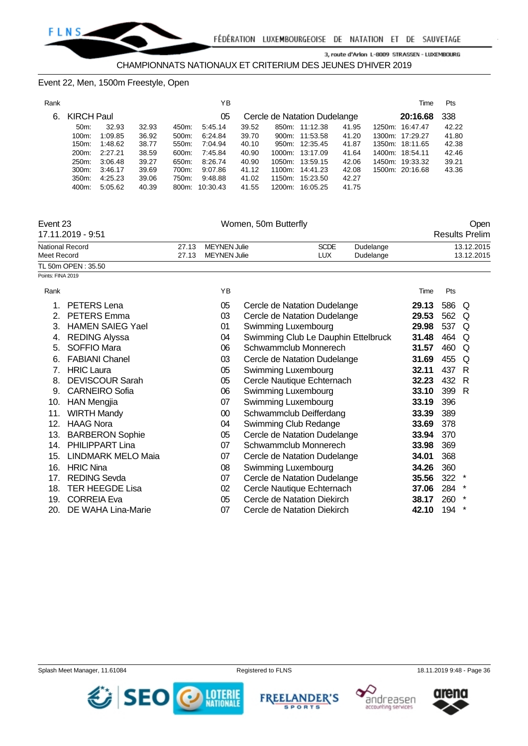## Event 22, Men, 1500m Freestyle, Open

| Rank | | YB | | Time | Pts |
|---|---|---|---|---|---|
| 6. | KIRCH Paul | 05 | Cercle de Natation Dudelange | **20:16.68** | 338 |

| | | | | | | | | | | | |
|---|---|---|---|---|---|---|---|---|---|---|---|
| 50m: | 32.93 | 32.93 | 450m: | 5:45.14 | 39.52 | 850m: | 11:12.38 | 41.95 | 1250m: | 16:47.47 | 42.22 |
| 100m: | 1:09.85 | 36.92 | 500m: | 6:24.84 | 39.70 | 900m: | 11:53.58 | 41.20 | 1300m: | 17:29.27 | 41.80 |
| 150m: | 1:48.62 | 38.77 | 550m: | 7:04.94 | 40.10 | 950m: | 12:35.45 | 41.87 | 1350m: | 18:11.65 | 42.38 |
| 200m: | 2:27.21 | 38.59 | 600m: | 7:45.84 | 40.90 | 1000m: | 13:17.09 | 41.64 | 1400m: | 18:54.11 | 42.46 |
| 250m: | 3:06.48 | 39.27 | 650m: | 8:26.74 | 40.90 | 1050m: | 13:59.15 | 42.06 | 1450m: | 19:33.32 | 39.21 |
| 300m: | 3:46.17 | 39.69 | 700m: | 9:07.86 | 41.12 | 1100m: | 14:41.23 | 42.08 | 1500m: | 20:16.68 | 43.36 |
| 350m: | 4:25.23 | 39.06 | 750m: | 9:48.88 | 41.02 | 1150m: | 15:23.50 | 42.27 | | | |
| 400m: | 5:05.62 | 40.39 | 800m: | 10:30.43 | 41.55 | 1200m: | 16:05.25 | 41.75 | | | |

## Event 23 — Women, 50m Butterfly — Open

17.11.2019 - 9:51 — Results Prelim

| | | | | | |
|---|---|---|---|---|---|
| National Record | 27.13 | MEYNEN Julie | SCDE | Dudelange | 13.12.2015 |
| Meet Record | 27.13 | MEYNEN Julie | LUX | Dudelange | 13.12.2015 |

TL 50m OPEN : 35.50

Points: FINA 2019

| Rank | | YB | | Time | Pts | |
|---|---|---|---|---|---|---|
| 1. | PETERS Lena | 05 | Cercle de Natation Dudelange | **29.13** | 586 | Q |
| 2. | PETERS Emma | 03 | Cercle de Natation Dudelange | **29.53** | 562 | Q |
| 3. | HAMEN SAIEG Yael | 01 | Swimming Luxembourg | **29.98** | 537 | Q |
| 4. | REDING Alyssa | 04 | Swimming Club Le Dauphin Ettelbruck | **31.48** | 464 | Q |
| 5. | SOFFIO Mara | 06 | Schwammclub Monnerech | **31.57** | 460 | Q |
| 6. | FABIANI Chanel | 03 | Cercle de Natation Dudelange | **31.69** | 455 | Q |
| 7. | HRIC Laura | 05 | Swimming Luxembourg | **32.11** | 437 | R |
| 8. | DEVISCOUR Sarah | 05 | Cercle Nautique Echternach | **32.23** | 432 | R |
| 9. | CARNEIRO Sofia | 06 | Swimming Luxembourg | **33.10** | 399 | R |
| 10. | HAN Mengjia | 07 | Swimming Luxembourg | **33.19** | 396 | |
| 11. | WIRTH Mandy | 00 | Schwammclub Deifferdang | **33.39** | 389 | |
| 12. | HAAG Nora | 04 | Swimming Club Redange | **33.69** | 378 | |
| 13. | BARBERON Sophie | 05 | Cercle de Natation Dudelange | **33.94** | 370 | |
| 14. | PHILIPPART Lina | 07 | Schwammclub Monnerech | **33.98** | 369 | |
| 15. | LINDMARK MELO Maia | 07 | Cercle de Natation Dudelange | **34.01** | 368 | |
| 16. | HRIC Nina | 08 | Swimming Luxembourg | **34.26** | 360 | |
| 17. | REDING Sevda | 07 | Cercle de Natation Dudelange | **35.56** | 322 | * |
| 18. | TER HEEGDE Lisa | 02 | Cercle Nautique Echternach | **37.06** | 284 | * |
| 19. | CORREIA Eva | 05 | Cercle de Natation Diekirch | **38.17** | 260 | * |
| 20. | DE WAHA Lina-Marie | 07 | Cercle de Natation Diekirch | **42.10** | 194 | * |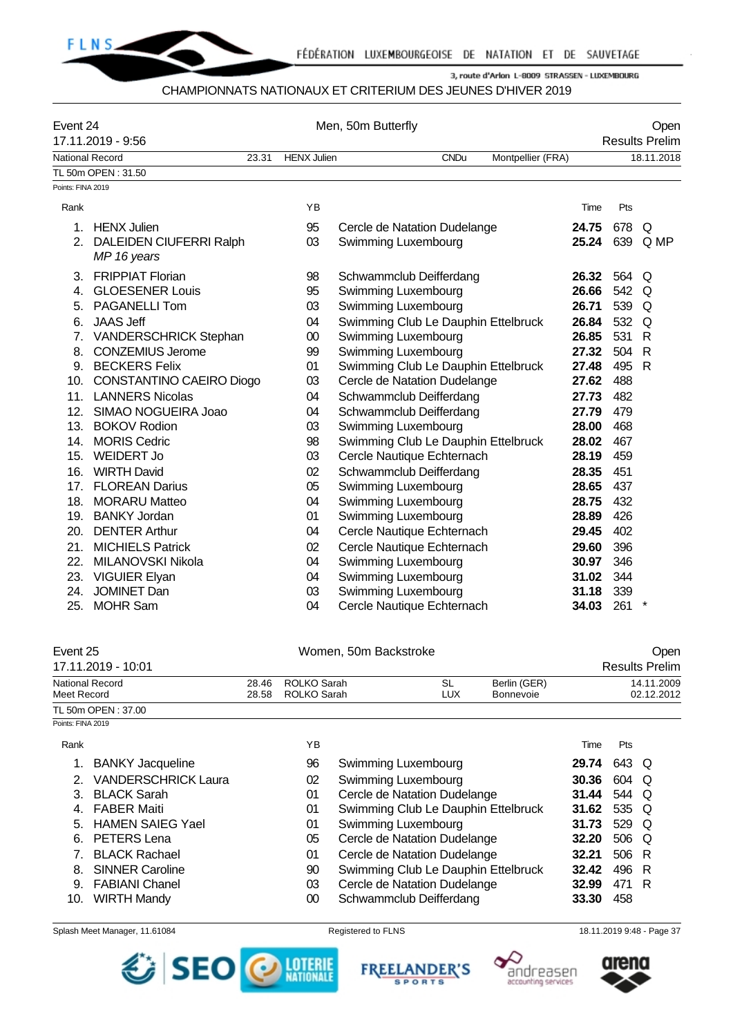FÉDÉRATION LUXEMBOURGEOISE DE NATATION ET DE SAUVETAGE

3, route d'Arlon L-8009 STRASSEN - LUXEMBOURG

CHAMPIONNATS NATIONAUX ET CRITERIUM DES JEUNES D'HIVER 2019

## Event 24 — Men, 50m Butterfly — Open

17.11.2019 - 9:56 — Results Prelim

| National Record | 23.31 | HENX Julien | CNDu | Montpellier (FRA) | 18.11.2018 |
|---|---|---|---|---|---|

TL 50m OPEN : 31.50

Points: FINA 2019

| Rank | Name | YB | Club | Time | Pts | |
|---|---|---|---|---|---|---|
| 1. | HENX Julien | 95 | Cercle de Natation Dudelange | **24.75** | 678 | Q |
| 2. | DALEIDEN CIUFERRI Ralph *MP 16 years* | 03 | Swimming Luxembourg | **25.24** | 639 | Q MP |
| 3. | FRIPPIAT Florian | 98 | Schwammclub Deifferdang | **26.32** | 564 | Q |
| 4. | GLOESENER Louis | 95 | Swimming Luxembourg | **26.66** | 542 | Q |
| 5. | PAGANELLI Tom | 03 | Swimming Luxembourg | **26.71** | 539 | Q |
| 6. | JAAS Jeff | 04 | Swimming Club Le Dauphin Ettelbruck | **26.84** | 532 | Q |
| 7. | VANDERSCHRICK Stephan | 00 | Swimming Luxembourg | **26.85** | 531 | R |
| 8. | CONZEMIUS Jerome | 99 | Swimming Luxembourg | **27.32** | 504 | R |
| 9. | BECKERS Felix | 01 | Swimming Club Le Dauphin Ettelbruck | **27.48** | 495 | R |
| 10. | CONSTANTINO CAEIRO Diogo | 03 | Cercle de Natation Dudelange | **27.62** | 488 | |
| 11. | LANNERS Nicolas | 04 | Schwammclub Deifferdang | **27.73** | 482 | |
| 12. | SIMAO NOGUEIRA Joao | 04 | Schwammclub Deifferdang | **27.79** | 479 | |
| 13. | BOKOV Rodion | 03 | Swimming Luxembourg | **28.00** | 468 | |
| 14. | MORIS Cedric | 98 | Swimming Club Le Dauphin Ettelbruck | **28.02** | 467 | |
| 15. | WEIDERT Jo | 03 | Cercle Nautique Echternach | **28.19** | 459 | |
| 16. | WIRTH David | 02 | Schwammclub Deifferdang | **28.35** | 451 | |
| 17. | FLOREAN Darius | 05 | Swimming Luxembourg | **28.65** | 437 | |
| 18. | MORARU Matteo | 04 | Swimming Luxembourg | **28.75** | 432 | |
| 19. | BANKY Jordan | 01 | Swimming Luxembourg | **28.89** | 426 | |
| 20. | DENTER Arthur | 04 | Cercle Nautique Echternach | **29.45** | 402 | |
| 21. | MICHIELS Patrick | 02 | Cercle Nautique Echternach | **29.60** | 396 | |
| 22. | MILANOVSKI Nikola | 04 | Swimming Luxembourg | **30.97** | 346 | |
| 23. | VIGUIER Elyan | 04 | Swimming Luxembourg | **31.02** | 344 | |
| 24. | JOMINET Dan | 03 | Swimming Luxembourg | **31.18** | 339 | |
| 25. | MOHR Sam | 04 | Cercle Nautique Echternach | **34.03** | 261 | * |

## Event 25 — Women, 50m Backstroke — Open

17.11.2019 - 10:01 — Results Prelim

| | | | | | |
|---|---|---|---|---|---|
| National Record | 28.46 | ROLKO Sarah | SL | Berlin (GER) | 14.11.2009 |
| Meet Record | 28.58 | ROLKO Sarah | LUX | Bonnevoie | 02.12.2012 |

TL 50m OPEN : 37.00

Points: FINA 2019

| Rank | Name | YB | Club | Time | Pts | |
|---|---|---|---|---|---|---|
| 1. | BANKY Jacqueline | 96 | Swimming Luxembourg | **29.74** | 643 | Q |
| 2. | VANDERSCHRICK Laura | 02 | Swimming Luxembourg | **30.36** | 604 | Q |
| 3. | BLACK Sarah | 01 | Cercle de Natation Dudelange | **31.44** | 544 | Q |
| 4. | FABER Maiti | 01 | Swimming Club Le Dauphin Ettelbruck | **31.62** | 535 | Q |
| 5. | HAMEN SAIEG Yael | 01 | Swimming Luxembourg | **31.73** | 529 | Q |
| 6. | PETERS Lena | 05 | Cercle de Natation Dudelange | **32.20** | 506 | Q |
| 7. | BLACK Rachael | 01 | Cercle de Natation Dudelange | **32.21** | 506 | R |
| 8. | SINNER Caroline | 90 | Swimming Club Le Dauphin Ettelbruck | **32.42** | 496 | R |
| 9. | FABIANI Chanel | 03 | Cercle de Natation Dudelange | **32.99** | 471 | R |
| 10. | WIRTH Mandy | 00 | Schwammclub Deifferdang | **33.30** | 458 | |

Splash Meet Manager, 11.61084 — Registered to FLNS — 18.11.2019 9:48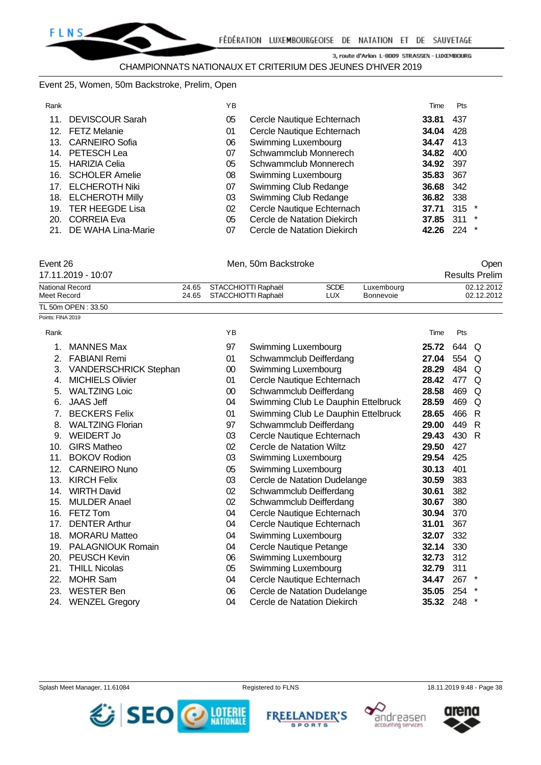CHAMPIONNATS NATIONAUX ET CRITERIUM DES JEUNES D'HIVER 2019

## Event 25, Women, 50m Backstroke, Prelim, Open

| Rank | | YB | | Time | Pts | |
|---|---|---|---|---|---|---|
| 11. | DEVISCOUR Sarah | 05 | Cercle Nautique Echternach | **33.81** | 437 | |
| 12. | FETZ Melanie | 01 | Cercle Nautique Echternach | **34.04** | 428 | |
| 13. | CARNEIRO Sofia | 06 | Swimming Luxembourg | **34.47** | 413 | |
| 14. | PETESCH Lea | 07 | Schwammclub Monnerech | **34.82** | 400 | |
| 15. | HARIZIA Celia | 05 | Schwammclub Monnerech | **34.92** | 397 | |
| 16. | SCHOLER Amelie | 08 | Swimming Luxembourg | **35.83** | 367 | |
| 17. | ELCHEROTH Niki | 07 | Swimming Club Redange | **36.68** | 342 | |
| 18. | ELCHEROTH Milly | 03 | Swimming Club Redange | **36.82** | 338 | |
| 19. | TER HEEGDE Lisa | 02 | Cercle Nautique Echternach | **37.71** | 315 | * |
| 20. | CORREIA Eva | 05 | Cercle de Natation Diekirch | **37.85** | 311 | * |
| 21. | DE WAHA Lina-Marie | 07 | Cercle de Natation Diekirch | **42.26** | 224 | * |

## Event 26 — Men, 50m Backstroke — Open

17.11.2019 - 10:07 — Results Prelim

| | | | | | |
|---|---|---|---|---|---|
| National Record | 24.65 | STACCHIOTTI Raphaël | SCDE | Luxembourg | 02.12.2012 |
| Meet Record | 24.65 | STACCHIOTTI Raphaël | LUX | Bonnevoie | 02.12.2012 |

TL 50m OPEN : 33.50

Points: FINA 2019

| Rank | | YB | | Time | Pts | |
|---|---|---|---|---|---|---|
| 1. | MANNES Max | 97 | Swimming Luxembourg | **25.72** | 644 | Q |
| 2. | FABIANI Remi | 01 | Schwammclub Deifferdang | **27.04** | 554 | Q |
| 3. | VANDERSCHRICK Stephan | 00 | Swimming Luxembourg | **28.29** | 484 | Q |
| 4. | MICHIELS Olivier | 01 | Cercle Nautique Echternach | **28.42** | 477 | Q |
| 5. | WALTZING Loic | 00 | Schwammclub Deifferdang | **28.58** | 469 | Q |
| 6. | JAAS Jeff | 04 | Swimming Club Le Dauphin Ettelbruck | **28.59** | 469 | Q |
| 7. | BECKERS Felix | 01 | Swimming Club Le Dauphin Ettelbruck | **28.65** | 466 | R |
| 8. | WALTZING Florian | 97 | Schwammclub Deifferdang | **29.00** | 449 | R |
| 9. | WEIDERT Jo | 03 | Cercle Nautique Echternach | **29.43** | 430 | R |
| 10. | GIRS Matheo | 02 | Cercle de Natation Wiltz | **29.50** | 427 | |
| 11. | BOKOV Rodion | 03 | Swimming Luxembourg | **29.54** | 425 | |
| 12. | CARNEIRO Nuno | 05 | Swimming Luxembourg | **30.13** | 401 | |
| 13. | KIRCH Felix | 03 | Cercle de Natation Dudelange | **30.59** | 383 | |
| 14. | WIRTH David | 02 | Schwammclub Deifferdang | **30.61** | 382 | |
| 15. | MULDER Anael | 02 | Schwammclub Deifferdang | **30.67** | 380 | |
| 16. | FETZ Tom | 04 | Cercle Nautique Echternach | **30.94** | 370 | |
| 17. | DENTER Arthur | 04 | Cercle Nautique Echternach | **31.01** | 367 | |
| 18. | MORARU Matteo | 04 | Swimming Luxembourg | **32.07** | 332 | |
| 19. | PALAGNIOUK Romain | 04 | Cercle Nautique Petange | **32.14** | 330 | |
| 20. | PEUSCH Kevin | 06 | Swimming Luxembourg | **32.73** | 312 | |
| 21. | THILL Nicolas | 05 | Swimming Luxembourg | **32.79** | 311 | |
| 22. | MOHR Sam | 04 | Cercle Nautique Echternach | **34.47** | 267 | * |
| 23. | WESTER Ben | 06 | Cercle de Natation Dudelange | **35.05** | 254 | * |
| 24. | WENZEL Gregory | 04 | Cercle de Natation Diekirch | **35.32** | 248 | * |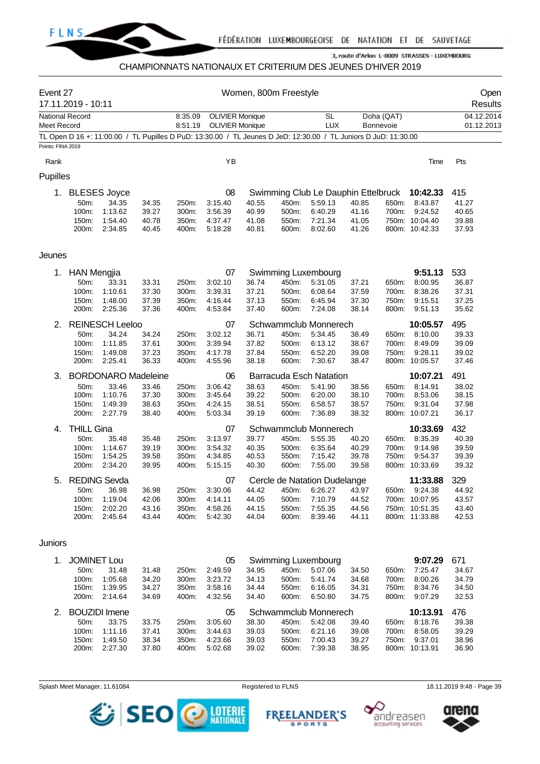CHAMPIONNATS NATIONAUX ET CRITERIUM DES JEUNES D'HIVER 2019

| Event 27 | Women, 800m Freestyle | Open |
|---|---|---|
| 17.11.2019 - 10:11 | | Results |

| | | | | | |
|---|---|---|---|---|---|
| National Record | 8:35.09 | OLIVIER Monique | SL | Doha (QAT) | 04.12.2014 |
| Meet Record | 8:51.19 | OLIVIER Monique | LUX | Bonnevoie | 01.12.2013 |

TL Open D 16 +: 11:00.00 / TL Pupilles D PuD: 13:30.00 / TL Jeunes D JeD: 12:30.00 / TL Juniors D JuD: 11:30.00

Points: FINA 2019

## Pupilles

| Rank | Name | YB | Club | Time | Pts |
|---|---|---|---|---|---|
| 1. | BLESES Joyce | 08 | Swimming Club Le Dauphin Ettelbruck | 10:42.33 | 415 |

| | | | | | | | | | | | |
|---|---|---|---|---|---|---|---|---|---|---|---|
| 50m: | 34.35 | 34.35 | 250m: | 3:15.40 | 40.55 | 450m: | 5:59.13 | 40.85 | 650m: | 8:43.87 | 41.27 |
| 100m: | 1:13.62 | 39.27 | 300m: | 3:56.39 | 40.99 | 500m: | 6:40.29 | 41.16 | 700m: | 9:24.52 | 40.65 |
| 150m: | 1:54.40 | 40.78 | 350m: | 4:37.47 | 41.08 | 550m: | 7:21.34 | 41.05 | 750m: | 10:04.40 | 39.88 |
| 200m: | 2:34.85 | 40.45 | 400m: | 5:18.28 | 40.81 | 600m: | 8:02.60 | 41.26 | 800m: | 10:42.33 | 37.93 |

## Jeunes

| Rank | Name | YB | Club | Time | Pts |
|---|---|---|---|---|---|
| 1. | HAN Mengjia | 07 | Swimming Luxembourg | 9:51.13 | 533 |

| | | | | | | | | | | | |
|---|---|---|---|---|---|---|---|---|---|---|---|
| 50m: | 33.31 | 33.31 | 250m: | 3:02.10 | 36.74 | 450m: | 5:31.05 | 37.21 | 650m: | 8:00.95 | 36.87 |
| 100m: | 1:10.61 | 37.30 | 300m: | 3:39.31 | 37.21 | 500m: | 6:08.64 | 37.59 | 700m: | 8:38.26 | 37.31 |
| 150m: | 1:48.00 | 37.39 | 350m: | 4:16.44 | 37.13 | 550m: | 6:45.94 | 37.30 | 750m: | 9:15.51 | 37.25 |
| 200m: | 2:25.36 | 37.36 | 400m: | 4:53.84 | 37.40 | 600m: | 7:24.08 | 38.14 | 800m: | 9:51.13 | 35.62 |

| Rank | Name | YB | Club | Time | Pts |
|---|---|---|---|---|---|
| 2. | REINESCH Leeloo | 07 | Schwammclub Monnerech | 10:05.57 | 495 |

| | | | | | | | | | | | |
|---|---|---|---|---|---|---|---|---|---|---|---|
| 50m: | 34.24 | 34.24 | 250m: | 3:02.12 | 36.71 | 450m: | 5:34.45 | 38.49 | 650m: | 8:10.00 | 39.33 |
| 100m: | 1:11.85 | 37.61 | 300m: | 3:39.94 | 37.82 | 500m: | 6:13.12 | 38.67 | 700m: | 8:49.09 | 39.09 |
| 150m: | 1:49.08 | 37.23 | 350m: | 4:17.78 | 37.84 | 550m: | 6:52.20 | 39.08 | 750m: | 9:28.11 | 39.02 |
| 200m: | 2:25.41 | 36.33 | 400m: | 4:55.96 | 38.18 | 600m: | 7:30.67 | 38.47 | 800m: | 10:05.57 | 37.46 |

| Rank | Name | YB | Club | Time | Pts |
|---|---|---|---|---|---|
| 3. | BORDONARO Madeleine | 06 | Barracuda Esch Natation | 10:07.21 | 491 |

| | | | | | | | | | | | |
|---|---|---|---|---|---|---|---|---|---|---|---|
| 50m: | 33.46 | 33.46 | 250m: | 3:06.42 | 38.63 | 450m: | 5:41.90 | 38.56 | 650m: | 8:14.91 | 38.02 |
| 100m: | 1:10.76 | 37.30 | 300m: | 3:45.64 | 39.22 | 500m: | 6:20.00 | 38.10 | 700m: | 8:53.06 | 38.15 |
| 150m: | 1:49.39 | 38.63 | 350m: | 4:24.15 | 38.51 | 550m: | 6:58.57 | 38.57 | 750m: | 9:31.04 | 37.98 |
| 200m: | 2:27.79 | 38.40 | 400m: | 5:03.34 | 39.19 | 600m: | 7:36.89 | 38.32 | 800m: | 10:07.21 | 36.17 |

| Rank | Name | YB | Club | Time | Pts |
|---|---|---|---|---|---|
| 4. | THILL Gina | 07 | Schwammclub Monnerech | 10:33.69 | 432 |

| | | | | | | | | | | | |
|---|---|---|---|---|---|---|---|---|---|---|---|
| 50m: | 35.48 | 35.48 | 250m: | 3:13.97 | 39.77 | 450m: | 5:55.35 | 40.20 | 650m: | 8:35.39 | 40.39 |
| 100m: | 1:14.67 | 39.19 | 300m: | 3:54.32 | 40.35 | 500m: | 6:35.64 | 40.29 | 700m: | 9:14.98 | 39.59 |
| 150m: | 1:54.25 | 39.58 | 350m: | 4:34.85 | 40.53 | 550m: | 7:15.42 | 39.78 | 750m: | 9:54.37 | 39.39 |
| 200m: | 2:34.20 | 39.95 | 400m: | 5:15.15 | 40.30 | 600m: | 7:55.00 | 39.58 | 800m: | 10:33.69 | 39.32 |

| Rank | Name | YB | Club | Time | Pts |
|---|---|---|---|---|---|
| 5. | REDING Sevda | 07 | Cercle de Natation Dudelange | 11:33.88 | 329 |

| | | | | | | | | | | | |
|---|---|---|---|---|---|---|---|---|---|---|---|
| 50m: | 36.98 | 36.98 | 250m: | 3:30.06 | 44.42 | 450m: | 6:26.27 | 43.97 | 650m: | 9:24.38 | 44.92 |
| 100m: | 1:19.04 | 42.06 | 300m: | 4:14.11 | 44.05 | 500m: | 7:10.79 | 44.52 | 700m: | 10:07.95 | 43.57 |
| 150m: | 2:02.20 | 43.16 | 350m: | 4:58.26 | 44.15 | 550m: | 7:55.35 | 44.56 | 750m: | 10:51.35 | 43.40 |
| 200m: | 2:45.64 | 43.44 | 400m: | 5:42.30 | 44.04 | 600m: | 8:39.46 | 44.11 | 800m: | 11:33.88 | 42.53 |

## Juniors

| Rank | Name | YB | Club | Time | Pts |
|---|---|---|---|---|---|
| 1. | JOMINET Lou | 05 | Swimming Luxembourg | 9:07.29 | 671 |

| | | | | | | | | | | | |
|---|---|---|---|---|---|---|---|---|---|---|---|
| 50m: | 31.48 | 31.48 | 250m: | 2:49.59 | 34.95 | 450m: | 5:07.06 | 34.50 | 650m: | 7:25.47 | 34.67 |
| 100m: | 1:05.68 | 34.20 | 300m: | 3:23.72 | 34.13 | 500m: | 5:41.74 | 34.68 | 700m: | 8:00.26 | 34.79 |
| 150m: | 1:39.95 | 34.27 | 350m: | 3:58.16 | 34.44 | 550m: | 6:16.05 | 34.31 | 750m: | 8:34.76 | 34.50 |
| 200m: | 2:14.64 | 34.69 | 400m: | 4:32.56 | 34.40 | 600m: | 6:50.80 | 34.75 | 800m: | 9:07.29 | 32.53 |

| Rank | Name | YB | Club | Time | Pts |
|---|---|---|---|---|---|
| 2. | BOUZIDI Imene | 05 | Schwammclub Monnerech | 10:13.91 | 476 |

| | | | | | | | | | | | |
|---|---|---|---|---|---|---|---|---|---|---|---|
| 50m: | 33.75 | 33.75 | 250m: | 3:05.60 | 38.30 | 450m: | 5:42.08 | 39.40 | 650m: | 8:18.76 | 39.38 |
| 100m: | 1:11.16 | 37.41 | 300m: | 3:44.63 | 39.03 | 500m: | 6:21.16 | 39.08 | 700m: | 8:58.05 | 39.29 |
| 150m: | 1:49.50 | 38.34 | 350m: | 4:23.66 | 39.03 | 550m: | 7:00.43 | 39.27 | 750m: | 9:37.01 | 38.96 |
| 200m: | 2:27.30 | 37.80 | 400m: | 5:02.68 | 39.02 | 600m: | 7:39.38 | 38.95 | 800m: | 10:13.91 | 36.90 |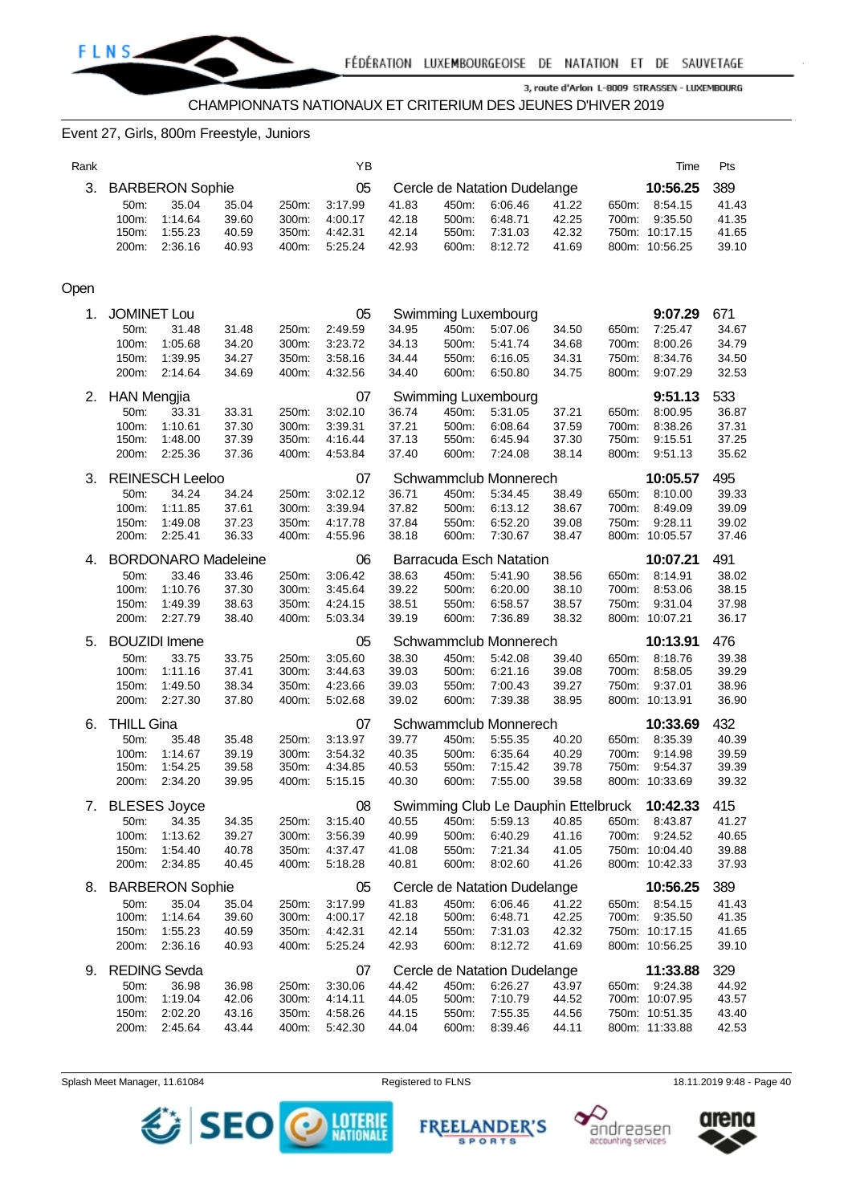CHAMPIONNATS NATIONAUX ET CRITERIUM DES JEUNES D'HIVER 2019

## Event 27, Girls, 800m Freestyle, Juniors

| Rank | | YB | | Time | Pts |
|---|---|---|---|---|---|
| 3. | BARBERON Sophie | 05 | Cercle de Natation Dudelange | 10:56.25 | 389 |

| | | | | | | | | | | | |
|---|---|---|---|---|---|---|---|---|---|---|---|
| 50m: | 35.04 | 35.04 | 250m: | 3:17.99 | 41.83 | 450m: | 6:06.46 | 41.22 | 650m: | 8:54.15 | 41.43 |
| 100m: | 1:14.64 | 39.60 | 300m: | 4:00.17 | 42.18 | 500m: | 6:48.71 | 42.25 | 700m: | 9:35.50 | 41.35 |
| 150m: | 1:55.23 | 40.59 | 350m: | 4:42.31 | 42.14 | 550m: | 7:31.03 | 42.32 | 750m: | 10:17.15 | 41.65 |
| 200m: | 2:36.16 | 40.93 | 400m: | 5:25.24 | 42.93 | 600m: | 8:12.72 | 41.69 | 800m: | 10:56.25 | 39.10 |

## Open

| Rank | | YB | | Time | Pts |
|---|---|---|---|---|---|
| 1. | JOMINET Lou | 05 | Swimming Luxembourg | 9:07.29 | 671 |

| | | | | | | | | | | | |
|---|---|---|---|---|---|---|---|---|---|---|---|
| 50m: | 31.48 | 31.48 | 250m: | 2:49.59 | 34.95 | 450m: | 5:07.06 | 34.50 | 650m: | 7:25.47 | 34.67 |
| 100m: | 1:05.68 | 34.20 | 300m: | 3:23.72 | 34.13 | 500m: | 5:41.74 | 34.68 | 700m: | 8:00.26 | 34.79 |
| 150m: | 1:39.95 | 34.27 | 350m: | 3:58.16 | 34.44 | 550m: | 6:16.05 | 34.31 | 750m: | 8:34.76 | 34.50 |
| 200m: | 2:14.64 | 34.69 | 400m: | 4:32.56 | 34.40 | 600m: | 6:50.80 | 34.75 | 800m: | 9:07.29 | 32.53 |

| Rank | | YB | | Time | Pts |
|---|---|---|---|---|---|
| 2. | HAN Mengjia | 07 | Swimming Luxembourg | 9:51.13 | 533 |

| | | | | | | | | | | | |
|---|---|---|---|---|---|---|---|---|---|---|---|
| 50m: | 33.31 | 33.31 | 250m: | 3:02.10 | 36.74 | 450m: | 5:31.05 | 37.21 | 650m: | 8:00.95 | 36.87 |
| 100m: | 1:10.61 | 37.30 | 300m: | 3:39.31 | 37.21 | 500m: | 6:08.64 | 37.59 | 700m: | 8:38.26 | 37.31 |
| 150m: | 1:48.00 | 37.39 | 350m: | 4:16.44 | 37.13 | 550m: | 6:45.94 | 37.30 | 750m: | 9:15.51 | 37.25 |
| 200m: | 2:25.36 | 37.36 | 400m: | 4:53.84 | 37.40 | 600m: | 7:24.08 | 38.14 | 800m: | 9:51.13 | 35.62 |

| Rank | | YB | | Time | Pts |
|---|---|---|---|---|---|
| 3. | REINESCH Leeloo | 07 | Schwammclub Monnerech | 10:05.57 | 495 |

| | | | | | | | | | | | |
|---|---|---|---|---|---|---|---|---|---|---|---|
| 50m: | 34.24 | 34.24 | 250m: | 3:02.12 | 36.71 | 450m: | 5:34.45 | 38.49 | 650m: | 8:10.00 | 39.33 |
| 100m: | 1:11.85 | 37.61 | 300m: | 3:39.94 | 37.82 | 500m: | 6:13.12 | 38.67 | 700m: | 8:49.09 | 39.09 |
| 150m: | 1:49.08 | 37.23 | 350m: | 4:17.78 | 37.84 | 550m: | 6:52.20 | 39.08 | 750m: | 9:28.11 | 39.02 |
| 200m: | 2:25.41 | 36.33 | 400m: | 4:55.96 | 38.18 | 600m: | 7:30.67 | 38.47 | 800m: | 10:05.57 | 37.46 |

| Rank | | YB | | Time | Pts |
|---|---|---|---|---|---|
| 4. | BORDONARO Madeleine | 06 | Barracuda Esch Natation | 10:07.21 | 491 |

| | | | | | | | | | | | |
|---|---|---|---|---|---|---|---|---|---|---|---|
| 50m: | 33.46 | 33.46 | 250m: | 3:06.42 | 38.63 | 450m: | 5:41.90 | 38.56 | 650m: | 8:14.91 | 38.02 |
| 100m: | 1:10.76 | 37.30 | 300m: | 3:45.64 | 39.22 | 500m: | 6:20.00 | 38.10 | 700m: | 8:53.06 | 38.15 |
| 150m: | 1:49.39 | 38.63 | 350m: | 4:24.15 | 38.51 | 550m: | 6:58.57 | 38.57 | 750m: | 9:31.04 | 37.98 |
| 200m: | 2:27.79 | 38.40 | 400m: | 5:03.34 | 39.19 | 600m: | 7:36.89 | 38.32 | 800m: | 10:07.21 | 36.17 |

| Rank | | YB | | Time | Pts |
|---|---|---|---|---|---|
| 5. | BOUZIDI Imene | 05 | Schwammclub Monnerech | 10:13.91 | 476 |

| | | | | | | | | | | | |
|---|---|---|---|---|---|---|---|---|---|---|---|
| 50m: | 33.75 | 33.75 | 250m: | 3:05.60 | 38.30 | 450m: | 5:42.08 | 39.40 | 650m: | 8:18.76 | 39.38 |
| 100m: | 1:11.16 | 37.41 | 300m: | 3:44.63 | 39.03 | 500m: | 6:21.16 | 39.08 | 700m: | 8:58.05 | 39.29 |
| 150m: | 1:49.50 | 38.34 | 350m: | 4:23.66 | 39.03 | 550m: | 7:00.43 | 39.27 | 750m: | 9:37.01 | 38.96 |
| 200m: | 2:27.30 | 37.80 | 400m: | 5:02.68 | 39.02 | 600m: | 7:39.38 | 38.95 | 800m: | 10:13.91 | 36.90 |

| Rank | | YB | | Time | Pts |
|---|---|---|---|---|---|
| 6. | THILL Gina | 07 | Schwammclub Monnerech | 10:33.69 | 432 |

| | | | | | | | | | | | |
|---|---|---|---|---|---|---|---|---|---|---|---|
| 50m: | 35.48 | 35.48 | 250m: | 3:13.97 | 39.77 | 450m: | 5:55.35 | 40.20 | 650m: | 8:35.39 | 40.39 |
| 100m: | 1:14.67 | 39.19 | 300m: | 3:54.32 | 40.35 | 500m: | 6:35.64 | 40.29 | 700m: | 9:14.98 | 39.59 |
| 150m: | 1:54.25 | 39.58 | 350m: | 4:34.85 | 40.53 | 550m: | 7:15.42 | 39.78 | 750m: | 9:54.37 | 39.39 |
| 200m: | 2:34.20 | 39.95 | 400m: | 5:15.15 | 40.30 | 600m: | 7:55.00 | 39.58 | 800m: | 10:33.69 | 39.32 |

| Rank | | YB | | Time | Pts |
|---|---|---|---|---|---|
| 7. | BLESES Joyce | 08 | Swimming Club Le Dauphin Ettelbruck | 10:42.33 | 415 |

| | | | | | | | | | | | |
|---|---|---|---|---|---|---|---|---|---|---|---|
| 50m: | 34.35 | 34.35 | 250m: | 3:15.40 | 40.55 | 450m: | 5:59.13 | 40.85 | 650m: | 8:43.87 | 41.27 |
| 100m: | 1:13.62 | 39.27 | 300m: | 3:56.39 | 40.99 | 500m: | 6:40.29 | 41.16 | 700m: | 9:24.52 | 40.65 |
| 150m: | 1:54.40 | 40.78 | 350m: | 4:37.47 | 41.08 | 550m: | 7:21.34 | 41.05 | 750m: | 10:04.40 | 39.88 |
| 200m: | 2:34.85 | 40.45 | 400m: | 5:18.28 | 40.81 | 600m: | 8:02.60 | 41.26 | 800m: | 10:42.33 | 37.93 |

| Rank | | YB | | Time | Pts |
|---|---|---|---|---|---|
| 8. | BARBERON Sophie | 05 | Cercle de Natation Dudelange | 10:56.25 | 389 |

| | | | | | | | | | | | |
|---|---|---|---|---|---|---|---|---|---|---|---|
| 50m: | 35.04 | 35.04 | 250m: | 3:17.99 | 41.83 | 450m: | 6:06.46 | 41.22 | 650m: | 8:54.15 | 41.43 |
| 100m: | 1:14.64 | 39.60 | 300m: | 4:00.17 | 42.18 | 500m: | 6:48.71 | 42.25 | 700m: | 9:35.50 | 41.35 |
| 150m: | 1:55.23 | 40.59 | 350m: | 4:42.31 | 42.14 | 550m: | 7:31.03 | 42.32 | 750m: | 10:17.15 | 41.65 |
| 200m: | 2:36.16 | 40.93 | 400m: | 5:25.24 | 42.93 | 600m: | 8:12.72 | 41.69 | 800m: | 10:56.25 | 39.10 |

| Rank | | YB | | Time | Pts |
|---|---|---|---|---|---|
| 9. | REDING Sevda | 07 | Cercle de Natation Dudelange | 11:33.88 | 329 |

| | | | | | | | | | | | |
|---|---|---|---|---|---|---|---|---|---|---|---|
| 50m: | 36.98 | 36.98 | 250m: | 3:30.06 | 44.42 | 450m: | 6:26.27 | 43.97 | 650m: | 9:24.38 | 44.92 |
| 100m: | 1:19.04 | 42.06 | 300m: | 4:14.11 | 44.05 | 500m: | 7:10.79 | 44.52 | 700m: | 10:07.95 | 43.57 |
| 150m: | 2:02.20 | 43.16 | 350m: | 4:58.26 | 44.15 | 550m: | 7:55.35 | 44.56 | 750m: | 10:51.35 | 43.40 |
| 200m: | 2:45.64 | 43.44 | 400m: | 5:42.30 | 44.04 | 600m: | 8:39.46 | 44.11 | 800m: | 11:33.88 | 42.53 |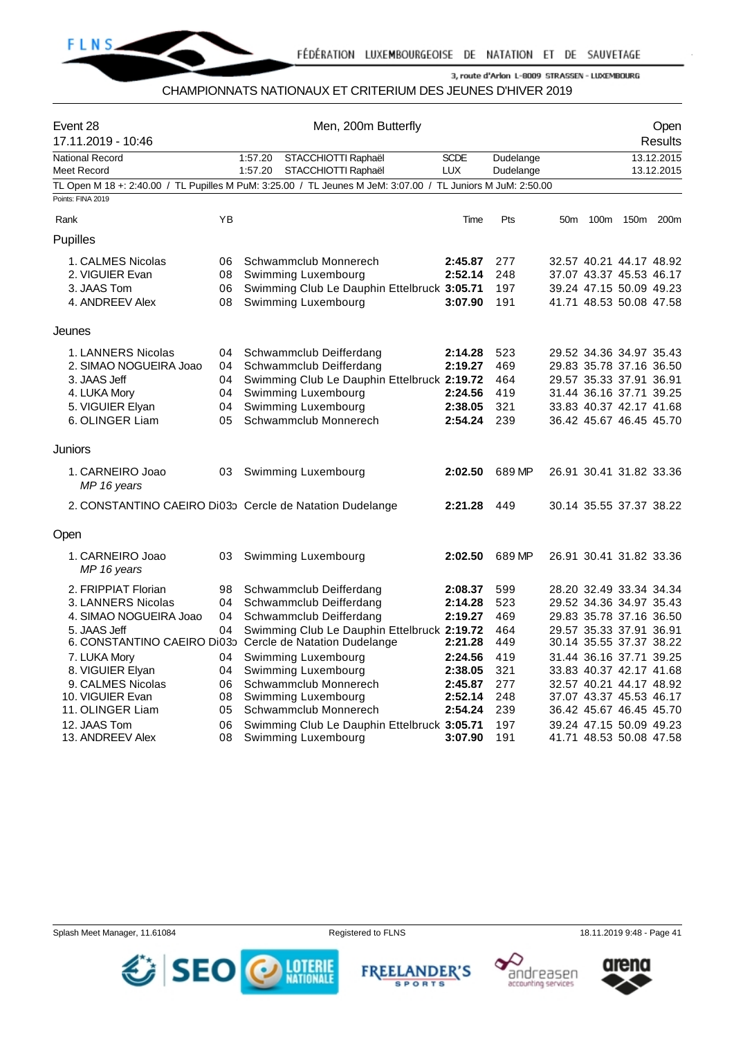FÉDÉRATION LUXEMBOURGEOISE DE NATATION ET DE SAUVETAGE

3, route d'Arlon L-8009 STRASSEN - LUXEMBOURG

CHAMPIONNATS NATIONAUX ET CRITERIUM DES JEUNES D'HIVER 2019

| Event 28 | Men, 200m Butterfly | Open |
|---|---|---|
| 17.11.2019 - 10:46 | | Results |

| | | | | | |
|---|---|---|---|---|---|
| National Record | 1:57.20 | STACCHIOTTI Raphaël | SCDE | Dudelange | 13.12.2015 |
| Meet Record | 1:57.20 | STACCHIOTTI Raphaël | LUX | Dudelange | 13.12.2015 |

TL Open M 18 +: 2:40.00 / TL Pupilles M PuM: 3:25.00 / TL Jeunes M JeM: 3:07.00 / TL Juniors M JuM: 2:50.00

Points: FINA 2019

| Rank | YB | | Time | Pts | 50m | 100m | 150m | 200m |
|---|---|---|---|---|---|---|---|---|
| **Pupilles** | | | | | | | | |
| 1. CALMES Nicolas | 06 | Schwammclub Monnerech | **2:45.87** | 277 | 32.57 | 40.21 | 44.17 | 48.92 |
| 2. VIGUIER Evan | 08 | Swimming Luxembourg | **2:52.14** | 248 | 37.07 | 43.37 | 45.53 | 46.17 |
| 3. JAAS Tom | 06 | Swimming Club Le Dauphin Ettelbruck | **3:05.71** | 197 | 39.24 | 47.15 | 50.09 | 49.23 |
| 4. ANDREEV Alex | 08 | Swimming Luxembourg | **3:07.90** | 191 | 41.71 | 48.53 | 50.08 | 47.58 |
| **Jeunes** | | | | | | | | |
| 1. LANNERS Nicolas | 04 | Schwammclub Deifferdang | **2:14.28** | 523 | 29.52 | 34.36 | 34.97 | 35.43 |
| 2. SIMAO NOGUEIRA Joao | 04 | Schwammclub Deifferdang | **2:19.27** | 469 | 29.83 | 35.78 | 37.16 | 36.50 |
| 3. JAAS Jeff | 04 | Swimming Club Le Dauphin Ettelbruck | **2:19.72** | 464 | 29.57 | 35.33 | 37.91 | 36.91 |
| 4. LUKA Mory | 04 | Swimming Luxembourg | **2:24.56** | 419 | 31.44 | 36.16 | 37.71 | 39.25 |
| 5. VIGUIER Elyan | 04 | Swimming Luxembourg | **2:38.05** | 321 | 33.83 | 40.37 | 42.17 | 41.68 |
| 6. OLINGER Liam | 05 | Schwammclub Monnerech | **2:54.24** | 239 | 36.42 | 45.67 | 46.45 | 45.70 |
| **Juniors** | | | | | | | | |
| 1. CARNEIRO Joao *MP 16 years* | 03 | Swimming Luxembourg | **2:02.50** | 689 MP | 26.91 | 30.41 | 31.82 | 33.36 |
| 2. CONSTANTINO CAEIRO Di | 03 | Cercle de Natation Dudelange | **2:21.28** | 449 | 30.14 | 35.55 | 37.37 | 38.22 |
| **Open** | | | | | | | | |
| 1. CARNEIRO Joao *MP 16 years* | 03 | Swimming Luxembourg | **2:02.50** | 689 MP | 26.91 | 30.41 | 31.82 | 33.36 |
| 2. FRIPPIAT Florian | 98 | Schwammclub Deifferdang | **2:08.37** | 599 | 28.20 | 32.49 | 33.34 | 34.34 |
| 3. LANNERS Nicolas | 04 | Schwammclub Deifferdang | **2:14.28** | 523 | 29.52 | 34.36 | 34.97 | 35.43 |
| 4. SIMAO NOGUEIRA Joao | 04 | Schwammclub Deifferdang | **2:19.27** | 469 | 29.83 | 35.78 | 37.16 | 36.50 |
| 5. JAAS Jeff | 04 | Swimming Club Le Dauphin Ettelbruck | **2:19.72** | 464 | 29.57 | 35.33 | 37.91 | 36.91 |
| 6. CONSTANTINO CAEIRO Di | 03 | Cercle de Natation Dudelange | **2:21.28** | 449 | 30.14 | 35.55 | 37.37 | 38.22 |
| 7. LUKA Mory | 04 | Swimming Luxembourg | **2:24.56** | 419 | 31.44 | 36.16 | 37.71 | 39.25 |
| 8. VIGUIER Elyan | 04 | Swimming Luxembourg | **2:38.05** | 321 | 33.83 | 40.37 | 42.17 | 41.68 |
| 9. CALMES Nicolas | 06 | Schwammclub Monnerech | **2:45.87** | 277 | 32.57 | 40.21 | 44.17 | 48.92 |
| 10. VIGUIER Evan | 08 | Swimming Luxembourg | **2:52.14** | 248 | 37.07 | 43.37 | 45.53 | 46.17 |
| 11. OLINGER Liam | 05 | Schwammclub Monnerech | **2:54.24** | 239 | 36.42 | 45.67 | 46.45 | 45.70 |
| 12. JAAS Tom | 06 | Swimming Club Le Dauphin Ettelbruck | **3:05.71** | 197 | 39.24 | 47.15 | 50.09 | 49.23 |
| 13. ANDREEV Alex | 08 | Swimming Luxembourg | **3:07.90** | 191 | 41.71 | 48.53 | 50.08 | 47.58 |

Splash Meet Manager, 11.61084 — Registered to FLNS — 18.11.2019 9:48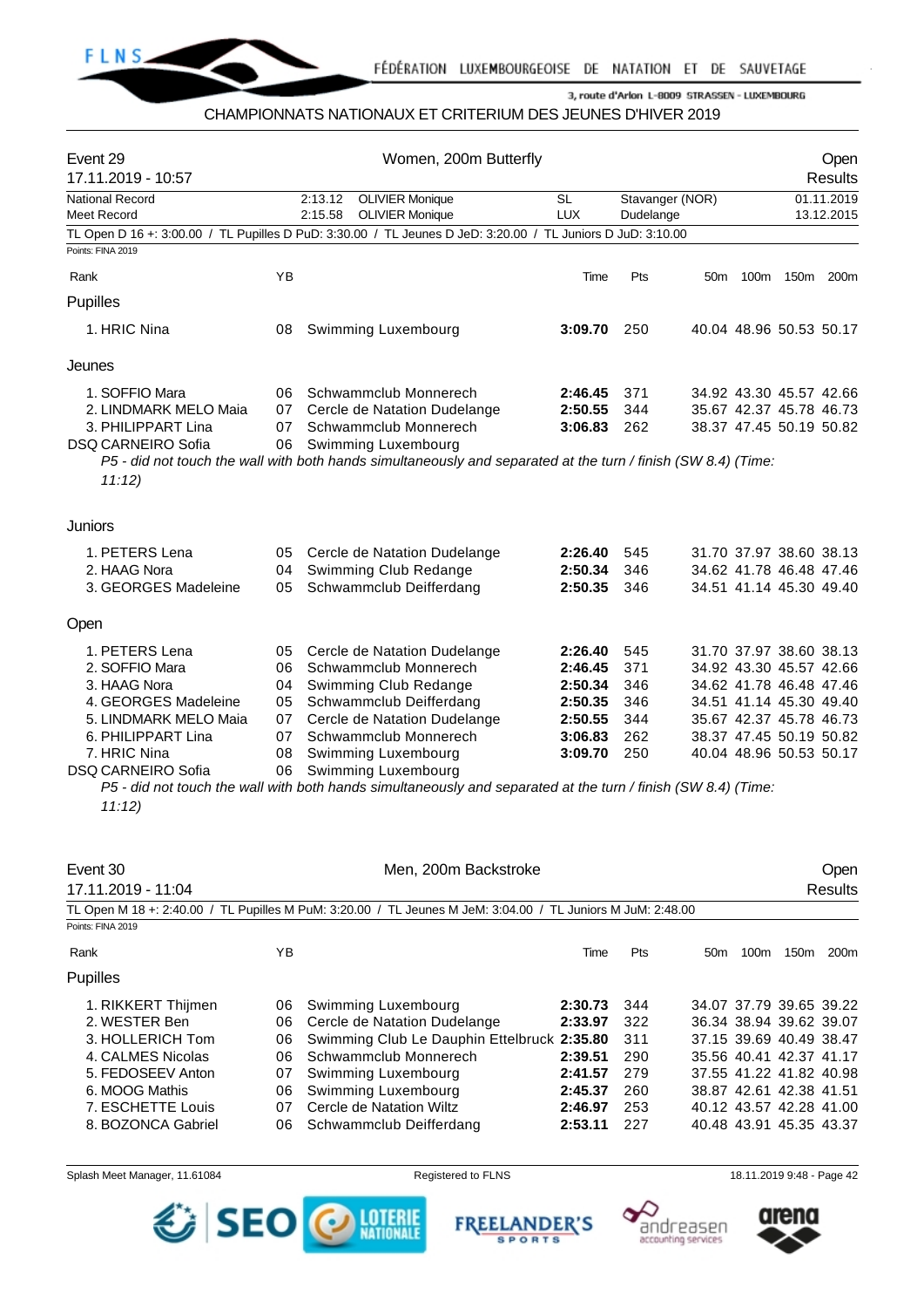CHAMPIONNATS NATIONAUX ET CRITERIUM DES JEUNES D'HIVER 2019

## Event 29 — Women, 200m Butterfly — Open

17.11.2019 - 10:57 — Results

| | | | | | |
|---|---|---|---|---|---|
| National Record | 2:13.12 | OLIVIER Monique | SL | Stavanger (NOR) | 01.11.2019 |
| Meet Record | 2:15.58 | OLIVIER Monique | LUX | Dudelange | 13.12.2015 |

TL Open D 16 +: 3:00.00 / TL Pupilles D PuD: 3:30.00 / TL Jeunes D JeD: 3:20.00 / TL Juniors D JuD: 3:10.00

Points: FINA 2019

| Rank | YB | | Time | Pts | 50m | 100m | 150m | 200m |
|---|---|---|---|---|---|---|---|---|
| **Pupilles** | | | | | | | | |
| 1. HRIC Nina | 08 | Swimming Luxembourg | **3:09.70** | 250 | 40.04 | 48.96 | 50.53 | 50.17 |
| **Jeunes** | | | | | | | | |
| 1. SOFFIO Mara | 06 | Schwammclub Monnerech | **2:46.45** | 371 | 34.92 | 43.30 | 45.57 | 42.66 |
| 2. LINDMARK MELO Maia | 07 | Cercle de Natation Dudelange | **2:50.55** | 344 | 35.67 | 42.37 | 45.78 | 46.73 |
| 3. PHILIPPART Lina | 07 | Schwammclub Monnerech | **3:06.83** | 262 | 38.37 | 47.45 | 50.19 | 50.82 |
| DSQ CARNEIRO Sofia | 06 | Swimming Luxembourg | | | | | | |

*P5 - did not touch the wall with both hands simultaneously and separated at the turn / finish (SW 8.4) (Time: 11:12)*

| Rank | YB | | Time | Pts | 50m | 100m | 150m | 200m |
|---|---|---|---|---|---|---|---|---|
| **Juniors** | | | | | | | | |
| 1. PETERS Lena | 05 | Cercle de Natation Dudelange | **2:26.40** | 545 | 31.70 | 37.97 | 38.60 | 38.13 |
| 2. HAAG Nora | 04 | Swimming Club Redange | **2:50.34** | 346 | 34.62 | 41.78 | 46.48 | 47.46 |
| 3. GEORGES Madeleine | 05 | Schwammclub Deifferdang | **2:50.35** | 346 | 34.51 | 41.14 | 45.30 | 49.40 |
| **Open** | | | | | | | | |
| 1. PETERS Lena | 05 | Cercle de Natation Dudelange | **2:26.40** | 545 | 31.70 | 37.97 | 38.60 | 38.13 |
| 2. SOFFIO Mara | 06 | Schwammclub Monnerech | **2:46.45** | 371 | 34.92 | 43.30 | 45.57 | 42.66 |
| 3. HAAG Nora | 04 | Swimming Club Redange | **2:50.34** | 346 | 34.62 | 41.78 | 46.48 | 47.46 |
| 4. GEORGES Madeleine | 05 | Schwammclub Deifferdang | **2:50.35** | 346 | 34.51 | 41.14 | 45.30 | 49.40 |
| 5. LINDMARK MELO Maia | 07 | Cercle de Natation Dudelange | **2:50.55** | 344 | 35.67 | 42.37 | 45.78 | 46.73 |
| 6. PHILIPPART Lina | 07 | Schwammclub Monnerech | **3:06.83** | 262 | 38.37 | 47.45 | 50.19 | 50.82 |
| 7. HRIC Nina | 08 | Swimming Luxembourg | **3:09.70** | 250 | 40.04 | 48.96 | 50.53 | 50.17 |
| DSQ CARNEIRO Sofia | 06 | Swimming Luxembourg | | | | | | |

*P5 - did not touch the wall with both hands simultaneously and separated at the turn / finish (SW 8.4) (Time: 11:12)*

## Event 30 — Men, 200m Backstroke — Open

17.11.2019 - 11:04 — Results

TL Open M 18 +: 2:40.00 / TL Pupilles M PuM: 3:20.00 / TL Jeunes M JeM: 3:04.00 / TL Juniors M JuM: 2:48.00

Points: FINA 2019

| Rank | YB | | Time | Pts | 50m | 100m | 150m | 200m |
|---|---|---|---|---|---|---|---|---|
| **Pupilles** | | | | | | | | |
| 1. RIKKERT Thijmen | 06 | Swimming Luxembourg | **2:30.73** | 344 | 34.07 | 37.79 | 39.65 | 39.22 |
| 2. WESTER Ben | 06 | Cercle de Natation Dudelange | **2:33.97** | 322 | 36.34 | 38.94 | 39.62 | 39.07 |
| 3. HOLLERICH Tom | 06 | Swimming Club Le Dauphin Ettelbruck | **2:35.80** | 311 | 37.15 | 39.69 | 40.49 | 38.47 |
| 4. CALMES Nicolas | 06 | Schwammclub Monnerech | **2:39.51** | 290 | 35.56 | 40.41 | 42.37 | 41.17 |
| 5. FEDOSEEV Anton | 07 | Swimming Luxembourg | **2:41.57** | 279 | 37.55 | 41.22 | 41.82 | 40.98 |
| 6. MOOG Mathis | 06 | Swimming Luxembourg | **2:45.37** | 260 | 38.87 | 42.61 | 42.38 | 41.51 |
| 7. ESCHETTE Louis | 07 | Cercle de Natation Wiltz | **2:46.97** | 253 | 40.12 | 43.57 | 42.28 | 41.00 |
| 8. BOZONCA Gabriel | 06 | Schwammclub Deifferdang | **2:53.11** | 227 | 40.48 | 43.91 | 45.35 | 43.37 |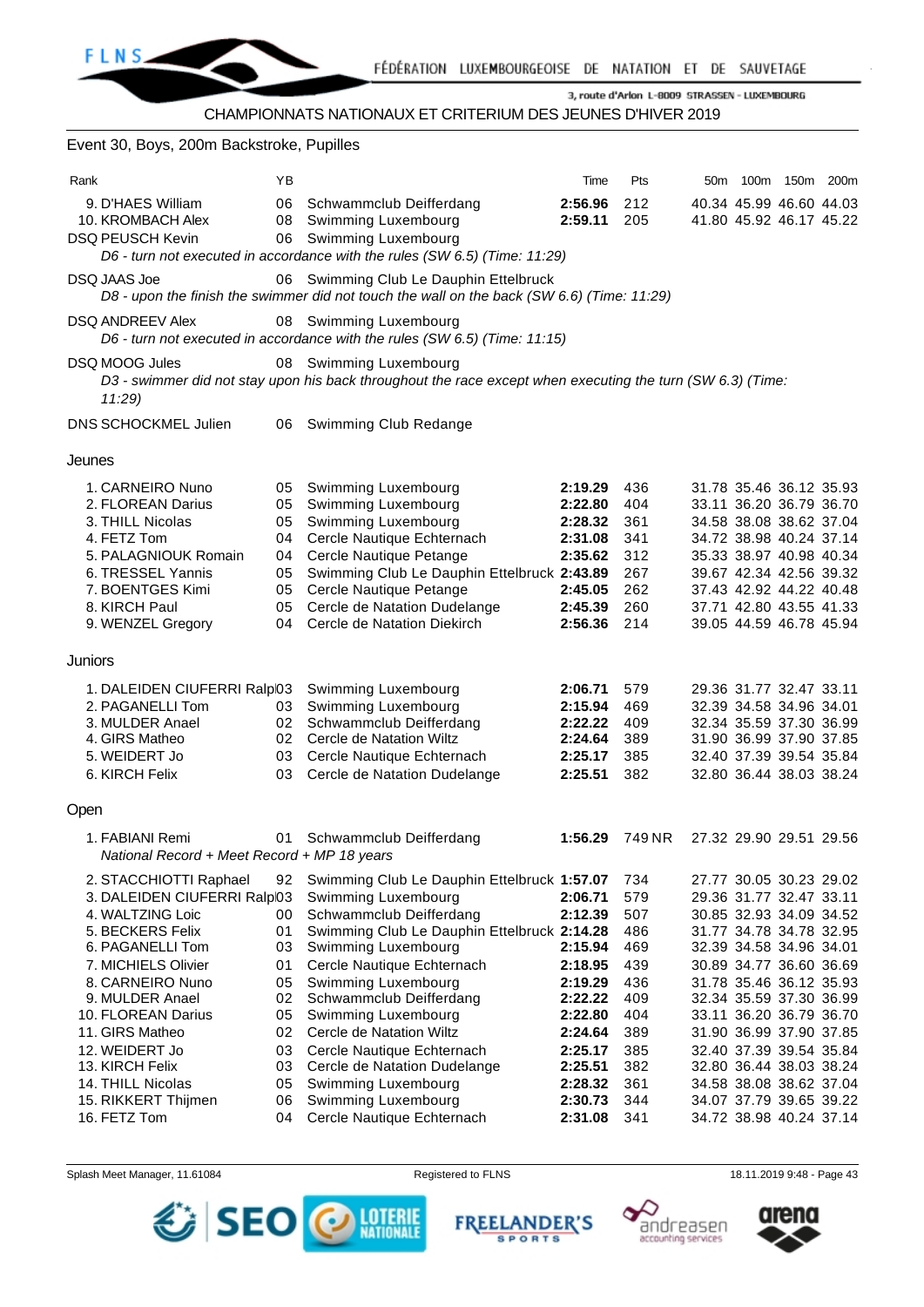## Event 30, Boys, 200m Backstroke, Pupilles

| Rank | | YB | | Time | Pts | 50m | 100m | 150m | 200m |
|---|---|---|---|---|---|---|---|---|---|
| 9. | D'HAES William | 06 | Schwammclub Deifferdang | **2:56.96** | 212 | 40.34 | 45.99 | 46.60 | 44.03 |
| 10. | KROMBACH Alex | 08 | Swimming Luxembourg | **2:59.11** | 205 | 41.80 | 45.92 | 46.17 | 45.22 |
| DSQ | PEUSCH Kevin | 06 | Swimming Luxembourg | | | | | | |
| | *D6 - turn not executed in accordance with the rules (SW 6.5) (Time: 11:29)* | | | | | | | | |
| DSQ | JAAS Joe | 06 | Swimming Club Le Dauphin Ettelbruck | | | | | | |
| | *D8 - upon the finish the swimmer did not touch the wall on the back (SW 6.6) (Time: 11:29)* | | | | | | | | |
| DSQ | ANDREEV Alex | 08 | Swimming Luxembourg | | | | | | |
| | *D6 - turn not executed in accordance with the rules (SW 6.5) (Time: 11:15)* | | | | | | | | |
| DSQ | MOOG Jules | 08 | Swimming Luxembourg | | | | | | |
| | *D3 - swimmer did not stay upon his back throughout the race except when executing the turn (SW 6.3) (Time: 11:29)* | | | | | | | | |
| DNS | SCHOCKMEL Julien | 06 | Swimming Club Redange | | | | | | |

### Jeunes

| Rank | | YB | | Time | Pts | 50m | 100m | 150m | 200m |
|---|---|---|---|---|---|---|---|---|---|
| 1. | CARNEIRO Nuno | 05 | Swimming Luxembourg | **2:19.29** | 436 | 31.78 | 35.46 | 36.12 | 35.93 |
| 2. | FLOREAN Darius | 05 | Swimming Luxembourg | **2:22.80** | 404 | 33.11 | 36.20 | 36.79 | 36.70 |
| 3. | THILL Nicolas | 05 | Swimming Luxembourg | **2:28.32** | 361 | 34.58 | 38.08 | 38.62 | 37.04 |
| 4. | FETZ Tom | 04 | Cercle Nautique Echternach | **2:31.08** | 341 | 34.72 | 38.98 | 40.24 | 37.14 |
| 5. | PALAGNIOUK Romain | 04 | Cercle Nautique Petange | **2:35.62** | 312 | 35.33 | 38.97 | 40.98 | 40.34 |
| 6. | TRESSEL Yannis | 05 | Swimming Club Le Dauphin Ettelbruck | **2:43.89** | 267 | 39.67 | 42.34 | 42.56 | 39.32 |
| 7. | BOENTGES Kimi | 05 | Cercle Nautique Petange | **2:45.05** | 262 | 37.43 | 42.92 | 42.22 | 40.48 |
| 8. | KIRCH Paul | 05 | Cercle de Natation Dudelange | **2:45.39** | 260 | 37.71 | 42.80 | 43.55 | 41.33 |
| 9. | WENZEL Gregory | 04 | Cercle de Natation Diekirch | **2:56.36** | 214 | 39.05 | 44.59 | 46.78 | 45.94 |

### Juniors

| Rank | | YB | | Time | Pts | 50m | 100m | 150m | 200m |
|---|---|---|---|---|---|---|---|---|---|
| 1. | DALEIDEN CIUFERRI Ralph | 03 | Swimming Luxembourg | **2:06.71** | 579 | 29.36 | 31.77 | 32.47 | 33.11 |
| 2. | PAGANELLI Tom | 03 | Swimming Luxembourg | **2:15.94** | 469 | 32.39 | 34.58 | 34.96 | 34.01 |
| 3. | MULDER Anael | 02 | Schwammclub Deifferdang | **2:22.22** | 409 | 32.34 | 35.59 | 37.30 | 36.99 |
| 4. | GIRS Matheo | 02 | Cercle de Natation Wiltz | **2:24.64** | 389 | 31.90 | 36.99 | 37.90 | 37.85 |
| 5. | WEIDERT Jo | 03 | Cercle Nautique Echternach | **2:25.17** | 385 | 32.40 | 37.39 | 39.54 | 35.84 |
| 6. | KIRCH Felix | 03 | Cercle de Natation Dudelange | **2:25.51** | 382 | 32.80 | 36.44 | 38.03 | 38.24 |

### Open

| Rank | | YB | | Time | Pts | 50m | 100m | 150m | 200m |
|---|---|---|---|---|---|---|---|---|---|
| 1. | FABIANI Remi | 01 | Schwammclub Deifferdang | **1:56.29** | 749 NR | 27.32 | 29.90 | 29.51 | 29.56 |
| | *National Record + Meet Record + MP 18 years* | | | | | | | | |
| 2. | STACCHIOTTI Raphael | 92 | Swimming Club Le Dauphin Ettelbruck | **1:57.07** | 734 | 27.77 | 30.05 | 30.23 | 29.02 |
| 3. | DALEIDEN CIUFERRI Ralph | 03 | Swimming Luxembourg | **2:06.71** | 579 | 29.36 | 31.77 | 32.47 | 33.11 |
| 4. | WALTZING Loic | 00 | Schwammclub Deifferdang | **2:12.39** | 507 | 30.85 | 32.93 | 34.09 | 34.52 |
| 5. | BECKERS Felix | 01 | Swimming Club Le Dauphin Ettelbruck | **2:14.28** | 486 | 31.77 | 34.78 | 34.78 | 32.95 |
| 6. | PAGANELLI Tom | 03 | Swimming Luxembourg | **2:15.94** | 469 | 32.39 | 34.58 | 34.96 | 34.01 |
| 7. | MICHIELS Olivier | 01 | Cercle Nautique Echternach | **2:18.95** | 439 | 30.89 | 34.77 | 36.60 | 36.69 |
| 8. | CARNEIRO Nuno | 05 | Swimming Luxembourg | **2:19.29** | 436 | 31.78 | 35.46 | 36.12 | 35.93 |
| 9. | MULDER Anael | 02 | Schwammclub Deifferdang | **2:22.22** | 409 | 32.34 | 35.59 | 37.30 | 36.99 |
| 10. | FLOREAN Darius | 05 | Swimming Luxembourg | **2:22.80** | 404 | 33.11 | 36.20 | 36.79 | 36.70 |
| 11. | GIRS Matheo | 02 | Cercle de Natation Wiltz | **2:24.64** | 389 | 31.90 | 36.99 | 37.90 | 37.85 |
| 12. | WEIDERT Jo | 03 | Cercle Nautique Echternach | **2:25.17** | 385 | 32.40 | 37.39 | 39.54 | 35.84 |
| 13. | KIRCH Felix | 03 | Cercle de Natation Dudelange | **2:25.51** | 382 | 32.80 | 36.44 | 38.03 | 38.24 |
| 14. | THILL Nicolas | 05 | Swimming Luxembourg | **2:28.32** | 361 | 34.58 | 38.08 | 38.62 | 37.04 |
| 15. | RIKKERT Thijmen | 06 | Swimming Luxembourg | **2:30.73** | 344 | 34.07 | 37.79 | 39.65 | 39.22 |
| 16. | FETZ Tom | 04 | Cercle Nautique Echternach | **2:31.08** | 341 | 34.72 | 38.98 | 40.24 | 37.14 |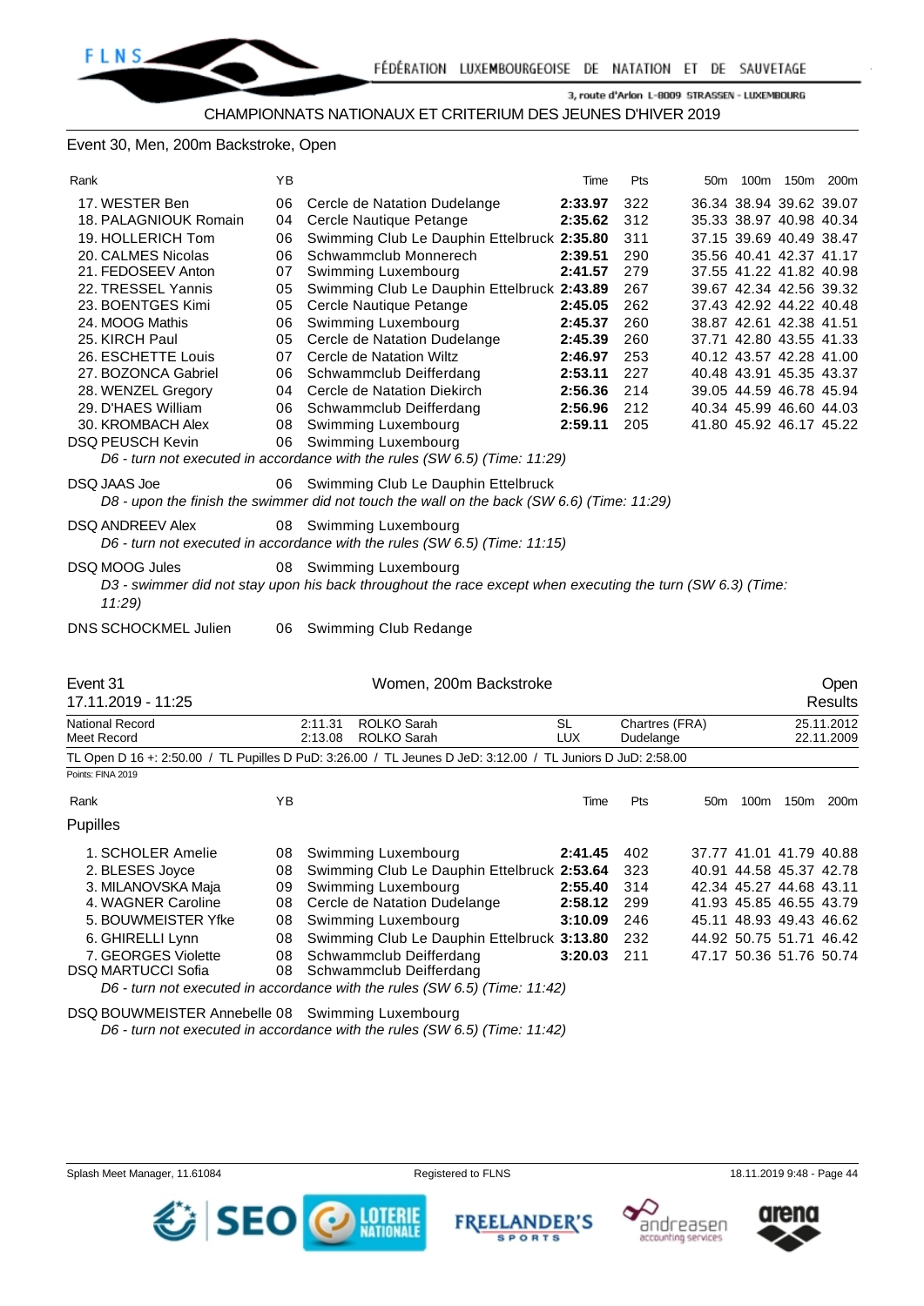CHAMPIONNATS NATIONAUX ET CRITERIUM DES JEUNES D'HIVER 2019

Event 30, Men, 200m Backstroke, Open

| Rank | YB | | Time | Pts | 50m | 100m | 150m | 200m |
|---|---|---|---|---|---|---|---|---|
| 17. WESTER Ben | 06 | Cercle de Natation Dudelange | **2:33.97** | 322 | 36.34 | 38.94 | 39.62 | 39.07 |
| 18. PALAGNIOUK Romain | 04 | Cercle Nautique Petange | **2:35.62** | 312 | 35.33 | 38.97 | 40.98 | 40.34 |
| 19. HOLLERICH Tom | 06 | Swimming Club Le Dauphin Ettelbruck | **2:35.80** | 311 | 37.15 | 39.69 | 40.49 | 38.47 |
| 20. CALMES Nicolas | 06 | Schwammclub Monnerech | **2:39.51** | 290 | 35.56 | 40.41 | 42.37 | 41.17 |
| 21. FEDOSEEV Anton | 07 | Swimming Luxembourg | **2:41.57** | 279 | 37.55 | 41.22 | 41.82 | 40.98 |
| 22. TRESSEL Yannis | 05 | Swimming Club Le Dauphin Ettelbruck | **2:43.89** | 267 | 39.67 | 42.34 | 42.56 | 39.32 |
| 23. BOENTGES Kimi | 05 | Cercle Nautique Petange | **2:45.05** | 262 | 37.43 | 42.92 | 44.22 | 40.48 |
| 24. MOOG Mathis | 06 | Swimming Luxembourg | **2:45.37** | 260 | 38.87 | 42.61 | 42.38 | 41.51 |
| 25. KIRCH Paul | 05 | Cercle de Natation Dudelange | **2:45.39** | 260 | 37.71 | 42.80 | 43.55 | 41.33 |
| 26. ESCHETTE Louis | 07 | Cercle de Natation Wiltz | **2:46.97** | 253 | 40.12 | 43.57 | 42.28 | 41.00 |
| 27. BOZONCA Gabriel | 06 | Schwammclub Deifferdang | **2:53.11** | 227 | 40.48 | 43.91 | 45.35 | 43.37 |
| 28. WENZEL Gregory | 04 | Cercle de Natation Diekirch | **2:56.36** | 214 | 39.05 | 44.59 | 46.78 | 45.94 |
| 29. D'HAES William | 06 | Schwammclub Deifferdang | **2:56.96** | 212 | 40.34 | 45.99 | 46.60 | 44.03 |
| 30. KROMBACH Alex | 08 | Swimming Luxembourg | **2:59.11** | 205 | 41.80 | 45.92 | 46.17 | 45.22 |
| DSQ PEUSCH Kevin | 06 | Swimming Luxembourg | | | | | | |

*D6 - turn not executed in accordance with the rules (SW 6.5) (Time: 11:29)*

DSQ JAAS Joe — 06 — Swimming Club Le Dauphin Ettelbruck
*D8 - upon the finish the swimmer did not touch the wall on the back (SW 6.6) (Time: 11:29)*

DSQ ANDREEV Alex — 08 — Swimming Luxembourg
*D6 - turn not executed in accordance with the rules (SW 6.5) (Time: 11:15)*

DSQ MOOG Jules — 08 — Swimming Luxembourg
*D3 - swimmer did not stay upon his back throughout the race except when executing the turn (SW 6.3) (Time: 11:29)*

DNS SCHOCKMEL Julien — 06 — Swimming Club Redange

## Event 31 — Women, 200m Backstroke — Open

17.11.2019 - 11:25 — Results

| | | | | | |
|---|---|---|---|---|---|
| National Record | 2:11.31 | ROLKO Sarah | SL | Chartres (FRA) | 25.11.2012 |
| Meet Record | 2:13.08 | ROLKO Sarah | LUX | Dudelange | 22.11.2009 |

TL Open D 16 +: 2:50.00 / TL Pupilles D PuD: 3:26.00 / TL Jeunes D JeD: 3:12.00 / TL Juniors D JuD: 2:58.00

Points: FINA 2019

### Pupilles

| Rank | YB | | Time | Pts | 50m | 100m | 150m | 200m |
|---|---|---|---|---|---|---|---|---|
| 1. SCHOLER Amelie | 08 | Swimming Luxembourg | **2:41.45** | 402 | 37.77 | 41.01 | 41.79 | 40.88 |
| 2. BLESES Joyce | 08 | Swimming Club Le Dauphin Ettelbruck | **2:53.64** | 323 | 40.91 | 44.58 | 45.37 | 42.78 |
| 3. MILANOVSKA Maja | 09 | Swimming Luxembourg | **2:55.40** | 314 | 42.34 | 45.27 | 44.68 | 43.11 |
| 4. WAGNER Caroline | 08 | Cercle de Natation Dudelange | **2:58.12** | 299 | 41.93 | 45.85 | 46.55 | 43.79 |
| 5. BOUWMEISTER Yfke | 08 | Swimming Luxembourg | **3:10.09** | 246 | 45.11 | 48.93 | 49.43 | 46.62 |
| 6. GHIRELLI Lynn | 08 | Swimming Club Le Dauphin Ettelbruck | **3:13.80** | 232 | 44.92 | 50.75 | 51.71 | 46.42 |
| 7. GEORGES Violette | 08 | Schwammclub Deifferdang | **3:20.03** | 211 | 47.17 | 50.36 | 51.76 | 50.74 |
| DSQ MARTUCCI Sofia | 08 | Schwammclub Deifferdang | | | | | | |

*D6 - turn not executed in accordance with the rules (SW 6.5) (Time: 11:42)*

DSQ BOUWMEISTER Annebelle — 08 — Swimming Luxembourg
*D6 - turn not executed in accordance with the rules (SW 6.5) (Time: 11:42)*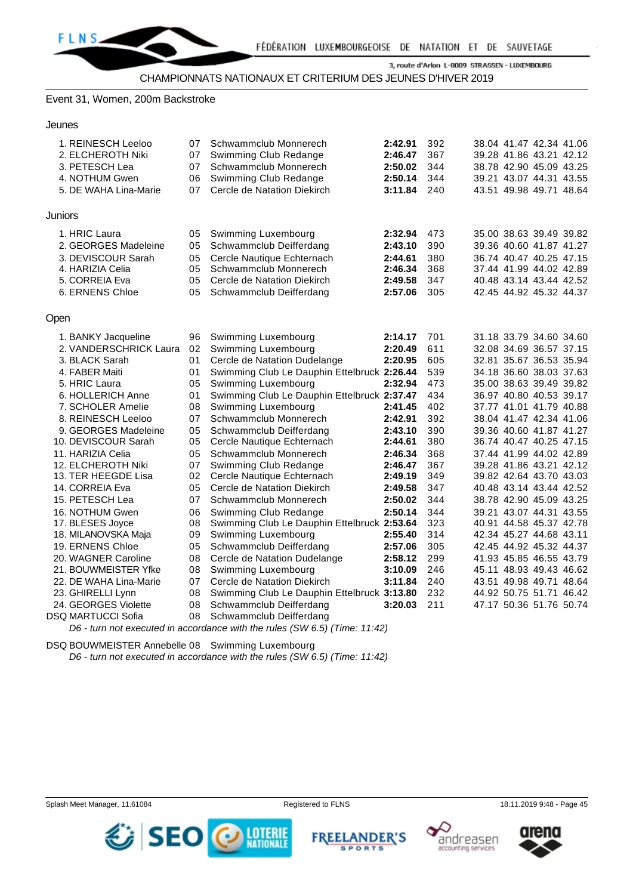CHAMPIONNATS NATIONAUX ET CRITERIUM DES JEUNES D'HIVER 2019

## Event 31, Women, 200m Backstroke

### Jeunes

| Place | Name | YoB | Club | Time | Points | Splits |
|---|---|---|---|---|---|---|
| 1. | REINESCH Leeloo | 07 | Schwammclub Monnerech | **2:42.91** | 392 | 38.04 41.47 42.34 41.06 |
| 2. | ELCHEROTH Niki | 07 | Swimming Club Redange | **2:46.47** | 367 | 39.28 41.86 43.21 42.12 |
| 3. | PETESCH Lea | 07 | Schwammclub Monnerech | **2:50.02** | 344 | 38.78 42.90 45.09 43.25 |
| 4. | NOTHUM Gwen | 06 | Swimming Club Redange | **2:50.14** | 344 | 39.21 43.07 44.31 43.55 |
| 5. | DE WAHA Lina-Marie | 07 | Cercle de Natation Diekirch | **3:11.84** | 240 | 43.51 49.98 49.71 48.64 |

### Juniors

| Place | Name | YoB | Club | Time | Points | Splits |
|---|---|---|---|---|---|---|
| 1. | HRIC Laura | 05 | Swimming Luxembourg | **2:32.94** | 473 | 35.00 38.63 39.49 39.82 |
| 2. | GEORGES Madeleine | 05 | Schwammclub Deifferdang | **2:43.10** | 390 | 39.36 40.60 41.87 41.27 |
| 3. | DEVISCOUR Sarah | 05 | Cercle Nautique Echternach | **2:44.61** | 380 | 36.74 40.47 40.25 47.15 |
| 4. | HARIZIA Celia | 05 | Schwammclub Monnerech | **2:46.34** | 368 | 37.44 41.99 44.02 42.89 |
| 5. | CORREIA Eva | 05 | Cercle de Natation Diekirch | **2:49.58** | 347 | 40.48 43.14 43.44 42.52 |
| 6. | ERNENS Chloe | 05 | Schwammclub Deifferdang | **2:57.06** | 305 | 42.45 44.92 45.32 44.37 |

### Open

| Place | Name | YoB | Club | Time | Points | Splits |
|---|---|---|---|---|---|---|
| 1. | BANKY Jacqueline | 96 | Swimming Luxembourg | **2:14.17** | 701 | 31.18 33.79 34.60 34.60 |
| 2. | VANDERSCHRICK Laura | 02 | Swimming Luxembourg | **2:20.49** | 611 | 32.08 34.69 36.57 37.15 |
| 3. | BLACK Sarah | 01 | Cercle de Natation Dudelange | **2:20.95** | 605 | 32.81 35.67 36.53 35.94 |
| 4. | FABER Maiti | 01 | Swimming Club Le Dauphin Ettelbruck | **2:26.44** | 539 | 34.18 36.60 38.03 37.63 |
| 5. | HRIC Laura | 05 | Swimming Luxembourg | **2:32.94** | 473 | 35.00 38.63 39.49 39.82 |
| 6. | HOLLERICH Anne | 01 | Swimming Club Le Dauphin Ettelbruck | **2:37.47** | 434 | 36.97 40.80 40.53 39.17 |
| 7. | SCHOLER Amelie | 08 | Swimming Luxembourg | **2:41.45** | 402 | 37.77 41.01 41.79 40.88 |
| 8. | REINESCH Leeloo | 07 | Schwammclub Monnerech | **2:42.91** | 392 | 38.04 41.47 42.34 41.06 |
| 9. | GEORGES Madeleine | 05 | Schwammclub Deifferdang | **2:43.10** | 390 | 39.36 40.60 41.87 41.27 |
| 10. | DEVISCOUR Sarah | 05 | Cercle Nautique Echternach | **2:44.61** | 380 | 36.74 40.47 40.25 47.15 |
| 11. | HARIZIA Celia | 05 | Schwammclub Monnerech | **2:46.34** | 368 | 37.44 41.99 44.02 42.89 |
| 12. | ELCHEROTH Niki | 07 | Swimming Club Redange | **2:46.47** | 367 | 39.28 41.86 43.21 42.12 |
| 13. | TER HEEGDE Lisa | 02 | Cercle Nautique Echternach | **2:49.19** | 349 | 39.82 42.64 43.70 43.03 |
| 14. | CORREIA Eva | 05 | Cercle de Natation Diekirch | **2:49.58** | 347 | 40.48 43.14 43.44 42.52 |
| 15. | PETESCH Lea | 07 | Schwammclub Monnerech | **2:50.02** | 344 | 38.78 42.90 45.09 43.25 |
| 16. | NOTHUM Gwen | 06 | Swimming Club Redange | **2:50.14** | 344 | 39.21 43.07 44.31 43.55 |
| 17. | BLESES Joyce | 08 | Swimming Club Le Dauphin Ettelbruck | **2:53.64** | 323 | 40.91 44.58 45.37 42.78 |
| 18. | MILANOVSKA Maja | 09 | Swimming Luxembourg | **2:55.40** | 314 | 42.34 45.27 44.68 43.11 |
| 19. | ERNENS Chloe | 05 | Schwammclub Deifferdang | **2:57.06** | 305 | 42.45 44.92 45.32 44.37 |
| 20. | WAGNER Caroline | 08 | Cercle de Natation Dudelange | **2:58.12** | 299 | 41.93 45.85 46.55 43.79 |
| 21. | BOUWMEISTER Yfke | 08 | Swimming Luxembourg | **3:10.09** | 246 | 45.11 48.93 49.43 46.62 |
| 22. | DE WAHA Lina-Marie | 07 | Cercle de Natation Diekirch | **3:11.84** | 240 | 43.51 49.98 49.71 48.64 |
| 23. | GHIRELLI Lynn | 08 | Swimming Club Le Dauphin Ettelbruck | **3:13.80** | 232 | 44.92 50.75 51.71 46.42 |
| 24. | GEORGES Violette | 08 | Schwammclub Deifferdang | **3:20.03** | 211 | 47.17 50.36 51.76 50.74 |
| DSQ | MARTUCCI Sofia | 08 | Schwammclub Deifferdang | | | |
| DSQ | BOUWMEISTER Annebelle | 08 | Swimming Luxembourg | | | |

DSQ MARTUCCI Sofia: *D6 - turn not executed in accordance with the rules (SW 6.5) (Time: 11:42)*

DSQ BOUWMEISTER Annebelle: *D6 - turn not executed in accordance with the rules (SW 6.5) (Time: 11:42)*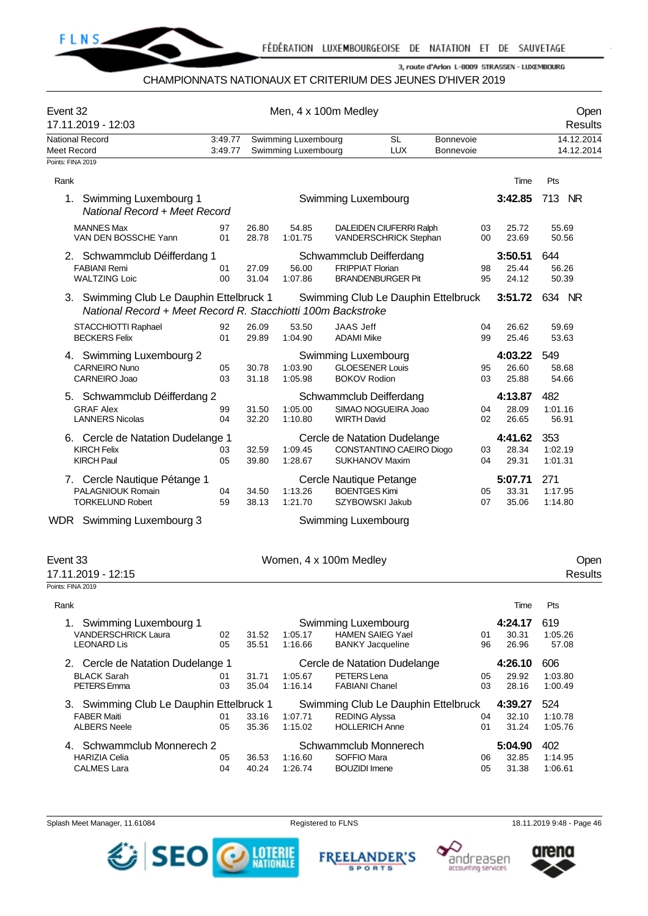CHAMPIONNATS NATIONAUX ET CRITERIUM DES JEUNES D'HIVER 2019

## Event 32 — Men, 4 x 100m Medley — Open

17.11.2019 - 12:03 — Results

| | | | | | |
|---|---|---|---|---|---|
| National Record | 3:49.77 | Swimming Luxembourg | SL | Bonnevoie | 14.12.2014 |
| Meet Record | 3:49.77 | Swimming Luxembourg | LUX | Bonnevoie | 14.12.2014 |

Points: FINA 2019

| Rank | Team / Swimmer | YB | Split | Cumul. | Swimmer | YB | Split | Cumul. | Time | Pts |
|---|---|---|---|---|---|---|---|---|---|---|
| 1. | Swimming Luxembourg 1 | | | | Swimming Luxembourg | | | | 3:42.85 | 713 NR |
| | *National Record + Meet Record* | | | | | | | | | |
| | MANNES Max | 97 | 26.80 | 54.85 | DALEIDEN CIUFERRI Ralph | 03 | 25.72 | 55.69 | | |
| | VAN DEN BOSSCHE Yann | 01 | 28.78 | 1:01.75 | VANDERSCHRICK Stephan | 00 | 23.69 | 50.56 | | |
| 2. | Schwammclub Déifferdang 1 | | | | Schwammclub Deifferdang | | | | 3:50.51 | 644 |
| | FABIANI Remi | 01 | 27.09 | 56.00 | FRIPPIAT Florian | 98 | 25.44 | 56.26 | | |
| | WALTZING Loic | 00 | 31.04 | 1:07.86 | BRANDENBURGER Pit | 95 | 24.12 | 50.39 | | |
| 3. | Swimming Club Le Dauphin Ettelbruck 1 | | | | Swimming Club Le Dauphin Ettelbruck | | | | 3:51.72 | 634 NR |
| | *National Record + Meet Record R. Stacchiotti 100m Backstroke* | | | | | | | | | |
| | STACCHIOTTI Raphael | 92 | 26.09 | 53.50 | JAAS Jeff | 04 | 26.62 | 59.69 | | |
| | BECKERS Felix | 01 | 29.89 | 1:04.90 | ADAMI Mike | 99 | 25.46 | 53.63 | | |
| 4. | Swimming Luxembourg 2 | | | | Swimming Luxembourg | | | | 4:03.22 | 549 |
| | CARNEIRO Nuno | 05 | 30.78 | 1:03.90 | GLOESENER Louis | 95 | 26.60 | 58.68 | | |
| | CARNEIRO Joao | 03 | 31.18 | 1:05.98 | BOKOV Rodion | 03 | 25.88 | 54.66 | | |
| 5. | Schwammclub Déifferdang 2 | | | | Schwammclub Deifferdang | | | | 4:13.87 | 482 |
| | GRAF Alex | 99 | 31.50 | 1:05.00 | SIMAO NOGUEIRA Joao | 04 | 28.09 | 1:01.16 | | |
| | LANNERS Nicolas | 04 | 32.20 | 1:10.80 | WIRTH David | 02 | 26.65 | 56.91 | | |
| 6. | Cercle de Natation Dudelange 1 | | | | Cercle de Natation Dudelange | | | | 4:41.62 | 353 |
| | KIRCH Felix | 03 | 32.59 | 1:09.45 | CONSTANTINO CAEIRO Diogo | 03 | 28.34 | 1:02.19 | | |
| | KIRCH Paul | 05 | 39.80 | 1:28.67 | SUKHANOV Maxim | 04 | 29.31 | 1:01.31 | | |
| 7. | Cercle Nautique Pétange 1 | | | | Cercle Nautique Petange | | | | 5:07.71 | 271 |
| | PALAGNIOUK Romain | 04 | 34.50 | 1:13.26 | BOENTGES Kimi | 05 | 33.31 | 1:17.95 | | |
| | TORKELUND Robert | 59 | 38.13 | 1:21.70 | SZYBOWSKI Jakub | 07 | 35.06 | 1:14.80 | | |
| WDR | Swimming Luxembourg 3 | | | | Swimming Luxembourg | | | | | |

## Event 33 — Women, 4 x 100m Medley — Open

17.11.2019 - 12:15 — Results

Points: FINA 2019

| Rank | Team / Swimmer | YB | Split | Cumul. | Swimmer | YB | Split | Cumul. | Time | Pts |
|---|---|---|---|---|---|---|---|---|---|---|
| 1. | Swimming Luxembourg 1 | | | | Swimming Luxembourg | | | | 4:24.17 | 619 |
| | VANDERSCHRICK Laura | 02 | 31.52 | 1:05.17 | HAMEN SAIEG Yael | 01 | 30.31 | 1:05.26 | | |
| | LEONARD Lis | 05 | 35.51 | 1:16.66 | BANKY Jacqueline | 96 | 26.96 | 57.08 | | |
| 2. | Cercle de Natation Dudelange 1 | | | | Cercle de Natation Dudelange | | | | 4:26.10 | 606 |
| | BLACK Sarah | 01 | 31.71 | 1:05.67 | PETERS Lena | 05 | 29.92 | 1:03.80 | | |
| | PETERS Emma | 03 | 35.04 | 1:16.14 | FABIANI Chanel | 03 | 28.16 | 1:00.49 | | |
| 3. | Swimming Club Le Dauphin Ettelbruck 1 | | | | Swimming Club Le Dauphin Ettelbruck | | | | 4:39.27 | 524 |
| | FABER Maiti | 01 | 33.16 | 1:07.71 | REDING Alyssa | 04 | 32.10 | 1:10.78 | | |
| | ALBERS Neele | 05 | 35.36 | 1:15.02 | HOLLERICH Anne | 01 | 31.24 | 1:05.76 | | |
| 4. | Schwammclub Monnerech 2 | | | | Schwammclub Monnerech | | | | 5:04.90 | 402 |
| | HARIZIA Celia | 05 | 36.53 | 1:16.60 | SOFFIO Mara | 06 | 32.85 | 1:14.95 | | |
| | CALMES Lara | 04 | 40.24 | 1:26.74 | BOUZIDI Imene | 05 | 31.38 | 1:06.61 | | |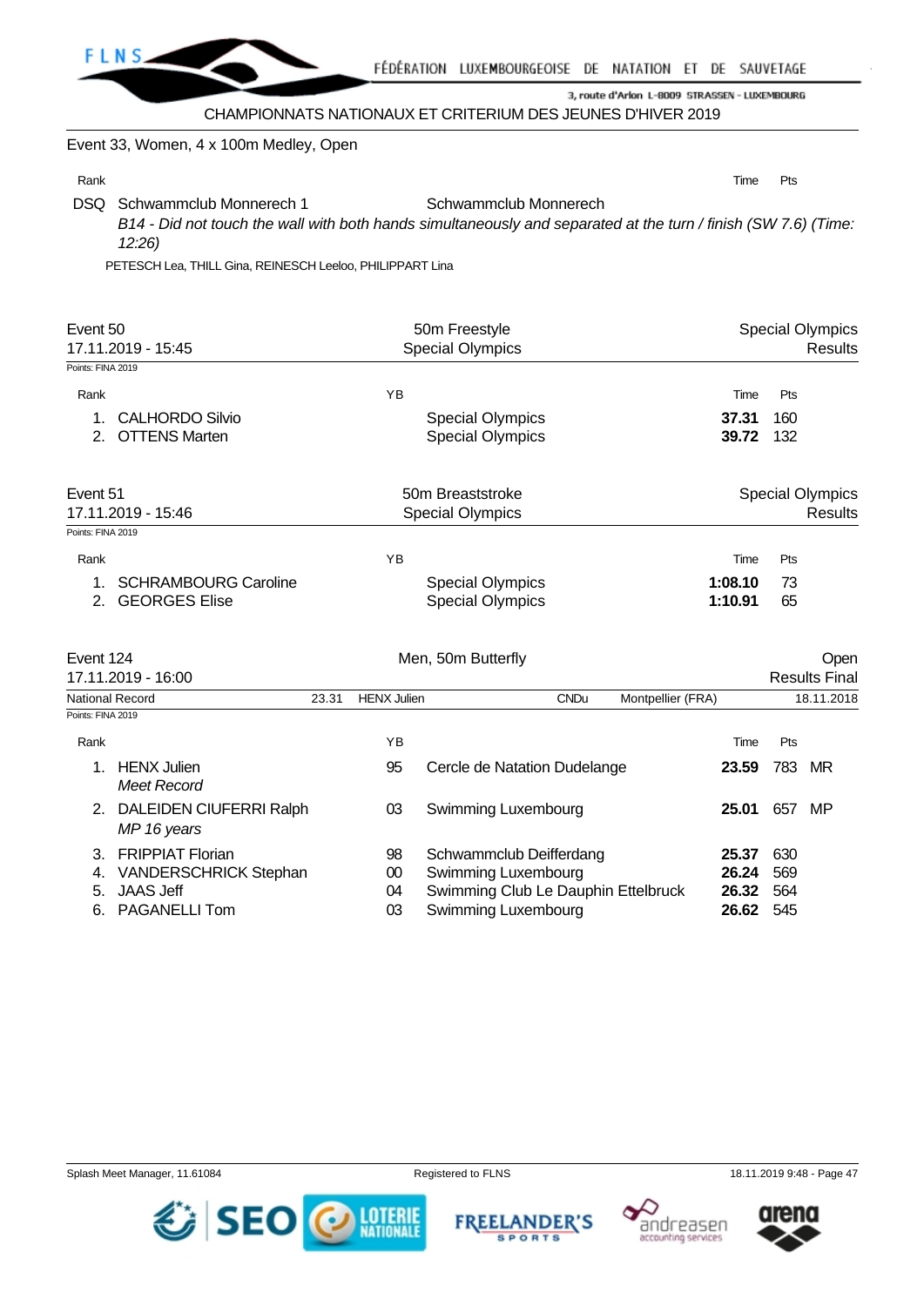## Event 33, Women, 4 x 100m Medley, Open

| Rank | | | Time | Pts |
|---|---|---|---|---|
| DSQ | Schwammclub Monnerech 1 | Schwammclub Monnerech | | |

*B14 - Did not touch the wall with both hands simultaneously and separated at the turn / finish (SW 7.6) (Time: 12:26)*

PETESCH Lea, THILL Gina, REINESCH Leeloo, PHILIPPART Lina

## Event 50 — 50m Freestyle — Special Olympics

17.11.2019 - 15:45 — Special Olympics — Results

Points: FINA 2019

| Rank | Name | YB | Club | Time | Pts |
|---|---|---|---|---|---|
| 1. | CALHORDO Silvio | | Special Olympics | **37.31** | 160 |
| 2. | OTTENS Marten | | Special Olympics | **39.72** | 132 |

## Event 51 — 50m Breaststroke — Special Olympics

17.11.2019 - 15:46 — Special Olympics — Results

Points: FINA 2019

| Rank | Name | YB | Club | Time | Pts |
|---|---|---|---|---|---|
| 1. | SCHRAMBOURG Caroline | | Special Olympics | **1:08.10** | 73 |
| 2. | GEORGES Elise | | Special Olympics | **1:10.91** | 65 |

## Event 124 — Men, 50m Butterfly — Open

17.11.2019 - 16:00 — Results Final

National Record 23.31 HENX Julien CNDu Montpellier (FRA) 18.11.2018

Points: FINA 2019

| Rank | Name | YB | Club | Time | Pts | |
|---|---|---|---|---|---|---|
| 1. | HENX Julien<br>*Meet Record* | 95 | Cercle de Natation Dudelange | **23.59** | 783 | MR |
| 2. | DALEIDEN CIUFERRI Ralph<br>*MP 16 years* | 03 | Swimming Luxembourg | **25.01** | 657 | MP |
| 3. | FRIPPIAT Florian | 98 | Schwammclub Deifferdang | **25.37** | 630 | |
| 4. | VANDERSCHRICK Stephan | 00 | Swimming Luxembourg | **26.24** | 569 | |
| 5. | JAAS Jeff | 04 | Swimming Club Le Dauphin Ettelbruck | **26.32** | 564 | |
| 6. | PAGANELLI Tom | 03 | Swimming Luxembourg | **26.62** | 545 | |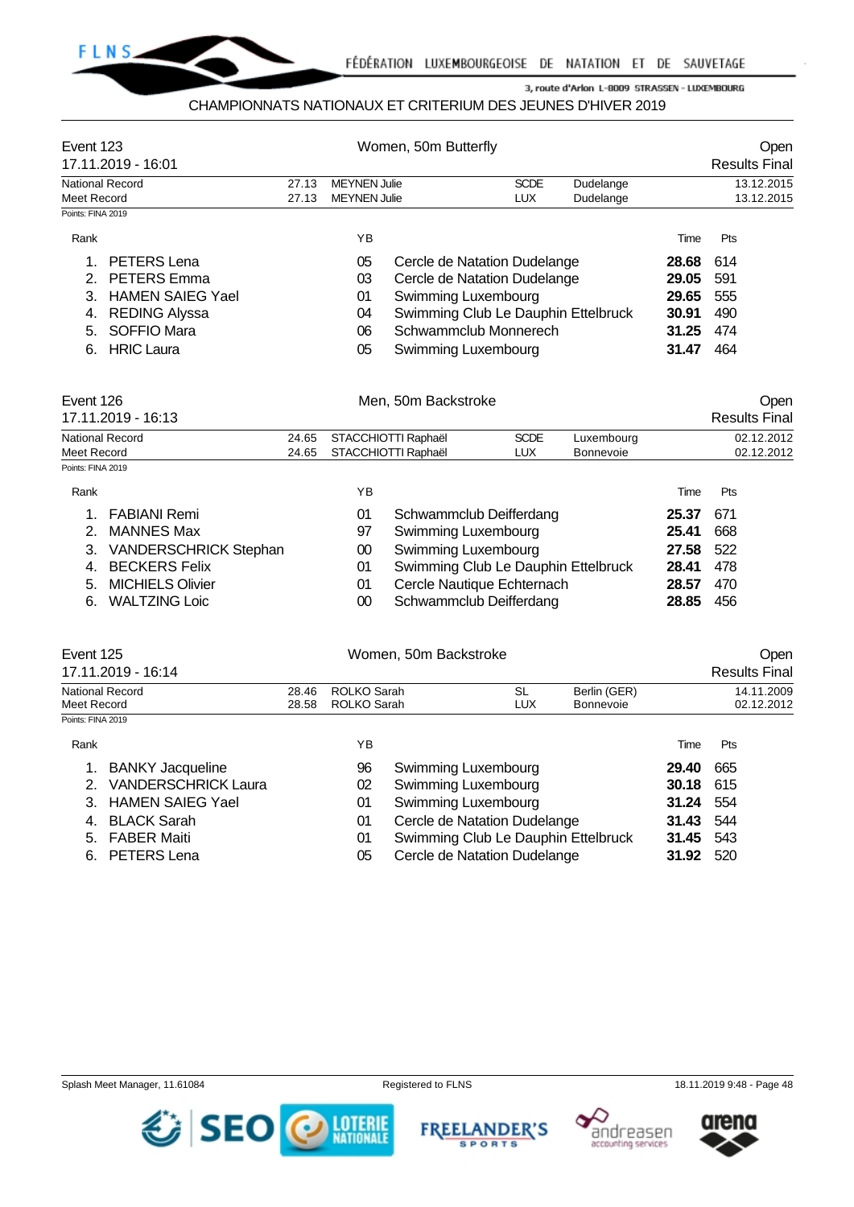CHAMPIONNATS NATIONAUX ET CRITERIUM DES JEUNES D'HIVER 2019

## Event 123 — Women, 50m Butterfly — Open

17.11.2019 - 16:01 — Results Final

| | | | | | |
|---|---|---|---|---|---|
| National Record | 27.13 | MEYNEN Julie | SCDE | Dudelange | 13.12.2015 |
| Meet Record | 27.13 | MEYNEN Julie | LUX | Dudelange | 13.12.2015 |

Points: FINA 2019

| Rank | Name | YB | Club | Time | Pts |
|---|---|---|---|---|---|
| 1. | PETERS Lena | 05 | Cercle de Natation Dudelange | **28.68** | 614 |
| 2. | PETERS Emma | 03 | Cercle de Natation Dudelange | **29.05** | 591 |
| 3. | HAMEN SAIEG Yael | 01 | Swimming Luxembourg | **29.65** | 555 |
| 4. | REDING Alyssa | 04 | Swimming Club Le Dauphin Ettelbruck | **30.91** | 490 |
| 5. | SOFFIO Mara | 06 | Schwammclub Monnerech | **31.25** | 474 |
| 6. | HRIC Laura | 05 | Swimming Luxembourg | **31.47** | 464 |

## Event 126 — Men, 50m Backstroke — Open

17.11.2019 - 16:13 — Results Final

| | | | | | |
|---|---|---|---|---|---|
| National Record | 24.65 | STACCHIOTTI Raphaël | SCDE | Luxembourg | 02.12.2012 |
| Meet Record | 24.65 | STACCHIOTTI Raphaël | LUX | Bonnevoie | 02.12.2012 |

Points: FINA 2019

| Rank | Name | YB | Club | Time | Pts |
|---|---|---|---|---|---|
| 1. | FABIANI Remi | 01 | Schwammclub Deifferdang | **25.37** | 671 |
| 2. | MANNES Max | 97 | Swimming Luxembourg | **25.41** | 668 |
| 3. | VANDERSCHRICK Stephan | 00 | Swimming Luxembourg | **27.58** | 522 |
| 4. | BECKERS Felix | 01 | Swimming Club Le Dauphin Ettelbruck | **28.41** | 478 |
| 5. | MICHIELS Olivier | 01 | Cercle Nautique Echternach | **28.57** | 470 |
| 6. | WALTZING Loic | 00 | Schwammclub Deifferdang | **28.85** | 456 |

## Event 125 — Women, 50m Backstroke — Open

17.11.2019 - 16:14 — Results Final

| | | | | | |
|---|---|---|---|---|---|
| National Record | 28.46 | ROLKO Sarah | SL | Berlin (GER) | 14.11.2009 |
| Meet Record | 28.58 | ROLKO Sarah | LUX | Bonnevoie | 02.12.2012 |

Points: FINA 2019

| Rank | Name | YB | Club | Time | Pts |
|---|---|---|---|---|---|
| 1. | BANKY Jacqueline | 96 | Swimming Luxembourg | **29.40** | 665 |
| 2. | VANDERSCHRICK Laura | 02 | Swimming Luxembourg | **30.18** | 615 |
| 3. | HAMEN SAIEG Yael | 01 | Swimming Luxembourg | **31.24** | 554 |
| 4. | BLACK Sarah | 01 | Cercle de Natation Dudelange | **31.43** | 544 |
| 5. | FABER Maiti | 01 | Swimming Club Le Dauphin Ettelbruck | **31.45** | 543 |
| 6. | PETERS Lena | 05 | Cercle de Natation Dudelange | **31.92** | 520 |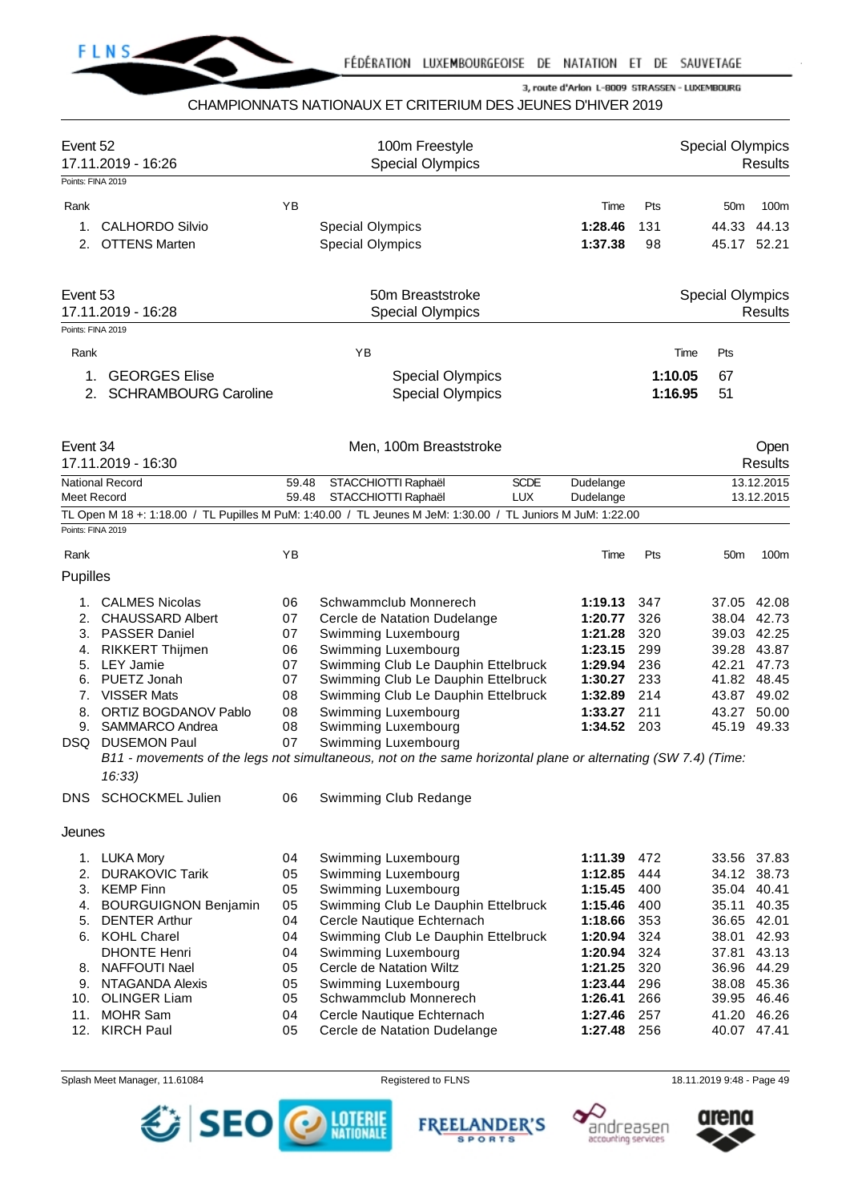CHAMPIONNATS NATIONAUX ET CRITERIUM DES JEUNES D'HIVER 2019

## Event 52 — 100m Freestyle — Special Olympics

17.11.2019 - 16:26 — Special Olympics Results

Points: FINA 2019

| Rank | Name | YB | Club | Time | Pts | 50m | 100m |
|---|---|---|---|---|---|---|---|
| 1. | CALHORDO Silvio | | Special Olympics | **1:28.46** | 131 | 44.33 | 44.13 |
| 2. | OTTENS Marten | | Special Olympics | **1:37.38** | 98 | 45.17 | 52.21 |

## Event 53 — 50m Breaststroke — Special Olympics

17.11.2019 - 16:28 — Special Olympics Results

Points: FINA 2019

| Rank | Name | YB | Club | Time | Pts |
|---|---|---|---|---|---|
| 1. | GEORGES Elise | | Special Olympics | **1:10.05** | 67 |
| 2. | SCHRAMBOURG Caroline | | Special Olympics | **1:16.95** | 51 |

## Event 34 — Men, 100m Breaststroke — Open

17.11.2019 - 16:30 — Results

| | | | | | |
|---|---|---|---|---|---|
| National Record | 59.48 | STACCHIOTTI Raphaël | SCDE | Dudelange | 13.12.2015 |
| Meet Record | 59.48 | STACCHIOTTI Raphaël | LUX | Dudelange | 13.12.2015 |

TL Open M 18 +: 1:18.00 / TL Pupilles M PuM: 1:40.00 / TL Jeunes M JeM: 1:30.00 / TL Juniors M JuM: 1:22.00

Points: FINA 2019

### Pupilles

| Rank | Name | YB | Club | Time | Pts | 50m | 100m |
|---|---|---|---|---|---|---|---|
| 1. | CALMES Nicolas | 06 | Schwammclub Monnerech | **1:19.13** | 347 | 37.05 | 42.08 |
| 2. | CHAUSSARD Albert | 07 | Cercle de Natation Dudelange | **1:20.77** | 326 | 38.04 | 42.73 |
| 3. | PASSER Daniel | 07 | Swimming Luxembourg | **1:21.28** | 320 | 39.03 | 42.25 |
| 4. | RIKKERT Thijmen | 06 | Swimming Luxembourg | **1:23.15** | 299 | 39.28 | 43.87 |
| 5. | LEY Jamie | 07 | Swimming Club Le Dauphin Ettelbruck | **1:29.94** | 236 | 42.21 | 47.73 |
| 6. | PUETZ Jonah | 07 | Swimming Club Le Dauphin Ettelbruck | **1:30.27** | 233 | 41.82 | 48.45 |
| 7. | VISSER Mats | 08 | Swimming Club Le Dauphin Ettelbruck | **1:32.89** | 214 | 43.87 | 49.02 |
| 8. | ORTIZ BOGDANOV Pablo | 08 | Swimming Luxembourg | **1:33.27** | 211 | 43.27 | 50.00 |
| 9. | SAMMARCO Andrea | 08 | Swimming Luxembourg | **1:34.52** | 203 | 45.19 | 49.33 |
| DSQ | DUSEMON Paul | 07 | Swimming Luxembourg | | | | |
| DNS | SCHOCKMEL Julien | 06 | Swimming Club Redange | | | | |

DUSEMON Paul: *B11 - movements of the legs not simultaneous, not on the same horizontal plane or alternating (SW 7.4) (Time: 16:33)*

### Jeunes

| Rank | Name | YB | Club | Time | Pts | 50m | 100m |
|---|---|---|---|---|---|---|---|
| 1. | LUKA Mory | 04 | Swimming Luxembourg | **1:11.39** | 472 | 33.56 | 37.83 |
| 2. | DURAKOVIC Tarik | 05 | Swimming Luxembourg | **1:12.85** | 444 | 34.12 | 38.73 |
| 3. | KEMP Finn | 05 | Swimming Luxembourg | **1:15.45** | 400 | 35.04 | 40.41 |
| 4. | BOURGUIGNON Benjamin | 05 | Swimming Club Le Dauphin Ettelbruck | **1:15.46** | 400 | 35.11 | 40.35 |
| 5. | DENTER Arthur | 04 | Cercle Nautique Echternach | **1:18.66** | 353 | 36.65 | 42.01 |
| 6. | KOHL Charel | 04 | Swimming Club Le Dauphin Ettelbruck | **1:20.94** | 324 | 38.01 | 42.93 |
| | DHONTE Henri | 04 | Swimming Luxembourg | **1:20.94** | 324 | 37.81 | 43.13 |
| 8. | NAFFOUTI Nael | 05 | Cercle de Natation Wiltz | **1:21.25** | 320 | 36.96 | 44.29 |
| 9. | NTAGANDA Alexis | 05 | Swimming Luxembourg | **1:23.44** | 296 | 38.08 | 45.36 |
| 10. | OLINGER Liam | 05 | Schwammclub Monnerech | **1:26.41** | 266 | 39.95 | 46.46 |
| 11. | MOHR Sam | 04 | Cercle Nautique Echternach | **1:27.46** | 257 | 41.20 | 46.26 |
| 12. | KIRCH Paul | 05 | Cercle de Natation Dudelange | **1:27.48** | 256 | 40.07 | 47.41 |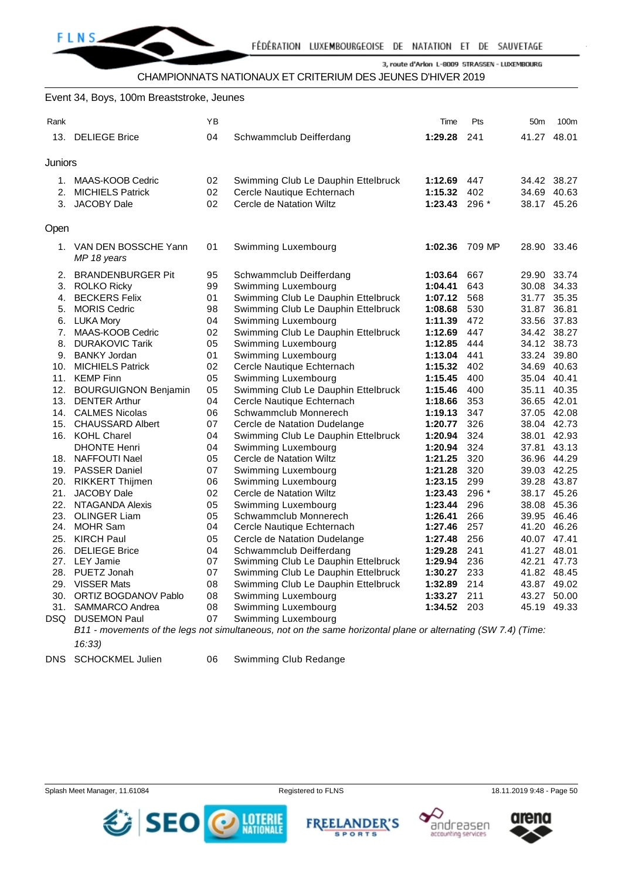CHAMPIONNATS NATIONAUX ET CRITERIUM DES JEUNES D'HIVER 2019

## Event 34, Boys, 100m Breaststroke, Jeunes

| Rank | | YB | | Time | Pts | 50m | 100m |
|---|---|---|---|---|---|---|---|
| 13. | DELIEGE Brice | 04 | Schwammclub Deifferdang | **1:29.28** | 241 | 41.27 | 48.01 |

### Juniors

| Rank | | YB | | Time | Pts | 50m | 100m |
|---|---|---|---|---|---|---|---|
| 1. | MAAS-KOOB Cedric | 02 | Swimming Club Le Dauphin Ettelbruck | **1:12.69** | 447 | 34.42 | 38.27 |
| 2. | MICHIELS Patrick | 02 | Cercle Nautique Echternach | **1:15.32** | 402 | 34.69 | 40.63 |
| 3. | JACOBY Dale | 02 | Cercle de Natation Wiltz | **1:23.43** | 296 * | 38.17 | 45.26 |

### Open

| Rank | | YB | | Time | Pts | 50m | 100m |
|---|---|---|---|---|---|---|---|
| 1. | VAN DEN BOSSCHE Yann *MP 18 years* | 01 | Swimming Luxembourg | **1:02.36** | 709 MP | 28.90 | 33.46 |
| 2. | BRANDENBURGER Pit | 95 | Schwammclub Deifferdang | **1:03.64** | 667 | 29.90 | 33.74 |
| 3. | ROLKO Ricky | 99 | Swimming Luxembourg | **1:04.41** | 643 | 30.08 | 34.33 |
| 4. | BECKERS Felix | 01 | Swimming Club Le Dauphin Ettelbruck | **1:07.12** | 568 | 31.77 | 35.35 |
| 5. | MORIS Cedric | 98 | Swimming Club Le Dauphin Ettelbruck | **1:08.68** | 530 | 31.87 | 36.81 |
| 6. | LUKA Mory | 04 | Swimming Luxembourg | **1:11.39** | 472 | 33.56 | 37.83 |
| 7. | MAAS-KOOB Cedric | 02 | Swimming Club Le Dauphin Ettelbruck | **1:12.69** | 447 | 34.42 | 38.27 |
| 8. | DURAKOVIC Tarik | 05 | Swimming Luxembourg | **1:12.85** | 444 | 34.12 | 38.73 |
| 9. | BANKY Jordan | 01 | Swimming Luxembourg | **1:13.04** | 441 | 33.24 | 39.80 |
| 10. | MICHIELS Patrick | 02 | Cercle Nautique Echternach | **1:15.32** | 402 | 34.69 | 40.63 |
| 11. | KEMP Finn | 05 | Swimming Luxembourg | **1:15.45** | 400 | 35.04 | 40.41 |
| 12. | BOURGUIGNON Benjamin | 05 | Swimming Club Le Dauphin Ettelbruck | **1:15.46** | 400 | 35.11 | 40.35 |
| 13. | DENTER Arthur | 04 | Cercle Nautique Echternach | **1:18.66** | 353 | 36.65 | 42.01 |
| 14. | CALMES Nicolas | 06 | Schwammclub Monnerech | **1:19.13** | 347 | 37.05 | 42.08 |
| 15. | CHAUSSARD Albert | 07 | Cercle de Natation Dudelange | **1:20.77** | 326 | 38.04 | 42.73 |
| 16. | KOHL Charel | 04 | Swimming Club Le Dauphin Ettelbruck | **1:20.94** | 324 | 38.01 | 42.93 |
| | DHONTE Henri | 04 | Swimming Luxembourg | **1:20.94** | 324 | 37.81 | 43.13 |
| 18. | NAFFOUTI Nael | 05 | Cercle de Natation Wiltz | **1:21.25** | 320 | 36.96 | 44.29 |
| 19. | PASSER Daniel | 07 | Swimming Luxembourg | **1:21.28** | 320 | 39.03 | 42.25 |
| 20. | RIKKERT Thijmen | 06 | Swimming Luxembourg | **1:23.15** | 299 | 39.28 | 43.87 |
| 21. | JACOBY Dale | 02 | Cercle de Natation Wiltz | **1:23.43** | 296 * | 38.17 | 45.26 |
| 22. | NTAGANDA Alexis | 05 | Swimming Luxembourg | **1:23.44** | 296 | 38.08 | 45.36 |
| 23. | OLINGER Liam | 05 | Schwammclub Monnerech | **1:26.41** | 266 | 39.95 | 46.46 |
| 24. | MOHR Sam | 04 | Cercle Nautique Echternach | **1:27.46** | 257 | 41.20 | 46.26 |
| 25. | KIRCH Paul | 05 | Cercle de Natation Dudelange | **1:27.48** | 256 | 40.07 | 47.41 |
| 26. | DELIEGE Brice | 04 | Schwammclub Deifferdang | **1:29.28** | 241 | 41.27 | 48.01 |
| 27. | LEY Jamie | 07 | Swimming Club Le Dauphin Ettelbruck | **1:29.94** | 236 | 42.21 | 47.73 |
| 28. | PUETZ Jonah | 07 | Swimming Club Le Dauphin Ettelbruck | **1:30.27** | 233 | 41.82 | 48.45 |
| 29. | VISSER Mats | 08 | Swimming Club Le Dauphin Ettelbruck | **1:32.89** | 214 | 43.87 | 49.02 |
| 30. | ORTIZ BOGDANOV Pablo | 08 | Swimming Luxembourg | **1:33.27** | 211 | 43.27 | 50.00 |
| 31. | SAMMARCO Andrea | 08 | Swimming Luxembourg | **1:34.52** | 203 | 45.19 | 49.33 |
| DSQ | DUSEMON Paul | 07 | Swimming Luxembourg | | | | |
| | *B11 - movements of the legs not simultaneous, not on the same horizontal plane or alternating (SW 7.4) (Time: 16:33)* | | | | | | |
| DNS | SCHOCKMEL Julien | 06 | Swimming Club Redange | | | | |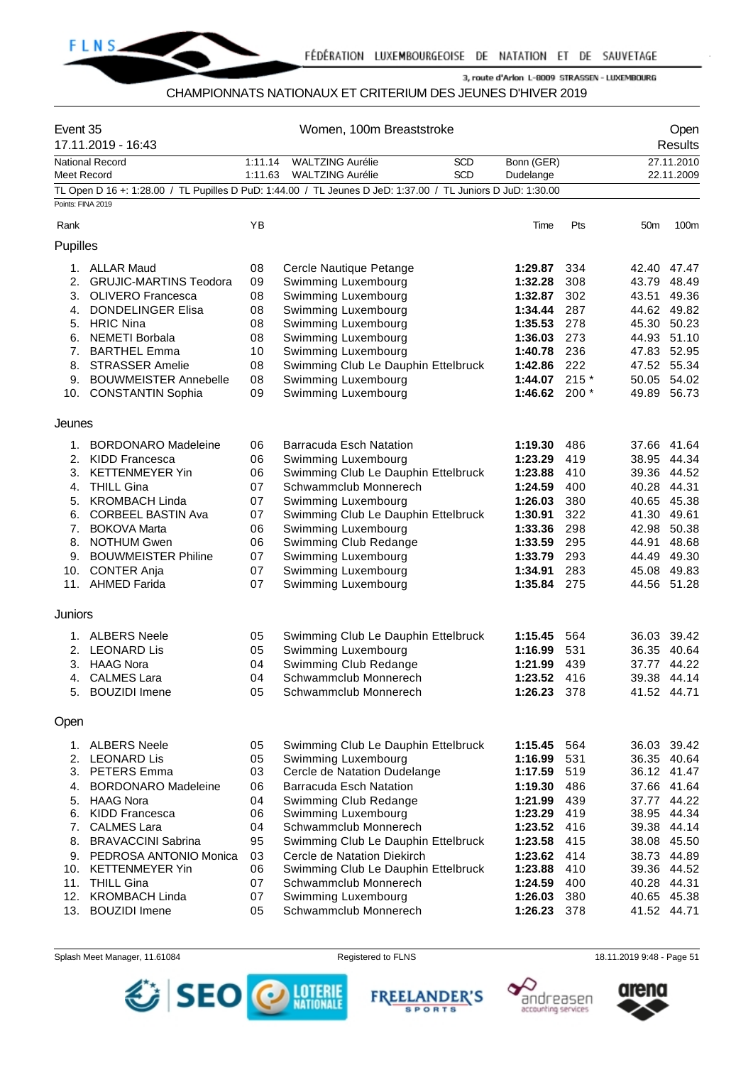FÉDÉRATION LUXEMBOURGEOISE DE NATATION ET DE SAUVETAGE

3, route d'Arlon L-8009 STRASSEN - LUXEMBOURG

CHAMPIONNATS NATIONAUX ET CRITERIUM DES JEUNES D'HIVER 2019

## Event 35 — Women, 100m Breaststroke — Open

17.11.2019 - 16:43 — Results

| | | | | | |
|---|---|---|---|---|---|
| National Record | 1:11.14 | WALTZING Aurélie | SCD | Bonn (GER) | 27.11.2010 |
| Meet Record | 1:11.63 | WALTZING Aurélie | SCD | Dudelange | 22.11.2009 |

TL Open D 16 +: 1:28.00 / TL Pupilles D PuD: 1:44.00 / TL Jeunes D JeD: 1:37.00 / TL Juniors D JuD: 1:30.00

Points: FINA 2019

### Pupilles

| Rank | Name | YB | Club | Time | Pts | 50m | 100m |
|---|---|---|---|---|---|---|---|
| 1. | ALLAR Maud | 08 | Cercle Nautique Petange | **1:29.87** | 334 | 42.40 | 47.47 |
| 2. | GRUJIC-MARTINS Teodora | 09 | Swimming Luxembourg | **1:32.28** | 308 | 43.79 | 48.49 |
| 3. | OLIVERO Francesca | 08 | Swimming Luxembourg | **1:32.87** | 302 | 43.51 | 49.36 |
| 4. | DONDELINGER Elisa | 08 | Swimming Luxembourg | **1:34.44** | 287 | 44.62 | 49.82 |
| 5. | HRIC Nina | 08 | Swimming Luxembourg | **1:35.53** | 278 | 45.30 | 50.23 |
| 6. | NEMETI Borbala | 08 | Swimming Luxembourg | **1:36.03** | 273 | 44.93 | 51.10 |
| 7. | BARTHEL Emma | 10 | Swimming Luxembourg | **1:40.78** | 236 | 47.83 | 52.95 |
| 8. | STRASSER Amelie | 08 | Swimming Club Le Dauphin Ettelbruck | **1:42.86** | 222 | 47.52 | 55.34 |
| 9. | BOUWMEISTER Annebelle | 08 | Swimming Luxembourg | **1:44.07** | 215 * | 50.05 | 54.02 |
| 10. | CONSTANTIN Sophia | 09 | Swimming Luxembourg | **1:46.62** | 200 * | 49.89 | 56.73 |

### Jeunes

| Rank | Name | YB | Club | Time | Pts | 50m | 100m |
|---|---|---|---|---|---|---|---|
| 1. | BORDONARO Madeleine | 06 | Barracuda Esch Natation | **1:19.30** | 486 | 37.66 | 41.64 |
| 2. | KIDD Francesca | 06 | Swimming Luxembourg | **1:23.29** | 419 | 38.95 | 44.34 |
| 3. | KETTENMEYER Yin | 06 | Swimming Club Le Dauphin Ettelbruck | **1:23.88** | 410 | 39.36 | 44.52 |
| 4. | THILL Gina | 07 | Schwammclub Monnerech | **1:24.59** | 400 | 40.28 | 44.31 |
| 5. | KROMBACH Linda | 07 | Swimming Luxembourg | **1:26.03** | 380 | 40.65 | 45.38 |
| 6. | CORBEEL BASTIN Ava | 07 | Swimming Club Le Dauphin Ettelbruck | **1:30.91** | 322 | 41.30 | 49.61 |
| 7. | BOKOVA Marta | 06 | Swimming Luxembourg | **1:33.36** | 298 | 42.98 | 50.38 |
| 8. | NOTHUM Gwen | 06 | Swimming Club Redange | **1:33.59** | 295 | 44.91 | 48.68 |
| 9. | BOUWMEISTER Philine | 07 | Swimming Luxembourg | **1:33.79** | 293 | 44.49 | 49.30 |
| 10. | CONTER Anja | 07 | Swimming Luxembourg | **1:34.91** | 283 | 45.08 | 49.83 |
| 11. | AHMED Farida | 07 | Swimming Luxembourg | **1:35.84** | 275 | 44.56 | 51.28 |

### Juniors

| Rank | Name | YB | Club | Time | Pts | 50m | 100m |
|---|---|---|---|---|---|---|---|
| 1. | ALBERS Neele | 05 | Swimming Club Le Dauphin Ettelbruck | **1:15.45** | 564 | 36.03 | 39.42 |
| 2. | LEONARD Lis | 05 | Swimming Luxembourg | **1:16.99** | 531 | 36.35 | 40.64 |
| 3. | HAAG Nora | 04 | Swimming Club Redange | **1:21.99** | 439 | 37.77 | 44.22 |
| 4. | CALMES Lara | 04 | Schwammclub Monnerech | **1:23.52** | 416 | 39.38 | 44.14 |
| 5. | BOUZIDI Imene | 05 | Schwammclub Monnerech | **1:26.23** | 378 | 41.52 | 44.71 |

### Open

| Rank | Name | YB | Club | Time | Pts | 50m | 100m |
|---|---|---|---|---|---|---|---|
| 1. | ALBERS Neele | 05 | Swimming Club Le Dauphin Ettelbruck | **1:15.45** | 564 | 36.03 | 39.42 |
| 2. | LEONARD Lis | 05 | Swimming Luxembourg | **1:16.99** | 531 | 36.35 | 40.64 |
| 3. | PETERS Emma | 03 | Cercle de Natation Dudelange | **1:17.59** | 519 | 36.12 | 41.47 |
| 4. | BORDONARO Madeleine | 06 | Barracuda Esch Natation | **1:19.30** | 486 | 37.66 | 41.64 |
| 5. | HAAG Nora | 04 | Swimming Club Redange | **1:21.99** | 439 | 37.77 | 44.22 |
| 6. | KIDD Francesca | 06 | Swimming Luxembourg | **1:23.29** | 419 | 38.95 | 44.34 |
| 7. | CALMES Lara | 04 | Schwammclub Monnerech | **1:23.52** | 416 | 39.38 | 44.14 |
| 8. | BRAVACCINI Sabrina | 95 | Swimming Club Le Dauphin Ettelbruck | **1:23.58** | 415 | 38.08 | 45.50 |
| 9. | PEDROSA ANTONIO Monica | 03 | Cercle de Natation Diekirch | **1:23.62** | 414 | 38.73 | 44.89 |
| 10. | KETTENMEYER Yin | 06 | Swimming Club Le Dauphin Ettelbruck | **1:23.88** | 410 | 39.36 | 44.52 |
| 11. | THILL Gina | 07 | Schwammclub Monnerech | **1:24.59** | 400 | 40.28 | 44.31 |
| 12. | KROMBACH Linda | 07 | Swimming Luxembourg | **1:26.03** | 380 | 40.65 | 45.38 |
| 13. | BOUZIDI Imene | 05 | Schwammclub Monnerech | **1:26.23** | 378 | 41.52 | 44.71 |

Splash Meet Manager, 11.61084 — Registered to FLNS — 18.11.2019 9:48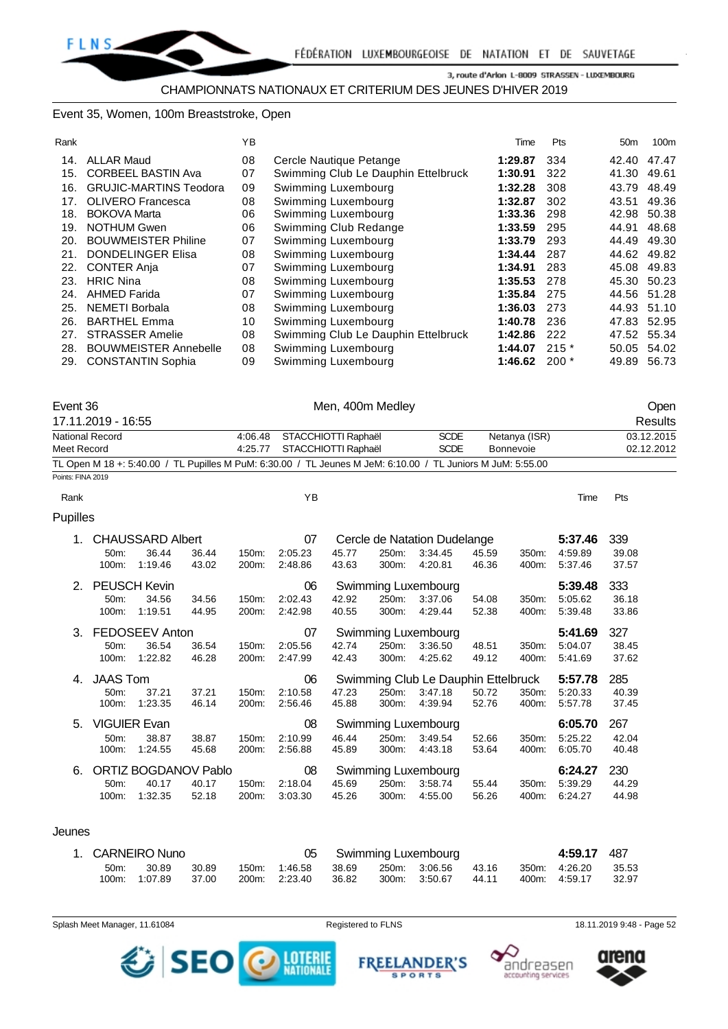CHAMPIONNATS NATIONAUX ET CRITERIUM DES JEUNES D'HIVER 2019

Event 35, Women, 100m Breaststroke, Open

| Rank | | YB | | Time | Pts | 50m | 100m |
|---|---|---|---|---|---|---|---|
| 14. | ALLAR Maud | 08 | Cercle Nautique Petange | **1:29.87** | 334 | 42.40 | 47.47 |
| 15. | CORBEEL BASTIN Ava | 07 | Swimming Club Le Dauphin Ettelbruck | **1:30.91** | 322 | 41.30 | 49.61 |
| 16. | GRUJIC-MARTINS Teodora | 09 | Swimming Luxembourg | **1:32.28** | 308 | 43.79 | 48.49 |
| 17. | OLIVERO Francesca | 08 | Swimming Luxembourg | **1:32.87** | 302 | 43.51 | 49.36 |
| 18. | BOKOVA Marta | 06 | Swimming Luxembourg | **1:33.36** | 298 | 42.98 | 50.38 |
| 19. | NOTHUM Gwen | 06 | Swimming Club Redange | **1:33.59** | 295 | 44.91 | 48.68 |
| 20. | BOUWMEISTER Philine | 07 | Swimming Luxembourg | **1:33.79** | 293 | 44.49 | 49.30 |
| 21. | DONDELINGER Elisa | 08 | Swimming Luxembourg | **1:34.44** | 287 | 44.62 | 49.82 |
| 22. | CONTER Anja | 07 | Swimming Luxembourg | **1:34.91** | 283 | 45.08 | 49.83 |
| 23. | HRIC Nina | 08 | Swimming Luxembourg | **1:35.53** | 278 | 45.30 | 50.23 |
| 24. | AHMED Farida | 07 | Swimming Luxembourg | **1:35.84** | 275 | 44.56 | 51.28 |
| 25. | NEMETI Borbala | 08 | Swimming Luxembourg | **1:36.03** | 273 | 44.93 | 51.10 |
| 26. | BARTHEL Emma | 10 | Swimming Luxembourg | **1:40.78** | 236 | 47.83 | 52.95 |
| 27. | STRASSER Amelie | 08 | Swimming Club Le Dauphin Ettelbruck | **1:42.86** | 222 | 47.52 | 55.34 |
| 28. | BOUWMEISTER Annebelle | 08 | Swimming Luxembourg | **1:44.07** | 215 * | 50.05 | 54.02 |
| 29. | CONSTANTIN Sophia | 09 | Swimming Luxembourg | **1:46.62** | 200 * | 49.89 | 56.73 |

Event 36 — Men, 400m Medley — Open

17.11.2019 - 16:55 — Results

| | | | | | |
|---|---|---|---|---|---|
| National Record | 4:06.48 | STACCHIOTTI Raphaël | SCDE | Netanya (ISR) | 03.12.2015 |
| Meet Record | 4:25.77 | STACCHIOTTI Raphaël | SCDE | Bonnevoie | 02.12.2012 |

TL Open M 18 +: 5:40.00 / TL Pupilles M PuM: 6:30.00 / TL Jeunes M JeM: 6:10.00 / TL Juniors M JuM: 5:55.00

Points: FINA 2019

### Pupilles

| Rank | Name | YB | Club | Time | Pts |
|---|---|---|---|---|---|
| 1. | CHAUSSARD Albert | 07 | Cercle de Natation Dudelange | **5:37.46** | 339 |
| | 50m: 36.44 (36.44) / 100m: 1:19.46 (43.02) | 150m: 2:05.23 (45.77) / 200m: 2:48.86 (43.63) | 250m: 3:34.45 (45.59) / 300m: 4:20.81 (46.36) | 350m: 4:59.89 (39.08) / 400m: 5:37.46 (37.57) | |
| 2. | PEUSCH Kevin | 06 | Swimming Luxembourg | **5:39.48** | 333 |
| | 50m: 34.56 (34.56) / 100m: 1:19.51 (44.95) | 150m: 2:02.43 (42.92) / 200m: 2:42.98 (40.55) | 250m: 3:37.06 (54.08) / 300m: 4:29.44 (52.38) | 350m: 5:05.62 (36.18) / 400m: 5:39.48 (33.86) | |
| 3. | FEDOSEEV Anton | 07 | Swimming Luxembourg | **5:41.69** | 327 |
| | 50m: 36.54 (36.54) / 100m: 1:22.82 (46.28) | 150m: 2:05.56 (42.74) / 200m: 2:47.99 (42.43) | 250m: 3:36.50 (48.51) / 300m: 4:25.62 (49.12) | 350m: 5:04.07 (38.45) / 400m: 5:41.69 (37.62) | |
| 4. | JAAS Tom | 06 | Swimming Club Le Dauphin Ettelbruck | **5:57.78** | 285 |
| | 50m: 37.21 (37.21) / 100m: 1:23.35 (46.14) | 150m: 2:10.58 (47.23) / 200m: 2:56.46 (45.88) | 250m: 3:47.18 (50.72) / 300m: 4:39.94 (52.76) | 350m: 5:20.33 (40.39) / 400m: 5:57.78 (37.45) | |
| 5. | VIGUIER Evan | 08 | Swimming Luxembourg | **6:05.70** | 267 |
| | 50m: 38.87 (38.87) / 100m: 1:24.55 (45.68) | 150m: 2:10.99 (46.44) / 200m: 2:56.88 (45.89) | 250m: 3:49.54 (52.66) / 300m: 4:43.18 (53.64) | 350m: 5:25.22 (42.04) / 400m: 6:05.70 (40.48) | |
| 6. | ORTIZ BOGDANOV Pablo | 08 | Swimming Luxembourg | **6:24.27** | 230 |
| | 50m: 40.17 (40.17) / 100m: 1:32.35 (52.18) | 150m: 2:18.04 (45.69) / 200m: 3:03.30 (45.26) | 250m: 3:58.74 (55.44) / 300m: 4:55.00 (56.26) | 350m: 5:39.29 (44.29) / 400m: 6:24.27 (44.98) | |

### Jeunes

| Rank | Name | YB | Club | Time | Pts |
|---|---|---|---|---|---|
| 1. | CARNEIRO Nuno | 05 | Swimming Luxembourg | **4:59.17** | 487 |
| | 50m: 30.89 (30.89) / 100m: 1:07.89 (37.00) | 150m: 1:46.58 (38.69) / 200m: 2:23.40 (36.82) | 250m: 3:06.56 (43.16) / 300m: 3:50.67 (44.11) | 350m: 4:26.20 (35.53) / 400m: 4:59.17 (32.97) | |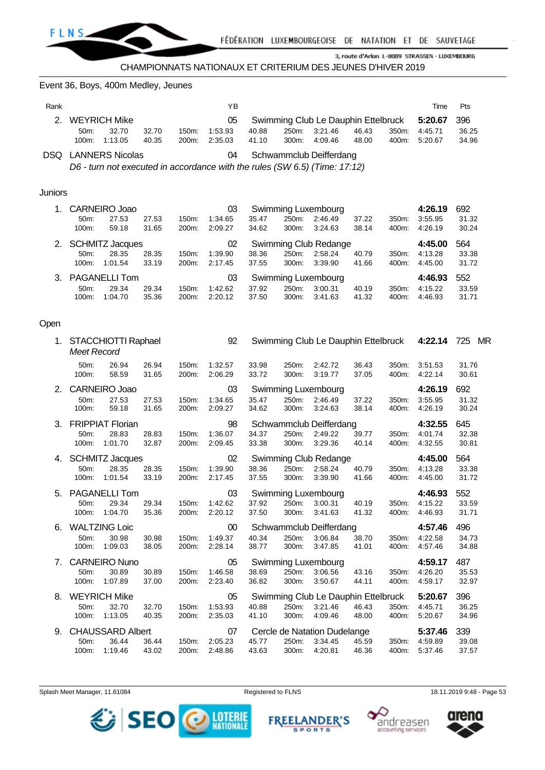CHAMPIONNATS NATIONAUX ET CRITERIUM DES JEUNES D'HIVER 2019

## Event 36, Boys, 400m Medley, Jeunes

| Rank | | YB | | Time | Pts |
|---|---|---|---|---|---|
| 2. | WEYRICH Mike | 05 | Swimming Club Le Dauphin Ettelbruck | **5:20.67** | 396 |

| 50m: | 32.70 | 32.70 | 150m: | 1:53.93 | 40.88 | 250m: | 3:21.46 | 46.43 | 350m: | 4:45.71 | 36.25 |
|---|---|---|---|---|---|---|---|---|---|---|---|
| 100m: | 1:13.05 | 40.35 | 200m: | 2:35.03 | 41.10 | 300m: | 4:09.46 | 48.00 | 400m: | 5:20.67 | 34.96 |

DSQ LANNERS Nicolas 04 Schwammclub Deifferdang

*D6 - turn not executed in accordance with the rules (SW 6.5) (Time: 17:12)*

### Juniors

| Rank | Name | YB | Club | Time | Pts |
|---|---|---|---|---|---|
| 1. | CARNEIRO Joao | 03 | Swimming Luxembourg | **4:26.19** | 692 |
| 2. | SCHMITZ Jacques | 02 | Swimming Club Redange | **4:45.00** | 564 |
| 3. | PAGANELLI Tom | 03 | Swimming Luxembourg | **4:46.93** | 552 |

Splits:

| Name | 50m | | 100m | | 150m | | 200m | | 250m | | 300m | | 350m | | 400m | |
|---|---|---|---|---|---|---|---|---|---|---|---|---|---|---|---|---|
| CARNEIRO Joao | 27.53 | 27.53 | 59.18 | 31.65 | 1:34.65 | 35.47 | 2:09.27 | 34.62 | 2:46.49 | 37.22 | 3:24.63 | 38.14 | 3:55.95 | 31.32 | 4:26.19 | 30.24 |
| SCHMITZ Jacques | 28.35 | 28.35 | 1:01.54 | 33.19 | 1:39.90 | 38.36 | 2:17.45 | 37.55 | 2:58.24 | 40.79 | 3:39.90 | 41.66 | 4:13.28 | 33.38 | 4:45.00 | 31.72 |
| PAGANELLI Tom | 29.34 | 29.34 | 1:04.70 | 35.36 | 1:42.62 | 37.92 | 2:20.12 | 37.50 | 3:00.31 | 40.19 | 3:41.63 | 41.32 | 4:15.22 | 33.59 | 4:46.93 | 31.71 |

### Open

| Rank | Name | YB | Club | Time | Pts |
|---|---|---|---|---|---|
| 1. | STACCHIOTTI Raphael *Meet Record* | 92 | Swimming Club Le Dauphin Ettelbruck | **4:22.14** | 725 MR |
| 2. | CARNEIRO Joao | 03 | Swimming Luxembourg | **4:26.19** | 692 |
| 3. | FRIPPIAT Florian | 98 | Schwammclub Deifferdang | **4:32.55** | 645 |
| 4. | SCHMITZ Jacques | 02 | Swimming Club Redange | **4:45.00** | 564 |
| 5. | PAGANELLI Tom | 03 | Swimming Luxembourg | **4:46.93** | 552 |
| 6. | WALTZING Loic | 00 | Schwammclub Deifferdang | **4:57.46** | 496 |
| 7. | CARNEIRO Nuno | 05 | Swimming Luxembourg | **4:59.17** | 487 |
| 8. | WEYRICH Mike | 05 | Swimming Club Le Dauphin Ettelbruck | **5:20.67** | 396 |
| 9. | CHAUSSARD Albert | 07 | Cercle de Natation Dudelange | **5:37.46** | 339 |

Splits:

| Name | 50m | | 100m | | 150m | | 200m | | 250m | | 300m | | 350m | | 400m | |
|---|---|---|---|---|---|---|---|---|---|---|---|---|---|---|---|---|
| STACCHIOTTI Raphael | 26.94 | 26.94 | 58.59 | 31.65 | 1:32.57 | 33.98 | 2:06.29 | 33.72 | 2:42.72 | 36.43 | 3:19.77 | 37.05 | 3:51.53 | 31.76 | 4:22.14 | 30.61 |
| CARNEIRO Joao | 27.53 | 27.53 | 59.18 | 31.65 | 1:34.65 | 35.47 | 2:09.27 | 34.62 | 2:46.49 | 37.22 | 3:24.63 | 38.14 | 3:55.95 | 31.32 | 4:26.19 | 30.24 |
| FRIPPIAT Florian | 28.83 | 28.83 | 1:01.70 | 32.87 | 1:36.07 | 34.37 | 2:09.45 | 33.38 | 2:49.22 | 39.77 | 3:29.36 | 40.14 | 4:01.74 | 32.38 | 4:32.55 | 30.81 |
| SCHMITZ Jacques | 28.35 | 28.35 | 1:01.54 | 33.19 | 1:39.90 | 38.36 | 2:17.45 | 37.55 | 2:58.24 | 40.79 | 3:39.90 | 41.66 | 4:13.28 | 33.38 | 4:45.00 | 31.72 |
| PAGANELLI Tom | 29.34 | 29.34 | 1:04.70 | 35.36 | 1:42.62 | 37.92 | 2:20.12 | 37.50 | 3:00.31 | 40.19 | 3:41.63 | 41.32 | 4:15.22 | 33.59 | 4:46.93 | 31.71 |
| WALTZING Loic | 30.98 | 30.98 | 1:09.03 | 38.05 | 1:49.37 | 40.34 | 2:28.14 | 38.77 | 3:06.84 | 38.70 | 3:47.85 | 41.01 | 4:22.58 | 34.73 | 4:57.46 | 34.88 |
| CARNEIRO Nuno | 30.89 | 30.89 | 1:07.89 | 37.00 | 1:46.58 | 38.69 | 2:23.40 | 36.82 | 3:06.56 | 43.16 | 3:50.67 | 44.11 | 4:26.20 | 35.53 | 4:59.17 | 32.97 |
| WEYRICH Mike | 32.70 | 32.70 | 1:13.05 | 40.35 | 1:53.93 | 40.88 | 2:35.03 | 41.10 | 3:21.46 | 46.43 | 4:09.46 | 48.00 | 4:45.71 | 36.25 | 5:20.67 | 34.96 |
| CHAUSSARD Albert | 36.44 | 36.44 | 1:19.46 | 43.02 | 2:05.23 | 45.77 | 2:48.86 | 43.63 | 3:34.45 | 45.59 | 4:20.81 | 46.36 | 4:59.89 | 39.08 | 5:37.46 | 37.57 |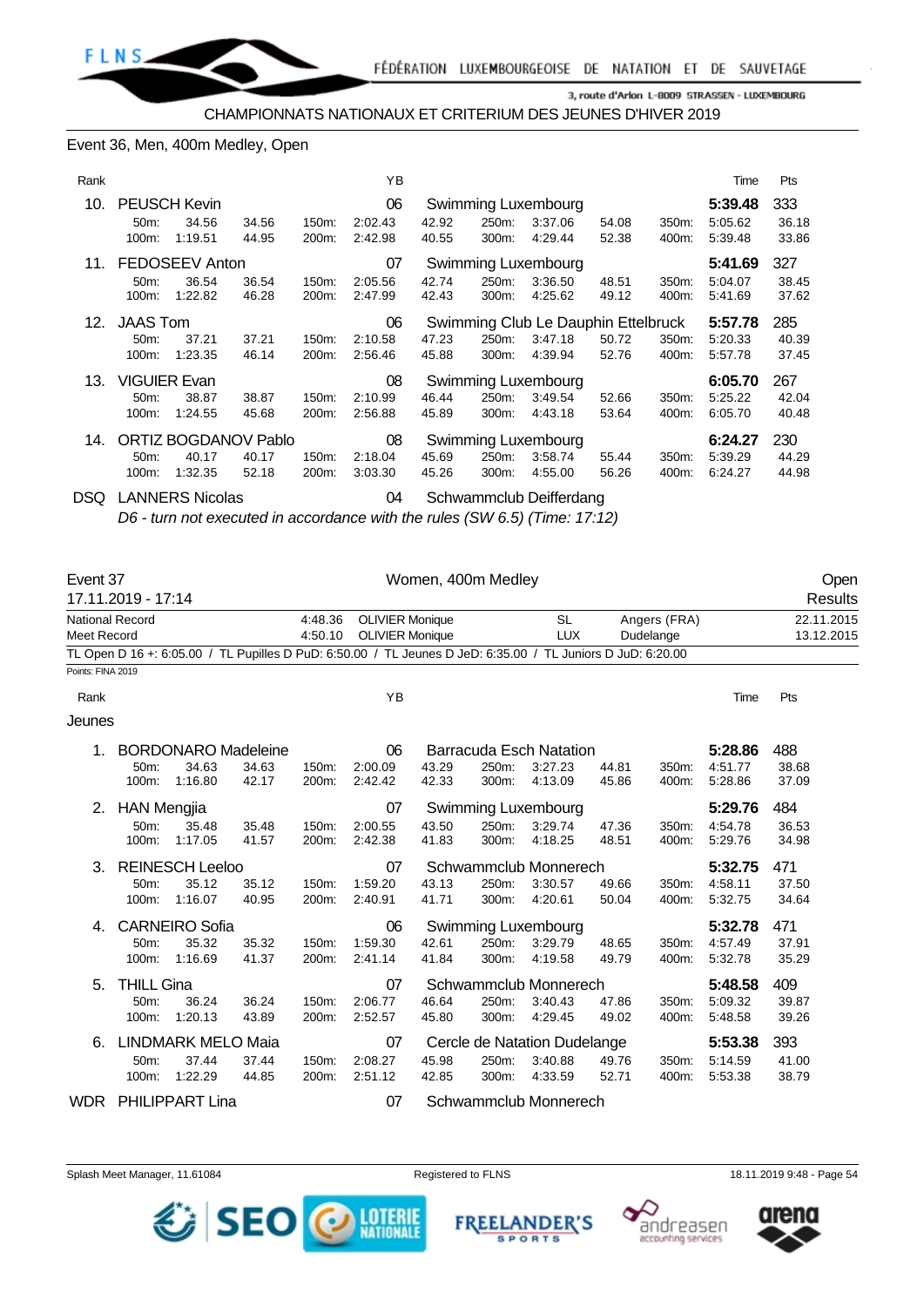CHAMPIONNATS NATIONAUX ET CRITERIUM DES JEUNES D'HIVER 2019

## Event 36, Men, 400m Medley, Open

| Rank | Name | YB | Club | Time | Pts |
|---|---|---|---|---|---|
| 10. | PEUSCH Kevin | 06 | Swimming Luxembourg | 5:39.48 | 333 |
| | 50m: 34.56 34.56 / 100m: 1:19.51 44.95 / 150m: 2:02.43 42.92 / 200m: 2:42.98 40.55 / 250m: 3:37.06 54.08 / 300m: 4:29.44 52.38 / 350m: 5:05.62 36.18 / 400m: 5:39.48 33.86 | | | | |
| 11. | FEDOSEEV Anton | 07 | Swimming Luxembourg | 5:41.69 | 327 |
| | 50m: 36.54 36.54 / 100m: 1:22.82 46.28 / 150m: 2:05.56 42.74 / 200m: 2:47.99 42.43 / 250m: 3:36.50 48.51 / 300m: 4:25.62 49.12 / 350m: 5:04.07 38.45 / 400m: 5:41.69 37.62 | | | | |
| 12. | JAAS Tom | 06 | Swimming Club Le Dauphin Ettelbruck | 5:57.78 | 285 |
| | 50m: 37.21 37.21 / 100m: 1:23.35 46.14 / 150m: 2:10.58 47.23 / 200m: 2:56.46 45.88 / 250m: 3:47.18 50.72 / 300m: 4:39.94 52.76 / 350m: 5:20.33 40.39 / 400m: 5:57.78 37.45 | | | | |
| 13. | VIGUIER Evan | 08 | Swimming Luxembourg | 6:05.70 | 267 |
| | 50m: 38.87 38.87 / 100m: 1:24.55 45.68 / 150m: 2:10.99 46.44 / 200m: 2:56.88 45.89 / 250m: 3:49.54 52.66 / 300m: 4:43.18 53.64 / 350m: 5:25.22 42.04 / 400m: 6:05.70 40.48 | | | | |
| 14. | ORTIZ BOGDANOV Pablo | 08 | Swimming Luxembourg | 6:24.27 | 230 |
| | 50m: 40.17 40.17 / 100m: 1:32.35 52.18 / 150m: 2:18.04 45.69 / 200m: 3:03.30 45.26 / 250m: 3:58.74 55.44 / 300m: 4:55.00 56.26 / 350m: 5:39.29 44.29 / 400m: 6:24.27 44.98 | | | | |
| DSQ | LANNERS Nicolas | 04 | Schwammclub Deifferdang | | |

*D6 - turn not executed in accordance with the rules (SW 6.5) (Time: 17:12)*

## Event 37 — Women, 400m Medley — Open

17.11.2019 - 17:14 — Results

| | | | | | |
|---|---|---|---|---|---|
| National Record | 4:48.36 | OLIVIER Monique | SL | Angers (FRA) | 22.11.2015 |
| Meet Record | 4:50.10 | OLIVIER Monique | LUX | Dudelange | 13.12.2015 |

TL Open D 16 +: 6:05.00 / TL Pupilles D PuD: 6:50.00 / TL Jeunes D JeD: 6:35.00 / TL Juniors D JuD: 6:20.00

Points: FINA 2019

### Jeunes

| Rank | Name | YB | Club | Time | Pts |
|---|---|---|---|---|---|
| 1. | BORDONARO Madeleine | 06 | Barracuda Esch Natation | 5:28.86 | 488 |
| | 50m: 34.63 34.63 / 100m: 1:16.80 42.17 / 150m: 2:00.09 43.29 / 200m: 2:42.42 42.33 / 250m: 3:27.23 44.81 / 300m: 4:13.09 45.86 / 350m: 4:51.77 38.68 / 400m: 5:28.86 37.09 | | | | |
| 2. | HAN Mengjia | 07 | Swimming Luxembourg | 5:29.76 | 484 |
| | 50m: 35.48 35.48 / 100m: 1:17.05 41.57 / 150m: 2:00.55 43.50 / 200m: 2:42.38 41.83 / 250m: 3:29.74 47.36 / 300m: 4:18.25 48.51 / 350m: 4:54.78 36.53 / 400m: 5:29.76 34.98 | | | | |
| 3. | REINESCH Leeloo | 07 | Schwammclub Monnerech | 5:32.75 | 471 |
| | 50m: 35.12 35.12 / 100m: 1:16.07 40.95 / 150m: 1:59.20 43.13 / 200m: 2:40.91 41.71 / 250m: 3:30.57 49.66 / 300m: 4:20.61 50.04 / 350m: 4:58.11 37.50 / 400m: 5:32.75 34.64 | | | | |
| 4. | CARNEIRO Sofia | 06 | Swimming Luxembourg | 5:32.78 | 471 |
| | 50m: 35.32 35.32 / 100m: 1:16.69 41.37 / 150m: 1:59.30 42.61 / 200m: 2:41.14 41.84 / 250m: 3:29.79 48.65 / 300m: 4:19.58 49.79 / 350m: 4:57.49 37.91 / 400m: 5:32.78 35.29 | | | | |
| 5. | THILL Gina | 07 | Schwammclub Monnerech | 5:48.58 | 409 |
| | 50m: 36.24 36.24 / 100m: 1:20.13 43.89 / 150m: 2:06.77 46.64 / 200m: 2:52.57 45.80 / 250m: 3:40.43 47.86 / 300m: 4:29.45 49.02 / 350m: 5:09.32 39.87 / 400m: 5:48.58 39.26 | | | | |
| 6. | LINDMARK MELO Maia | 07 | Cercle de Natation Dudelange | 5:53.38 | 393 |
| | 50m: 37.44 37.44 / 100m: 1:22.29 44.85 / 150m: 2:08.27 45.98 / 200m: 2:51.12 42.85 / 250m: 3:40.88 49.76 / 300m: 4:33.59 52.71 / 350m: 5:14.59 41.00 / 400m: 5:53.38 38.79 | | | | |
| WDR | PHILIPPART Lina | 07 | Schwammclub Monnerech | | |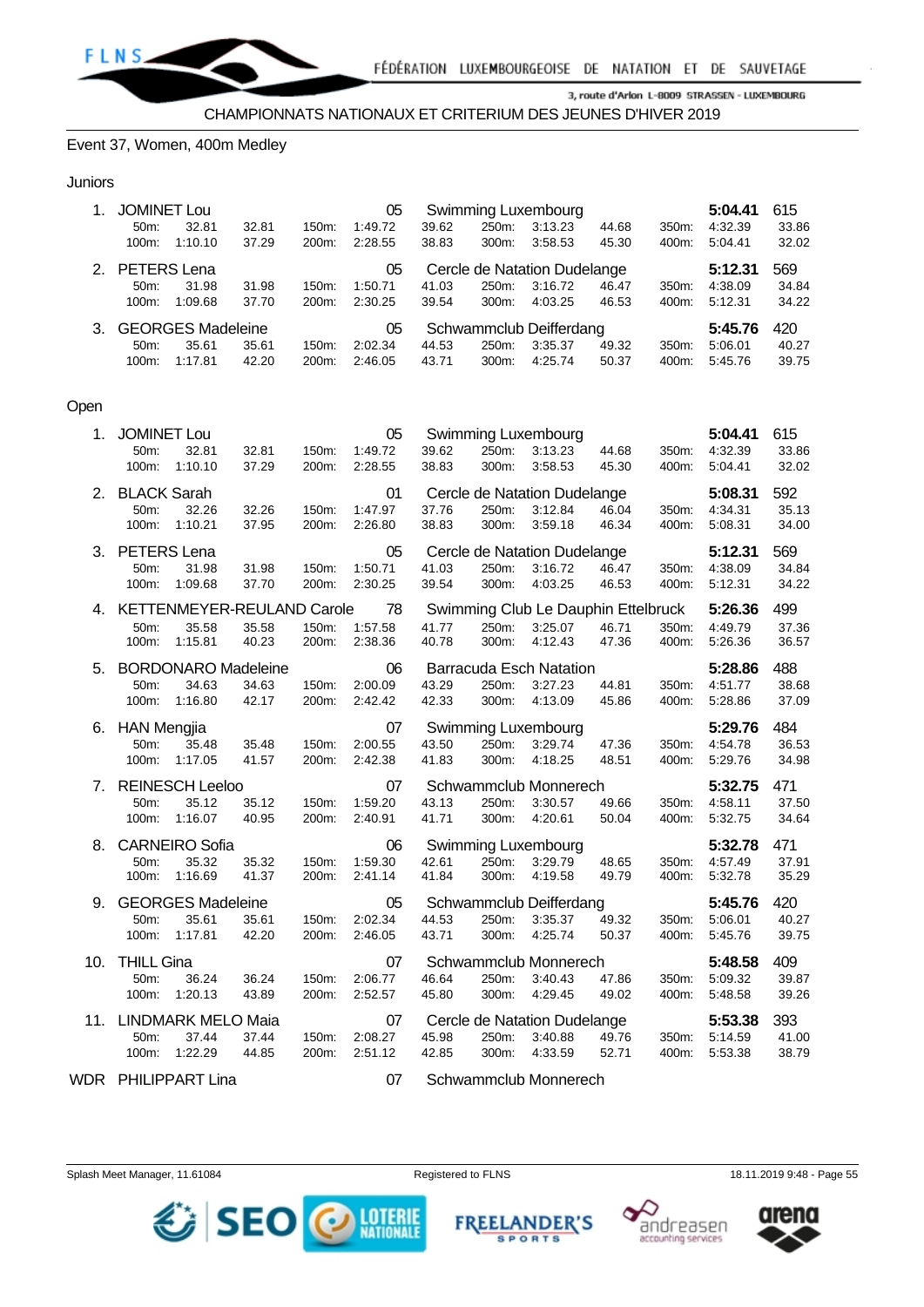CHAMPIONNATS NATIONAUX ET CRITERIUM DES JEUNES D'HIVER 2019

## Event 37, Women, 400m Medley

### Juniors

1. JOMINET Lou 05 Swimming Luxembourg **5:04.41** 615
   50m: 32.81 32.81 150m: 1:49.72 39.62 250m: 3:13.23 44.68 350m: 4:32.39 33.86
   100m: 1:10.10 37.29 200m: 2:28.55 38.83 300m: 3:58.53 45.30 400m: 5:04.41 32.02
2. PETERS Lena 05 Cercle de Natation Dudelange **5:12.31** 569
   50m: 31.98 31.98 150m: 1:50.71 41.03 250m: 3:16.72 46.47 350m: 4:38.09 34.84
   100m: 1:09.68 37.70 200m: 2:30.25 39.54 300m: 4:03.25 46.53 400m: 5:12.31 34.22
3. GEORGES Madeleine 05 Schwammclub Deifferdang **5:45.76** 420
   50m: 35.61 35.61 150m: 2:02.34 44.53 250m: 3:35.37 49.32 350m: 5:06.01 40.27
   100m: 1:17.81 42.20 200m: 2:46.05 43.71 300m: 4:25.74 50.37 400m: 5:45.76 39.75

### Open

1. JOMINET Lou 05 Swimming Luxembourg **5:04.41** 615
   50m: 32.81 32.81 150m: 1:49.72 39.62 250m: 3:13.23 44.68 350m: 4:32.39 33.86
   100m: 1:10.10 37.29 200m: 2:28.55 38.83 300m: 3:58.53 45.30 400m: 5:04.41 32.02
2. BLACK Sarah 01 Cercle de Natation Dudelange **5:08.31** 592
   50m: 32.26 32.26 150m: 1:47.97 37.76 250m: 3:12.84 46.04 350m: 4:34.31 35.13
   100m: 1:10.21 37.95 200m: 2:26.80 38.83 300m: 3:59.18 46.34 400m: 5:08.31 34.00
3. PETERS Lena 05 Cercle de Natation Dudelange **5:12.31** 569
   50m: 31.98 31.98 150m: 1:50.71 41.03 250m: 3:16.72 46.47 350m: 4:38.09 34.84
   100m: 1:09.68 37.70 200m: 2:30.25 39.54 300m: 4:03.25 46.53 400m: 5:12.31 34.22
4. KETTENMEYER-REULAND Carole 78 Swimming Club Le Dauphin Ettelbruck **5:26.36** 499
   50m: 35.58 35.58 150m: 1:57.58 41.77 250m: 3:25.07 46.71 350m: 4:49.79 37.36
   100m: 1:15.81 40.23 200m: 2:38.36 40.78 300m: 4:12.43 47.36 400m: 5:26.36 36.57
5. BORDONARO Madeleine 06 Barracuda Esch Natation **5:28.86** 488
   50m: 34.63 34.63 150m: 2:00.09 43.29 250m: 3:27.23 44.81 350m: 4:51.77 38.68
   100m: 1:16.80 42.17 200m: 2:42.42 42.33 300m: 4:13.09 45.86 400m: 5:28.86 37.09
6. HAN Mengjia 07 Swimming Luxembourg **5:29.76** 484
   50m: 35.48 35.48 150m: 2:00.55 43.50 250m: 3:29.74 47.36 350m: 4:54.78 36.53
   100m: 1:17.05 41.57 200m: 2:42.38 41.83 300m: 4:18.25 48.51 400m: 5:29.76 34.98
7. REINESCH Leeloo 07 Schwammclub Monnerech **5:32.75** 471
   50m: 35.12 35.12 150m: 1:59.20 43.13 250m: 3:30.57 49.66 350m: 4:58.11 37.50
   100m: 1:16.07 40.95 200m: 2:40.91 41.71 300m: 4:20.61 50.04 400m: 5:32.75 34.64
8. CARNEIRO Sofia 06 Swimming Luxembourg **5:32.78** 471
   50m: 35.32 35.32 150m: 1:59.30 42.61 250m: 3:29.79 48.65 350m: 4:57.49 37.91
   100m: 1:16.69 41.37 200m: 2:41.14 41.84 300m: 4:19.58 49.79 400m: 5:32.78 35.29
9. GEORGES Madeleine 05 Schwammclub Deifferdang **5:45.76** 420
   50m: 35.61 35.61 150m: 2:02.34 44.53 250m: 3:35.37 49.32 350m: 5:06.01 40.27
   100m: 1:17.81 42.20 200m: 2:46.05 43.71 300m: 4:25.74 50.37 400m: 5:45.76 39.75
10. THILL Gina 07 Schwammclub Monnerech **5:48.58** 409
    50m: 36.24 36.24 150m: 2:06.77 46.64 250m: 3:40.43 47.86 350m: 5:09.32 39.87
    100m: 1:20.13 43.89 200m: 2:52.57 45.80 300m: 4:29.45 49.02 400m: 5:48.58 39.26
11. LINDMARK MELO Maia 07 Cercle de Natation Dudelange **5:53.38** 393
    50m: 37.44 37.44 150m: 2:08.27 45.98 250m: 3:40.88 49.76 350m: 5:14.59 41.00
    100m: 1:22.29 44.85 200m: 2:51.12 42.85 300m: 4:33.59 52.71 400m: 5:53.38 38.79

WDR PHILIPPART Lina 07 Schwammclub Monnerech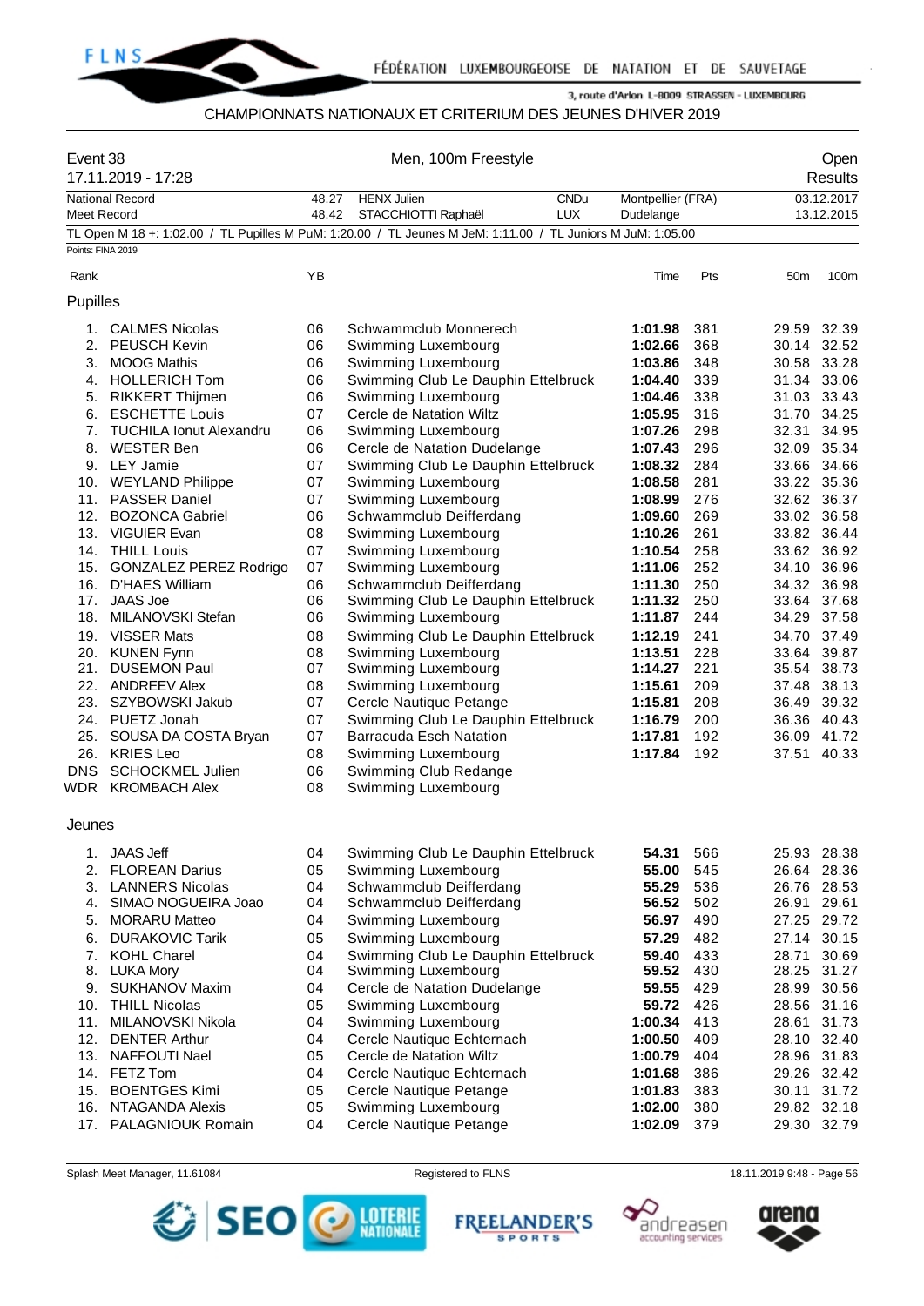FÉDÉRATION LUXEMBOURGEOISE DE NATATION ET DE SAUVETAGE

3, route d'Arlon L-8009 STRASSEN - LUXEMBOURG

CHAMPIONNATS NATIONAUX ET CRITERIUM DES JEUNES D'HIVER 2019

| Event 38 | Men, 100m Freestyle | Open |
|---|---|---|
| 17.11.2019 - 17:28 | | Results |

| | | | | | |
|---|---|---|---|---|---|
| National Record | 48.27 | HENX Julien | CNDu | Montpellier (FRA) | 03.12.2017 |
| Meet Record | 48.42 | STACCHIOTTI Raphaël | LUX | Dudelange | 13.12.2015 |

TL Open M 18 +: 1:02.00 / TL Pupilles M PuM: 1:20.00 / TL Jeunes M JeM: 1:11.00 / TL Juniors M JuM: 1:05.00

Points: FINA 2019

## Pupilles

| Rank | Name | YB | Club | Time | Pts | 50m | 100m |
|---|---|---|---|---|---|---|---|
| 1. | CALMES Nicolas | 06 | Schwammclub Monnerech | **1:01.98** | 381 | 29.59 | 32.39 |
| 2. | PEUSCH Kevin | 06 | Swimming Luxembourg | **1:02.66** | 368 | 30.14 | 32.52 |
| 3. | MOOG Mathis | 06 | Swimming Luxembourg | **1:03.86** | 348 | 30.58 | 33.28 |
| 4. | HOLLERICH Tom | 06 | Swimming Club Le Dauphin Ettelbruck | **1:04.40** | 339 | 31.34 | 33.06 |
| 5. | RIKKERT Thijmen | 06 | Swimming Luxembourg | **1:04.46** | 338 | 31.03 | 33.43 |
| 6. | ESCHETTE Louis | 07 | Cercle de Natation Wiltz | **1:05.95** | 316 | 31.70 | 34.25 |
| 7. | TUCHILA Ionut Alexandru | 06 | Swimming Luxembourg | **1:07.26** | 298 | 32.31 | 34.95 |
| 8. | WESTER Ben | 06 | Cercle de Natation Dudelange | **1:07.43** | 296 | 32.09 | 35.34 |
| 9. | LEY Jamie | 07 | Swimming Club Le Dauphin Ettelbruck | **1:08.32** | 284 | 33.66 | 34.66 |
| 10. | WEYLAND Philippe | 07 | Swimming Luxembourg | **1:08.58** | 281 | 33.22 | 35.36 |
| 11. | PASSER Daniel | 07 | Swimming Luxembourg | **1:08.99** | 276 | 32.62 | 36.37 |
| 12. | BOZONCA Gabriel | 06 | Schwammclub Deifferdang | **1:09.60** | 269 | 33.02 | 36.58 |
| 13. | VIGUIER Evan | 08 | Swimming Luxembourg | **1:10.26** | 261 | 33.82 | 36.44 |
| 14. | THILL Louis | 07 | Swimming Luxembourg | **1:10.54** | 258 | 33.62 | 36.92 |
| 15. | GONZALEZ PEREZ Rodrigo | 07 | Swimming Luxembourg | **1:11.06** | 252 | 34.10 | 36.96 |
| 16. | D'HAES William | 06 | Schwammclub Deifferdang | **1:11.30** | 250 | 34.32 | 36.98 |
| 17. | JAAS Joe | 06 | Swimming Club Le Dauphin Ettelbruck | **1:11.32** | 250 | 33.64 | 37.68 |
| 18. | MILANOVSKI Stefan | 06 | Swimming Luxembourg | **1:11.87** | 244 | 34.29 | 37.58 |
| 19. | VISSER Mats | 08 | Swimming Club Le Dauphin Ettelbruck | **1:12.19** | 241 | 34.70 | 37.49 |
| 20. | KUNEN Fynn | 08 | Swimming Luxembourg | **1:13.51** | 228 | 33.64 | 39.87 |
| 21. | DUSEMON Paul | 07 | Swimming Luxembourg | **1:14.27** | 221 | 35.54 | 38.73 |
| 22. | ANDREEV Alex | 08 | Swimming Luxembourg | **1:15.61** | 209 | 37.48 | 38.13 |
| 23. | SZYBOWSKI Jakub | 07 | Cercle Nautique Petange | **1:15.81** | 208 | 36.49 | 39.32 |
| 24. | PUETZ Jonah | 07 | Swimming Club Le Dauphin Ettelbruck | **1:16.79** | 200 | 36.36 | 40.43 |
| 25. | SOUSA DA COSTA Bryan | 07 | Barracuda Esch Natation | **1:17.81** | 192 | 36.09 | 41.72 |
| 26. | KRIES Leo | 08 | Swimming Luxembourg | **1:17.84** | 192 | 37.51 | 40.33 |
| DNS | SCHOCKMEL Julien | 06 | Swimming Club Redange | | | | |
| WDR | KROMBACH Alex | 08 | Swimming Luxembourg | | | | |

## Jeunes

| Rank | Name | YB | Club | Time | Pts | 50m | 100m |
|---|---|---|---|---|---|---|---|
| 1. | JAAS Jeff | 04 | Swimming Club Le Dauphin Ettelbruck | **54.31** | 566 | 25.93 | 28.38 |
| 2. | FLOREAN Darius | 05 | Swimming Luxembourg | **55.00** | 545 | 26.64 | 28.36 |
| 3. | LANNERS Nicolas | 04 | Schwammclub Deifferdang | **55.29** | 536 | 26.76 | 28.53 |
| 4. | SIMAO NOGUEIRA Joao | 04 | Schwammclub Deifferdang | **56.52** | 502 | 26.91 | 29.61 |
| 5. | MORARU Matteo | 04 | Swimming Luxembourg | **56.97** | 490 | 27.25 | 29.72 |
| 6. | DURAKOVIC Tarik | 05 | Swimming Luxembourg | **57.29** | 482 | 27.14 | 30.15 |
| 7. | KOHL Charel | 04 | Swimming Club Le Dauphin Ettelbruck | **59.40** | 433 | 28.71 | 30.69 |
| 8. | LUKA Mory | 04 | Swimming Luxembourg | **59.52** | 430 | 28.25 | 31.27 |
| 9. | SUKHANOV Maxim | 04 | Cercle de Natation Dudelange | **59.55** | 429 | 28.99 | 30.56 |
| 10. | THILL Nicolas | 05 | Swimming Luxembourg | **59.72** | 426 | 28.56 | 31.16 |
| 11. | MILANOVSKI Nikola | 04 | Swimming Luxembourg | **1:00.34** | 413 | 28.61 | 31.73 |
| 12. | DENTER Arthur | 04 | Cercle Nautique Echternach | **1:00.50** | 409 | 28.10 | 32.40 |
| 13. | NAFFOUTI Nael | 05 | Cercle de Natation Wiltz | **1:00.79** | 404 | 28.96 | 31.83 |
| 14. | FETZ Tom | 04 | Cercle Nautique Echternach | **1:01.68** | 386 | 29.26 | 32.42 |
| 15. | BOENTGES Kimi | 05 | Cercle Nautique Petange | **1:01.83** | 383 | 30.11 | 31.72 |
| 16. | NTAGANDA Alexis | 05 | Swimming Luxembourg | **1:02.00** | 380 | 29.82 | 32.18 |
| 17. | PALAGNIOUK Romain | 04 | Cercle Nautique Petange | **1:02.09** | 379 | 29.30 | 32.79 |

Splash Meet Manager, 11.61084 — Registered to FLNS — 18.11.2019 9:48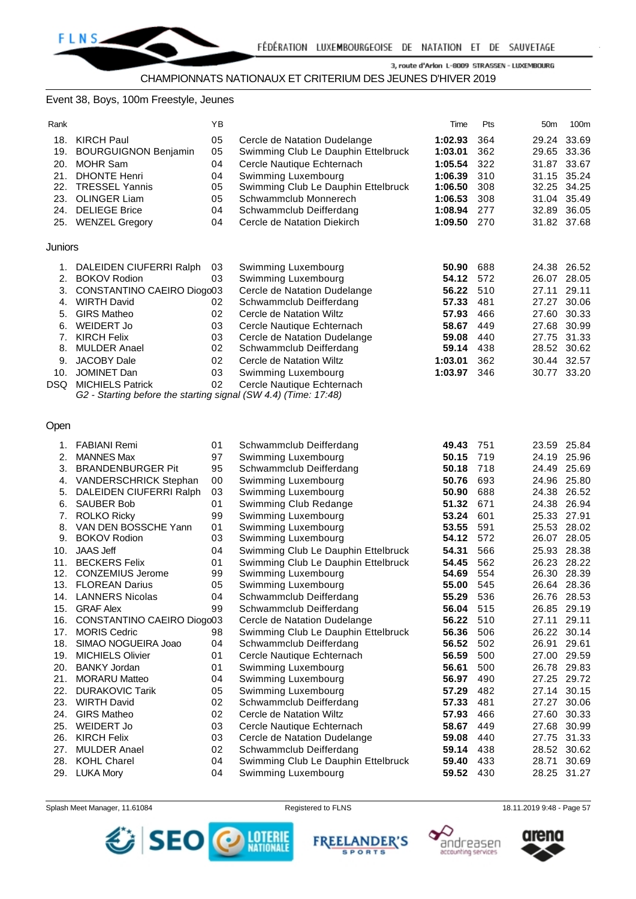CHAMPIONNATS NATIONAUX ET CRITERIUM DES JEUNES D'HIVER 2019

Event 38, Boys, 100m Freestyle, Jeunes

| Rank | | YB | | Time | Pts | 50m | 100m |
|---|---|---|---|---|---|---|---|
| 18. | KIRCH Paul | 05 | Cercle de Natation Dudelange | **1:02.93** | 364 | 29.24 | 33.69 |
| 19. | BOURGUIGNON Benjamin | 05 | Swimming Club Le Dauphin Ettelbruck | **1:03.01** | 362 | 29.65 | 33.36 |
| 20. | MOHR Sam | 04 | Cercle Nautique Echternach | **1:05.54** | 322 | 31.87 | 33.67 |
| 21. | DHONTE Henri | 04 | Swimming Luxembourg | **1:06.39** | 310 | 31.15 | 35.24 |
| 22. | TRESSEL Yannis | 05 | Swimming Club Le Dauphin Ettelbruck | **1:06.50** | 308 | 32.25 | 34.25 |
| 23. | OLINGER Liam | 05 | Schwammclub Monnerech | **1:06.53** | 308 | 31.04 | 35.49 |
| 24. | DELIEGE Brice | 04 | Schwammclub Deifferdang | **1:08.94** | 277 | 32.89 | 36.05 |
| 25. | WENZEL Gregory | 04 | Cercle de Natation Diekirch | **1:09.50** | 270 | 31.82 | 37.68 |

Juniors

| Rank | | YB | | Time | Pts | 50m | 100m |
|---|---|---|---|---|---|---|---|
| 1. | DALEIDEN CIUFERRI Ralph | 03 | Swimming Luxembourg | **50.90** | 688 | 24.38 | 26.52 |
| 2. | BOKOV Rodion | 03 | Swimming Luxembourg | **54.12** | 572 | 26.07 | 28.05 |
| 3. | CONSTANTINO CAEIRO Diogo | 03 | Cercle de Natation Dudelange | **56.22** | 510 | 27.11 | 29.11 |
| 4. | WIRTH David | 02 | Schwammclub Deifferdang | **57.33** | 481 | 27.27 | 30.06 |
| 5. | GIRS Matheo | 02 | Cercle de Natation Wiltz | **57.93** | 466 | 27.60 | 30.33 |
| 6. | WEIDERT Jo | 03 | Cercle Nautique Echternach | **58.67** | 449 | 27.68 | 30.99 |
| 7. | KIRCH Felix | 03 | Cercle de Natation Dudelange | **59.08** | 440 | 27.75 | 31.33 |
| 8. | MULDER Anael | 02 | Schwammclub Deifferdang | **59.14** | 438 | 28.52 | 30.62 |
| 9. | JACOBY Dale | 02 | Cercle de Natation Wiltz | **1:03.01** | 362 | 30.44 | 32.57 |
| 10. | JOMINET Dan | 03 | Swimming Luxembourg | **1:03.97** | 346 | 30.77 | 33.20 |
| DSQ | MICHIELS Patrick | 02 | Cercle Nautique Echternach | | | | |

*G2 - Starting before the starting signal (SW 4.4) (Time: 17:48)*

Open

| Rank | | YB | | Time | Pts | 50m | 100m |
|---|---|---|---|---|---|---|---|
| 1. | FABIANI Remi | 01 | Schwammclub Deifferdang | **49.43** | 751 | 23.59 | 25.84 |
| 2. | MANNES Max | 97 | Swimming Luxembourg | **50.15** | 719 | 24.19 | 25.96 |
| 3. | BRANDENBURGER Pit | 95 | Schwammclub Deifferdang | **50.18** | 718 | 24.49 | 25.69 |
| 4. | VANDERSCHRICK Stephan | 00 | Swimming Luxembourg | **50.76** | 693 | 24.96 | 25.80 |
| 5. | DALEIDEN CIUFERRI Ralph | 03 | Swimming Luxembourg | **50.90** | 688 | 24.38 | 26.52 |
| 6. | SAUBER Bob | 01 | Swimming Club Redange | **51.32** | 671 | 24.38 | 26.94 |
| 7. | ROLKO Ricky | 99 | Swimming Luxembourg | **53.24** | 601 | 25.33 | 27.91 |
| 8. | VAN DEN BOSSCHE Yann | 01 | Swimming Luxembourg | **53.55** | 591 | 25.53 | 28.02 |
| 9. | BOKOV Rodion | 03 | Swimming Luxembourg | **54.12** | 572 | 26.07 | 28.05 |
| 10. | JAAS Jeff | 04 | Swimming Club Le Dauphin Ettelbruck | **54.31** | 566 | 25.93 | 28.38 |
| 11. | BECKERS Felix | 01 | Swimming Club Le Dauphin Ettelbruck | **54.45** | 562 | 26.23 | 28.22 |
| 12. | CONZEMIUS Jerome | 99 | Swimming Luxembourg | **54.69** | 554 | 26.30 | 28.39 |
| 13. | FLOREAN Darius | 05 | Swimming Luxembourg | **55.00** | 545 | 26.64 | 28.36 |
| 14. | LANNERS Nicolas | 04 | Schwammclub Deifferdang | **55.29** | 536 | 26.76 | 28.53 |
| 15. | GRAF Alex | 99 | Schwammclub Deifferdang | **56.04** | 515 | 26.85 | 29.19 |
| 16. | CONSTANTINO CAEIRO Diogo | 03 | Cercle de Natation Dudelange | **56.22** | 510 | 27.11 | 29.11 |
| 17. | MORIS Cedric | 98 | Swimming Club Le Dauphin Ettelbruck | **56.36** | 506 | 26.22 | 30.14 |
| 18. | SIMAO NOGUEIRA Joao | 04 | Schwammclub Deifferdang | **56.52** | 502 | 26.91 | 29.61 |
| 19. | MICHIELS Olivier | 01 | Cercle Nautique Echternach | **56.59** | 500 | 27.00 | 29.59 |
| 20. | BANKY Jordan | 01 | Swimming Luxembourg | **56.61** | 500 | 26.78 | 29.83 |
| 21. | MORARU Matteo | 04 | Swimming Luxembourg | **56.97** | 490 | 27.25 | 29.72 |
| 22. | DURAKOVIC Tarik | 05 | Swimming Luxembourg | **57.29** | 482 | 27.14 | 30.15 |
| 23. | WIRTH David | 02 | Schwammclub Deifferdang | **57.33** | 481 | 27.27 | 30.06 |
| 24. | GIRS Matheo | 02 | Cercle de Natation Wiltz | **57.93** | 466 | 27.60 | 30.33 |
| 25. | WEIDERT Jo | 03 | Cercle Nautique Echternach | **58.67** | 449 | 27.68 | 30.99 |
| 26. | KIRCH Felix | 03 | Cercle de Natation Dudelange | **59.08** | 440 | 27.75 | 31.33 |
| 27. | MULDER Anael | 02 | Schwammclub Deifferdang | **59.14** | 438 | 28.52 | 30.62 |
| 28. | KOHL Charel | 04 | Swimming Club Le Dauphin Ettelbruck | **59.40** | 433 | 28.71 | 30.69 |
| 29. | LUKA Mory | 04 | Swimming Luxembourg | **59.52** | 430 | 28.25 | 31.27 |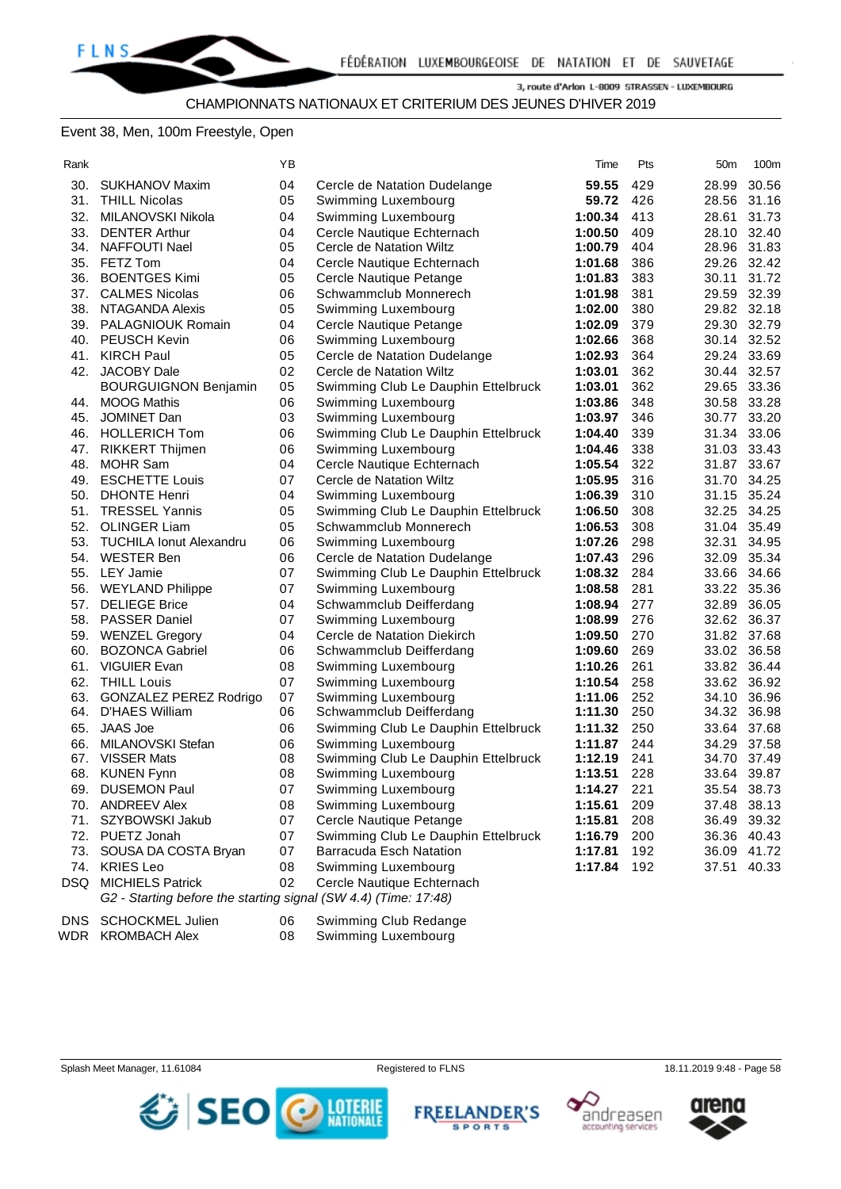CHAMPIONNATS NATIONAUX ET CRITERIUM DES JEUNES D'HIVER 2019

## Event 38, Men, 100m Freestyle, Open

| Rank | | YB | | Time | Pts | 50m | 100m |
|---|---|---|---|---|---|---|---|
| 30. | SUKHANOV Maxim | 04 | Cercle de Natation Dudelange | **59.55** | 429 | 28.99 | 30.56 |
| 31. | THILL Nicolas | 05 | Swimming Luxembourg | **59.72** | 426 | 28.56 | 31.16 |
| 32. | MILANOVSKI Nikola | 04 | Swimming Luxembourg | **1:00.34** | 413 | 28.61 | 31.73 |
| 33. | DENTER Arthur | 04 | Cercle Nautique Echternach | **1:00.50** | 409 | 28.10 | 32.40 |
| 34. | NAFFOUTI Nael | 05 | Cercle de Natation Wiltz | **1:00.79** | 404 | 28.96 | 31.83 |
| 35. | FETZ Tom | 04 | Cercle Nautique Echternach | **1:01.68** | 386 | 29.26 | 32.42 |
| 36. | BOENTGES Kimi | 05 | Cercle Nautique Petange | **1:01.83** | 383 | 30.11 | 31.72 |
| 37. | CALMES Nicolas | 06 | Schwammclub Monnerech | **1:01.98** | 381 | 29.59 | 32.39 |
| 38. | NTAGANDA Alexis | 05 | Swimming Luxembourg | **1:02.00** | 380 | 29.82 | 32.18 |
| 39. | PALAGNIOUK Romain | 04 | Cercle Nautique Petange | **1:02.09** | 379 | 29.30 | 32.79 |
| 40. | PEUSCH Kevin | 06 | Swimming Luxembourg | **1:02.66** | 368 | 30.14 | 32.52 |
| 41. | KIRCH Paul | 05 | Cercle de Natation Dudelange | **1:02.93** | 364 | 29.24 | 33.69 |
| 42. | JACOBY Dale | 02 | Cercle de Natation Wiltz | **1:03.01** | 362 | 30.44 | 32.57 |
| | BOURGUIGNON Benjamin | 05 | Swimming Club Le Dauphin Ettelbruck | **1:03.01** | 362 | 29.65 | 33.36 |
| 44. | MOOG Mathis | 06 | Swimming Luxembourg | **1:03.86** | 348 | 30.58 | 33.28 |
| 45. | JOMINET Dan | 03 | Swimming Luxembourg | **1:03.97** | 346 | 30.77 | 33.20 |
| 46. | HOLLERICH Tom | 06 | Swimming Club Le Dauphin Ettelbruck | **1:04.40** | 339 | 31.34 | 33.06 |
| 47. | RIKKERT Thijmen | 06 | Swimming Luxembourg | **1:04.46** | 338 | 31.03 | 33.43 |
| 48. | MOHR Sam | 04 | Cercle Nautique Echternach | **1:05.54** | 322 | 31.87 | 33.67 |
| 49. | ESCHETTE Louis | 07 | Cercle de Natation Wiltz | **1:05.95** | 316 | 31.70 | 34.25 |
| 50. | DHONTE Henri | 04 | Swimming Luxembourg | **1:06.39** | 310 | 31.15 | 35.24 |
| 51. | TRESSEL Yannis | 05 | Swimming Club Le Dauphin Ettelbruck | **1:06.50** | 308 | 32.25 | 34.25 |
| 52. | OLINGER Liam | 05 | Schwammclub Monnerech | **1:06.53** | 308 | 31.04 | 35.49 |
| 53. | TUCHILA Ionut Alexandru | 06 | Swimming Luxembourg | **1:07.26** | 298 | 32.31 | 34.95 |
| 54. | WESTER Ben | 06 | Cercle de Natation Dudelange | **1:07.43** | 296 | 32.09 | 35.34 |
| 55. | LEY Jamie | 07 | Swimming Club Le Dauphin Ettelbruck | **1:08.32** | 284 | 33.66 | 34.66 |
| 56. | WEYLAND Philippe | 07 | Swimming Luxembourg | **1:08.58** | 281 | 33.22 | 35.36 |
| 57. | DELIEGE Brice | 04 | Schwammclub Deifferdang | **1:08.94** | 277 | 32.89 | 36.05 |
| 58. | PASSER Daniel | 07 | Swimming Luxembourg | **1:08.99** | 276 | 32.62 | 36.37 |
| 59. | WENZEL Gregory | 04 | Cercle de Natation Diekirch | **1:09.50** | 270 | 31.82 | 37.68 |
| 60. | BOZONCA Gabriel | 06 | Schwammclub Deifferdang | **1:09.60** | 269 | 33.02 | 36.58 |
| 61. | VIGUIER Evan | 08 | Swimming Luxembourg | **1:10.26** | 261 | 33.82 | 36.44 |
| 62. | THILL Louis | 07 | Swimming Luxembourg | **1:10.54** | 258 | 33.62 | 36.92 |
| 63. | GONZALEZ PEREZ Rodrigo | 07 | Swimming Luxembourg | **1:11.06** | 252 | 34.10 | 36.96 |
| 64. | D'HAES William | 06 | Schwammclub Deifferdang | **1:11.30** | 250 | 34.32 | 36.98 |
| 65. | JAAS Joe | 06 | Swimming Club Le Dauphin Ettelbruck | **1:11.32** | 250 | 33.64 | 37.68 |
| 66. | MILANOVSKI Stefan | 06 | Swimming Luxembourg | **1:11.87** | 244 | 34.29 | 37.58 |
| 67. | VISSER Mats | 08 | Swimming Club Le Dauphin Ettelbruck | **1:12.19** | 241 | 34.70 | 37.49 |
| 68. | KUNEN Fynn | 08 | Swimming Luxembourg | **1:13.51** | 228 | 33.64 | 39.87 |
| 69. | DUSEMON Paul | 07 | Swimming Luxembourg | **1:14.27** | 221 | 35.54 | 38.73 |
| 70. | ANDREEV Alex | 08 | Swimming Luxembourg | **1:15.61** | 209 | 37.48 | 38.13 |
| 71. | SZYBOWSKI Jakub | 07 | Cercle Nautique Petange | **1:15.81** | 208 | 36.49 | 39.32 |
| 72. | PUETZ Jonah | 07 | Swimming Club Le Dauphin Ettelbruck | **1:16.79** | 200 | 36.36 | 40.43 |
| 73. | SOUSA DA COSTA Bryan | 07 | Barracuda Esch Natation | **1:17.81** | 192 | 36.09 | 41.72 |
| 74. | KRIES Leo | 08 | Swimming Luxembourg | **1:17.84** | 192 | 37.51 | 40.33 |
| DSQ | MICHIELS Patrick | 02 | Cercle Nautique Echternach | | | | |
| | *G2 - Starting before the starting signal (SW 4.4) (Time: 17:48)* | | | | | | |
| DNS | SCHOCKMEL Julien | 06 | Swimming Club Redange | | | | |
| WDR | KROMBACH Alex | 08 | Swimming Luxembourg | | | | |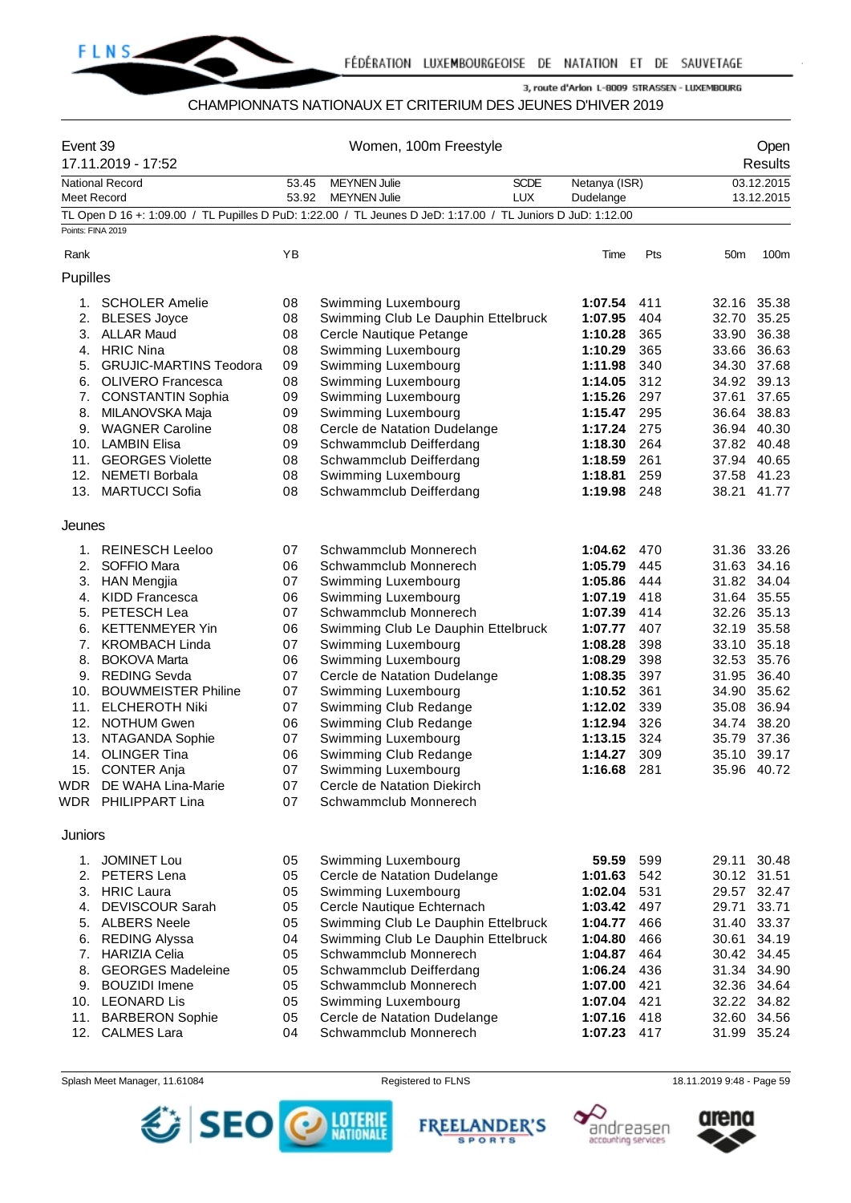# CHAMPIONNATS NATIONAUX ET CRITERIUM DES JEUNES D'HIVER 2019

| Event 39 | Women, 100m Freestyle | Open |
|---|---|---|
| 17.11.2019 - 17:52 | | Results |

| | | | | | |
|---|---|---|---|---|---|
| National Record | 53.45 | MEYNEN Julie | SCDE | Netanya (ISR) | 03.12.2015 |
| Meet Record | 53.92 | MEYNEN Julie | LUX | Dudelange | 13.12.2015 |

TL Open D 16 +: 1:09.00 / TL Pupilles D PuD: 1:22.00 / TL Jeunes D JeD: 1:17.00 / TL Juniors D JuD: 1:12.00

Points: FINA 2019

## Pupilles

| Rank | Name | YB | Club | Time | Pts | 50m | 100m |
|---|---|---|---|---|---|---|---|
| 1. | SCHOLER Amelie | 08 | Swimming Luxembourg | **1:07.54** | 411 | 32.16 | 35.38 |
| 2. | BLESES Joyce | 08 | Swimming Club Le Dauphin Ettelbruck | **1:07.95** | 404 | 32.70 | 35.25 |
| 3. | ALLAR Maud | 08 | Cercle Nautique Petange | **1:10.28** | 365 | 33.90 | 36.38 |
| 4. | HRIC Nina | 08 | Swimming Luxembourg | **1:10.29** | 365 | 33.66 | 36.63 |
| 5. | GRUJIC-MARTINS Teodora | 09 | Swimming Luxembourg | **1:11.98** | 340 | 34.30 | 37.68 |
| 6. | OLIVERO Francesca | 08 | Swimming Luxembourg | **1:14.05** | 312 | 34.92 | 39.13 |
| 7. | CONSTANTIN Sophia | 09 | Swimming Luxembourg | **1:15.26** | 297 | 37.61 | 37.65 |
| 8. | MILANOVSKA Maja | 09 | Swimming Luxembourg | **1:15.47** | 295 | 36.64 | 38.83 |
| 9. | WAGNER Caroline | 08 | Cercle de Natation Dudelange | **1:17.24** | 275 | 36.94 | 40.30 |
| 10. | LAMBIN Elisa | 09 | Schwammclub Deifferdang | **1:18.30** | 264 | 37.82 | 40.48 |
| 11. | GEORGES Violette | 08 | Schwammclub Deifferdang | **1:18.59** | 261 | 37.94 | 40.65 |
| 12. | NEMETI Borbala | 08 | Swimming Luxembourg | **1:18.81** | 259 | 37.58 | 41.23 |
| 13. | MARTUCCI Sofia | 08 | Schwammclub Deifferdang | **1:19.98** | 248 | 38.21 | 41.77 |

## Jeunes

| Rank | Name | YB | Club | Time | Pts | 50m | 100m |
|---|---|---|---|---|---|---|---|
| 1. | REINESCH Leeloo | 07 | Schwammclub Monnerech | **1:04.62** | 470 | 31.36 | 33.26 |
| 2. | SOFFIO Mara | 06 | Schwammclub Monnerech | **1:05.79** | 445 | 31.63 | 34.16 |
| 3. | HAN Mengjia | 07 | Swimming Luxembourg | **1:05.86** | 444 | 31.82 | 34.04 |
| 4. | KIDD Francesca | 06 | Swimming Luxembourg | **1:07.19** | 418 | 31.64 | 35.55 |
| 5. | PETESCH Lea | 07 | Schwammclub Monnerech | **1:07.39** | 414 | 32.26 | 35.13 |
| 6. | KETTENMEYER Yin | 06 | Swimming Club Le Dauphin Ettelbruck | **1:07.77** | 407 | 32.19 | 35.58 |
| 7. | KROMBACH Linda | 07 | Swimming Luxembourg | **1:08.28** | 398 | 33.10 | 35.18 |
| 8. | BOKOVA Marta | 06 | Swimming Luxembourg | **1:08.29** | 398 | 32.53 | 35.76 |
| 9. | REDING Sevda | 07 | Cercle de Natation Dudelange | **1:08.35** | 397 | 31.95 | 36.40 |
| 10. | BOUWMEISTER Philine | 07 | Swimming Luxembourg | **1:10.52** | 361 | 34.90 | 35.62 |
| 11. | ELCHEROTH Niki | 07 | Swimming Club Redange | **1:12.02** | 339 | 35.08 | 36.94 |
| 12. | NOTHUM Gwen | 06 | Swimming Club Redange | **1:12.94** | 326 | 34.74 | 38.20 |
| 13. | NTAGANDA Sophie | 07 | Swimming Luxembourg | **1:13.15** | 324 | 35.79 | 37.36 |
| 14. | OLINGER Tina | 06 | Swimming Club Redange | **1:14.27** | 309 | 35.10 | 39.17 |
| 15. | CONTER Anja | 07 | Swimming Luxembourg | **1:16.68** | 281 | 35.96 | 40.72 |
| WDR | DE WAHA Lina-Marie | 07 | Cercle de Natation Diekirch | | | | |
| WDR | PHILIPPART Lina | 07 | Schwammclub Monnerech | | | | |

## Juniors

| Rank | Name | YB | Club | Time | Pts | 50m | 100m |
|---|---|---|---|---|---|---|---|
| 1. | JOMINET Lou | 05 | Swimming Luxembourg | **59.59** | 599 | 29.11 | 30.48 |
| 2. | PETERS Lena | 05 | Cercle de Natation Dudelange | **1:01.63** | 542 | 30.12 | 31.51 |
| 3. | HRIC Laura | 05 | Swimming Luxembourg | **1:02.04** | 531 | 29.57 | 32.47 |
| 4. | DEVISCOUR Sarah | 05 | Cercle Nautique Echternach | **1:03.42** | 497 | 29.71 | 33.71 |
| 5. | ALBERS Neele | 05 | Swimming Club Le Dauphin Ettelbruck | **1:04.77** | 466 | 31.40 | 33.37 |
| 6. | REDING Alyssa | 04 | Swimming Club Le Dauphin Ettelbruck | **1:04.80** | 466 | 30.61 | 34.19 |
| 7. | HARIZIA Celia | 05 | Schwammclub Monnerech | **1:04.87** | 464 | 30.42 | 34.45 |
| 8. | GEORGES Madeleine | 05 | Schwammclub Deifferdang | **1:06.24** | 436 | 31.34 | 34.90 |
| 9. | BOUZIDI Imene | 05 | Schwammclub Monnerech | **1:07.00** | 421 | 32.36 | 34.64 |
| 10. | LEONARD Lis | 05 | Swimming Luxembourg | **1:07.04** | 421 | 32.22 | 34.82 |
| 11. | BARBERON Sophie | 05 | Cercle de Natation Dudelange | **1:07.16** | 418 | 32.60 | 34.56 |
| 12. | CALMES Lara | 04 | Schwammclub Monnerech | **1:07.23** | 417 | 31.99 | 35.24 |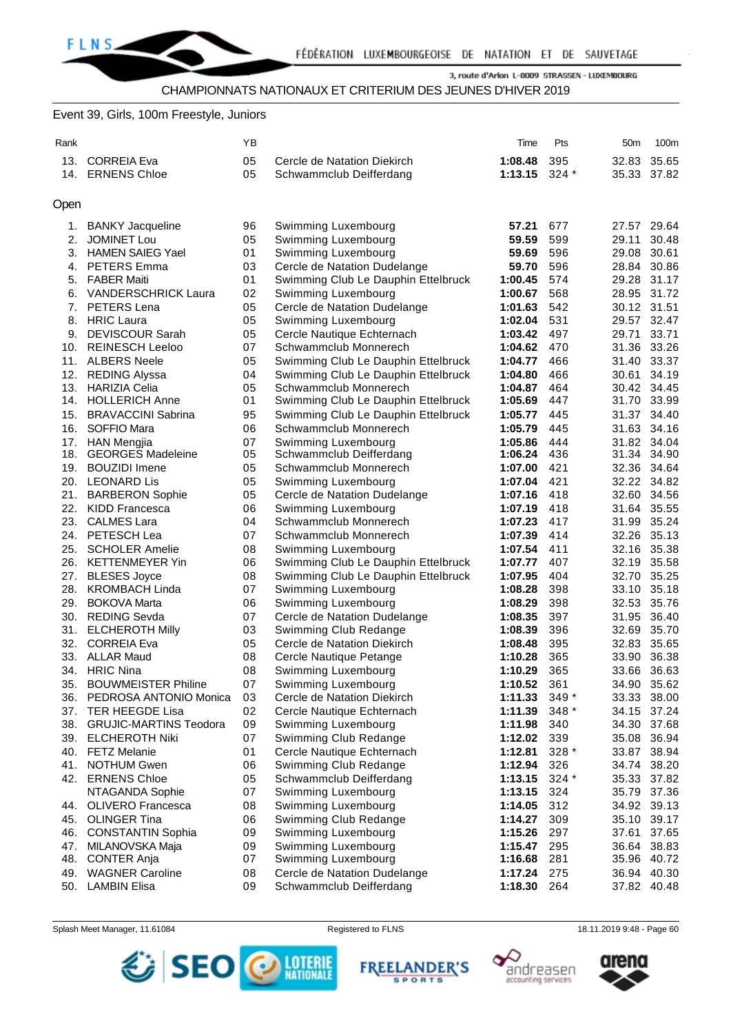## CHAMPIONNATS NATIONAUX ET CRITERIUM DES JEUNES D'HIVER 2019

### Event 39, Girls, 100m Freestyle, Juniors

| Rank | | YB | | Time | Pts | 50m | 100m |
|---|---|---|---|---|---|---|---|
| 13. | CORREIA Eva | 05 | Cercle de Natation Diekirch | **1:08.48** | 395 | 32.83 | 35.65 |
| 14. | ERNENS Chloe | 05 | Schwammclub Deifferdang | **1:13.15** | 324 * | 35.33 | 37.82 |

### Open

| Rank | | YB | | Time | Pts | 50m | 100m |
|---|---|---|---|---|---|---|---|
| 1. | BANKY Jacqueline | 96 | Swimming Luxembourg | **57.21** | 677 | 27.57 | 29.64 |
| 2. | JOMINET Lou | 05 | Swimming Luxembourg | **59.59** | 599 | 29.11 | 30.48 |
| 3. | HAMEN SAIEG Yael | 01 | Swimming Luxembourg | **59.69** | 596 | 29.08 | 30.61 |
| 4. | PETERS Emma | 03 | Cercle de Natation Dudelange | **59.70** | 596 | 28.84 | 30.86 |
| 5. | FABER Maiti | 01 | Swimming Club Le Dauphin Ettelbruck | **1:00.45** | 574 | 29.28 | 31.17 |
| 6. | VANDERSCHRICK Laura | 02 | Swimming Luxembourg | **1:00.67** | 568 | 28.95 | 31.72 |
| 7. | PETERS Lena | 05 | Cercle de Natation Dudelange | **1:01.63** | 542 | 30.12 | 31.51 |
| 8. | HRIC Laura | 05 | Swimming Luxembourg | **1:02.04** | 531 | 29.57 | 32.47 |
| 9. | DEVISCOUR Sarah | 05 | Cercle Nautique Echternach | **1:03.42** | 497 | 29.71 | 33.71 |
| 10. | REINESCH Leeloo | 07 | Schwammclub Monnerech | **1:04.62** | 470 | 31.36 | 33.26 |
| 11. | ALBERS Neele | 05 | Swimming Club Le Dauphin Ettelbruck | **1:04.77** | 466 | 31.40 | 33.37 |
| 12. | REDING Alyssa | 04 | Swimming Club Le Dauphin Ettelbruck | **1:04.80** | 466 | 30.61 | 34.19 |
| 13. | HARIZIA Celia | 05 | Schwammclub Monnerech | **1:04.87** | 464 | 30.42 | 34.45 |
| 14. | HOLLERICH Anne | 01 | Swimming Club Le Dauphin Ettelbruck | **1:05.69** | 447 | 31.70 | 33.99 |
| 15. | BRAVACCINI Sabrina | 95 | Swimming Club Le Dauphin Ettelbruck | **1:05.77** | 445 | 31.37 | 34.40 |
| 16. | SOFFIO Mara | 06 | Schwammclub Monnerech | **1:05.79** | 445 | 31.63 | 34.16 |
| 17. | HAN Mengjia | 07 | Swimming Luxembourg | **1:05.86** | 444 | 31.82 | 34.04 |
| 18. | GEORGES Madeleine | 05 | Schwammclub Deifferdang | **1:06.24** | 436 | 31.34 | 34.90 |
| 19. | BOUZIDI Imene | 05 | Schwammclub Monnerech | **1:07.00** | 421 | 32.36 | 34.64 |
| 20. | LEONARD Lis | 05 | Swimming Luxembourg | **1:07.04** | 421 | 32.22 | 34.82 |
| 21. | BARBERON Sophie | 05 | Cercle de Natation Dudelange | **1:07.16** | 418 | 32.60 | 34.56 |
| 22. | KIDD Francesca | 06 | Swimming Luxembourg | **1:07.19** | 418 | 31.64 | 35.55 |
| 23. | CALMES Lara | 04 | Schwammclub Monnerech | **1:07.23** | 417 | 31.99 | 35.24 |
| 24. | PETESCH Lea | 07 | Schwammclub Monnerech | **1:07.39** | 414 | 32.26 | 35.13 |
| 25. | SCHOLER Amelie | 08 | Swimming Luxembourg | **1:07.54** | 411 | 32.16 | 35.38 |
| 26. | KETTENMEYER Yin | 06 | Swimming Club Le Dauphin Ettelbruck | **1:07.77** | 407 | 32.19 | 35.58 |
| 27. | BLESES Joyce | 08 | Swimming Club Le Dauphin Ettelbruck | **1:07.95** | 404 | 32.70 | 35.25 |
| 28. | KROMBACH Linda | 07 | Swimming Luxembourg | **1:08.28** | 398 | 33.10 | 35.18 |
| 29. | BOKOVA Marta | 06 | Swimming Luxembourg | **1:08.29** | 398 | 32.53 | 35.76 |
| 30. | REDING Sevda | 07 | Cercle de Natation Dudelange | **1:08.35** | 397 | 31.95 | 36.40 |
| 31. | ELCHEROTH Milly | 03 | Swimming Club Redange | **1:08.39** | 396 | 32.69 | 35.70 |
| 32. | CORREIA Eva | 05 | Cercle de Natation Diekirch | **1:08.48** | 395 | 32.83 | 35.65 |
| 33. | ALLAR Maud | 08 | Cercle Nautique Petange | **1:10.28** | 365 | 33.90 | 36.38 |
| 34. | HRIC Nina | 08 | Swimming Luxembourg | **1:10.29** | 365 | 33.66 | 36.63 |
| 35. | BOUWMEISTER Philine | 07 | Swimming Luxembourg | **1:10.52** | 361 | 34.90 | 35.62 |
| 36. | PEDROSA ANTONIO Monica | 03 | Cercle de Natation Diekirch | **1:11.33** | 349 * | 33.33 | 38.00 |
| 37. | TER HEEGDE Lisa | 02 | Cercle Nautique Echternach | **1:11.39** | 348 * | 34.15 | 37.24 |
| 38. | GRUJIC-MARTINS Teodora | 09 | Swimming Luxembourg | **1:11.98** | 340 | 34.30 | 37.68 |
| 39. | ELCHEROTH Niki | 07 | Swimming Club Redange | **1:12.02** | 339 | 35.08 | 36.94 |
| 40. | FETZ Melanie | 01 | Cercle Nautique Echternach | **1:12.81** | 328 * | 33.87 | 38.94 |
| 41. | NOTHUM Gwen | 06 | Swimming Club Redange | **1:12.94** | 326 | 34.74 | 38.20 |
| 42. | ERNENS Chloe | 05 | Schwammclub Deifferdang | **1:13.15** | 324 * | 35.33 | 37.82 |
| | NTAGANDA Sophie | 07 | Swimming Luxembourg | **1:13.15** | 324 | 35.79 | 37.36 |
| 44. | OLIVERO Francesca | 08 | Swimming Luxembourg | **1:14.05** | 312 | 34.92 | 39.13 |
| 45. | OLINGER Tina | 06 | Swimming Club Redange | **1:14.27** | 309 | 35.10 | 39.17 |
| 46. | CONSTANTIN Sophia | 09 | Swimming Luxembourg | **1:15.26** | 297 | 37.61 | 37.65 |
| 47. | MILANOVSKA Maja | 09 | Swimming Luxembourg | **1:15.47** | 295 | 36.64 | 38.83 |
| 48. | CONTER Anja | 07 | Swimming Luxembourg | **1:16.68** | 281 | 35.96 | 40.72 |
| 49. | WAGNER Caroline | 08 | Cercle de Natation Dudelange | **1:17.24** | 275 | 36.94 | 40.30 |
| 50. | LAMBIN Elisa | 09 | Schwammclub Deifferdang | **1:18.30** | 264 | 37.82 | 40.48 |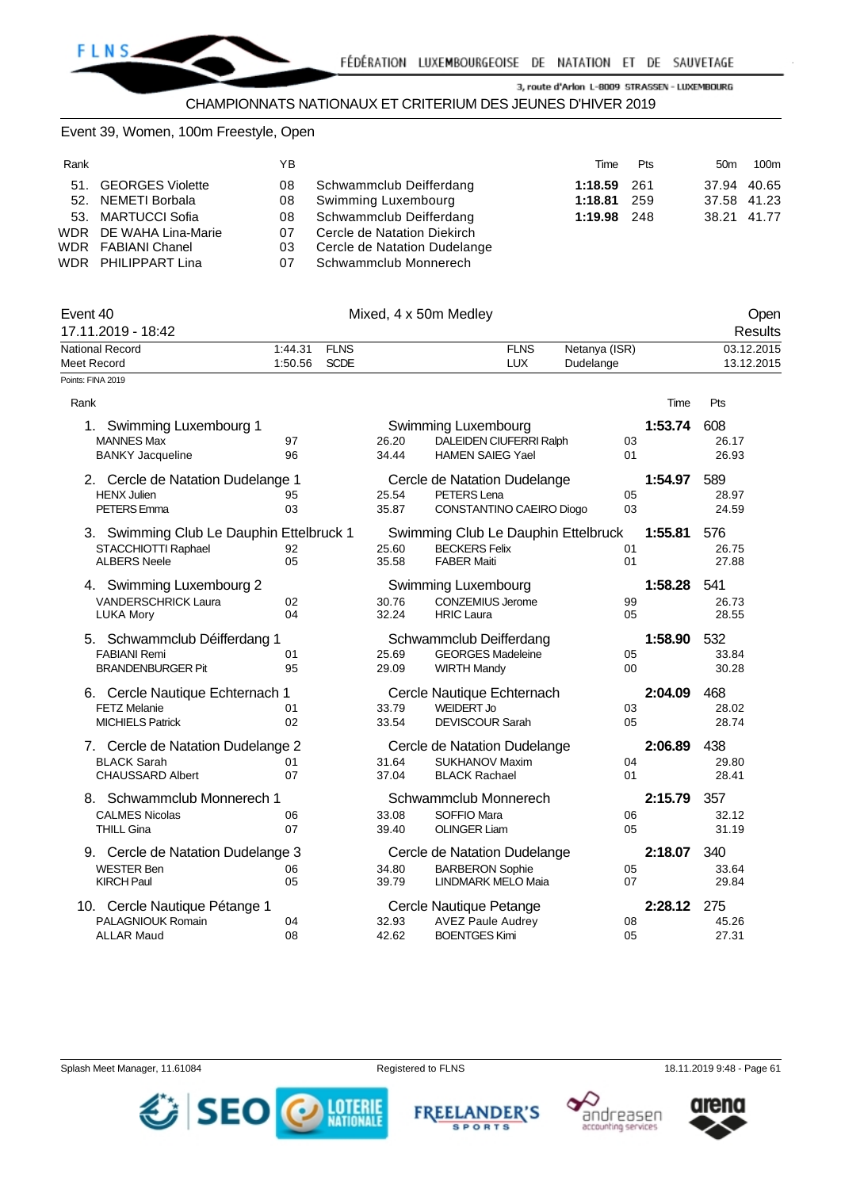# CHAMPIONNATS NATIONAUX ET CRITERIUM DES JEUNES D'HIVER 2019

## Event 39, Women, 100m Freestyle, Open

| Rank | | YB | | Time | Pts | 50m | 100m |
|---|---|---|---|---|---|---|---|
| 51. | GEORGES Violette | 08 | Schwammclub Deifferdang | **1:18.59** | 261 | 37.94 | 40.65 |
| 52. | NEMETI Borbala | 08 | Swimming Luxembourg | **1:18.81** | 259 | 37.58 | 41.23 |
| 53. | MARTUCCI Sofia | 08 | Schwammclub Deifferdang | **1:19.98** | 248 | 38.21 | 41.77 |
| WDR | DE WAHA Lina-Marie | 07 | Cercle de Natation Diekirch | | | | |
| WDR | FABIANI Chanel | 03 | Cercle de Natation Dudelange | | | | |
| WDR | PHILIPPART Lina | 07 | Schwammclub Monnerech | | | | |

## Event 40 — Mixed, 4 x 50m Medley — Open

17.11.2019 - 18:42 — Results

| | | | | | |
|---|---|---|---|---|---|
| National Record | 1:44.31 | FLNS | FLNS | Netanya (ISR) | 03.12.2015 |
| Meet Record | 1:50.56 | SCDE | LUX | Dudelange | 13.12.2015 |

Points: FINA 2019

| Rank | Team | YB | Split | Club / Swimmer | YB | Time | Pts |
|---|---|---|---|---|---|---|---|
| 1. | Swimming Luxembourg 1 | | | Swimming Luxembourg | | **1:53.74** | 608 |
| | MANNES Max | 97 | 26.20 | DALEIDEN CIUFERRI Ralph | 03 | | 26.17 |
| | BANKY Jacqueline | 96 | 34.44 | HAMEN SAIEG Yael | 01 | | 26.93 |
| 2. | Cercle de Natation Dudelange 1 | | | Cercle de Natation Dudelange | | **1:54.97** | 589 |
| | HENX Julien | 95 | 25.54 | PETERS Lena | 05 | | 28.97 |
| | PETERS Emma | 03 | 35.87 | CONSTANTINO CAEIRO Diogo | 03 | | 24.59 |
| 3. | Swimming Club Le Dauphin Ettelbruck 1 | | | Swimming Club Le Dauphin Ettelbruck | | **1:55.81** | 576 |
| | STACCHIOTTI Raphael | 92 | 25.60 | BECKERS Felix | 01 | | 26.75 |
| | ALBERS Neele | 05 | 35.58 | FABER Maiti | 01 | | 27.88 |
| 4. | Swimming Luxembourg 2 | | | Swimming Luxembourg | | **1:58.28** | 541 |
| | VANDERSCHRICK Laura | 02 | 30.76 | CONZEMIUS Jerome | 99 | | 26.73 |
| | LUKA Mory | 04 | 32.24 | HRIC Laura | 05 | | 28.55 |
| 5. | Schwammclub Déifferdang 1 | | | Schwammclub Deifferdang | | **1:58.90** | 532 |
| | FABIANI Remi | 01 | 25.69 | GEORGES Madeleine | 05 | | 33.84 |
| | BRANDENBURGER Pit | 95 | 29.09 | WIRTH Mandy | 00 | | 30.28 |
| 6. | Cercle Nautique Echternach 1 | | | Cercle Nautique Echternach | | **2:04.09** | 468 |
| | FETZ Melanie | 01 | 33.79 | WEIDERT Jo | 03 | | 28.02 |
| | MICHIELS Patrick | 02 | 33.54 | DEVISCOUR Sarah | 05 | | 28.74 |
| 7. | Cercle de Natation Dudelange 2 | | | Cercle de Natation Dudelange | | **2:06.89** | 438 |
| | BLACK Sarah | 01 | 31.64 | SUKHANOV Maxim | 04 | | 29.80 |
| | CHAUSSARD Albert | 07 | 37.04 | BLACK Rachael | 01 | | 28.41 |
| 8. | Schwammclub Monnerech 1 | | | Schwammclub Monnerech | | **2:15.79** | 357 |
| | CALMES Nicolas | 06 | 33.08 | SOFFIO Mara | 06 | | 32.12 |
| | THILL Gina | 07 | 39.40 | OLINGER Liam | 05 | | 31.19 |
| 9. | Cercle de Natation Dudelange 3 | | | Cercle de Natation Dudelange | | **2:18.07** | 340 |
| | WESTER Ben | 06 | 34.80 | BARBERON Sophie | 05 | | 33.64 |
| | KIRCH Paul | 05 | 39.79 | LINDMARK MELO Maia | 07 | | 29.84 |
| 10. | Cercle Nautique Pétange 1 | | | Cercle Nautique Petange | | **2:28.12** | 275 |
| | PALAGNIOUK Romain | 04 | 32.93 | AVEZ Paule Audrey | 08 | | 45.26 |
| | ALLAR Maud | 08 | 42.62 | BOENTGES Kimi | 05 | | 27.31 |